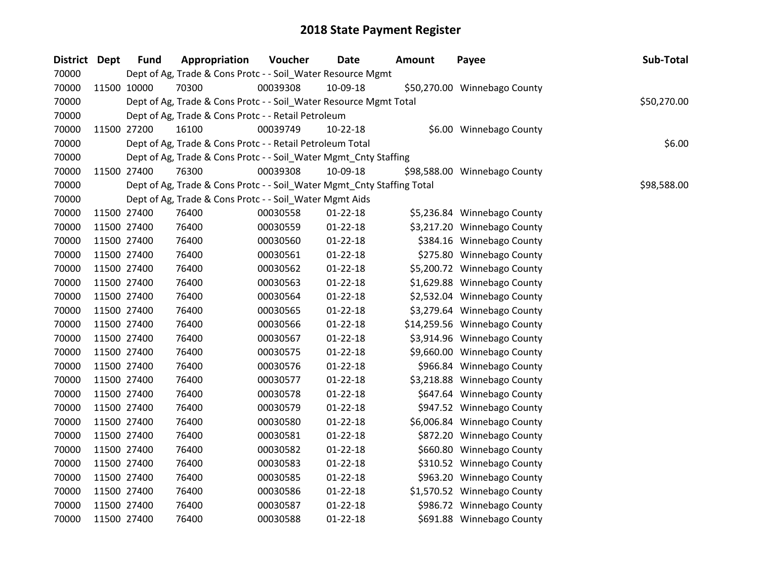# 2018 State Payment Register

| District | Dept | Fund | Appropriation | Voucher | Date | Amount | Payee | Sub-Total |
|---|---|---|---|---|---|---|---|---|
| 70000 | | Dept of Ag, Trade & Cons Protc - - Soil_Water Resource Mgmt | | | | | | |
| 70000 | 11500 | 10000 | 70300 | 00039308 | 10-09-18 | $50,270.00 | Winnebago County | |
| 70000 | | Dept of Ag, Trade & Cons Protc - - Soil_Water Resource Mgmt Total | | | | | | $50,270.00 |
| 70000 | | Dept of Ag, Trade & Cons Protc - - Retail Petroleum | | | | | | |
| 70000 | 11500 | 27200 | 16100 | 00039749 | 10-22-18 | $6.00 | Winnebago County | |
| 70000 | | Dept of Ag, Trade & Cons Protc - - Retail Petroleum Total | | | | | | $6.00 |
| 70000 | | Dept of Ag, Trade & Cons Protc - - Soil_Water Mgmt_Cnty Staffing | | | | | | |
| 70000 | 11500 | 27400 | 76300 | 00039308 | 10-09-18 | $98,588.00 | Winnebago County | |
| 70000 | | Dept of Ag, Trade & Cons Protc - - Soil_Water Mgmt_Cnty Staffing Total | | | | | | $98,588.00 |
| 70000 | | Dept of Ag, Trade & Cons Protc - - Soil_Water Mgmt Aids | | | | | | |
| 70000 | 11500 | 27400 | 76400 | 00030558 | 01-22-18 | $5,236.84 | Winnebago County | |
| 70000 | 11500 | 27400 | 76400 | 00030559 | 01-22-18 | $3,217.20 | Winnebago County | |
| 70000 | 11500 | 27400 | 76400 | 00030560 | 01-22-18 | $384.16 | Winnebago County | |
| 70000 | 11500 | 27400 | 76400 | 00030561 | 01-22-18 | $275.80 | Winnebago County | |
| 70000 | 11500 | 27400 | 76400 | 00030562 | 01-22-18 | $5,200.72 | Winnebago County | |
| 70000 | 11500 | 27400 | 76400 | 00030563 | 01-22-18 | $1,629.88 | Winnebago County | |
| 70000 | 11500 | 27400 | 76400 | 00030564 | 01-22-18 | $2,532.04 | Winnebago County | |
| 70000 | 11500 | 27400 | 76400 | 00030565 | 01-22-18 | $3,279.64 | Winnebago County | |
| 70000 | 11500 | 27400 | 76400 | 00030566 | 01-22-18 | $14,259.56 | Winnebago County | |
| 70000 | 11500 | 27400 | 76400 | 00030567 | 01-22-18 | $3,914.96 | Winnebago County | |
| 70000 | 11500 | 27400 | 76400 | 00030575 | 01-22-18 | $9,660.00 | Winnebago County | |
| 70000 | 11500 | 27400 | 76400 | 00030576 | 01-22-18 | $966.84 | Winnebago County | |
| 70000 | 11500 | 27400 | 76400 | 00030577 | 01-22-18 | $3,218.88 | Winnebago County | |
| 70000 | 11500 | 27400 | 76400 | 00030578 | 01-22-18 | $647.64 | Winnebago County | |
| 70000 | 11500 | 27400 | 76400 | 00030579 | 01-22-18 | $947.52 | Winnebago County | |
| 70000 | 11500 | 27400 | 76400 | 00030580 | 01-22-18 | $6,006.84 | Winnebago County | |
| 70000 | 11500 | 27400 | 76400 | 00030581 | 01-22-18 | $872.20 | Winnebago County | |
| 70000 | 11500 | 27400 | 76400 | 00030582 | 01-22-18 | $660.80 | Winnebago County | |
| 70000 | 11500 | 27400 | 76400 | 00030583 | 01-22-18 | $310.52 | Winnebago County | |
| 70000 | 11500 | 27400 | 76400 | 00030585 | 01-22-18 | $963.20 | Winnebago County | |
| 70000 | 11500 | 27400 | 76400 | 00030586 | 01-22-18 | $1,570.52 | Winnebago County | |
| 70000 | 11500 | 27400 | 76400 | 00030587 | 01-22-18 | $986.72 | Winnebago County | |
| 70000 | 11500 | 27400 | 76400 | 00030588 | 01-22-18 | $691.88 | Winnebago County | |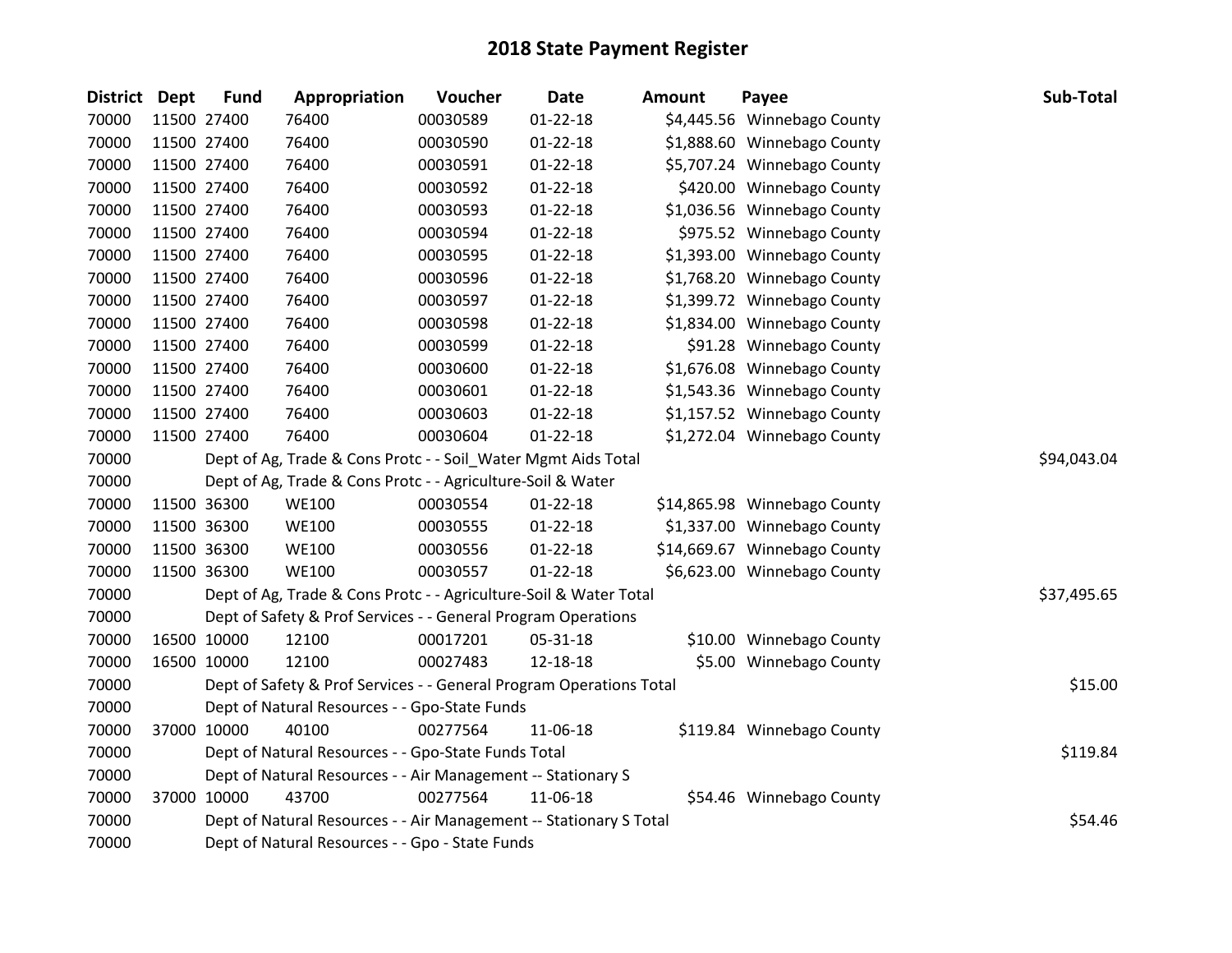# 2018 State Payment Register

| District | Dept | Fund | Appropriation | Voucher | Date | Amount | Payee | Sub-Total |
|---|---|---|---|---|---|---|---|---|
| 70000 | 11500 | 27400 | 76400 | 00030589 | 01-22-18 | $4,445.56 | Winnebago County | |
| 70000 | 11500 | 27400 | 76400 | 00030590 | 01-22-18 | $1,888.60 | Winnebago County | |
| 70000 | 11500 | 27400 | 76400 | 00030591 | 01-22-18 | $5,707.24 | Winnebago County | |
| 70000 | 11500 | 27400 | 76400 | 00030592 | 01-22-18 | $420.00 | Winnebago County | |
| 70000 | 11500 | 27400 | 76400 | 00030593 | 01-22-18 | $1,036.56 | Winnebago County | |
| 70000 | 11500 | 27400 | 76400 | 00030594 | 01-22-18 | $975.52 | Winnebago County | |
| 70000 | 11500 | 27400 | 76400 | 00030595 | 01-22-18 | $1,393.00 | Winnebago County | |
| 70000 | 11500 | 27400 | 76400 | 00030596 | 01-22-18 | $1,768.20 | Winnebago County | |
| 70000 | 11500 | 27400 | 76400 | 00030597 | 01-22-18 | $1,399.72 | Winnebago County | |
| 70000 | 11500 | 27400 | 76400 | 00030598 | 01-22-18 | $1,834.00 | Winnebago County | |
| 70000 | 11500 | 27400 | 76400 | 00030599 | 01-22-18 | $91.28 | Winnebago County | |
| 70000 | 11500 | 27400 | 76400 | 00030600 | 01-22-18 | $1,676.08 | Winnebago County | |
| 70000 | 11500 | 27400 | 76400 | 00030601 | 01-22-18 | $1,543.36 | Winnebago County | |
| 70000 | 11500 | 27400 | 76400 | 00030603 | 01-22-18 | $1,157.52 | Winnebago County | |
| 70000 | 11500 | 27400 | 76400 | 00030604 | 01-22-18 | $1,272.04 | Winnebago County | |
| 70000 | | Dept of Ag, Trade & Cons Protc - - Soil_Water Mgmt Aids Total | | | | | | $94,043.04 |
| 70000 | | Dept of Ag, Trade & Cons Protc - - Agriculture-Soil & Water | | | | | | |
| 70000 | 11500 | 36300 | WE100 | 00030554 | 01-22-18 | $14,865.98 | Winnebago County | |
| 70000 | 11500 | 36300 | WE100 | 00030555 | 01-22-18 | $1,337.00 | Winnebago County | |
| 70000 | 11500 | 36300 | WE100 | 00030556 | 01-22-18 | $14,669.67 | Winnebago County | |
| 70000 | 11500 | 36300 | WE100 | 00030557 | 01-22-18 | $6,623.00 | Winnebago County | |
| 70000 | | Dept of Ag, Trade & Cons Protc - - Agriculture-Soil & Water Total | | | | | | $37,495.65 |
| 70000 | | Dept of Safety & Prof Services - - General Program Operations | | | | | | |
| 70000 | 16500 | 10000 | 12100 | 00017201 | 05-31-18 | $10.00 | Winnebago County | |
| 70000 | 16500 | 10000 | 12100 | 00027483 | 12-18-18 | $5.00 | Winnebago County | |
| 70000 | | Dept of Safety & Prof Services - - General Program Operations Total | | | | | | $15.00 |
| 70000 | | Dept of Natural Resources - - Gpo-State Funds | | | | | | |
| 70000 | 37000 | 10000 | 40100 | 00277564 | 11-06-18 | $119.84 | Winnebago County | |
| 70000 | | Dept of Natural Resources - - Gpo-State Funds Total | | | | | | $119.84 |
| 70000 | | Dept of Natural Resources - - Air Management -- Stationary S | | | | | | |
| 70000 | 37000 | 10000 | 43700 | 00277564 | 11-06-18 | $54.46 | Winnebago County | |
| 70000 | | Dept of Natural Resources - - Air Management -- Stationary S Total | | | | | | $54.46 |
| 70000 | | Dept of Natural Resources - - Gpo - State Funds | | | | | | |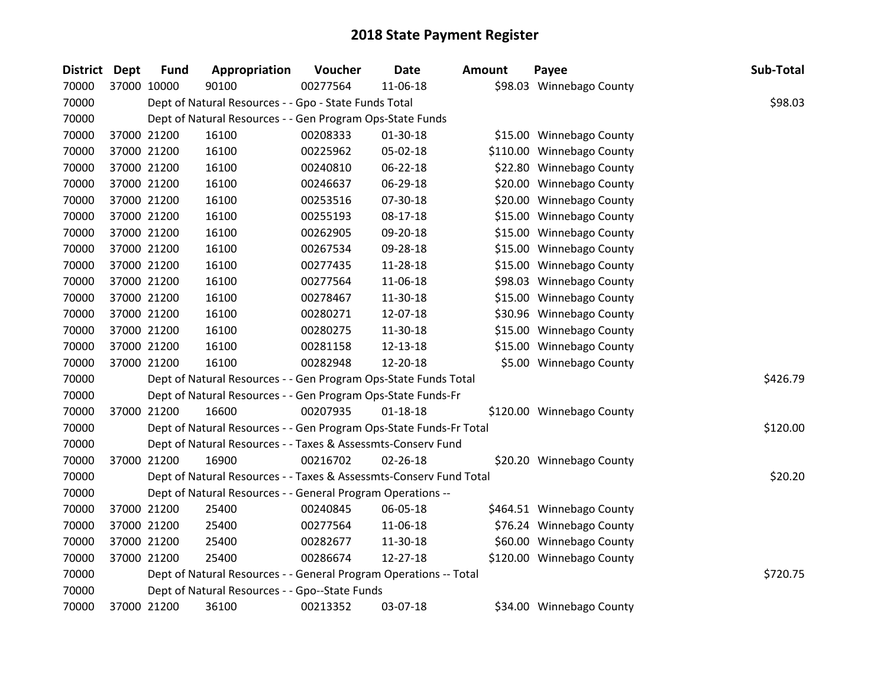# 2018 State Payment Register

| District | Dept | Fund | Appropriation | Voucher | Date | Amount | Payee | Sub-Total |
|---|---|---|---|---|---|---|---|---|
| 70000 | 37000 | 10000 | 90100 | 00277564 | 11-06-18 | $98.03 | Winnebago County | |
| 70000 | | Dept of Natural Resources - - Gpo - State Funds Total | | | | | | $98.03 |
| 70000 | | Dept of Natural Resources - - Gen Program Ops-State Funds | | | | | | |
| 70000 | 37000 | 21200 | 16100 | 00208333 | 01-30-18 | $15.00 | Winnebago County | |
| 70000 | 37000 | 21200 | 16100 | 00225962 | 05-02-18 | $110.00 | Winnebago County | |
| 70000 | 37000 | 21200 | 16100 | 00240810 | 06-22-18 | $22.80 | Winnebago County | |
| 70000 | 37000 | 21200 | 16100 | 00246637 | 06-29-18 | $20.00 | Winnebago County | |
| 70000 | 37000 | 21200 | 16100 | 00253516 | 07-30-18 | $20.00 | Winnebago County | |
| 70000 | 37000 | 21200 | 16100 | 00255193 | 08-17-18 | $15.00 | Winnebago County | |
| 70000 | 37000 | 21200 | 16100 | 00262905 | 09-20-18 | $15.00 | Winnebago County | |
| 70000 | 37000 | 21200 | 16100 | 00267534 | 09-28-18 | $15.00 | Winnebago County | |
| 70000 | 37000 | 21200 | 16100 | 00277435 | 11-28-18 | $15.00 | Winnebago County | |
| 70000 | 37000 | 21200 | 16100 | 00277564 | 11-06-18 | $98.03 | Winnebago County | |
| 70000 | 37000 | 21200 | 16100 | 00278467 | 11-30-18 | $15.00 | Winnebago County | |
| 70000 | 37000 | 21200 | 16100 | 00280271 | 12-07-18 | $30.96 | Winnebago County | |
| 70000 | 37000 | 21200 | 16100 | 00280275 | 11-30-18 | $15.00 | Winnebago County | |
| 70000 | 37000 | 21200 | 16100 | 00281158 | 12-13-18 | $15.00 | Winnebago County | |
| 70000 | 37000 | 21200 | 16100 | 00282948 | 12-20-18 | $5.00 | Winnebago County | |
| 70000 | | Dept of Natural Resources - - Gen Program Ops-State Funds Total | | | | | | $426.79 |
| 70000 | | Dept of Natural Resources - - Gen Program Ops-State Funds-Fr | | | | | | |
| 70000 | 37000 | 21200 | 16600 | 00207935 | 01-18-18 | $120.00 | Winnebago County | |
| 70000 | | Dept of Natural Resources - - Gen Program Ops-State Funds-Fr Total | | | | | | $120.00 |
| 70000 | | Dept of Natural Resources - - Taxes & Assessmts-Conserv Fund | | | | | | |
| 70000 | 37000 | 21200 | 16900 | 00216702 | 02-26-18 | $20.20 | Winnebago County | |
| 70000 | | Dept of Natural Resources - - Taxes & Assessmts-Conserv Fund Total | | | | | | $20.20 |
| 70000 | | Dept of Natural Resources - - General Program Operations -- | | | | | | |
| 70000 | 37000 | 21200 | 25400 | 00240845 | 06-05-18 | $464.51 | Winnebago County | |
| 70000 | 37000 | 21200 | 25400 | 00277564 | 11-06-18 | $76.24 | Winnebago County | |
| 70000 | 37000 | 21200 | 25400 | 00282677 | 11-30-18 | $60.00 | Winnebago County | |
| 70000 | 37000 | 21200 | 25400 | 00286674 | 12-27-18 | $120.00 | Winnebago County | |
| 70000 | | Dept of Natural Resources - - General Program Operations -- Total | | | | | | $720.75 |
| 70000 | | Dept of Natural Resources - - Gpo--State Funds | | | | | | |
| 70000 | 37000 | 21200 | 36100 | 00213352 | 03-07-18 | $34.00 | Winnebago County | |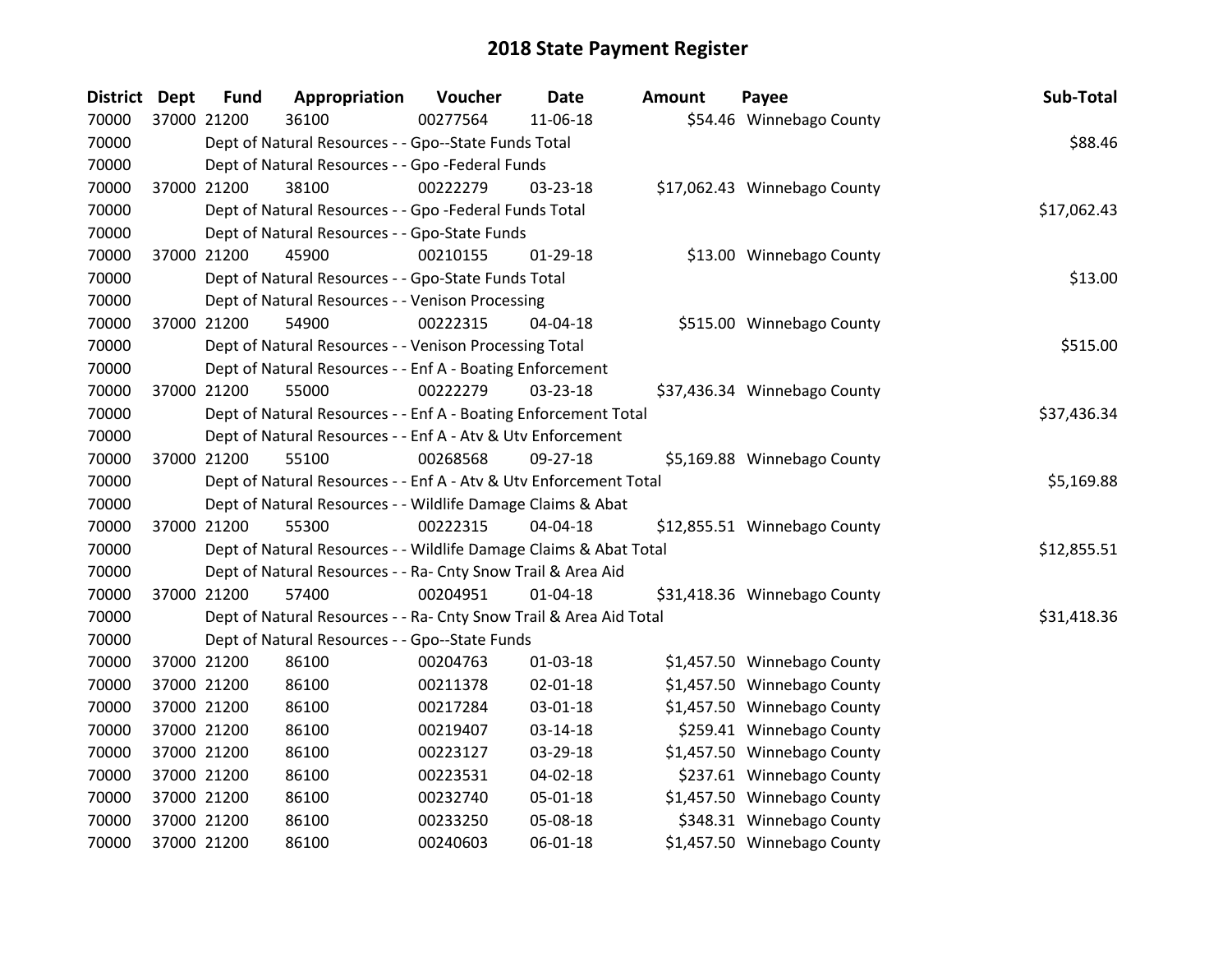# 2018 State Payment Register

| District | Dept | Fund | Appropriation | Voucher | Date | Amount | Payee | Sub-Total |
|---|---|---|---|---|---|---|---|---|
| 70000 | 37000 | 21200 | 36100 | 00277564 | 11-06-18 | $54.46 | Winnebago County | |
| 70000 | | | Dept of Natural Resources - - Gpo--State Funds Total | | | | | $88.46 |
| 70000 | | | Dept of Natural Resources - - Gpo -Federal Funds | | | | | |
| 70000 | 37000 | 21200 | 38100 | 00222279 | 03-23-18 | $17,062.43 | Winnebago County | |
| 70000 | | | Dept of Natural Resources - - Gpo -Federal Funds Total | | | | | $17,062.43 |
| 70000 | | | Dept of Natural Resources - - Gpo-State Funds | | | | | |
| 70000 | 37000 | 21200 | 45900 | 00210155 | 01-29-18 | $13.00 | Winnebago County | |
| 70000 | | | Dept of Natural Resources - - Gpo-State Funds Total | | | | | $13.00 |
| 70000 | | | Dept of Natural Resources - - Venison Processing | | | | | |
| 70000 | 37000 | 21200 | 54900 | 00222315 | 04-04-18 | $515.00 | Winnebago County | |
| 70000 | | | Dept of Natural Resources - - Venison Processing Total | | | | | $515.00 |
| 70000 | | | Dept of Natural Resources - - Enf A - Boating Enforcement | | | | | |
| 70000 | 37000 | 21200 | 55000 | 00222279 | 03-23-18 | $37,436.34 | Winnebago County | |
| 70000 | | | Dept of Natural Resources - - Enf A - Boating Enforcement Total | | | | | $37,436.34 |
| 70000 | | | Dept of Natural Resources - - Enf A - Atv & Utv Enforcement | | | | | |
| 70000 | 37000 | 21200 | 55100 | 00268568 | 09-27-18 | $5,169.88 | Winnebago County | |
| 70000 | | | Dept of Natural Resources - - Enf A - Atv & Utv Enforcement Total | | | | | $5,169.88 |
| 70000 | | | Dept of Natural Resources - - Wildlife Damage Claims & Abat | | | | | |
| 70000 | 37000 | 21200 | 55300 | 00222315 | 04-04-18 | $12,855.51 | Winnebago County | |
| 70000 | | | Dept of Natural Resources - - Wildlife Damage Claims & Abat Total | | | | | $12,855.51 |
| 70000 | | | Dept of Natural Resources - - Ra- Cnty Snow Trail & Area Aid | | | | | |
| 70000 | 37000 | 21200 | 57400 | 00204951 | 01-04-18 | $31,418.36 | Winnebago County | |
| 70000 | | | Dept of Natural Resources - - Ra- Cnty Snow Trail & Area Aid Total | | | | | $31,418.36 |
| 70000 | | | Dept of Natural Resources - - Gpo--State Funds | | | | | |
| 70000 | 37000 | 21200 | 86100 | 00204763 | 01-03-18 | $1,457.50 | Winnebago County | |
| 70000 | 37000 | 21200 | 86100 | 00211378 | 02-01-18 | $1,457.50 | Winnebago County | |
| 70000 | 37000 | 21200 | 86100 | 00217284 | 03-01-18 | $1,457.50 | Winnebago County | |
| 70000 | 37000 | 21200 | 86100 | 00219407 | 03-14-18 | $259.41 | Winnebago County | |
| 70000 | 37000 | 21200 | 86100 | 00223127 | 03-29-18 | $1,457.50 | Winnebago County | |
| 70000 | 37000 | 21200 | 86100 | 00223531 | 04-02-18 | $237.61 | Winnebago County | |
| 70000 | 37000 | 21200 | 86100 | 00232740 | 05-01-18 | $1,457.50 | Winnebago County | |
| 70000 | 37000 | 21200 | 86100 | 00233250 | 05-08-18 | $348.31 | Winnebago County | |
| 70000 | 37000 | 21200 | 86100 | 00240603 | 06-01-18 | $1,457.50 | Winnebago County | |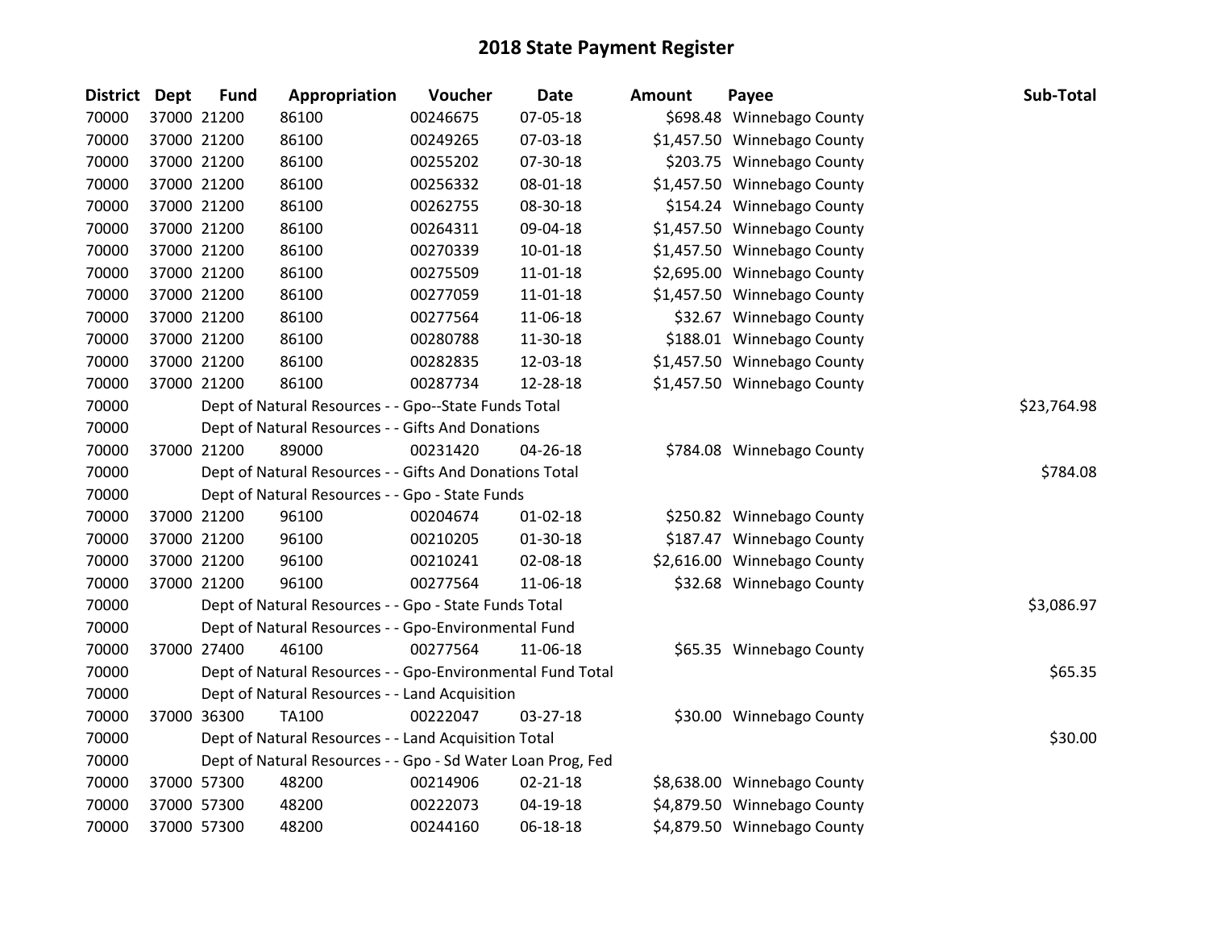# 2018 State Payment Register

| District | Dept | Fund | Appropriation | Voucher | Date | Amount | Payee | Sub-Total |
|---|---|---|---|---|---|---|---|---|
| 70000 | 37000 | 21200 | 86100 | 00246675 | 07-05-18 | $698.48 | Winnebago County | |
| 70000 | 37000 | 21200 | 86100 | 00249265 | 07-03-18 | $1,457.50 | Winnebago County | |
| 70000 | 37000 | 21200 | 86100 | 00255202 | 07-30-18 | $203.75 | Winnebago County | |
| 70000 | 37000 | 21200 | 86100 | 00256332 | 08-01-18 | $1,457.50 | Winnebago County | |
| 70000 | 37000 | 21200 | 86100 | 00262755 | 08-30-18 | $154.24 | Winnebago County | |
| 70000 | 37000 | 21200 | 86100 | 00264311 | 09-04-18 | $1,457.50 | Winnebago County | |
| 70000 | 37000 | 21200 | 86100 | 00270339 | 10-01-18 | $1,457.50 | Winnebago County | |
| 70000 | 37000 | 21200 | 86100 | 00275509 | 11-01-18 | $2,695.00 | Winnebago County | |
| 70000 | 37000 | 21200 | 86100 | 00277059 | 11-01-18 | $1,457.50 | Winnebago County | |
| 70000 | 37000 | 21200 | 86100 | 00277564 | 11-06-18 | $32.67 | Winnebago County | |
| 70000 | 37000 | 21200 | 86100 | 00280788 | 11-30-18 | $188.01 | Winnebago County | |
| 70000 | 37000 | 21200 | 86100 | 00282835 | 12-03-18 | $1,457.50 | Winnebago County | |
| 70000 | 37000 | 21200 | 86100 | 00287734 | 12-28-18 | $1,457.50 | Winnebago County | |
| 70000 | | Dept of Natural Resources - - Gpo--State Funds Total | | | | | | $23,764.98 |
| 70000 | | Dept of Natural Resources - - Gifts And Donations | | | | | | |
| 70000 | 37000 | 21200 | 89000 | 00231420 | 04-26-18 | $784.08 | Winnebago County | |
| 70000 | | Dept of Natural Resources - - Gifts And Donations Total | | | | | | $784.08 |
| 70000 | | Dept of Natural Resources - - Gpo - State Funds | | | | | | |
| 70000 | 37000 | 21200 | 96100 | 00204674 | 01-02-18 | $250.82 | Winnebago County | |
| 70000 | 37000 | 21200 | 96100 | 00210205 | 01-30-18 | $187.47 | Winnebago County | |
| 70000 | 37000 | 21200 | 96100 | 00210241 | 02-08-18 | $2,616.00 | Winnebago County | |
| 70000 | 37000 | 21200 | 96100 | 00277564 | 11-06-18 | $32.68 | Winnebago County | |
| 70000 | | Dept of Natural Resources - - Gpo - State Funds Total | | | | | | $3,086.97 |
| 70000 | | Dept of Natural Resources - - Gpo-Environmental Fund | | | | | | |
| 70000 | 37000 | 27400 | 46100 | 00277564 | 11-06-18 | $65.35 | Winnebago County | |
| 70000 | | Dept of Natural Resources - - Gpo-Environmental Fund Total | | | | | | $65.35 |
| 70000 | | Dept of Natural Resources - - Land Acquisition | | | | | | |
| 70000 | 37000 | 36300 | TA100 | 00222047 | 03-27-18 | $30.00 | Winnebago County | |
| 70000 | | Dept of Natural Resources - - Land Acquisition Total | | | | | | $30.00 |
| 70000 | | Dept of Natural Resources - - Gpo - Sd Water Loan Prog, Fed | | | | | | |
| 70000 | 37000 | 57300 | 48200 | 00214906 | 02-21-18 | $8,638.00 | Winnebago County | |
| 70000 | 37000 | 57300 | 48200 | 00222073 | 04-19-18 | $4,879.50 | Winnebago County | |
| 70000 | 37000 | 57300 | 48200 | 00244160 | 06-18-18 | $4,879.50 | Winnebago County | |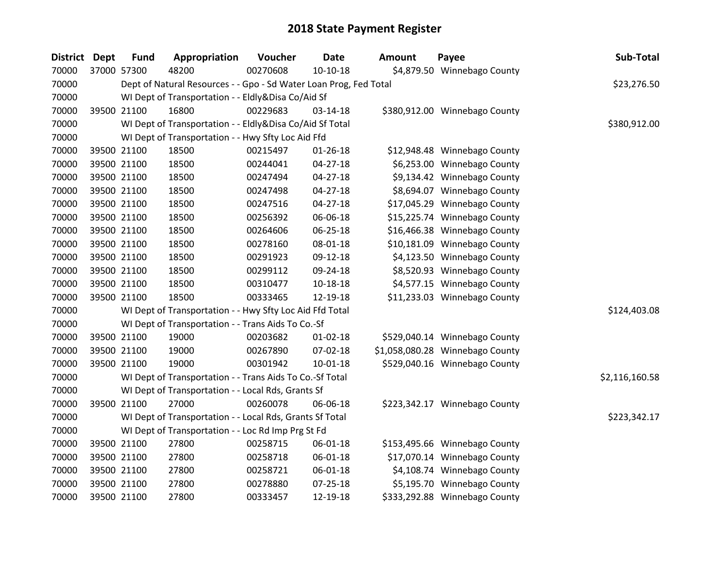# 2018 State Payment Register

| District | Dept | Fund | Appropriation | Voucher | Date | Amount | Payee | Sub-Total |
|---|---|---|---|---|---|---|---|---|
| 70000 | 37000 | 57300 | 48200 | 00270608 | 10-10-18 | $4,879.50 | Winnebago County | |
| 70000 | | Dept of Natural Resources - - Gpo - Sd Water Loan Prog, Fed Total | | | | | | $23,276.50 |
| 70000 | | WI Dept of Transportation - - Eldly&Disa Co/Aid Sf | | | | | | |
| 70000 | 39500 | 21100 | 16800 | 00229683 | 03-14-18 | $380,912.00 | Winnebago County | |
| 70000 | | WI Dept of Transportation - - Eldly&Disa Co/Aid Sf Total | | | | | | $380,912.00 |
| 70000 | | WI Dept of Transportation - - Hwy Sfty Loc Aid Ffd | | | | | | |
| 70000 | 39500 | 21100 | 18500 | 00215497 | 01-26-18 | $12,948.48 | Winnebago County | |
| 70000 | 39500 | 21100 | 18500 | 00244041 | 04-27-18 | $6,253.00 | Winnebago County | |
| 70000 | 39500 | 21100 | 18500 | 00247494 | 04-27-18 | $9,134.42 | Winnebago County | |
| 70000 | 39500 | 21100 | 18500 | 00247498 | 04-27-18 | $8,694.07 | Winnebago County | |
| 70000 | 39500 | 21100 | 18500 | 00247516 | 04-27-18 | $17,045.29 | Winnebago County | |
| 70000 | 39500 | 21100 | 18500 | 00256392 | 06-06-18 | $15,225.74 | Winnebago County | |
| 70000 | 39500 | 21100 | 18500 | 00264606 | 06-25-18 | $16,466.38 | Winnebago County | |
| 70000 | 39500 | 21100 | 18500 | 00278160 | 08-01-18 | $10,181.09 | Winnebago County | |
| 70000 | 39500 | 21100 | 18500 | 00291923 | 09-12-18 | $4,123.50 | Winnebago County | |
| 70000 | 39500 | 21100 | 18500 | 00299112 | 09-24-18 | $8,520.93 | Winnebago County | |
| 70000 | 39500 | 21100 | 18500 | 00310477 | 10-18-18 | $4,577.15 | Winnebago County | |
| 70000 | 39500 | 21100 | 18500 | 00333465 | 12-19-18 | $11,233.03 | Winnebago County | |
| 70000 | | WI Dept of Transportation - - Hwy Sfty Loc Aid Ffd Total | | | | | | $124,403.08 |
| 70000 | | WI Dept of Transportation - - Trans Aids To Co.-Sf | | | | | | |
| 70000 | 39500 | 21100 | 19000 | 00203682 | 01-02-18 | $529,040.14 | Winnebago County | |
| 70000 | 39500 | 21100 | 19000 | 00267890 | 07-02-18 | $1,058,080.28 | Winnebago County | |
| 70000 | 39500 | 21100 | 19000 | 00301942 | 10-01-18 | $529,040.16 | Winnebago County | |
| 70000 | | WI Dept of Transportation - - Trans Aids To Co.-Sf Total | | | | | | $2,116,160.58 |
| 70000 | | WI Dept of Transportation - - Local Rds, Grants Sf | | | | | | |
| 70000 | 39500 | 21100 | 27000 | 00260078 | 06-06-18 | $223,342.17 | Winnebago County | |
| 70000 | | WI Dept of Transportation - - Local Rds, Grants Sf Total | | | | | | $223,342.17 |
| 70000 | | WI Dept of Transportation - - Loc Rd Imp Prg St Fd | | | | | | |
| 70000 | 39500 | 21100 | 27800 | 00258715 | 06-01-18 | $153,495.66 | Winnebago County | |
| 70000 | 39500 | 21100 | 27800 | 00258718 | 06-01-18 | $17,070.14 | Winnebago County | |
| 70000 | 39500 | 21100 | 27800 | 00258721 | 06-01-18 | $4,108.74 | Winnebago County | |
| 70000 | 39500 | 21100 | 27800 | 00278880 | 07-25-18 | $5,195.70 | Winnebago County | |
| 70000 | 39500 | 21100 | 27800 | 00333457 | 12-19-18 | $333,292.88 | Winnebago County | |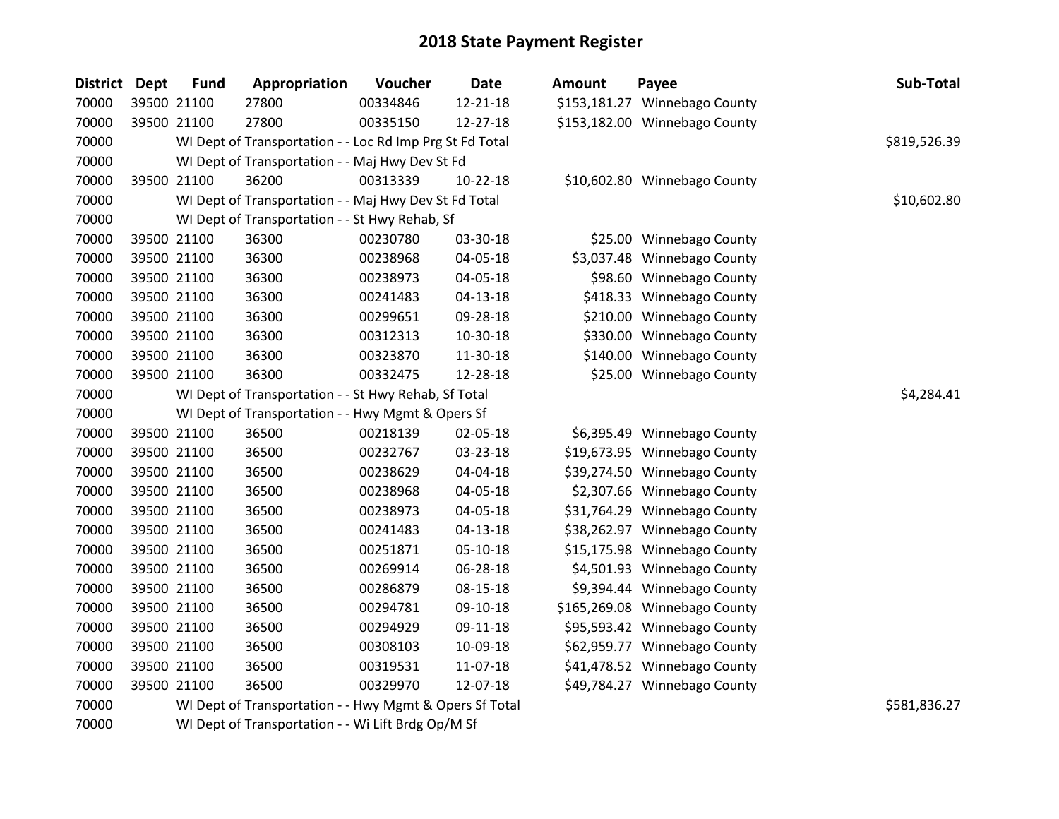# 2018 State Payment Register

| District | Dept | Fund | Appropriation | Voucher | Date | Amount | Payee | Sub-Total |
|---|---|---|---|---|---|---|---|---|
| 70000 | 39500 | 21100 | 27800 | 00334846 | 12-21-18 | $153,181.27 | Winnebago County | |
| 70000 | 39500 | 21100 | 27800 | 00335150 | 12-27-18 | $153,182.00 | Winnebago County | |
| 70000 | | WI Dept of Transportation - - Loc Rd Imp Prg St Fd Total | | | | | | $819,526.39 |
| 70000 | | WI Dept of Transportation - - Maj Hwy Dev St Fd | | | | | | |
| 70000 | 39500 | 21100 | 36200 | 00313339 | 10-22-18 | $10,602.80 | Winnebago County | |
| 70000 | | WI Dept of Transportation - - Maj Hwy Dev St Fd Total | | | | | | $10,602.80 |
| 70000 | | WI Dept of Transportation - - St Hwy Rehab, Sf | | | | | | |
| 70000 | 39500 | 21100 | 36300 | 00230780 | 03-30-18 | $25.00 | Winnebago County | |
| 70000 | 39500 | 21100 | 36300 | 00238968 | 04-05-18 | $3,037.48 | Winnebago County | |
| 70000 | 39500 | 21100 | 36300 | 00238973 | 04-05-18 | $98.60 | Winnebago County | |
| 70000 | 39500 | 21100 | 36300 | 00241483 | 04-13-18 | $418.33 | Winnebago County | |
| 70000 | 39500 | 21100 | 36300 | 00299651 | 09-28-18 | $210.00 | Winnebago County | |
| 70000 | 39500 | 21100 | 36300 | 00312313 | 10-30-18 | $330.00 | Winnebago County | |
| 70000 | 39500 | 21100 | 36300 | 00323870 | 11-30-18 | $140.00 | Winnebago County | |
| 70000 | 39500 | 21100 | 36300 | 00332475 | 12-28-18 | $25.00 | Winnebago County | |
| 70000 | | WI Dept of Transportation - - St Hwy Rehab, Sf Total | | | | | | $4,284.41 |
| 70000 | | WI Dept of Transportation - - Hwy Mgmt & Opers Sf | | | | | | |
| 70000 | 39500 | 21100 | 36500 | 00218139 | 02-05-18 | $6,395.49 | Winnebago County | |
| 70000 | 39500 | 21100 | 36500 | 00232767 | 03-23-18 | $19,673.95 | Winnebago County | |
| 70000 | 39500 | 21100 | 36500 | 00238629 | 04-04-18 | $39,274.50 | Winnebago County | |
| 70000 | 39500 | 21100 | 36500 | 00238968 | 04-05-18 | $2,307.66 | Winnebago County | |
| 70000 | 39500 | 21100 | 36500 | 00238973 | 04-05-18 | $31,764.29 | Winnebago County | |
| 70000 | 39500 | 21100 | 36500 | 00241483 | 04-13-18 | $38,262.97 | Winnebago County | |
| 70000 | 39500 | 21100 | 36500 | 00251871 | 05-10-18 | $15,175.98 | Winnebago County | |
| 70000 | 39500 | 21100 | 36500 | 00269914 | 06-28-18 | $4,501.93 | Winnebago County | |
| 70000 | 39500 | 21100 | 36500 | 00286879 | 08-15-18 | $9,394.44 | Winnebago County | |
| 70000 | 39500 | 21100 | 36500 | 00294781 | 09-10-18 | $165,269.08 | Winnebago County | |
| 70000 | 39500 | 21100 | 36500 | 00294929 | 09-11-18 | $95,593.42 | Winnebago County | |
| 70000 | 39500 | 21100 | 36500 | 00308103 | 10-09-18 | $62,959.77 | Winnebago County | |
| 70000 | 39500 | 21100 | 36500 | 00319531 | 11-07-18 | $41,478.52 | Winnebago County | |
| 70000 | 39500 | 21100 | 36500 | 00329970 | 12-07-18 | $49,784.27 | Winnebago County | |
| 70000 | | WI Dept of Transportation - - Hwy Mgmt & Opers Sf Total | | | | | | $581,836.27 |
| 70000 | | WI Dept of Transportation - - Wi Lift Brdg Op/M Sf | | | | | | |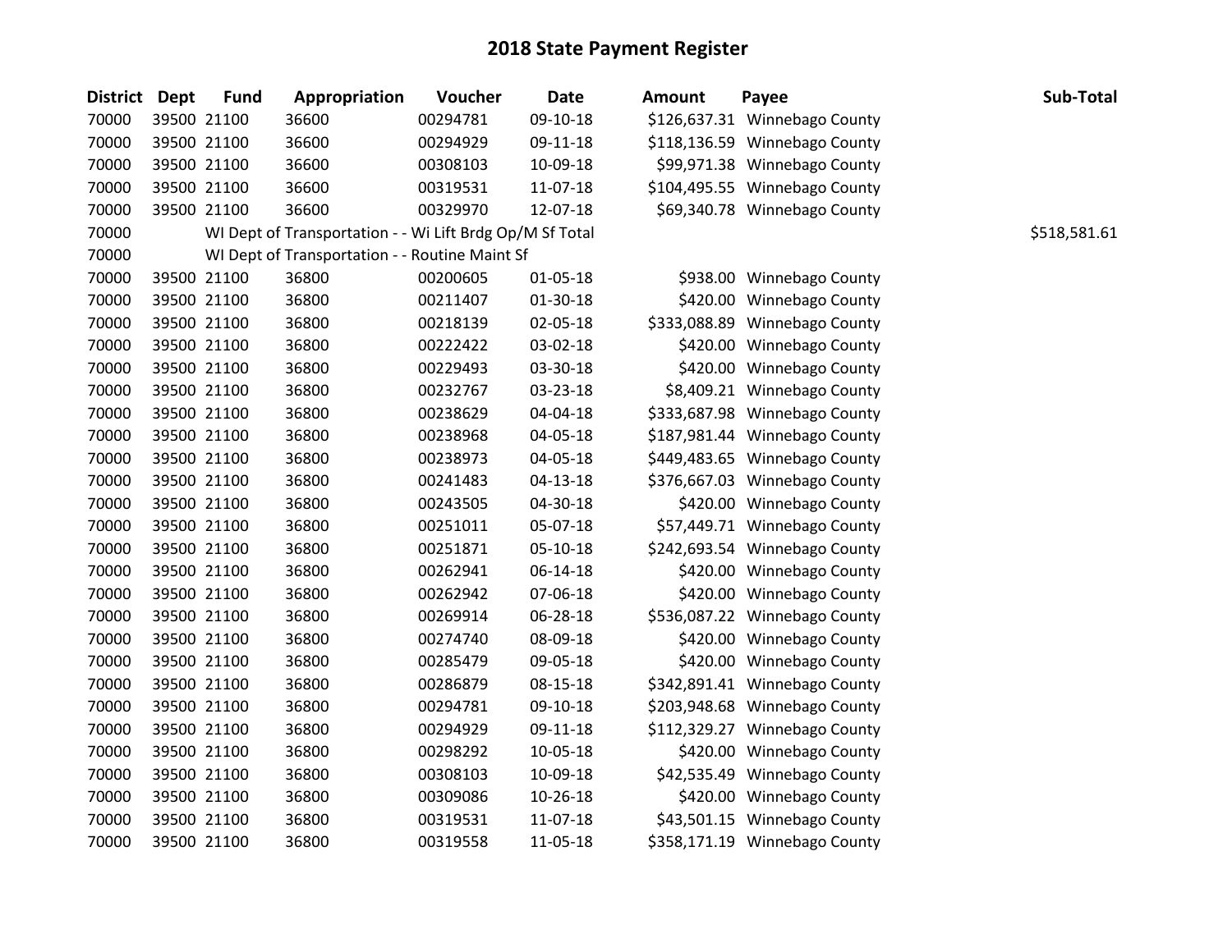# 2018 State Payment Register

| District | Dept | Fund | Appropriation | Voucher | Date | Amount | Payee | Sub-Total |
|---|---|---|---|---|---|---|---|---|
| 70000 | 39500 | 21100 | 36600 | 00294781 | 09-10-18 | $126,637.31 | Winnebago County | |
| 70000 | 39500 | 21100 | 36600 | 00294929 | 09-11-18 | $118,136.59 | Winnebago County | |
| 70000 | 39500 | 21100 | 36600 | 00308103 | 10-09-18 | $99,971.38 | Winnebago County | |
| 70000 | 39500 | 21100 | 36600 | 00319531 | 11-07-18 | $104,495.55 | Winnebago County | |
| 70000 | 39500 | 21100 | 36600 | 00329970 | 12-07-18 | $69,340.78 | Winnebago County | |
| 70000 | | WI Dept of Transportation - - Wi Lift Brdg Op/M Sf Total | | | | | | $518,581.61 |
| 70000 | | WI Dept of Transportation - - Routine Maint Sf | | | | | | |
| 70000 | 39500 | 21100 | 36800 | 00200605 | 01-05-18 | $938.00 | Winnebago County | |
| 70000 | 39500 | 21100 | 36800 | 00211407 | 01-30-18 | $420.00 | Winnebago County | |
| 70000 | 39500 | 21100 | 36800 | 00218139 | 02-05-18 | $333,088.89 | Winnebago County | |
| 70000 | 39500 | 21100 | 36800 | 00222422 | 03-02-18 | $420.00 | Winnebago County | |
| 70000 | 39500 | 21100 | 36800 | 00229493 | 03-30-18 | $420.00 | Winnebago County | |
| 70000 | 39500 | 21100 | 36800 | 00232767 | 03-23-18 | $8,409.21 | Winnebago County | |
| 70000 | 39500 | 21100 | 36800 | 00238629 | 04-04-18 | $333,687.98 | Winnebago County | |
| 70000 | 39500 | 21100 | 36800 | 00238968 | 04-05-18 | $187,981.44 | Winnebago County | |
| 70000 | 39500 | 21100 | 36800 | 00238973 | 04-05-18 | $449,483.65 | Winnebago County | |
| 70000 | 39500 | 21100 | 36800 | 00241483 | 04-13-18 | $376,667.03 | Winnebago County | |
| 70000 | 39500 | 21100 | 36800 | 00243505 | 04-30-18 | $420.00 | Winnebago County | |
| 70000 | 39500 | 21100 | 36800 | 00251011 | 05-07-18 | $57,449.71 | Winnebago County | |
| 70000 | 39500 | 21100 | 36800 | 00251871 | 05-10-18 | $242,693.54 | Winnebago County | |
| 70000 | 39500 | 21100 | 36800 | 00262941 | 06-14-18 | $420.00 | Winnebago County | |
| 70000 | 39500 | 21100 | 36800 | 00262942 | 07-06-18 | $420.00 | Winnebago County | |
| 70000 | 39500 | 21100 | 36800 | 00269914 | 06-28-18 | $536,087.22 | Winnebago County | |
| 70000 | 39500 | 21100 | 36800 | 00274740 | 08-09-18 | $420.00 | Winnebago County | |
| 70000 | 39500 | 21100 | 36800 | 00285479 | 09-05-18 | $420.00 | Winnebago County | |
| 70000 | 39500 | 21100 | 36800 | 00286879 | 08-15-18 | $342,891.41 | Winnebago County | |
| 70000 | 39500 | 21100 | 36800 | 00294781 | 09-10-18 | $203,948.68 | Winnebago County | |
| 70000 | 39500 | 21100 | 36800 | 00294929 | 09-11-18 | $112,329.27 | Winnebago County | |
| 70000 | 39500 | 21100 | 36800 | 00298292 | 10-05-18 | $420.00 | Winnebago County | |
| 70000 | 39500 | 21100 | 36800 | 00308103 | 10-09-18 | $42,535.49 | Winnebago County | |
| 70000 | 39500 | 21100 | 36800 | 00309086 | 10-26-18 | $420.00 | Winnebago County | |
| 70000 | 39500 | 21100 | 36800 | 00319531 | 11-07-18 | $43,501.15 | Winnebago County | |
| 70000 | 39500 | 21100 | 36800 | 00319558 | 11-05-18 | $358,171.19 | Winnebago County | |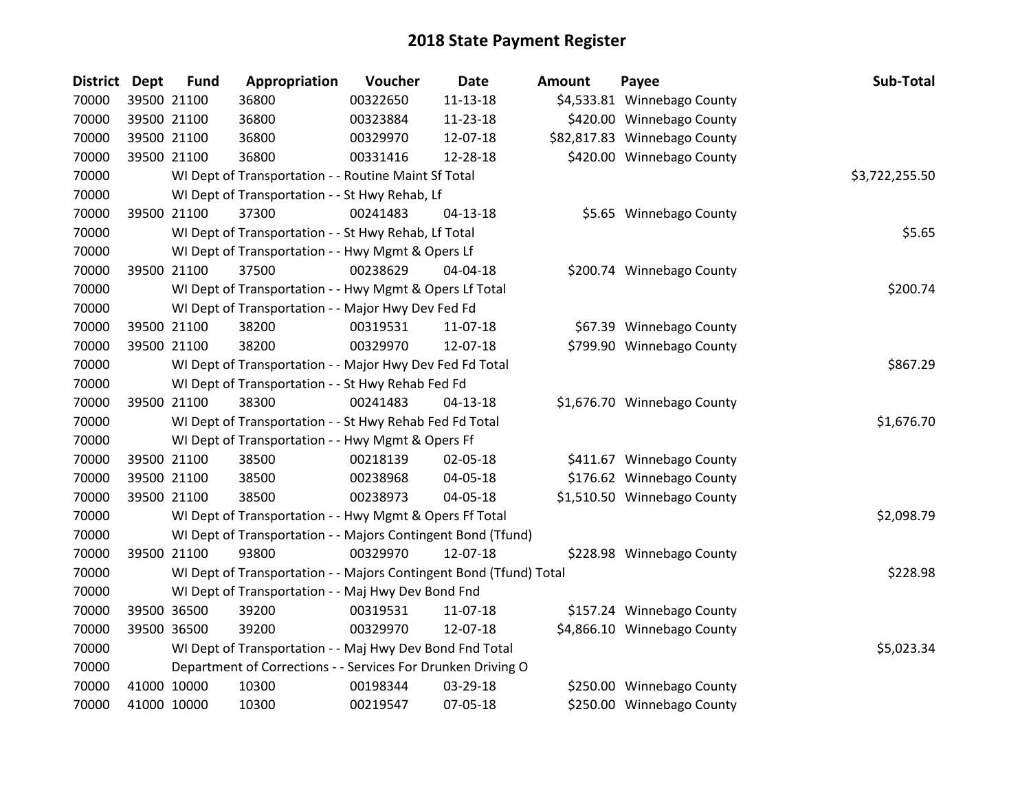# 2018 State Payment Register

| District | Dept | Fund | Appropriation | Voucher | Date | Amount | Payee | Sub-Total |
|---|---|---|---|---|---|---|---|---|
| 70000 | 39500 | 21100 | 36800 | 00322650 | 11-13-18 | $4,533.81 | Winnebago County | |
| 70000 | 39500 | 21100 | 36800 | 00323884 | 11-23-18 | $420.00 | Winnebago County | |
| 70000 | 39500 | 21100 | 36800 | 00329970 | 12-07-18 | $82,817.83 | Winnebago County | |
| 70000 | 39500 | 21100 | 36800 | 00331416 | 12-28-18 | $420.00 | Winnebago County | |
| 70000 | | WI Dept of Transportation - - Routine Maint Sf Total | | | | | | $3,722,255.50 |
| 70000 | | WI Dept of Transportation - - St Hwy Rehab, Lf | | | | | | |
| 70000 | 39500 | 21100 | 37300 | 00241483 | 04-13-18 | $5.65 | Winnebago County | |
| 70000 | | WI Dept of Transportation - - St Hwy Rehab, Lf Total | | | | | | $5.65 |
| 70000 | | WI Dept of Transportation - - Hwy Mgmt & Opers Lf | | | | | | |
| 70000 | 39500 | 21100 | 37500 | 00238629 | 04-04-18 | $200.74 | Winnebago County | |
| 70000 | | WI Dept of Transportation - - Hwy Mgmt & Opers Lf Total | | | | | | $200.74 |
| 70000 | | WI Dept of Transportation - - Major Hwy Dev Fed Fd | | | | | | |
| 70000 | 39500 | 21100 | 38200 | 00319531 | 11-07-18 | $67.39 | Winnebago County | |
| 70000 | 39500 | 21100 | 38200 | 00329970 | 12-07-18 | $799.90 | Winnebago County | |
| 70000 | | WI Dept of Transportation - - Major Hwy Dev Fed Fd Total | | | | | | $867.29 |
| 70000 | | WI Dept of Transportation - - St Hwy Rehab Fed Fd | | | | | | |
| 70000 | 39500 | 21100 | 38300 | 00241483 | 04-13-18 | $1,676.70 | Winnebago County | |
| 70000 | | WI Dept of Transportation - - St Hwy Rehab Fed Fd Total | | | | | | $1,676.70 |
| 70000 | | WI Dept of Transportation - - Hwy Mgmt & Opers Ff | | | | | | |
| 70000 | 39500 | 21100 | 38500 | 00218139 | 02-05-18 | $411.67 | Winnebago County | |
| 70000 | 39500 | 21100 | 38500 | 00238968 | 04-05-18 | $176.62 | Winnebago County | |
| 70000 | 39500 | 21100 | 38500 | 00238973 | 04-05-18 | $1,510.50 | Winnebago County | |
| 70000 | | WI Dept of Transportation - - Hwy Mgmt & Opers Ff Total | | | | | | $2,098.79 |
| 70000 | | WI Dept of Transportation - - Majors Contingent Bond (Tfund) | | | | | | |
| 70000 | 39500 | 21100 | 93800 | 00329970 | 12-07-18 | $228.98 | Winnebago County | |
| 70000 | | WI Dept of Transportation - - Majors Contingent Bond (Tfund) Total | | | | | | $228.98 |
| 70000 | | WI Dept of Transportation - - Maj Hwy Dev Bond Fnd | | | | | | |
| 70000 | 39500 | 36500 | 39200 | 00319531 | 11-07-18 | $157.24 | Winnebago County | |
| 70000 | 39500 | 36500 | 39200 | 00329970 | 12-07-18 | $4,866.10 | Winnebago County | |
| 70000 | | WI Dept of Transportation - - Maj Hwy Dev Bond Fnd Total | | | | | | $5,023.34 |
| 70000 | | Department of Corrections - - Services For Drunken Driving O | | | | | | |
| 70000 | 41000 | 10000 | 10300 | 00198344 | 03-29-18 | $250.00 | Winnebago County | |
| 70000 | 41000 | 10000 | 10300 | 00219547 | 07-05-18 | $250.00 | Winnebago County | |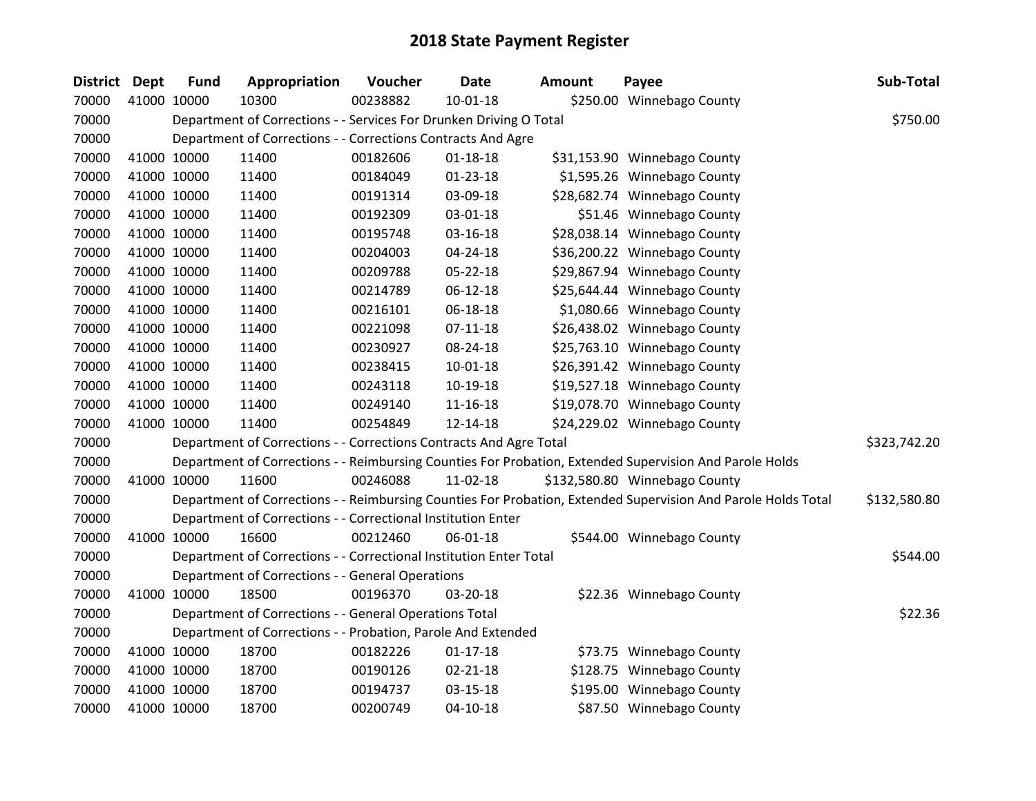# 2018 State Payment Register

| District | Dept | Fund | Appropriation | Voucher | Date | Amount | Payee | Sub-Total |
|---|---|---|---|---|---|---|---|---|
| 70000 | 41000 | 10000 | 10300 | 00238882 | 10-01-18 | $250.00 | Winnebago County | |
| 70000 | | Department of Corrections - - Services For Drunken Driving O Total | | | | | | $750.00 |
| 70000 | | Department of Corrections - - Corrections Contracts And Agre | | | | | | |
| 70000 | 41000 | 10000 | 11400 | 00182606 | 01-18-18 | $31,153.90 | Winnebago County | |
| 70000 | 41000 | 10000 | 11400 | 00184049 | 01-23-18 | $1,595.26 | Winnebago County | |
| 70000 | 41000 | 10000 | 11400 | 00191314 | 03-09-18 | $28,682.74 | Winnebago County | |
| 70000 | 41000 | 10000 | 11400 | 00192309 | 03-01-18 | $51.46 | Winnebago County | |
| 70000 | 41000 | 10000 | 11400 | 00195748 | 03-16-18 | $28,038.14 | Winnebago County | |
| 70000 | 41000 | 10000 | 11400 | 00204003 | 04-24-18 | $36,200.22 | Winnebago County | |
| 70000 | 41000 | 10000 | 11400 | 00209788 | 05-22-18 | $29,867.94 | Winnebago County | |
| 70000 | 41000 | 10000 | 11400 | 00214789 | 06-12-18 | $25,644.44 | Winnebago County | |
| 70000 | 41000 | 10000 | 11400 | 00216101 | 06-18-18 | $1,080.66 | Winnebago County | |
| 70000 | 41000 | 10000 | 11400 | 00221098 | 07-11-18 | $26,438.02 | Winnebago County | |
| 70000 | 41000 | 10000 | 11400 | 00230927 | 08-24-18 | $25,763.10 | Winnebago County | |
| 70000 | 41000 | 10000 | 11400 | 00238415 | 10-01-18 | $26,391.42 | Winnebago County | |
| 70000 | 41000 | 10000 | 11400 | 00243118 | 10-19-18 | $19,527.18 | Winnebago County | |
| 70000 | 41000 | 10000 | 11400 | 00249140 | 11-16-18 | $19,078.70 | Winnebago County | |
| 70000 | 41000 | 10000 | 11400 | 00254849 | 12-14-18 | $24,229.02 | Winnebago County | |
| 70000 | | Department of Corrections - - Corrections Contracts And Agre Total | | | | | | $323,742.20 |
| 70000 | | Department of Corrections - - Reimbursing Counties For Probation, Extended Supervision And Parole Holds | | | | | | |
| 70000 | 41000 | 10000 | 11600 | 00246088 | 11-02-18 | $132,580.80 | Winnebago County | |
| 70000 | | Department of Corrections - - Reimbursing Counties For Probation, Extended Supervision And Parole Holds Total | | | | | | $132,580.80 |
| 70000 | | Department of Corrections - - Correctional Institution Enter | | | | | | |
| 70000 | 41000 | 10000 | 16600 | 00212460 | 06-01-18 | $544.00 | Winnebago County | |
| 70000 | | Department of Corrections - - Correctional Institution Enter Total | | | | | | $544.00 |
| 70000 | | Department of Corrections - - General Operations | | | | | | |
| 70000 | 41000 | 10000 | 18500 | 00196370 | 03-20-18 | $22.36 | Winnebago County | |
| 70000 | | Department of Corrections - - General Operations Total | | | | | | $22.36 |
| 70000 | | Department of Corrections - - Probation, Parole And Extended | | | | | | |
| 70000 | 41000 | 10000 | 18700 | 00182226 | 01-17-18 | $73.75 | Winnebago County | |
| 70000 | 41000 | 10000 | 18700 | 00190126 | 02-21-18 | $128.75 | Winnebago County | |
| 70000 | 41000 | 10000 | 18700 | 00194737 | 03-15-18 | $195.00 | Winnebago County | |
| 70000 | 41000 | 10000 | 18700 | 00200749 | 04-10-18 | $87.50 | Winnebago County | |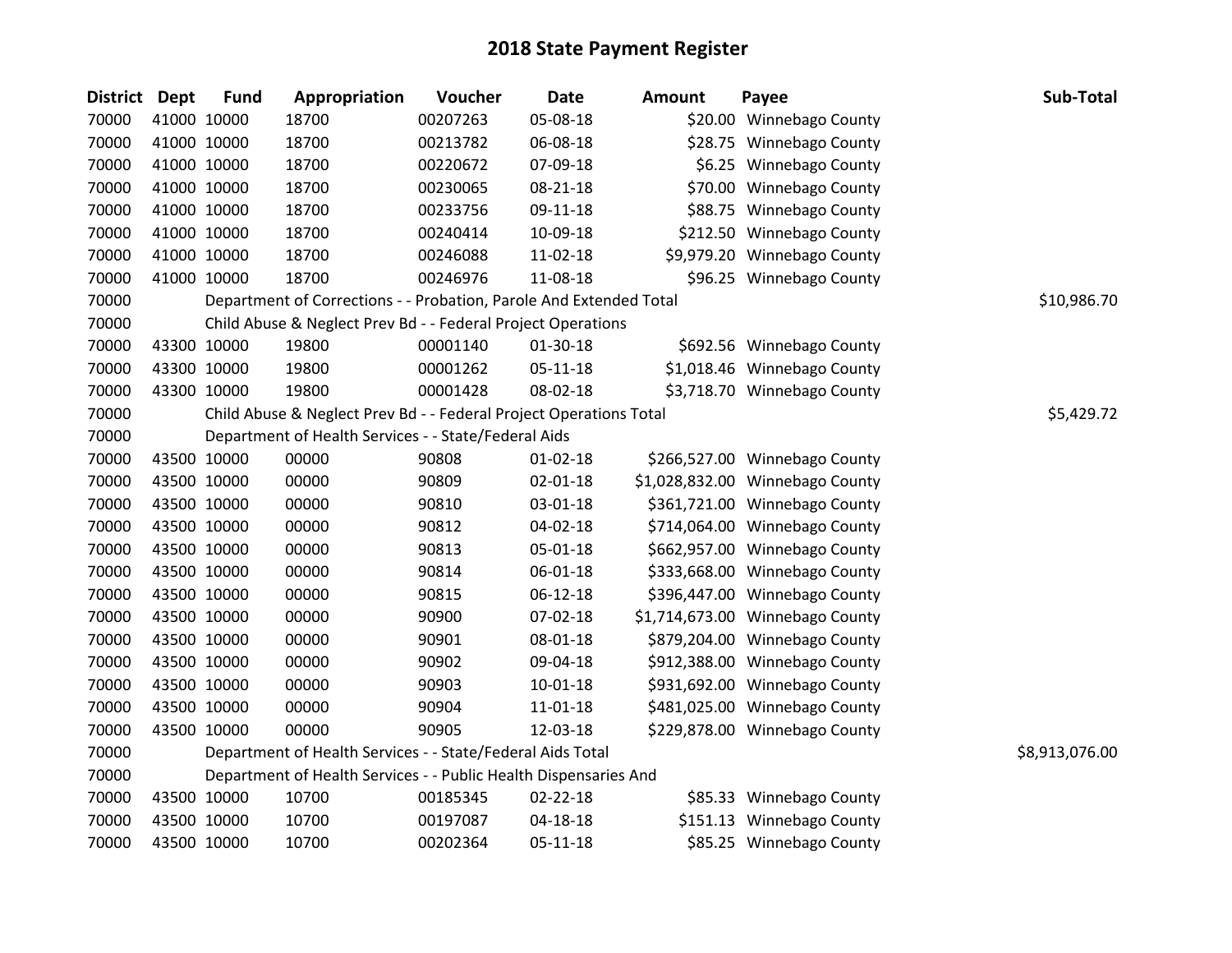# 2018 State Payment Register

| District | Dept | Fund | Appropriation | Voucher | Date | Amount | Payee | Sub-Total |
|---|---|---|---|---|---|---|---|---|
| 70000 | 41000 | 10000 | 18700 | 00207263 | 05-08-18 | $20.00 | Winnebago County | |
| 70000 | 41000 | 10000 | 18700 | 00213782 | 06-08-18 | $28.75 | Winnebago County | |
| 70000 | 41000 | 10000 | 18700 | 00220672 | 07-09-18 | $6.25 | Winnebago County | |
| 70000 | 41000 | 10000 | 18700 | 00230065 | 08-21-18 | $70.00 | Winnebago County | |
| 70000 | 41000 | 10000 | 18700 | 00233756 | 09-11-18 | $88.75 | Winnebago County | |
| 70000 | 41000 | 10000 | 18700 | 00240414 | 10-09-18 | $212.50 | Winnebago County | |
| 70000 | 41000 | 10000 | 18700 | 00246088 | 11-02-18 | $9,979.20 | Winnebago County | |
| 70000 | 41000 | 10000 | 18700 | 00246976 | 11-08-18 | $96.25 | Winnebago County | |
| 70000 | | Department of Corrections - - Probation, Parole And Extended Total | | | | | | $10,986.70 |
| 70000 | | Child Abuse & Neglect Prev Bd - - Federal Project Operations | | | | | | |
| 70000 | 43300 | 10000 | 19800 | 00001140 | 01-30-18 | $692.56 | Winnebago County | |
| 70000 | 43300 | 10000 | 19800 | 00001262 | 05-11-18 | $1,018.46 | Winnebago County | |
| 70000 | 43300 | 10000 | 19800 | 00001428 | 08-02-18 | $3,718.70 | Winnebago County | |
| 70000 | | Child Abuse & Neglect Prev Bd - - Federal Project Operations Total | | | | | | $5,429.72 |
| 70000 | | Department of Health Services - - State/Federal Aids | | | | | | |
| 70000 | 43500 | 10000 | 00000 | 90808 | 01-02-18 | $266,527.00 | Winnebago County | |
| 70000 | 43500 | 10000 | 00000 | 90809 | 02-01-18 | $1,028,832.00 | Winnebago County | |
| 70000 | 43500 | 10000 | 00000 | 90810 | 03-01-18 | $361,721.00 | Winnebago County | |
| 70000 | 43500 | 10000 | 00000 | 90812 | 04-02-18 | $714,064.00 | Winnebago County | |
| 70000 | 43500 | 10000 | 00000 | 90813 | 05-01-18 | $662,957.00 | Winnebago County | |
| 70000 | 43500 | 10000 | 00000 | 90814 | 06-01-18 | $333,668.00 | Winnebago County | |
| 70000 | 43500 | 10000 | 00000 | 90815 | 06-12-18 | $396,447.00 | Winnebago County | |
| 70000 | 43500 | 10000 | 00000 | 90900 | 07-02-18 | $1,714,673.00 | Winnebago County | |
| 70000 | 43500 | 10000 | 00000 | 90901 | 08-01-18 | $879,204.00 | Winnebago County | |
| 70000 | 43500 | 10000 | 00000 | 90902 | 09-04-18 | $912,388.00 | Winnebago County | |
| 70000 | 43500 | 10000 | 00000 | 90903 | 10-01-18 | $931,692.00 | Winnebago County | |
| 70000 | 43500 | 10000 | 00000 | 90904 | 11-01-18 | $481,025.00 | Winnebago County | |
| 70000 | 43500 | 10000 | 00000 | 90905 | 12-03-18 | $229,878.00 | Winnebago County | |
| 70000 | | Department of Health Services - - State/Federal Aids Total | | | | | | $8,913,076.00 |
| 70000 | | Department of Health Services - - Public Health Dispensaries And | | | | | | |
| 70000 | 43500 | 10000 | 10700 | 00185345 | 02-22-18 | $85.33 | Winnebago County | |
| 70000 | 43500 | 10000 | 10700 | 00197087 | 04-18-18 | $151.13 | Winnebago County | |
| 70000 | 43500 | 10000 | 10700 | 00202364 | 05-11-18 | $85.25 | Winnebago County | |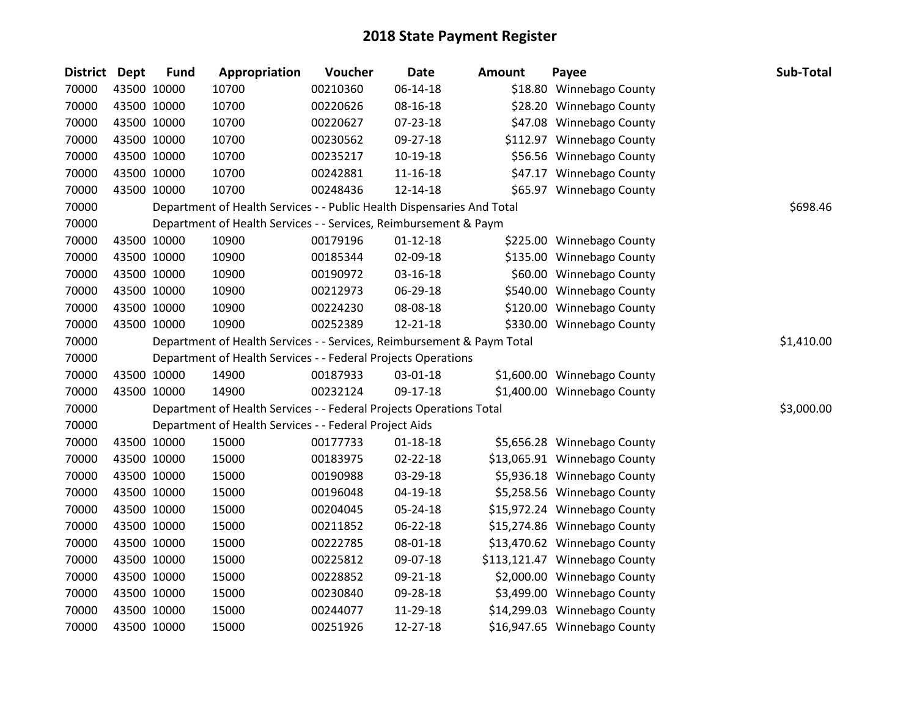# 2018 State Payment Register

| District | Dept | Fund | Appropriation | Voucher | Date | Amount | Payee | Sub-Total |
|---|---|---|---|---|---|---|---|---|
| 70000 | 43500 | 10000 | 10700 | 00210360 | 06-14-18 | $18.80 | Winnebago County | |
| 70000 | 43500 | 10000 | 10700 | 00220626 | 08-16-18 | $28.20 | Winnebago County | |
| 70000 | 43500 | 10000 | 10700 | 00220627 | 07-23-18 | $47.08 | Winnebago County | |
| 70000 | 43500 | 10000 | 10700 | 00230562 | 09-27-18 | $112.97 | Winnebago County | |
| 70000 | 43500 | 10000 | 10700 | 00235217 | 10-19-18 | $56.56 | Winnebago County | |
| 70000 | 43500 | 10000 | 10700 | 00242881 | 11-16-18 | $47.17 | Winnebago County | |
| 70000 | 43500 | 10000 | 10700 | 00248436 | 12-14-18 | $65.97 | Winnebago County | |
| 70000 | | Department of Health Services - - Public Health Dispensaries And Total | | | | | | $698.46 |
| 70000 | | Department of Health Services - - Services, Reimbursement & Paym | | | | | | |
| 70000 | 43500 | 10000 | 10900 | 00179196 | 01-12-18 | $225.00 | Winnebago County | |
| 70000 | 43500 | 10000 | 10900 | 00185344 | 02-09-18 | $135.00 | Winnebago County | |
| 70000 | 43500 | 10000 | 10900 | 00190972 | 03-16-18 | $60.00 | Winnebago County | |
| 70000 | 43500 | 10000 | 10900 | 00212973 | 06-29-18 | $540.00 | Winnebago County | |
| 70000 | 43500 | 10000 | 10900 | 00224230 | 08-08-18 | $120.00 | Winnebago County | |
| 70000 | 43500 | 10000 | 10900 | 00252389 | 12-21-18 | $330.00 | Winnebago County | |
| 70000 | | Department of Health Services - - Services, Reimbursement & Paym Total | | | | | | $1,410.00 |
| 70000 | | Department of Health Services - - Federal Projects Operations | | | | | | |
| 70000 | 43500 | 10000 | 14900 | 00187933 | 03-01-18 | $1,600.00 | Winnebago County | |
| 70000 | 43500 | 10000 | 14900 | 00232124 | 09-17-18 | $1,400.00 | Winnebago County | |
| 70000 | | Department of Health Services - - Federal Projects Operations Total | | | | | | $3,000.00 |
| 70000 | | Department of Health Services - - Federal Project Aids | | | | | | |
| 70000 | 43500 | 10000 | 15000 | 00177733 | 01-18-18 | $5,656.28 | Winnebago County | |
| 70000 | 43500 | 10000 | 15000 | 00183975 | 02-22-18 | $13,065.91 | Winnebago County | |
| 70000 | 43500 | 10000 | 15000 | 00190988 | 03-29-18 | $5,936.18 | Winnebago County | |
| 70000 | 43500 | 10000 | 15000 | 00196048 | 04-19-18 | $5,258.56 | Winnebago County | |
| 70000 | 43500 | 10000 | 15000 | 00204045 | 05-24-18 | $15,972.24 | Winnebago County | |
| 70000 | 43500 | 10000 | 15000 | 00211852 | 06-22-18 | $15,274.86 | Winnebago County | |
| 70000 | 43500 | 10000 | 15000 | 00222785 | 08-01-18 | $13,470.62 | Winnebago County | |
| 70000 | 43500 | 10000 | 15000 | 00225812 | 09-07-18 | $113,121.47 | Winnebago County | |
| 70000 | 43500 | 10000 | 15000 | 00228852 | 09-21-18 | $2,000.00 | Winnebago County | |
| 70000 | 43500 | 10000 | 15000 | 00230840 | 09-28-18 | $3,499.00 | Winnebago County | |
| 70000 | 43500 | 10000 | 15000 | 00244077 | 11-29-18 | $14,299.03 | Winnebago County | |
| 70000 | 43500 | 10000 | 15000 | 00251926 | 12-27-18 | $16,947.65 | Winnebago County | |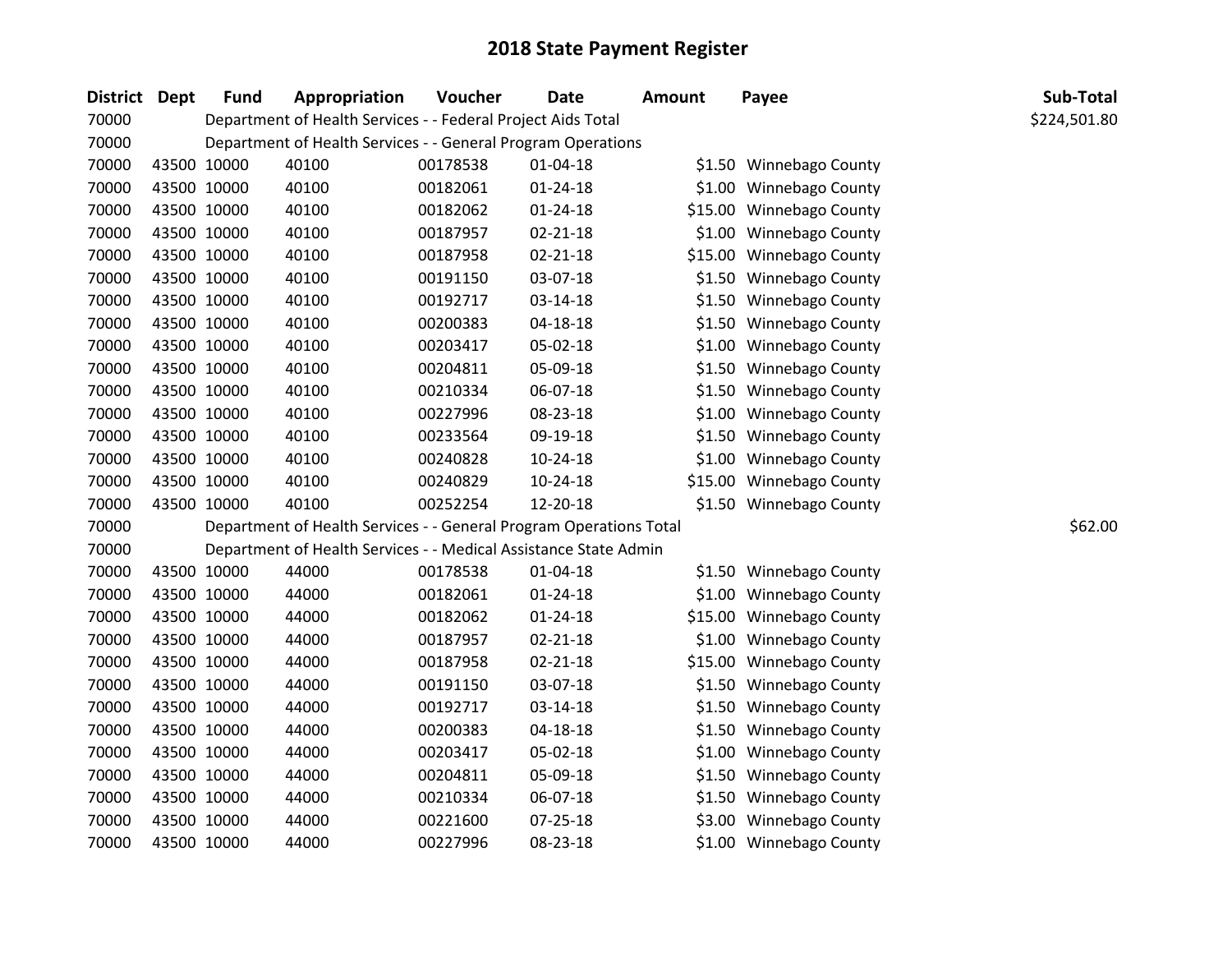# 2018 State Payment Register

| District | Dept | Fund | Appropriation | Voucher | Date | Amount | Payee | Sub-Total |
|---|---|---|---|---|---|---|---|---|
| 70000 | | Department of Health Services - - Federal Project Aids Total | | | | | | $224,501.80 |
| 70000 | | Department of Health Services - - General Program Operations | | | | | | |
| 70000 | 43500 | 10000 | 40100 | 00178538 | 01-04-18 | $1.50 | Winnebago County | |
| 70000 | 43500 | 10000 | 40100 | 00182061 | 01-24-18 | $1.00 | Winnebago County | |
| 70000 | 43500 | 10000 | 40100 | 00182062 | 01-24-18 | $15.00 | Winnebago County | |
| 70000 | 43500 | 10000 | 40100 | 00187957 | 02-21-18 | $1.00 | Winnebago County | |
| 70000 | 43500 | 10000 | 40100 | 00187958 | 02-21-18 | $15.00 | Winnebago County | |
| 70000 | 43500 | 10000 | 40100 | 00191150 | 03-07-18 | $1.50 | Winnebago County | |
| 70000 | 43500 | 10000 | 40100 | 00192717 | 03-14-18 | $1.50 | Winnebago County | |
| 70000 | 43500 | 10000 | 40100 | 00200383 | 04-18-18 | $1.50 | Winnebago County | |
| 70000 | 43500 | 10000 | 40100 | 00203417 | 05-02-18 | $1.00 | Winnebago County | |
| 70000 | 43500 | 10000 | 40100 | 00204811 | 05-09-18 | $1.50 | Winnebago County | |
| 70000 | 43500 | 10000 | 40100 | 00210334 | 06-07-18 | $1.50 | Winnebago County | |
| 70000 | 43500 | 10000 | 40100 | 00227996 | 08-23-18 | $1.00 | Winnebago County | |
| 70000 | 43500 | 10000 | 40100 | 00233564 | 09-19-18 | $1.50 | Winnebago County | |
| 70000 | 43500 | 10000 | 40100 | 00240828 | 10-24-18 | $1.00 | Winnebago County | |
| 70000 | 43500 | 10000 | 40100 | 00240829 | 10-24-18 | $15.00 | Winnebago County | |
| 70000 | 43500 | 10000 | 40100 | 00252254 | 12-20-18 | $1.50 | Winnebago County | |
| 70000 | | Department of Health Services - - General Program Operations Total | | | | | | $62.00 |
| 70000 | | Department of Health Services - - Medical Assistance State Admin | | | | | | |
| 70000 | 43500 | 10000 | 44000 | 00178538 | 01-04-18 | $1.50 | Winnebago County | |
| 70000 | 43500 | 10000 | 44000 | 00182061 | 01-24-18 | $1.00 | Winnebago County | |
| 70000 | 43500 | 10000 | 44000 | 00182062 | 01-24-18 | $15.00 | Winnebago County | |
| 70000 | 43500 | 10000 | 44000 | 00187957 | 02-21-18 | $1.00 | Winnebago County | |
| 70000 | 43500 | 10000 | 44000 | 00187958 | 02-21-18 | $15.00 | Winnebago County | |
| 70000 | 43500 | 10000 | 44000 | 00191150 | 03-07-18 | $1.50 | Winnebago County | |
| 70000 | 43500 | 10000 | 44000 | 00192717 | 03-14-18 | $1.50 | Winnebago County | |
| 70000 | 43500 | 10000 | 44000 | 00200383 | 04-18-18 | $1.50 | Winnebago County | |
| 70000 | 43500 | 10000 | 44000 | 00203417 | 05-02-18 | $1.00 | Winnebago County | |
| 70000 | 43500 | 10000 | 44000 | 00204811 | 05-09-18 | $1.50 | Winnebago County | |
| 70000 | 43500 | 10000 | 44000 | 00210334 | 06-07-18 | $1.50 | Winnebago County | |
| 70000 | 43500 | 10000 | 44000 | 00221600 | 07-25-18 | $3.00 | Winnebago County | |
| 70000 | 43500 | 10000 | 44000 | 00227996 | 08-23-18 | $1.00 | Winnebago County | |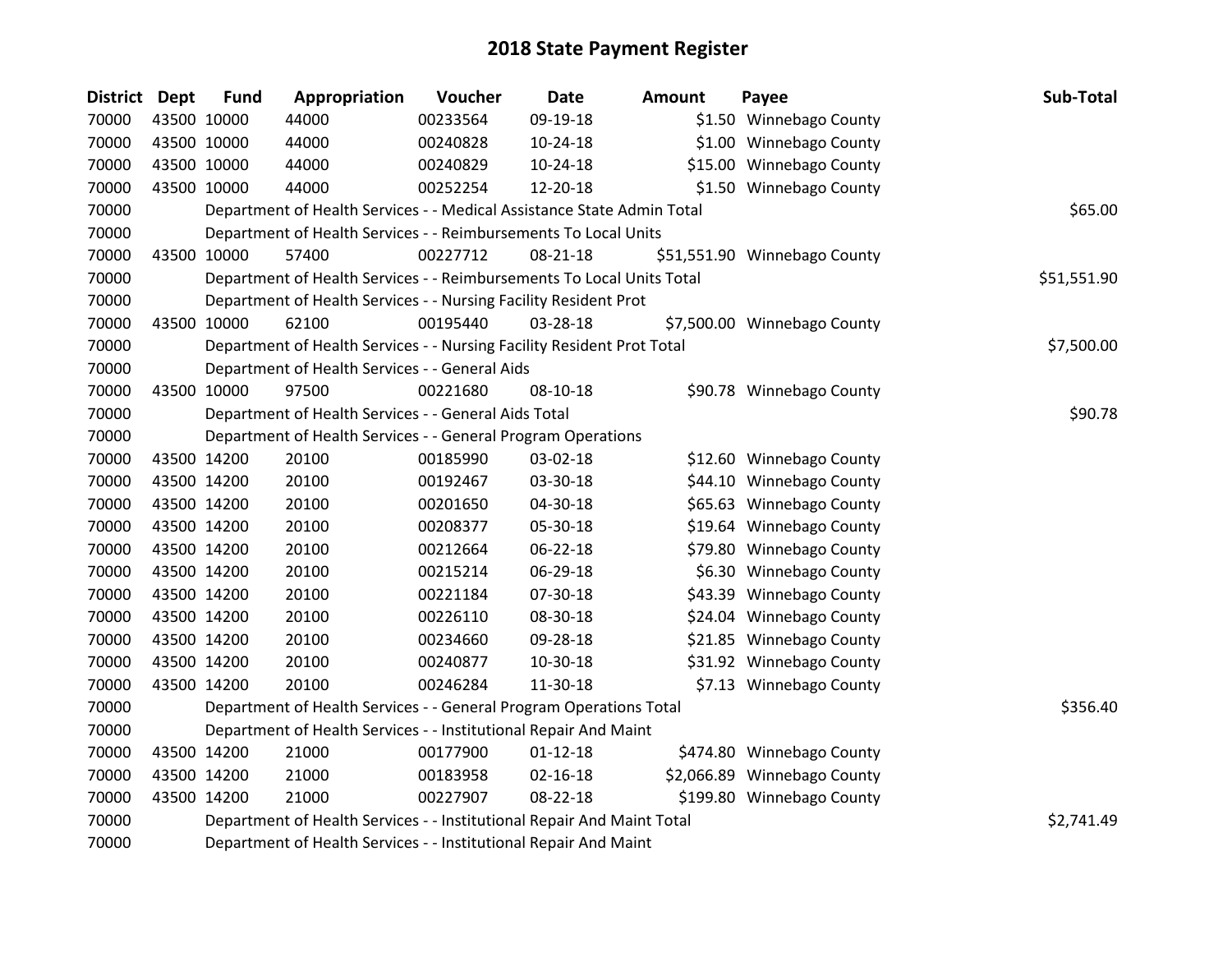# 2018 State Payment Register

| District | Dept | Fund | Appropriation | Voucher | Date | Amount | Payee | Sub-Total |
|---|---|---|---|---|---|---|---|---|
| 70000 | 43500 | 10000 | 44000 | 00233564 | 09-19-18 | $1.50 | Winnebago County | |
| 70000 | 43500 | 10000 | 44000 | 00240828 | 10-24-18 | $1.00 | Winnebago County | |
| 70000 | 43500 | 10000 | 44000 | 00240829 | 10-24-18 | $15.00 | Winnebago County | |
| 70000 | 43500 | 10000 | 44000 | 00252254 | 12-20-18 | $1.50 | Winnebago County | |
| 70000 | | Department of Health Services - - Medical Assistance State Admin Total | | | | | | $65.00 |
| 70000 | | Department of Health Services - - Reimbursements To Local Units | | | | | | |
| 70000 | 43500 | 10000 | 57400 | 00227712 | 08-21-18 | $51,551.90 | Winnebago County | |
| 70000 | | Department of Health Services - - Reimbursements To Local Units Total | | | | | | $51,551.90 |
| 70000 | | Department of Health Services - - Nursing Facility Resident Prot | | | | | | |
| 70000 | 43500 | 10000 | 62100 | 00195440 | 03-28-18 | $7,500.00 | Winnebago County | |
| 70000 | | Department of Health Services - - Nursing Facility Resident Prot Total | | | | | | $7,500.00 |
| 70000 | | Department of Health Services - - General Aids | | | | | | |
| 70000 | 43500 | 10000 | 97500 | 00221680 | 08-10-18 | $90.78 | Winnebago County | |
| 70000 | | Department of Health Services - - General Aids Total | | | | | | $90.78 |
| 70000 | | Department of Health Services - - General Program Operations | | | | | | |
| 70000 | 43500 | 14200 | 20100 | 00185990 | 03-02-18 | $12.60 | Winnebago County | |
| 70000 | 43500 | 14200 | 20100 | 00192467 | 03-30-18 | $44.10 | Winnebago County | |
| 70000 | 43500 | 14200 | 20100 | 00201650 | 04-30-18 | $65.63 | Winnebago County | |
| 70000 | 43500 | 14200 | 20100 | 00208377 | 05-30-18 | $19.64 | Winnebago County | |
| 70000 | 43500 | 14200 | 20100 | 00212664 | 06-22-18 | $79.80 | Winnebago County | |
| 70000 | 43500 | 14200 | 20100 | 00215214 | 06-29-18 | $6.30 | Winnebago County | |
| 70000 | 43500 | 14200 | 20100 | 00221184 | 07-30-18 | $43.39 | Winnebago County | |
| 70000 | 43500 | 14200 | 20100 | 00226110 | 08-30-18 | $24.04 | Winnebago County | |
| 70000 | 43500 | 14200 | 20100 | 00234660 | 09-28-18 | $21.85 | Winnebago County | |
| 70000 | 43500 | 14200 | 20100 | 00240877 | 10-30-18 | $31.92 | Winnebago County | |
| 70000 | 43500 | 14200 | 20100 | 00246284 | 11-30-18 | $7.13 | Winnebago County | |
| 70000 | | Department of Health Services - - General Program Operations Total | | | | | | $356.40 |
| 70000 | | Department of Health Services - - Institutional Repair And Maint | | | | | | |
| 70000 | 43500 | 14200 | 21000 | 00177900 | 01-12-18 | $474.80 | Winnebago County | |
| 70000 | 43500 | 14200 | 21000 | 00183958 | 02-16-18 | $2,066.89 | Winnebago County | |
| 70000 | 43500 | 14200 | 21000 | 00227907 | 08-22-18 | $199.80 | Winnebago County | |
| 70000 | | Department of Health Services - - Institutional Repair And Maint Total | | | | | | $2,741.49 |
| 70000 | | Department of Health Services - - Institutional Repair And Maint | | | | | | |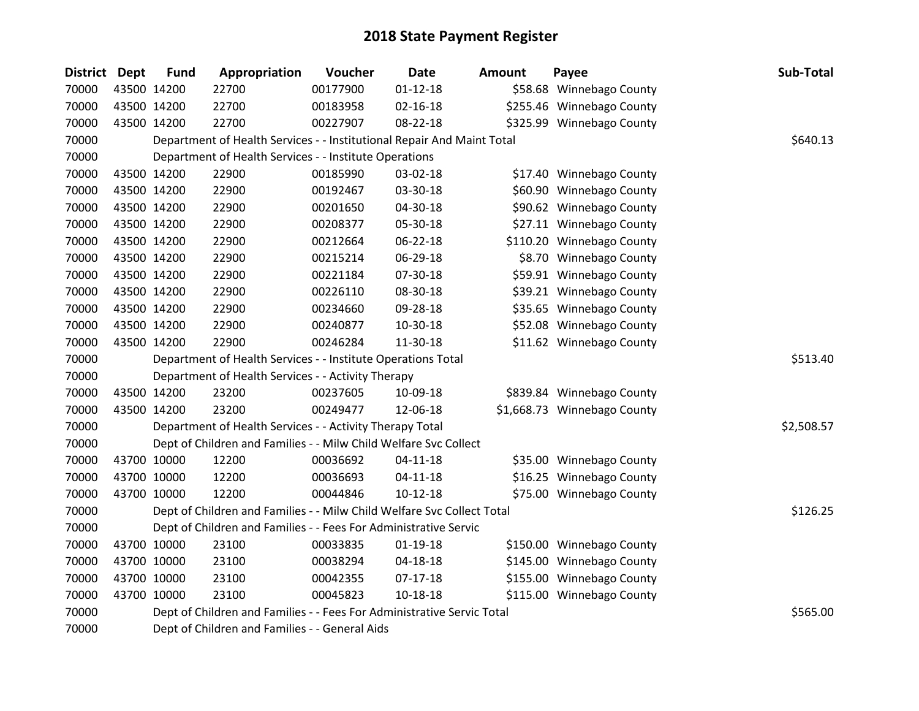# 2018 State Payment Register

| District | Dept | Fund | Appropriation | Voucher | Date | Amount | Payee | Sub-Total |
|---|---|---|---|---|---|---|---|---|
| 70000 | 43500 | 14200 | 22700 | 00177900 | 01-12-18 | $58.68 | Winnebago County | |
| 70000 | 43500 | 14200 | 22700 | 00183958 | 02-16-18 | $255.46 | Winnebago County | |
| 70000 | 43500 | 14200 | 22700 | 00227907 | 08-22-18 | $325.99 | Winnebago County | |
| 70000 | | | Department of Health Services - - Institutional Repair And Maint Total | | | | | $640.13 |
| 70000 | | | Department of Health Services - - Institute Operations | | | | | |
| 70000 | 43500 | 14200 | 22900 | 00185990 | 03-02-18 | $17.40 | Winnebago County | |
| 70000 | 43500 | 14200 | 22900 | 00192467 | 03-30-18 | $60.90 | Winnebago County | |
| 70000 | 43500 | 14200 | 22900 | 00201650 | 04-30-18 | $90.62 | Winnebago County | |
| 70000 | 43500 | 14200 | 22900 | 00208377 | 05-30-18 | $27.11 | Winnebago County | |
| 70000 | 43500 | 14200 | 22900 | 00212664 | 06-22-18 | $110.20 | Winnebago County | |
| 70000 | 43500 | 14200 | 22900 | 00215214 | 06-29-18 | $8.70 | Winnebago County | |
| 70000 | 43500 | 14200 | 22900 | 00221184 | 07-30-18 | $59.91 | Winnebago County | |
| 70000 | 43500 | 14200 | 22900 | 00226110 | 08-30-18 | $39.21 | Winnebago County | |
| 70000 | 43500 | 14200 | 22900 | 00234660 | 09-28-18 | $35.65 | Winnebago County | |
| 70000 | 43500 | 14200 | 22900 | 00240877 | 10-30-18 | $52.08 | Winnebago County | |
| 70000 | 43500 | 14200 | 22900 | 00246284 | 11-30-18 | $11.62 | Winnebago County | |
| 70000 | | | Department of Health Services - - Institute Operations Total | | | | | $513.40 |
| 70000 | | | Department of Health Services - - Activity Therapy | | | | | |
| 70000 | 43500 | 14200 | 23200 | 00237605 | 10-09-18 | $839.84 | Winnebago County | |
| 70000 | 43500 | 14200 | 23200 | 00249477 | 12-06-18 | $1,668.73 | Winnebago County | |
| 70000 | | | Department of Health Services - - Activity Therapy Total | | | | | $2,508.57 |
| 70000 | | | Dept of Children and Families - - Milw Child Welfare Svc Collect | | | | | |
| 70000 | 43700 | 10000 | 12200 | 00036692 | 04-11-18 | $35.00 | Winnebago County | |
| 70000 | 43700 | 10000 | 12200 | 00036693 | 04-11-18 | $16.25 | Winnebago County | |
| 70000 | 43700 | 10000 | 12200 | 00044846 | 10-12-18 | $75.00 | Winnebago County | |
| 70000 | | | Dept of Children and Families - - Milw Child Welfare Svc Collect Total | | | | | $126.25 |
| 70000 | | | Dept of Children and Families - - Fees For Administrative Servic | | | | | |
| 70000 | 43700 | 10000 | 23100 | 00033835 | 01-19-18 | $150.00 | Winnebago County | |
| 70000 | 43700 | 10000 | 23100 | 00038294 | 04-18-18 | $145.00 | Winnebago County | |
| 70000 | 43700 | 10000 | 23100 | 00042355 | 07-17-18 | $155.00 | Winnebago County | |
| 70000 | 43700 | 10000 | 23100 | 00045823 | 10-18-18 | $115.00 | Winnebago County | |
| 70000 | | | Dept of Children and Families - - Fees For Administrative Servic Total | | | | | $565.00 |
| 70000 | | | Dept of Children and Families - - General Aids | | | | | |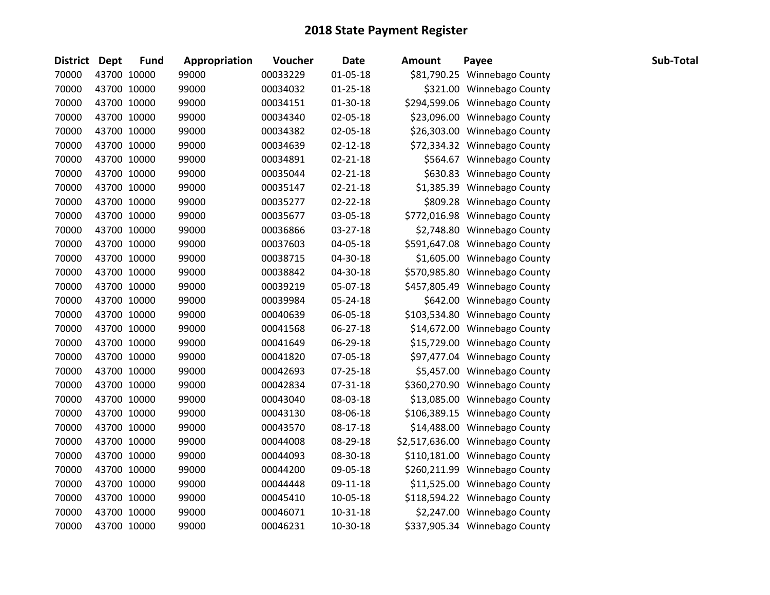# 2018 State Payment Register

| District | Dept | Fund | Appropriation | Voucher | Date | Amount | Payee | Sub-Total |
|---|---|---|---|---|---|---|---|---|
| 70000 | 43700 | 10000 | 99000 | 00033229 | 01-05-18 | $81,790.25 | Winnebago County | |
| 70000 | 43700 | 10000 | 99000 | 00034032 | 01-25-18 | $321.00 | Winnebago County | |
| 70000 | 43700 | 10000 | 99000 | 00034151 | 01-30-18 | $294,599.06 | Winnebago County | |
| 70000 | 43700 | 10000 | 99000 | 00034340 | 02-05-18 | $23,096.00 | Winnebago County | |
| 70000 | 43700 | 10000 | 99000 | 00034382 | 02-05-18 | $26,303.00 | Winnebago County | |
| 70000 | 43700 | 10000 | 99000 | 00034639 | 02-12-18 | $72,334.32 | Winnebago County | |
| 70000 | 43700 | 10000 | 99000 | 00034891 | 02-21-18 | $564.67 | Winnebago County | |
| 70000 | 43700 | 10000 | 99000 | 00035044 | 02-21-18 | $630.83 | Winnebago County | |
| 70000 | 43700 | 10000 | 99000 | 00035147 | 02-21-18 | $1,385.39 | Winnebago County | |
| 70000 | 43700 | 10000 | 99000 | 00035277 | 02-22-18 | $809.28 | Winnebago County | |
| 70000 | 43700 | 10000 | 99000 | 00035677 | 03-05-18 | $772,016.98 | Winnebago County | |
| 70000 | 43700 | 10000 | 99000 | 00036866 | 03-27-18 | $2,748.80 | Winnebago County | |
| 70000 | 43700 | 10000 | 99000 | 00037603 | 04-05-18 | $591,647.08 | Winnebago County | |
| 70000 | 43700 | 10000 | 99000 | 00038715 | 04-30-18 | $1,605.00 | Winnebago County | |
| 70000 | 43700 | 10000 | 99000 | 00038842 | 04-30-18 | $570,985.80 | Winnebago County | |
| 70000 | 43700 | 10000 | 99000 | 00039219 | 05-07-18 | $457,805.49 | Winnebago County | |
| 70000 | 43700 | 10000 | 99000 | 00039984 | 05-24-18 | $642.00 | Winnebago County | |
| 70000 | 43700 | 10000 | 99000 | 00040639 | 06-05-18 | $103,534.80 | Winnebago County | |
| 70000 | 43700 | 10000 | 99000 | 00041568 | 06-27-18 | $14,672.00 | Winnebago County | |
| 70000 | 43700 | 10000 | 99000 | 00041649 | 06-29-18 | $15,729.00 | Winnebago County | |
| 70000 | 43700 | 10000 | 99000 | 00041820 | 07-05-18 | $97,477.04 | Winnebago County | |
| 70000 | 43700 | 10000 | 99000 | 00042693 | 07-25-18 | $5,457.00 | Winnebago County | |
| 70000 | 43700 | 10000 | 99000 | 00042834 | 07-31-18 | $360,270.90 | Winnebago County | |
| 70000 | 43700 | 10000 | 99000 | 00043040 | 08-03-18 | $13,085.00 | Winnebago County | |
| 70000 | 43700 | 10000 | 99000 | 00043130 | 08-06-18 | $106,389.15 | Winnebago County | |
| 70000 | 43700 | 10000 | 99000 | 00043570 | 08-17-18 | $14,488.00 | Winnebago County | |
| 70000 | 43700 | 10000 | 99000 | 00044008 | 08-29-18 | $2,517,636.00 | Winnebago County | |
| 70000 | 43700 | 10000 | 99000 | 00044093 | 08-30-18 | $110,181.00 | Winnebago County | |
| 70000 | 43700 | 10000 | 99000 | 00044200 | 09-05-18 | $260,211.99 | Winnebago County | |
| 70000 | 43700 | 10000 | 99000 | 00044448 | 09-11-18 | $11,525.00 | Winnebago County | |
| 70000 | 43700 | 10000 | 99000 | 00045410 | 10-05-18 | $118,594.22 | Winnebago County | |
| 70000 | 43700 | 10000 | 99000 | 00046071 | 10-31-18 | $2,247.00 | Winnebago County | |
| 70000 | 43700 | 10000 | 99000 | 00046231 | 10-30-18 | $337,905.34 | Winnebago County | |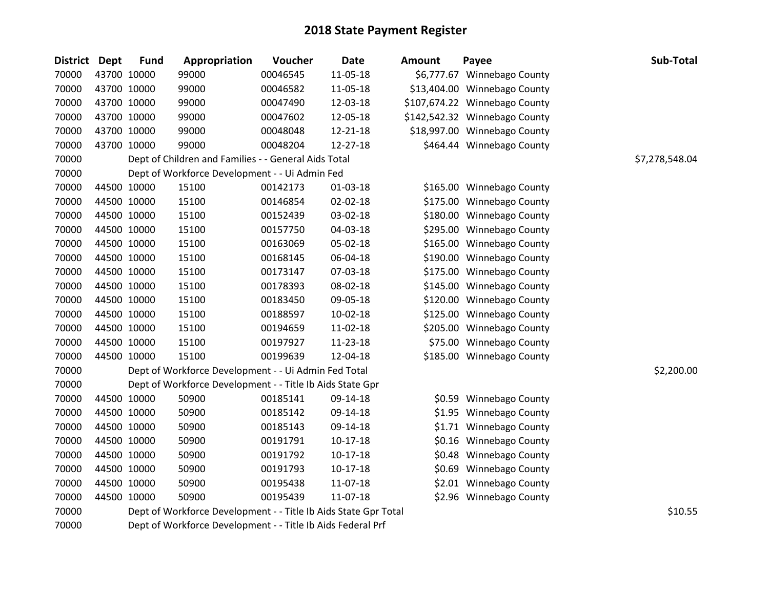# 2018 State Payment Register

| District | Dept | Fund | Appropriation | Voucher | Date | Amount | Payee | Sub-Total |
|---|---|---|---|---|---|---|---|---|
| 70000 | 43700 | 10000 | 99000 | 00046545 | 11-05-18 | $6,777.67 | Winnebago County | |
| 70000 | 43700 | 10000 | 99000 | 00046582 | 11-05-18 | $13,404.00 | Winnebago County | |
| 70000 | 43700 | 10000 | 99000 | 00047490 | 12-03-18 | $107,674.22 | Winnebago County | |
| 70000 | 43700 | 10000 | 99000 | 00047602 | 12-05-18 | $142,542.32 | Winnebago County | |
| 70000 | 43700 | 10000 | 99000 | 00048048 | 12-21-18 | $18,997.00 | Winnebago County | |
| 70000 | 43700 | 10000 | 99000 | 00048204 | 12-27-18 | $464.44 | Winnebago County | |
| 70000 | | Dept of Children and Families - - General Aids Total | | | | | | $7,278,548.04 |
| 70000 | | Dept of Workforce Development - - Ui Admin Fed | | | | | | |
| 70000 | 44500 | 10000 | 15100 | 00142173 | 01-03-18 | $165.00 | Winnebago County | |
| 70000 | 44500 | 10000 | 15100 | 00146854 | 02-02-18 | $175.00 | Winnebago County | |
| 70000 | 44500 | 10000 | 15100 | 00152439 | 03-02-18 | $180.00 | Winnebago County | |
| 70000 | 44500 | 10000 | 15100 | 00157750 | 04-03-18 | $295.00 | Winnebago County | |
| 70000 | 44500 | 10000 | 15100 | 00163069 | 05-02-18 | $165.00 | Winnebago County | |
| 70000 | 44500 | 10000 | 15100 | 00168145 | 06-04-18 | $190.00 | Winnebago County | |
| 70000 | 44500 | 10000 | 15100 | 00173147 | 07-03-18 | $175.00 | Winnebago County | |
| 70000 | 44500 | 10000 | 15100 | 00178393 | 08-02-18 | $145.00 | Winnebago County | |
| 70000 | 44500 | 10000 | 15100 | 00183450 | 09-05-18 | $120.00 | Winnebago County | |
| 70000 | 44500 | 10000 | 15100 | 00188597 | 10-02-18 | $125.00 | Winnebago County | |
| 70000 | 44500 | 10000 | 15100 | 00194659 | 11-02-18 | $205.00 | Winnebago County | |
| 70000 | 44500 | 10000 | 15100 | 00197927 | 11-23-18 | $75.00 | Winnebago County | |
| 70000 | 44500 | 10000 | 15100 | 00199639 | 12-04-18 | $185.00 | Winnebago County | |
| 70000 | | Dept of Workforce Development - - Ui Admin Fed Total | | | | | | $2,200.00 |
| 70000 | | Dept of Workforce Development - - Title Ib Aids State Gpr | | | | | | |
| 70000 | 44500 | 10000 | 50900 | 00185141 | 09-14-18 | $0.59 | Winnebago County | |
| 70000 | 44500 | 10000 | 50900 | 00185142 | 09-14-18 | $1.95 | Winnebago County | |
| 70000 | 44500 | 10000 | 50900 | 00185143 | 09-14-18 | $1.71 | Winnebago County | |
| 70000 | 44500 | 10000 | 50900 | 00191791 | 10-17-18 | $0.16 | Winnebago County | |
| 70000 | 44500 | 10000 | 50900 | 00191792 | 10-17-18 | $0.48 | Winnebago County | |
| 70000 | 44500 | 10000 | 50900 | 00191793 | 10-17-18 | $0.69 | Winnebago County | |
| 70000 | 44500 | 10000 | 50900 | 00195438 | 11-07-18 | $2.01 | Winnebago County | |
| 70000 | 44500 | 10000 | 50900 | 00195439 | 11-07-18 | $2.96 | Winnebago County | |
| 70000 | | Dept of Workforce Development - - Title Ib Aids State Gpr Total | | | | | | $10.55 |
| 70000 | | Dept of Workforce Development - - Title Ib Aids Federal Prf | | | | | | |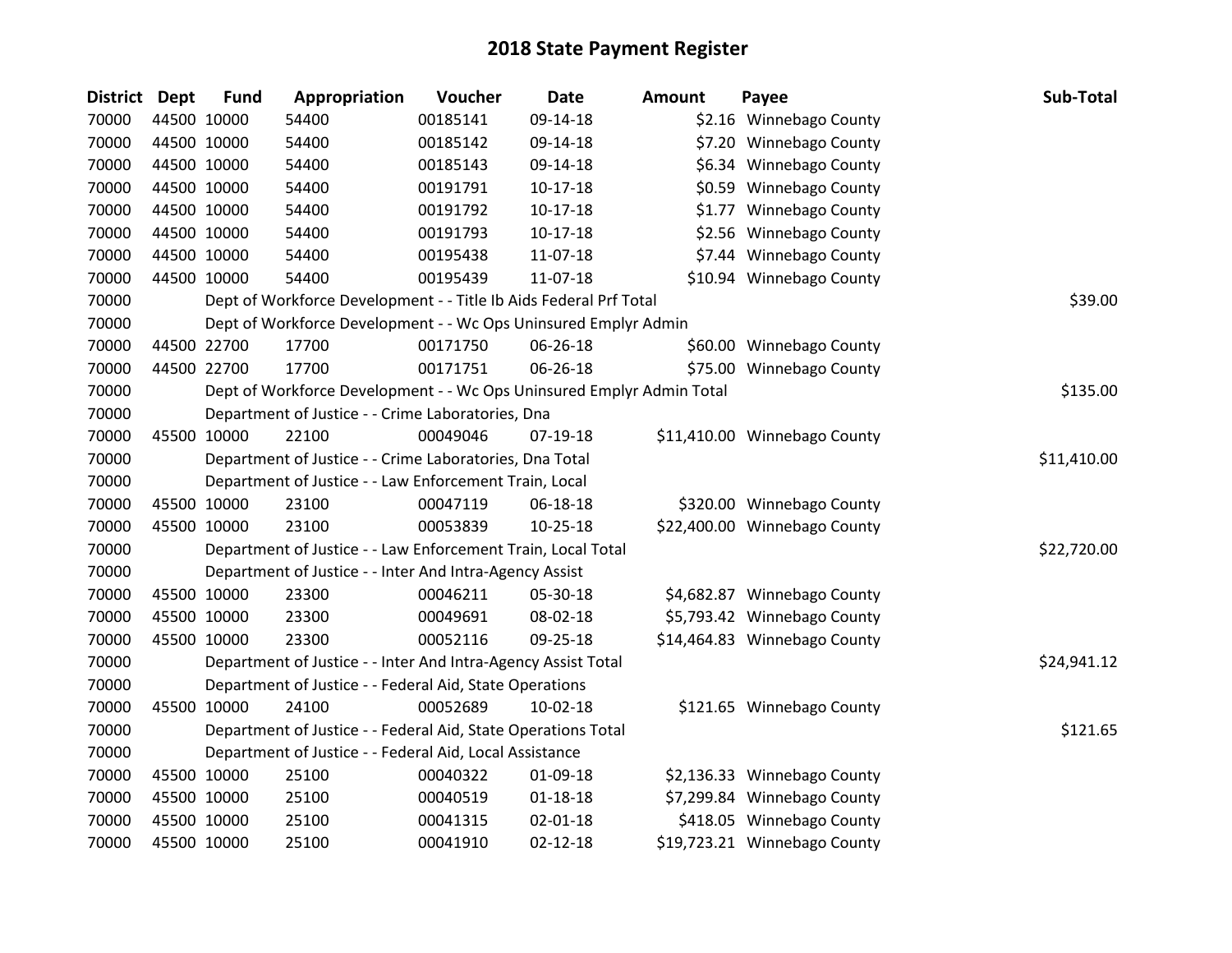# 2018 State Payment Register

| District | Dept | Fund | Appropriation | Voucher | Date | Amount | Payee | Sub-Total |
|---|---|---|---|---|---|---|---|---|
| 70000 | 44500 | 10000 | 54400 | 00185141 | 09-14-18 | $2.16 | Winnebago County | |
| 70000 | 44500 | 10000 | 54400 | 00185142 | 09-14-18 | $7.20 | Winnebago County | |
| 70000 | 44500 | 10000 | 54400 | 00185143 | 09-14-18 | $6.34 | Winnebago County | |
| 70000 | 44500 | 10000 | 54400 | 00191791 | 10-17-18 | $0.59 | Winnebago County | |
| 70000 | 44500 | 10000 | 54400 | 00191792 | 10-17-18 | $1.77 | Winnebago County | |
| 70000 | 44500 | 10000 | 54400 | 00191793 | 10-17-18 | $2.56 | Winnebago County | |
| 70000 | 44500 | 10000 | 54400 | 00195438 | 11-07-18 | $7.44 | Winnebago County | |
| 70000 | 44500 | 10000 | 54400 | 00195439 | 11-07-18 | $10.94 | Winnebago County | |
| 70000 | | Dept of Workforce Development - - Title Ib Aids Federal Prf Total | | | | | | $39.00 |
| 70000 | | Dept of Workforce Development - - Wc Ops Uninsured Emplyr Admin | | | | | | |
| 70000 | 44500 | 22700 | 17700 | 00171750 | 06-26-18 | $60.00 | Winnebago County | |
| 70000 | 44500 | 22700 | 17700 | 00171751 | 06-26-18 | $75.00 | Winnebago County | |
| 70000 | | Dept of Workforce Development - - Wc Ops Uninsured Emplyr Admin Total | | | | | | $135.00 |
| 70000 | | Department of Justice - - Crime Laboratories, Dna | | | | | | |
| 70000 | 45500 | 10000 | 22100 | 00049046 | 07-19-18 | $11,410.00 | Winnebago County | |
| 70000 | | Department of Justice - - Crime Laboratories, Dna Total | | | | | | $11,410.00 |
| 70000 | | Department of Justice - - Law Enforcement Train, Local | | | | | | |
| 70000 | 45500 | 10000 | 23100 | 00047119 | 06-18-18 | $320.00 | Winnebago County | |
| 70000 | 45500 | 10000 | 23100 | 00053839 | 10-25-18 | $22,400.00 | Winnebago County | |
| 70000 | | Department of Justice - - Law Enforcement Train, Local Total | | | | | | $22,720.00 |
| 70000 | | Department of Justice - - Inter And Intra-Agency Assist | | | | | | |
| 70000 | 45500 | 10000 | 23300 | 00046211 | 05-30-18 | $4,682.87 | Winnebago County | |
| 70000 | 45500 | 10000 | 23300 | 00049691 | 08-02-18 | $5,793.42 | Winnebago County | |
| 70000 | 45500 | 10000 | 23300 | 00052116 | 09-25-18 | $14,464.83 | Winnebago County | |
| 70000 | | Department of Justice - - Inter And Intra-Agency Assist Total | | | | | | $24,941.12 |
| 70000 | | Department of Justice - - Federal Aid, State Operations | | | | | | |
| 70000 | 45500 | 10000 | 24100 | 00052689 | 10-02-18 | $121.65 | Winnebago County | |
| 70000 | | Department of Justice - - Federal Aid, State Operations Total | | | | | | $121.65 |
| 70000 | | Department of Justice - - Federal Aid, Local Assistance | | | | | | |
| 70000 | 45500 | 10000 | 25100 | 00040322 | 01-09-18 | $2,136.33 | Winnebago County | |
| 70000 | 45500 | 10000 | 25100 | 00040519 | 01-18-18 | $7,299.84 | Winnebago County | |
| 70000 | 45500 | 10000 | 25100 | 00041315 | 02-01-18 | $418.05 | Winnebago County | |
| 70000 | 45500 | 10000 | 25100 | 00041910 | 02-12-18 | $19,723.21 | Winnebago County | |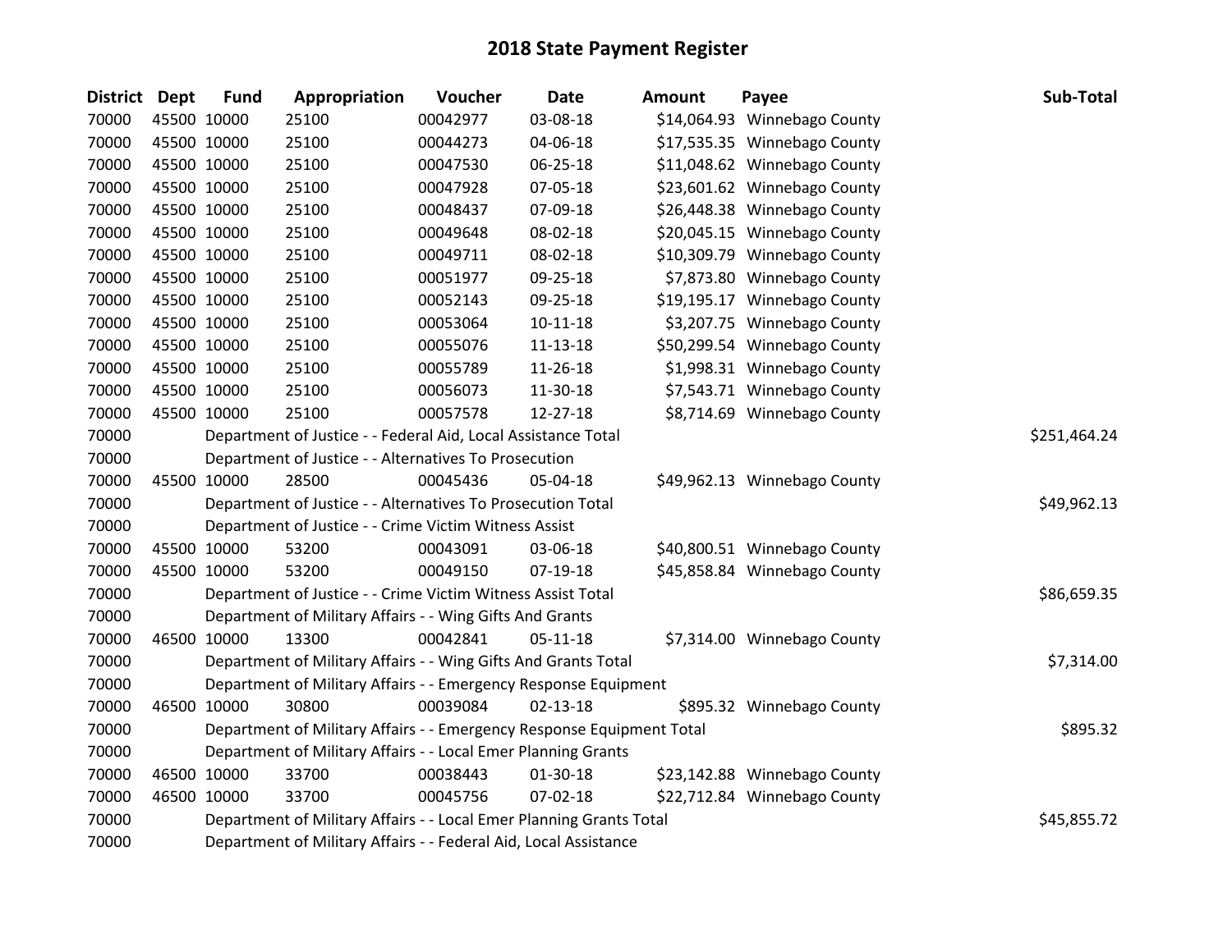# 2018 State Payment Register

| District | Dept | Fund | Appropriation | Voucher | Date | Amount | Payee | Sub-Total |
|---|---|---|---|---|---|---|---|---|
| 70000 | 45500 | 10000 | 25100 | 00042977 | 03-08-18 | $14,064.93 | Winnebago County | |
| 70000 | 45500 | 10000 | 25100 | 00044273 | 04-06-18 | $17,535.35 | Winnebago County | |
| 70000 | 45500 | 10000 | 25100 | 00047530 | 06-25-18 | $11,048.62 | Winnebago County | |
| 70000 | 45500 | 10000 | 25100 | 00047928 | 07-05-18 | $23,601.62 | Winnebago County | |
| 70000 | 45500 | 10000 | 25100 | 00048437 | 07-09-18 | $26,448.38 | Winnebago County | |
| 70000 | 45500 | 10000 | 25100 | 00049648 | 08-02-18 | $20,045.15 | Winnebago County | |
| 70000 | 45500 | 10000 | 25100 | 00049711 | 08-02-18 | $10,309.79 | Winnebago County | |
| 70000 | 45500 | 10000 | 25100 | 00051977 | 09-25-18 | $7,873.80 | Winnebago County | |
| 70000 | 45500 | 10000 | 25100 | 00052143 | 09-25-18 | $19,195.17 | Winnebago County | |
| 70000 | 45500 | 10000 | 25100 | 00053064 | 10-11-18 | $3,207.75 | Winnebago County | |
| 70000 | 45500 | 10000 | 25100 | 00055076 | 11-13-18 | $50,299.54 | Winnebago County | |
| 70000 | 45500 | 10000 | 25100 | 00055789 | 11-26-18 | $1,998.31 | Winnebago County | |
| 70000 | 45500 | 10000 | 25100 | 00056073 | 11-30-18 | $7,543.71 | Winnebago County | |
| 70000 | 45500 | 10000 | 25100 | 00057578 | 12-27-18 | $8,714.69 | Winnebago County | |
| 70000 | | Department of Justice - - Federal Aid, Local Assistance Total | | | | | | $251,464.24 |
| 70000 | | Department of Justice - - Alternatives To Prosecution | | | | | | |
| 70000 | 45500 | 10000 | 28500 | 00045436 | 05-04-18 | $49,962.13 | Winnebago County | |
| 70000 | | Department of Justice - - Alternatives To Prosecution Total | | | | | | $49,962.13 |
| 70000 | | Department of Justice - - Crime Victim Witness Assist | | | | | | |
| 70000 | 45500 | 10000 | 53200 | 00043091 | 03-06-18 | $40,800.51 | Winnebago County | |
| 70000 | 45500 | 10000 | 53200 | 00049150 | 07-19-18 | $45,858.84 | Winnebago County | |
| 70000 | | Department of Justice - - Crime Victim Witness Assist Total | | | | | | $86,659.35 |
| 70000 | | Department of Military Affairs - - Wing Gifts And Grants | | | | | | |
| 70000 | 46500 | 10000 | 13300 | 00042841 | 05-11-18 | $7,314.00 | Winnebago County | |
| 70000 | | Department of Military Affairs - - Wing Gifts And Grants Total | | | | | | $7,314.00 |
| 70000 | | Department of Military Affairs - - Emergency Response Equipment | | | | | | |
| 70000 | 46500 | 10000 | 30800 | 00039084 | 02-13-18 | $895.32 | Winnebago County | |
| 70000 | | Department of Military Affairs - - Emergency Response Equipment Total | | | | | | $895.32 |
| 70000 | | Department of Military Affairs - - Local Emer Planning Grants | | | | | | |
| 70000 | 46500 | 10000 | 33700 | 00038443 | 01-30-18 | $23,142.88 | Winnebago County | |
| 70000 | 46500 | 10000 | 33700 | 00045756 | 07-02-18 | $22,712.84 | Winnebago County | |
| 70000 | | Department of Military Affairs - - Local Emer Planning Grants Total | | | | | | $45,855.72 |
| 70000 | | Department of Military Affairs - - Federal Aid, Local Assistance | | | | | | |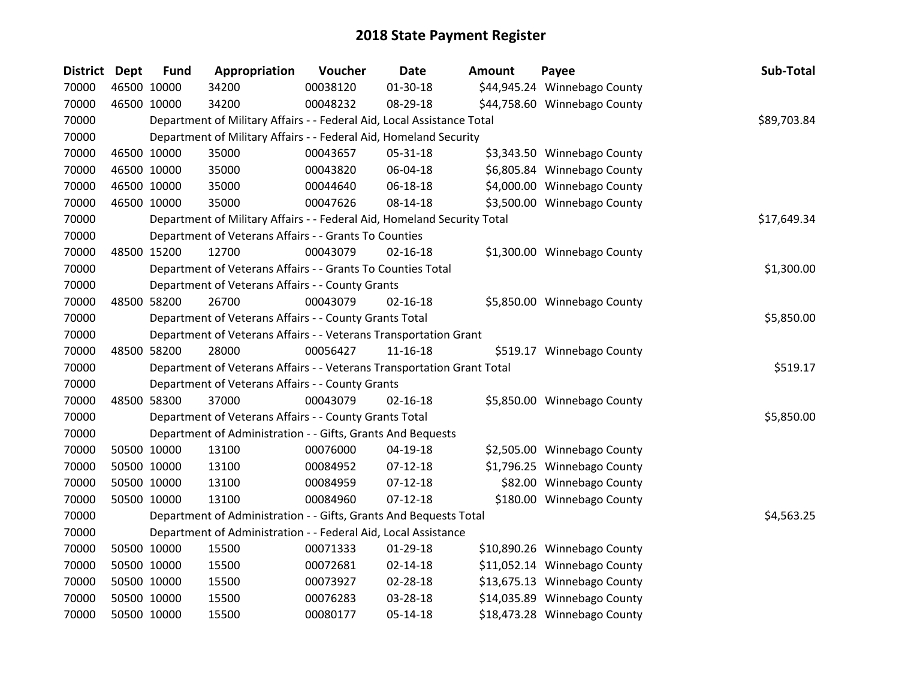# 2018 State Payment Register

| District | Dept | Fund | Appropriation | Voucher | Date | Amount | Payee | Sub-Total |
|---|---|---|---|---|---|---|---|---|
| 70000 | 46500 | 10000 | 34200 | 00038120 | 01-30-18 | $44,945.24 | Winnebago County | |
| 70000 | 46500 | 10000 | 34200 | 00048232 | 08-29-18 | $44,758.60 | Winnebago County | |
| 70000 | | | Department of Military Affairs - - Federal Aid, Local Assistance Total | | | | | $89,703.84 |
| 70000 | | | Department of Military Affairs - - Federal Aid, Homeland Security | | | | | |
| 70000 | 46500 | 10000 | 35000 | 00043657 | 05-31-18 | $3,343.50 | Winnebago County | |
| 70000 | 46500 | 10000 | 35000 | 00043820 | 06-04-18 | $6,805.84 | Winnebago County | |
| 70000 | 46500 | 10000 | 35000 | 00044640 | 06-18-18 | $4,000.00 | Winnebago County | |
| 70000 | 46500 | 10000 | 35000 | 00047626 | 08-14-18 | $3,500.00 | Winnebago County | |
| 70000 | | | Department of Military Affairs - - Federal Aid, Homeland Security Total | | | | | $17,649.34 |
| 70000 | | | Department of Veterans Affairs - - Grants To Counties | | | | | |
| 70000 | 48500 | 15200 | 12700 | 00043079 | 02-16-18 | $1,300.00 | Winnebago County | |
| 70000 | | | Department of Veterans Affairs - - Grants To Counties Total | | | | | $1,300.00 |
| 70000 | | | Department of Veterans Affairs - - County Grants | | | | | |
| 70000 | 48500 | 58200 | 26700 | 00043079 | 02-16-18 | $5,850.00 | Winnebago County | |
| 70000 | | | Department of Veterans Affairs - - County Grants Total | | | | | $5,850.00 |
| 70000 | | | Department of Veterans Affairs - - Veterans Transportation Grant | | | | | |
| 70000 | 48500 | 58200 | 28000 | 00056427 | 11-16-18 | $519.17 | Winnebago County | |
| 70000 | | | Department of Veterans Affairs - - Veterans Transportation Grant Total | | | | | $519.17 |
| 70000 | | | Department of Veterans Affairs - - County Grants | | | | | |
| 70000 | 48500 | 58300 | 37000 | 00043079 | 02-16-18 | $5,850.00 | Winnebago County | |
| 70000 | | | Department of Veterans Affairs - - County Grants Total | | | | | $5,850.00 |
| 70000 | | | Department of Administration - - Gifts, Grants And Bequests | | | | | |
| 70000 | 50500 | 10000 | 13100 | 00076000 | 04-19-18 | $2,505.00 | Winnebago County | |
| 70000 | 50500 | 10000 | 13100 | 00084952 | 07-12-18 | $1,796.25 | Winnebago County | |
| 70000 | 50500 | 10000 | 13100 | 00084959 | 07-12-18 | $82.00 | Winnebago County | |
| 70000 | 50500 | 10000 | 13100 | 00084960 | 07-12-18 | $180.00 | Winnebago County | |
| 70000 | | | Department of Administration - - Gifts, Grants And Bequests Total | | | | | $4,563.25 |
| 70000 | | | Department of Administration - - Federal Aid, Local Assistance | | | | | |
| 70000 | 50500 | 10000 | 15500 | 00071333 | 01-29-18 | $10,890.26 | Winnebago County | |
| 70000 | 50500 | 10000 | 15500 | 00072681 | 02-14-18 | $11,052.14 | Winnebago County | |
| 70000 | 50500 | 10000 | 15500 | 00073927 | 02-28-18 | $13,675.13 | Winnebago County | |
| 70000 | 50500 | 10000 | 15500 | 00076283 | 03-28-18 | $14,035.89 | Winnebago County | |
| 70000 | 50500 | 10000 | 15500 | 00080177 | 05-14-18 | $18,473.28 | Winnebago County | |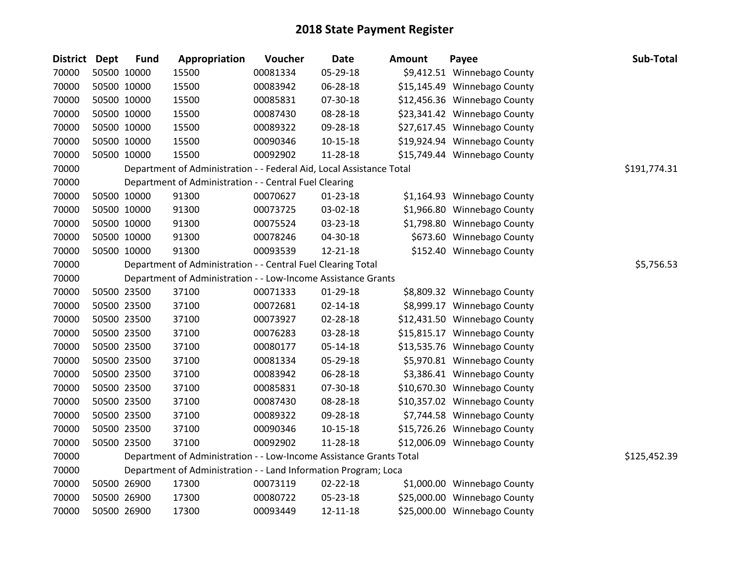# 2018 State Payment Register

| District | Dept | Fund | Appropriation | Voucher | Date | Amount | Payee | Sub-Total |
|---|---|---|---|---|---|---|---|---|
| 70000 | 50500 | 10000 | 15500 | 00081334 | 05-29-18 | $9,412.51 | Winnebago County | |
| 70000 | 50500 | 10000 | 15500 | 00083942 | 06-28-18 | $15,145.49 | Winnebago County | |
| 70000 | 50500 | 10000 | 15500 | 00085831 | 07-30-18 | $12,456.36 | Winnebago County | |
| 70000 | 50500 | 10000 | 15500 | 00087430 | 08-28-18 | $23,341.42 | Winnebago County | |
| 70000 | 50500 | 10000 | 15500 | 00089322 | 09-28-18 | $27,617.45 | Winnebago County | |
| 70000 | 50500 | 10000 | 15500 | 00090346 | 10-15-18 | $19,924.94 | Winnebago County | |
| 70000 | 50500 | 10000 | 15500 | 00092902 | 11-28-18 | $15,749.44 | Winnebago County | |
| 70000 | Department of Administration - - Federal Aid, Local Assistance Total | | | | | | | $191,774.31 |
| 70000 | Department of Administration - - Central Fuel Clearing | | | | | | | |
| 70000 | 50500 | 10000 | 91300 | 00070627 | 01-23-18 | $1,164.93 | Winnebago County | |
| 70000 | 50500 | 10000 | 91300 | 00073725 | 03-02-18 | $1,966.80 | Winnebago County | |
| 70000 | 50500 | 10000 | 91300 | 00075524 | 03-23-18 | $1,798.80 | Winnebago County | |
| 70000 | 50500 | 10000 | 91300 | 00078246 | 04-30-18 | $673.60 | Winnebago County | |
| 70000 | 50500 | 10000 | 91300 | 00093539 | 12-21-18 | $152.40 | Winnebago County | |
| 70000 | Department of Administration - - Central Fuel Clearing Total | | | | | | | $5,756.53 |
| 70000 | Department of Administration - - Low-Income Assistance Grants | | | | | | | |
| 70000 | 50500 | 23500 | 37100 | 00071333 | 01-29-18 | $8,809.32 | Winnebago County | |
| 70000 | 50500 | 23500 | 37100 | 00072681 | 02-14-18 | $8,999.17 | Winnebago County | |
| 70000 | 50500 | 23500 | 37100 | 00073927 | 02-28-18 | $12,431.50 | Winnebago County | |
| 70000 | 50500 | 23500 | 37100 | 00076283 | 03-28-18 | $15,815.17 | Winnebago County | |
| 70000 | 50500 | 23500 | 37100 | 00080177 | 05-14-18 | $13,535.76 | Winnebago County | |
| 70000 | 50500 | 23500 | 37100 | 00081334 | 05-29-18 | $5,970.81 | Winnebago County | |
| 70000 | 50500 | 23500 | 37100 | 00083942 | 06-28-18 | $3,386.41 | Winnebago County | |
| 70000 | 50500 | 23500 | 37100 | 00085831 | 07-30-18 | $10,670.30 | Winnebago County | |
| 70000 | 50500 | 23500 | 37100 | 00087430 | 08-28-18 | $10,357.02 | Winnebago County | |
| 70000 | 50500 | 23500 | 37100 | 00089322 | 09-28-18 | $7,744.58 | Winnebago County | |
| 70000 | 50500 | 23500 | 37100 | 00090346 | 10-15-18 | $15,726.26 | Winnebago County | |
| 70000 | 50500 | 23500 | 37100 | 00092902 | 11-28-18 | $12,006.09 | Winnebago County | |
| 70000 | Department of Administration - - Low-Income Assistance Grants Total | | | | | | | $125,452.39 |
| 70000 | Department of Administration - - Land Information Program; Loca | | | | | | | |
| 70000 | 50500 | 26900 | 17300 | 00073119 | 02-22-18 | $1,000.00 | Winnebago County | |
| 70000 | 50500 | 26900 | 17300 | 00080722 | 05-23-18 | $25,000.00 | Winnebago County | |
| 70000 | 50500 | 26900 | 17300 | 00093449 | 12-11-18 | $25,000.00 | Winnebago County | |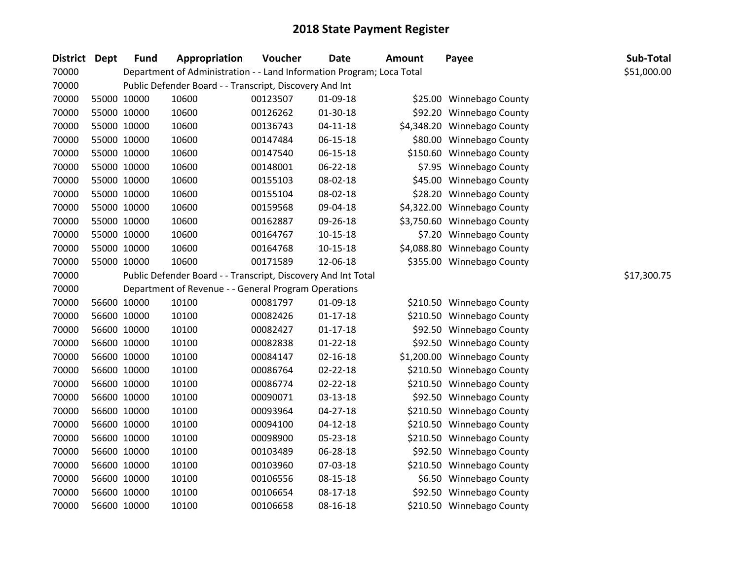# 2018 State Payment Register

| District | Dept | Fund | Appropriation | Voucher | Date | Amount | Payee | Sub-Total |
|---|---|---|---|---|---|---|---|---|
| 70000 | | Department of Administration - - Land Information Program; Loca Total | | | | | | $51,000.00 |
| 70000 | | Public Defender Board - - Transcript, Discovery And Int | | | | | | |
| 70000 | 55000 | 10000 | 10600 | 00123507 | 01-09-18 | $25.00 | Winnebago County | |
| 70000 | 55000 | 10000 | 10600 | 00126262 | 01-30-18 | $92.20 | Winnebago County | |
| 70000 | 55000 | 10000 | 10600 | 00136743 | 04-11-18 | $4,348.20 | Winnebago County | |
| 70000 | 55000 | 10000 | 10600 | 00147484 | 06-15-18 | $80.00 | Winnebago County | |
| 70000 | 55000 | 10000 | 10600 | 00147540 | 06-15-18 | $150.60 | Winnebago County | |
| 70000 | 55000 | 10000 | 10600 | 00148001 | 06-22-18 | $7.95 | Winnebago County | |
| 70000 | 55000 | 10000 | 10600 | 00155103 | 08-02-18 | $45.00 | Winnebago County | |
| 70000 | 55000 | 10000 | 10600 | 00155104 | 08-02-18 | $28.20 | Winnebago County | |
| 70000 | 55000 | 10000 | 10600 | 00159568 | 09-04-18 | $4,322.00 | Winnebago County | |
| 70000 | 55000 | 10000 | 10600 | 00162887 | 09-26-18 | $3,750.60 | Winnebago County | |
| 70000 | 55000 | 10000 | 10600 | 00164767 | 10-15-18 | $7.20 | Winnebago County | |
| 70000 | 55000 | 10000 | 10600 | 00164768 | 10-15-18 | $4,088.80 | Winnebago County | |
| 70000 | 55000 | 10000 | 10600 | 00171589 | 12-06-18 | $355.00 | Winnebago County | |
| 70000 | | Public Defender Board - - Transcript, Discovery And Int Total | | | | | | $17,300.75 |
| 70000 | | Department of Revenue - - General Program Operations | | | | | | |
| 70000 | 56600 | 10000 | 10100 | 00081797 | 01-09-18 | $210.50 | Winnebago County | |
| 70000 | 56600 | 10000 | 10100 | 00082426 | 01-17-18 | $210.50 | Winnebago County | |
| 70000 | 56600 | 10000 | 10100 | 00082427 | 01-17-18 | $92.50 | Winnebago County | |
| 70000 | 56600 | 10000 | 10100 | 00082838 | 01-22-18 | $92.50 | Winnebago County | |
| 70000 | 56600 | 10000 | 10100 | 00084147 | 02-16-18 | $1,200.00 | Winnebago County | |
| 70000 | 56600 | 10000 | 10100 | 00086764 | 02-22-18 | $210.50 | Winnebago County | |
| 70000 | 56600 | 10000 | 10100 | 00086774 | 02-22-18 | $210.50 | Winnebago County | |
| 70000 | 56600 | 10000 | 10100 | 00090071 | 03-13-18 | $92.50 | Winnebago County | |
| 70000 | 56600 | 10000 | 10100 | 00093964 | 04-27-18 | $210.50 | Winnebago County | |
| 70000 | 56600 | 10000 | 10100 | 00094100 | 04-12-18 | $210.50 | Winnebago County | |
| 70000 | 56600 | 10000 | 10100 | 00098900 | 05-23-18 | $210.50 | Winnebago County | |
| 70000 | 56600 | 10000 | 10100 | 00103489 | 06-28-18 | $92.50 | Winnebago County | |
| 70000 | 56600 | 10000 | 10100 | 00103960 | 07-03-18 | $210.50 | Winnebago County | |
| 70000 | 56600 | 10000 | 10100 | 00106556 | 08-15-18 | $6.50 | Winnebago County | |
| 70000 | 56600 | 10000 | 10100 | 00106654 | 08-17-18 | $92.50 | Winnebago County | |
| 70000 | 56600 | 10000 | 10100 | 00106658 | 08-16-18 | $210.50 | Winnebago County | |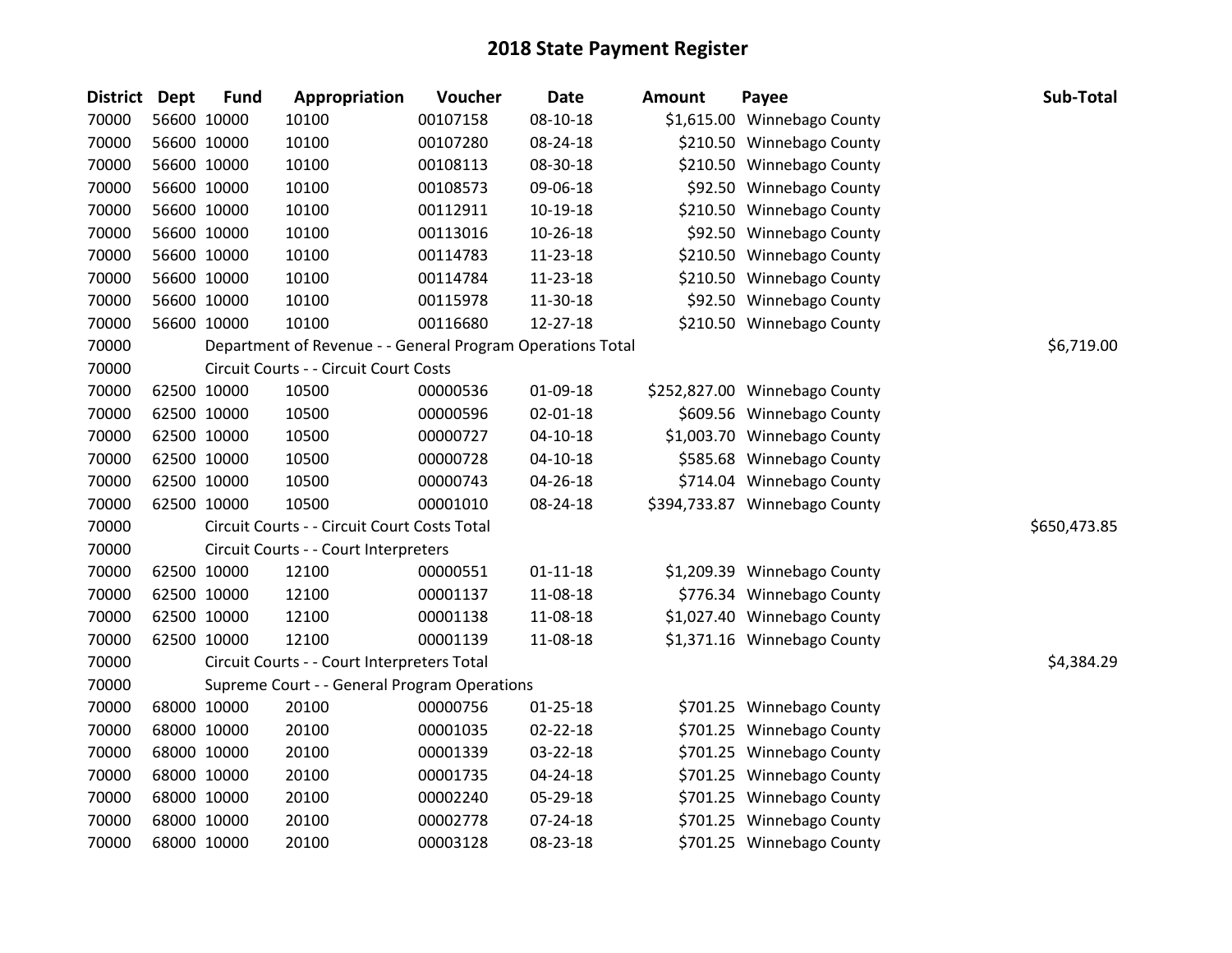# 2018 State Payment Register

| District | Dept | Fund | Appropriation | Voucher | Date | Amount | Payee | Sub-Total |
|---|---|---|---|---|---|---|---|---|
| 70000 | 56600 | 10000 | 10100 | 00107158 | 08-10-18 | $1,615.00 | Winnebago County | |
| 70000 | 56600 | 10000 | 10100 | 00107280 | 08-24-18 | $210.50 | Winnebago County | |
| 70000 | 56600 | 10000 | 10100 | 00108113 | 08-30-18 | $210.50 | Winnebago County | |
| 70000 | 56600 | 10000 | 10100 | 00108573 | 09-06-18 | $92.50 | Winnebago County | |
| 70000 | 56600 | 10000 | 10100 | 00112911 | 10-19-18 | $210.50 | Winnebago County | |
| 70000 | 56600 | 10000 | 10100 | 00113016 | 10-26-18 | $92.50 | Winnebago County | |
| 70000 | 56600 | 10000 | 10100 | 00114783 | 11-23-18 | $210.50 | Winnebago County | |
| 70000 | 56600 | 10000 | 10100 | 00114784 | 11-23-18 | $210.50 | Winnebago County | |
| 70000 | 56600 | 10000 | 10100 | 00115978 | 11-30-18 | $92.50 | Winnebago County | |
| 70000 | 56600 | 10000 | 10100 | 00116680 | 12-27-18 | $210.50 | Winnebago County | |
| 70000 | | Department of Revenue - - General Program Operations Total | | | | | | $6,719.00 |
| 70000 | | Circuit Courts - - Circuit Court Costs | | | | | | |
| 70000 | 62500 | 10000 | 10500 | 00000536 | 01-09-18 | $252,827.00 | Winnebago County | |
| 70000 | 62500 | 10000 | 10500 | 00000596 | 02-01-18 | $609.56 | Winnebago County | |
| 70000 | 62500 | 10000 | 10500 | 00000727 | 04-10-18 | $1,003.70 | Winnebago County | |
| 70000 | 62500 | 10000 | 10500 | 00000728 | 04-10-18 | $585.68 | Winnebago County | |
| 70000 | 62500 | 10000 | 10500 | 00000743 | 04-26-18 | $714.04 | Winnebago County | |
| 70000 | 62500 | 10000 | 10500 | 00001010 | 08-24-18 | $394,733.87 | Winnebago County | |
| 70000 | | Circuit Courts - - Circuit Court Costs Total | | | | | | $650,473.85 |
| 70000 | | Circuit Courts - - Court Interpreters | | | | | | |
| 70000 | 62500 | 10000 | 12100 | 00000551 | 01-11-18 | $1,209.39 | Winnebago County | |
| 70000 | 62500 | 10000 | 12100 | 00001137 | 11-08-18 | $776.34 | Winnebago County | |
| 70000 | 62500 | 10000 | 12100 | 00001138 | 11-08-18 | $1,027.40 | Winnebago County | |
| 70000 | 62500 | 10000 | 12100 | 00001139 | 11-08-18 | $1,371.16 | Winnebago County | |
| 70000 | | Circuit Courts - - Court Interpreters Total | | | | | | $4,384.29 |
| 70000 | | Supreme Court - - General Program Operations | | | | | | |
| 70000 | 68000 | 10000 | 20100 | 00000756 | 01-25-18 | $701.25 | Winnebago County | |
| 70000 | 68000 | 10000 | 20100 | 00001035 | 02-22-18 | $701.25 | Winnebago County | |
| 70000 | 68000 | 10000 | 20100 | 00001339 | 03-22-18 | $701.25 | Winnebago County | |
| 70000 | 68000 | 10000 | 20100 | 00001735 | 04-24-18 | $701.25 | Winnebago County | |
| 70000 | 68000 | 10000 | 20100 | 00002240 | 05-29-18 | $701.25 | Winnebago County | |
| 70000 | 68000 | 10000 | 20100 | 00002778 | 07-24-18 | $701.25 | Winnebago County | |
| 70000 | 68000 | 10000 | 20100 | 00003128 | 08-23-18 | $701.25 | Winnebago County | |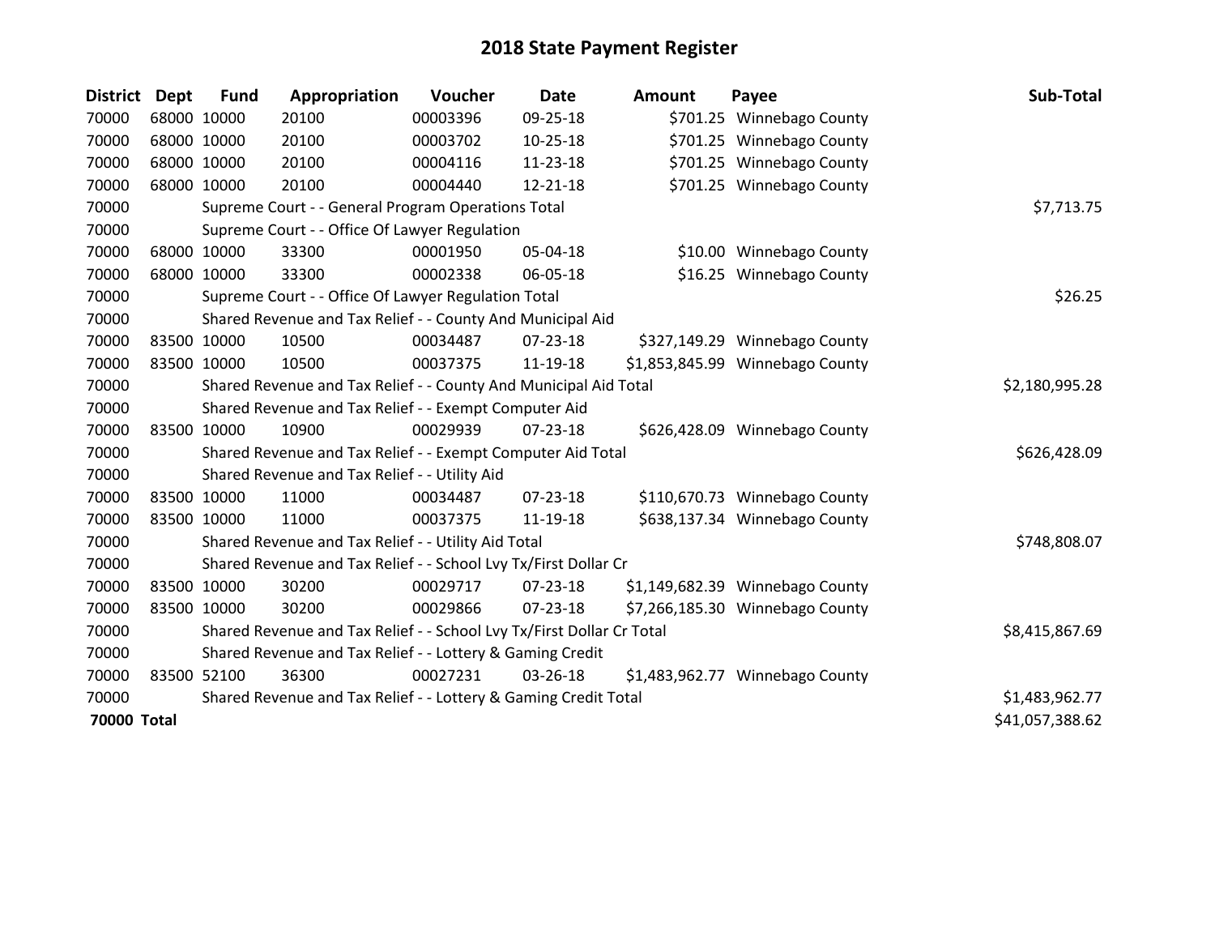# 2018 State Payment Register

| District | Dept | Fund | Appropriation | Voucher | Date | Amount | Payee | Sub-Total |
|---|---|---|---|---|---|---|---|---|
| 70000 | 68000 | 10000 | 20100 | 00003396 | 09-25-18 | $701.25 | Winnebago County | |
| 70000 | 68000 | 10000 | 20100 | 00003702 | 10-25-18 | $701.25 | Winnebago County | |
| 70000 | 68000 | 10000 | 20100 | 00004116 | 11-23-18 | $701.25 | Winnebago County | |
| 70000 | 68000 | 10000 | 20100 | 00004440 | 12-21-18 | $701.25 | Winnebago County | |
| 70000 | | Supreme Court - - General Program Operations Total | | | | | | $7,713.75 |
| 70000 | | Supreme Court - - Office Of Lawyer Regulation | | | | | | |
| 70000 | 68000 | 10000 | 33300 | 00001950 | 05-04-18 | $10.00 | Winnebago County | |
| 70000 | 68000 | 10000 | 33300 | 00002338 | 06-05-18 | $16.25 | Winnebago County | |
| 70000 | | Supreme Court - - Office Of Lawyer Regulation Total | | | | | | $26.25 |
| 70000 | | Shared Revenue and Tax Relief - - County And Municipal Aid | | | | | | |
| 70000 | 83500 | 10000 | 10500 | 00034487 | 07-23-18 | $327,149.29 | Winnebago County | |
| 70000 | 83500 | 10000 | 10500 | 00037375 | 11-19-18 | $1,853,845.99 | Winnebago County | |
| 70000 | | Shared Revenue and Tax Relief - - County And Municipal Aid Total | | | | | | $2,180,995.28 |
| 70000 | | Shared Revenue and Tax Relief - - Exempt Computer Aid | | | | | | |
| 70000 | 83500 | 10000 | 10900 | 00029939 | 07-23-18 | $626,428.09 | Winnebago County | |
| 70000 | | Shared Revenue and Tax Relief - - Exempt Computer Aid Total | | | | | | $626,428.09 |
| 70000 | | Shared Revenue and Tax Relief - - Utility Aid | | | | | | |
| 70000 | 83500 | 10000 | 11000 | 00034487 | 07-23-18 | $110,670.73 | Winnebago County | |
| 70000 | 83500 | 10000 | 11000 | 00037375 | 11-19-18 | $638,137.34 | Winnebago County | |
| 70000 | | Shared Revenue and Tax Relief - - Utility Aid Total | | | | | | $748,808.07 |
| 70000 | | Shared Revenue and Tax Relief - - School Lvy Tx/First Dollar Cr | | | | | | |
| 70000 | 83500 | 10000 | 30200 | 00029717 | 07-23-18 | $1,149,682.39 | Winnebago County | |
| 70000 | 83500 | 10000 | 30200 | 00029866 | 07-23-18 | $7,266,185.30 | Winnebago County | |
| 70000 | | Shared Revenue and Tax Relief - - School Lvy Tx/First Dollar Cr Total | | | | | | $8,415,867.69 |
| 70000 | | Shared Revenue and Tax Relief - - Lottery & Gaming Credit | | | | | | |
| 70000 | 83500 | 52100 | 36300 | 00027231 | 03-26-18 | $1,483,962.77 | Winnebago County | |
| 70000 | | Shared Revenue and Tax Relief - - Lottery & Gaming Credit Total | | | | | | $1,483,962.77 |
| **70000 Total** | | | | | | | | $41,057,388.62 |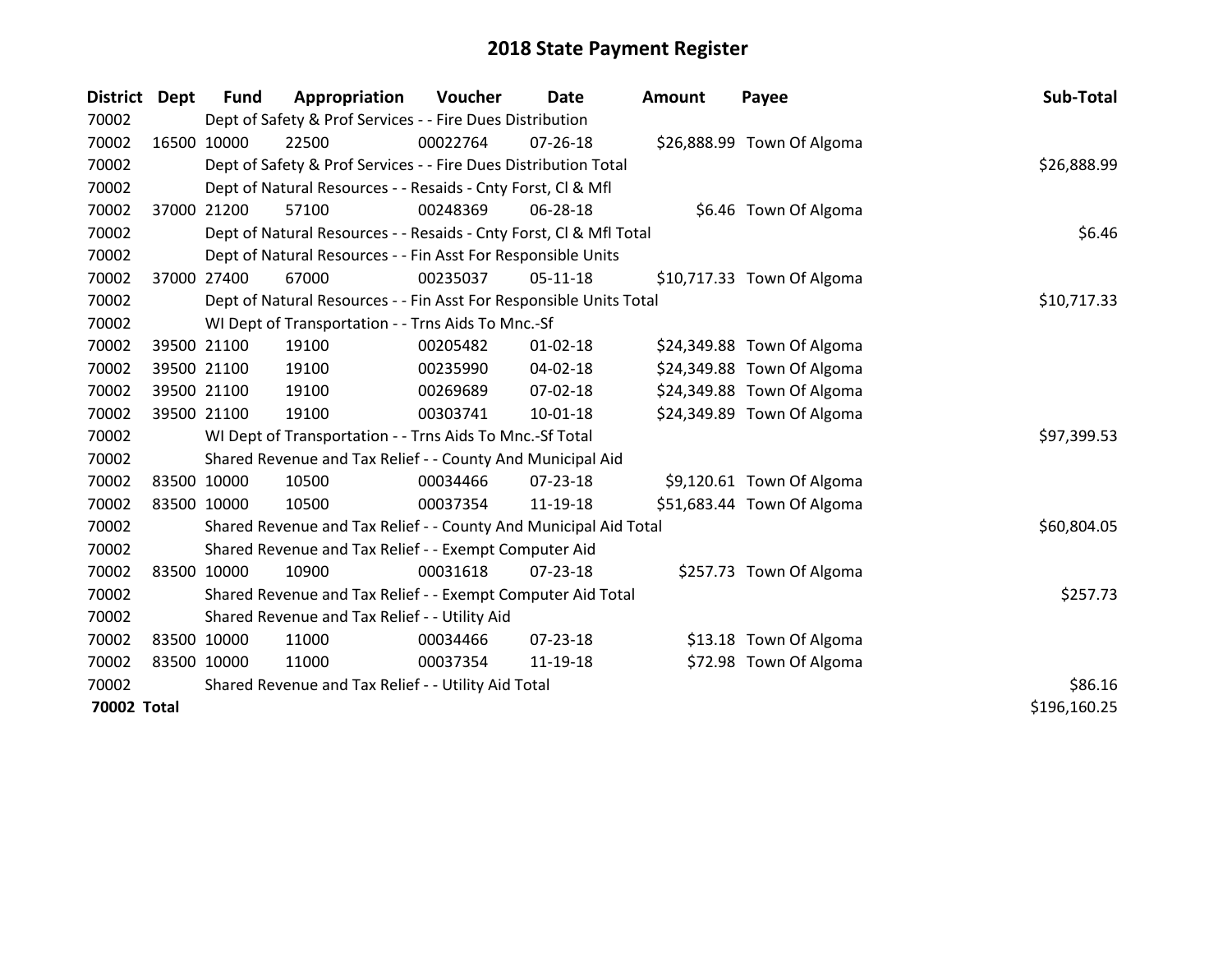# 2018 State Payment Register

| District | Dept | Fund | Appropriation | Voucher | Date | Amount | Payee | Sub-Total |
|---|---|---|---|---|---|---|---|---|
| 70002 | | Dept of Safety & Prof Services - - Fire Dues Distribution | | | | | | |
| 70002 | 16500 | 10000 | 22500 | 00022764 | 07-26-18 | $26,888.99 | Town Of Algoma | |
| 70002 | | Dept of Safety & Prof Services - - Fire Dues Distribution Total | | | | | | $26,888.99 |
| 70002 | | Dept of Natural Resources - - Resaids - Cnty Forst, Cl & Mfl | | | | | | |
| 70002 | 37000 | 21200 | 57100 | 00248369 | 06-28-18 | $6.46 | Town Of Algoma | |
| 70002 | | Dept of Natural Resources - - Resaids - Cnty Forst, Cl & Mfl Total | | | | | | $6.46 |
| 70002 | | Dept of Natural Resources - - Fin Asst For Responsible Units | | | | | | |
| 70002 | 37000 | 27400 | 67000 | 00235037 | 05-11-18 | $10,717.33 | Town Of Algoma | |
| 70002 | | Dept of Natural Resources - - Fin Asst For Responsible Units Total | | | | | | $10,717.33 |
| 70002 | | WI Dept of Transportation - - Trns Aids To Mnc.-Sf | | | | | | |
| 70002 | 39500 | 21100 | 19100 | 00205482 | 01-02-18 | $24,349.88 | Town Of Algoma | |
| 70002 | 39500 | 21100 | 19100 | 00235990 | 04-02-18 | $24,349.88 | Town Of Algoma | |
| 70002 | 39500 | 21100 | 19100 | 00269689 | 07-02-18 | $24,349.88 | Town Of Algoma | |
| 70002 | 39500 | 21100 | 19100 | 00303741 | 10-01-18 | $24,349.89 | Town Of Algoma | |
| 70002 | | WI Dept of Transportation - - Trns Aids To Mnc.-Sf Total | | | | | | $97,399.53 |
| 70002 | | Shared Revenue and Tax Relief - - County And Municipal Aid | | | | | | |
| 70002 | 83500 | 10000 | 10500 | 00034466 | 07-23-18 | $9,120.61 | Town Of Algoma | |
| 70002 | 83500 | 10000 | 10500 | 00037354 | 11-19-18 | $51,683.44 | Town Of Algoma | |
| 70002 | | Shared Revenue and Tax Relief - - County And Municipal Aid Total | | | | | | $60,804.05 |
| 70002 | | Shared Revenue and Tax Relief - - Exempt Computer Aid | | | | | | |
| 70002 | 83500 | 10000 | 10900 | 00031618 | 07-23-18 | $257.73 | Town Of Algoma | |
| 70002 | | Shared Revenue and Tax Relief - - Exempt Computer Aid Total | | | | | | $257.73 |
| 70002 | | Shared Revenue and Tax Relief - - Utility Aid | | | | | | |
| 70002 | 83500 | 10000 | 11000 | 00034466 | 07-23-18 | $13.18 | Town Of Algoma | |
| 70002 | 83500 | 10000 | 11000 | 00037354 | 11-19-18 | $72.98 | Town Of Algoma | |
| 70002 | | Shared Revenue and Tax Relief - - Utility Aid Total | | | | | | $86.16 |
| **70002 Total** | | | | | | | | $196,160.25 |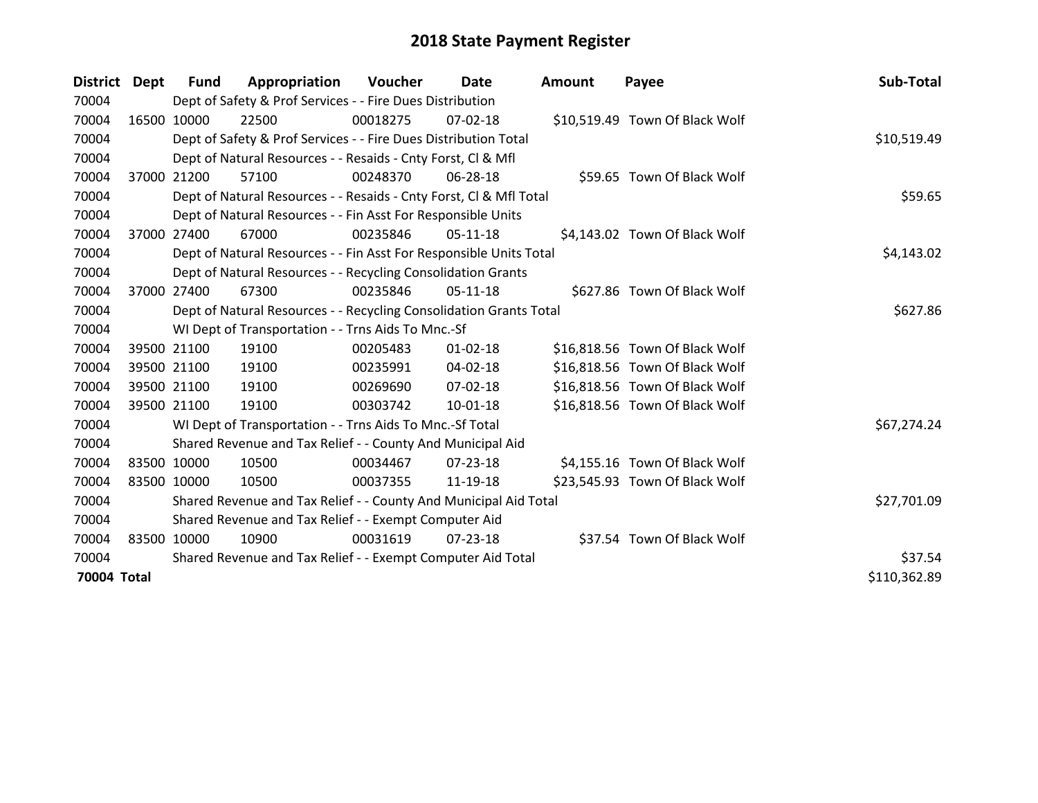# 2018 State Payment Register

| District | Dept | Fund | Appropriation | Voucher | Date | Amount | Payee | Sub-Total |
|---|---|---|---|---|---|---|---|---|
| 70004 | | Dept of Safety & Prof Services - - Fire Dues Distribution | | | | | | |
| 70004 | 16500 | 10000 | 22500 | 00018275 | 07-02-18 | $10,519.49 | Town Of Black Wolf | |
| 70004 | | Dept of Safety & Prof Services - - Fire Dues Distribution Total | | | | | | $10,519.49 |
| 70004 | | Dept of Natural Resources - - Resaids - Cnty Forst, Cl & Mfl | | | | | | |
| 70004 | 37000 | 21200 | 57100 | 00248370 | 06-28-18 | $59.65 | Town Of Black Wolf | |
| 70004 | | Dept of Natural Resources - - Resaids - Cnty Forst, Cl & Mfl Total | | | | | | $59.65 |
| 70004 | | Dept of Natural Resources - - Fin Asst For Responsible Units | | | | | | |
| 70004 | 37000 | 27400 | 67000 | 00235846 | 05-11-18 | $4,143.02 | Town Of Black Wolf | |
| 70004 | | Dept of Natural Resources - - Fin Asst For Responsible Units Total | | | | | | $4,143.02 |
| 70004 | | Dept of Natural Resources - - Recycling Consolidation Grants | | | | | | |
| 70004 | 37000 | 27400 | 67300 | 00235846 | 05-11-18 | $627.86 | Town Of Black Wolf | |
| 70004 | | Dept of Natural Resources - - Recycling Consolidation Grants Total | | | | | | $627.86 |
| 70004 | | WI Dept of Transportation - - Trns Aids To Mnc.-Sf | | | | | | |
| 70004 | 39500 | 21100 | 19100 | 00205483 | 01-02-18 | $16,818.56 | Town Of Black Wolf | |
| 70004 | 39500 | 21100 | 19100 | 00235991 | 04-02-18 | $16,818.56 | Town Of Black Wolf | |
| 70004 | 39500 | 21100 | 19100 | 00269690 | 07-02-18 | $16,818.56 | Town Of Black Wolf | |
| 70004 | 39500 | 21100 | 19100 | 00303742 | 10-01-18 | $16,818.56 | Town Of Black Wolf | |
| 70004 | | WI Dept of Transportation - - Trns Aids To Mnc.-Sf Total | | | | | | $67,274.24 |
| 70004 | | Shared Revenue and Tax Relief - - County And Municipal Aid | | | | | | |
| 70004 | 83500 | 10000 | 10500 | 00034467 | 07-23-18 | $4,155.16 | Town Of Black Wolf | |
| 70004 | 83500 | 10000 | 10500 | 00037355 | 11-19-18 | $23,545.93 | Town Of Black Wolf | |
| 70004 | | Shared Revenue and Tax Relief - - County And Municipal Aid Total | | | | | | $27,701.09 |
| 70004 | | Shared Revenue and Tax Relief - - Exempt Computer Aid | | | | | | |
| 70004 | 83500 | 10000 | 10900 | 00031619 | 07-23-18 | $37.54 | Town Of Black Wolf | |
| 70004 | | Shared Revenue and Tax Relief - - Exempt Computer Aid Total | | | | | | $37.54 |
| **70004 Total** | | | | | | | | $110,362.89 |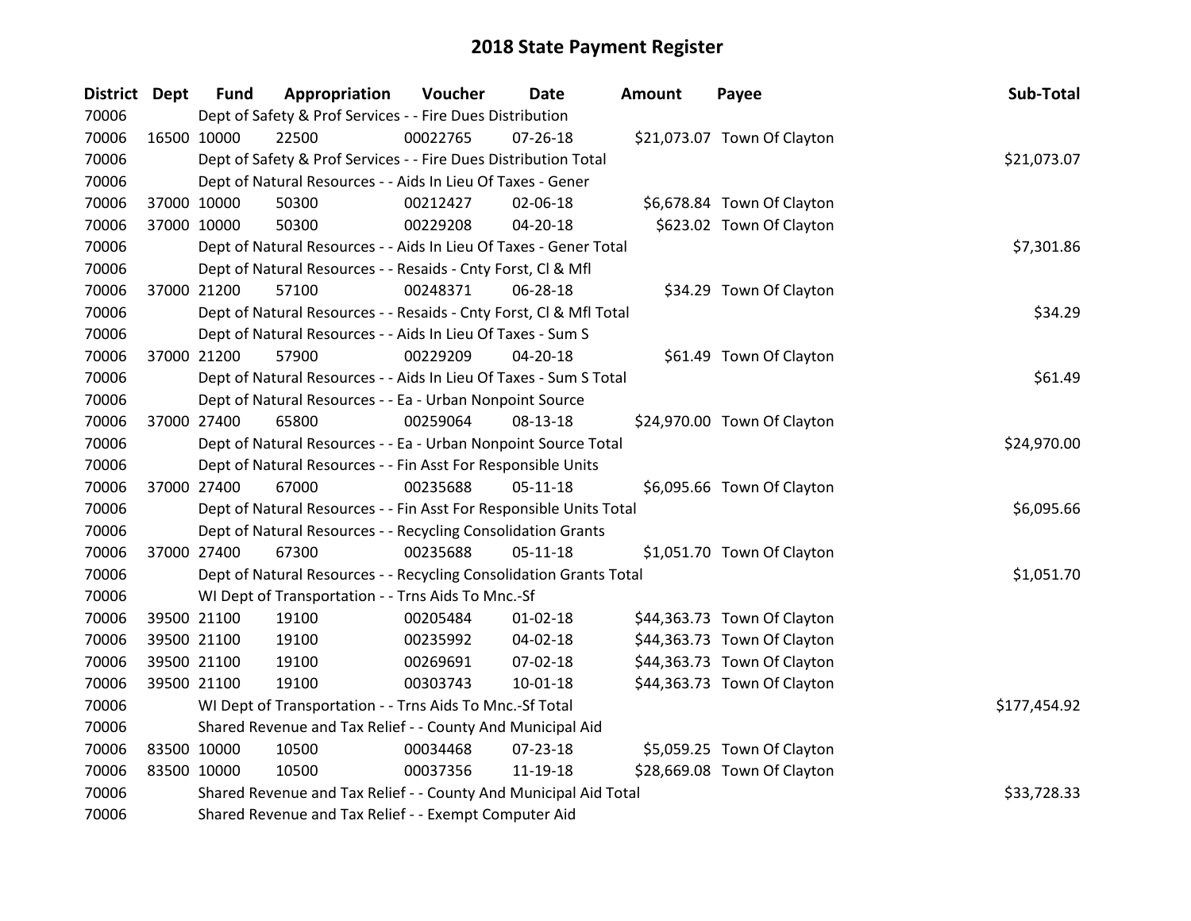# 2018 State Payment Register

| District | Dept | Fund | Appropriation | Voucher | Date | Amount | Payee | Sub-Total |
|---|---|---|---|---|---|---|---|---|
| 70006 | | Dept of Safety & Prof Services - - Fire Dues Distribution | | | | | | |
| 70006 | 16500 | 10000 | 22500 | 00022765 | 07-26-18 | $21,073.07 | Town Of Clayton | |
| 70006 | | Dept of Safety & Prof Services - - Fire Dues Distribution Total | | | | | | $21,073.07 |
| 70006 | | Dept of Natural Resources - - Aids In Lieu Of Taxes - Gener | | | | | | |
| 70006 | 37000 | 10000 | 50300 | 00212427 | 02-06-18 | $6,678.84 | Town Of Clayton | |
| 70006 | 37000 | 10000 | 50300 | 00229208 | 04-20-18 | $623.02 | Town Of Clayton | |
| 70006 | | Dept of Natural Resources - - Aids In Lieu Of Taxes - Gener Total | | | | | | $7,301.86 |
| 70006 | | Dept of Natural Resources - - Resaids - Cnty Forst, Cl & Mfl | | | | | | |
| 70006 | 37000 | 21200 | 57100 | 00248371 | 06-28-18 | $34.29 | Town Of Clayton | |
| 70006 | | Dept of Natural Resources - - Resaids - Cnty Forst, Cl & Mfl Total | | | | | | $34.29 |
| 70006 | | Dept of Natural Resources - - Aids In Lieu Of Taxes - Sum S | | | | | | |
| 70006 | 37000 | 21200 | 57900 | 00229209 | 04-20-18 | $61.49 | Town Of Clayton | |
| 70006 | | Dept of Natural Resources - - Aids In Lieu Of Taxes - Sum S Total | | | | | | $61.49 |
| 70006 | | Dept of Natural Resources - - Ea - Urban Nonpoint Source | | | | | | |
| 70006 | 37000 | 27400 | 65800 | 00259064 | 08-13-18 | $24,970.00 | Town Of Clayton | |
| 70006 | | Dept of Natural Resources - - Ea - Urban Nonpoint Source Total | | | | | | $24,970.00 |
| 70006 | | Dept of Natural Resources - - Fin Asst For Responsible Units | | | | | | |
| 70006 | 37000 | 27400 | 67000 | 00235688 | 05-11-18 | $6,095.66 | Town Of Clayton | |
| 70006 | | Dept of Natural Resources - - Fin Asst For Responsible Units Total | | | | | | $6,095.66 |
| 70006 | | Dept of Natural Resources - - Recycling Consolidation Grants | | | | | | |
| 70006 | 37000 | 27400 | 67300 | 00235688 | 05-11-18 | $1,051.70 | Town Of Clayton | |
| 70006 | | Dept of Natural Resources - - Recycling Consolidation Grants Total | | | | | | $1,051.70 |
| 70006 | | WI Dept of Transportation - - Trns Aids To Mnc.-Sf | | | | | | |
| 70006 | 39500 | 21100 | 19100 | 00205484 | 01-02-18 | $44,363.73 | Town Of Clayton | |
| 70006 | 39500 | 21100 | 19100 | 00235992 | 04-02-18 | $44,363.73 | Town Of Clayton | |
| 70006 | 39500 | 21100 | 19100 | 00269691 | 07-02-18 | $44,363.73 | Town Of Clayton | |
| 70006 | 39500 | 21100 | 19100 | 00303743 | 10-01-18 | $44,363.73 | Town Of Clayton | |
| 70006 | | WI Dept of Transportation - - Trns Aids To Mnc.-Sf Total | | | | | | $177,454.92 |
| 70006 | | Shared Revenue and Tax Relief - - County And Municipal Aid | | | | | | |
| 70006 | 83500 | 10000 | 10500 | 00034468 | 07-23-18 | $5,059.25 | Town Of Clayton | |
| 70006 | 83500 | 10000 | 10500 | 00037356 | 11-19-18 | $28,669.08 | Town Of Clayton | |
| 70006 | | Shared Revenue and Tax Relief - - County And Municipal Aid Total | | | | | | $33,728.33 |
| 70006 | | Shared Revenue and Tax Relief - - Exempt Computer Aid | | | | | | |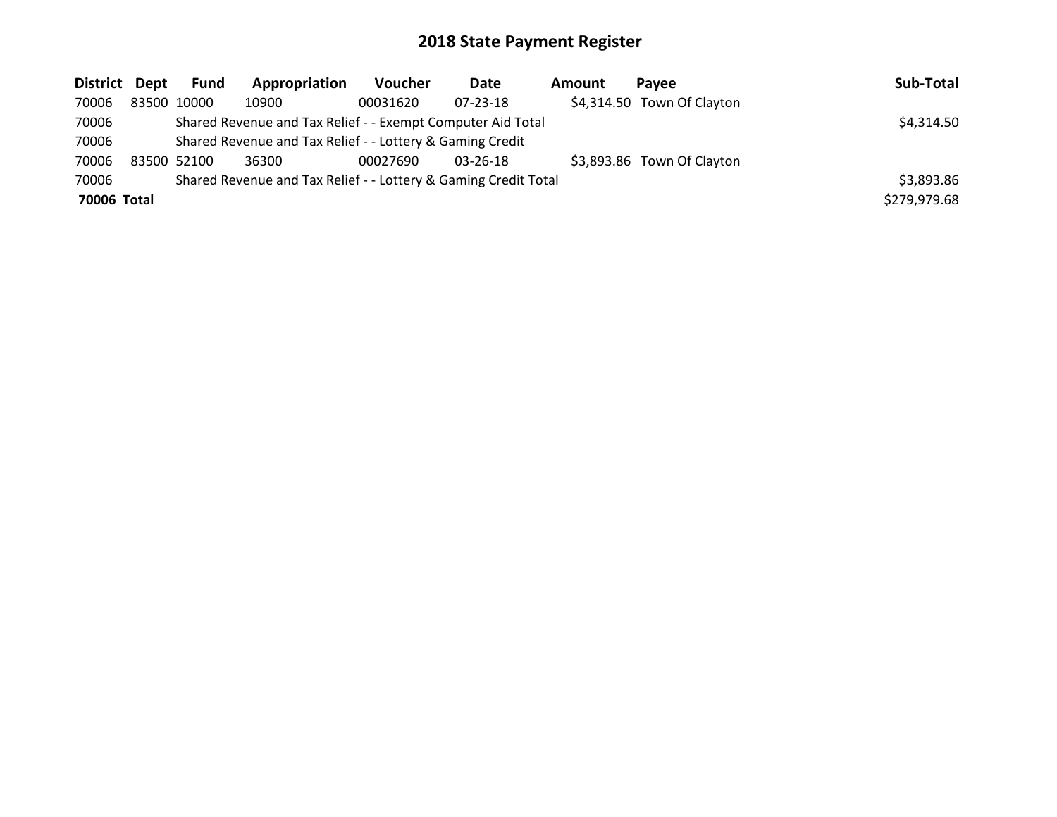# 2018 State Payment Register

| District | Dept | Fund | Appropriation | Voucher | Date | Amount | Payee | Sub-Total |
|---|---|---|---|---|---|---|---|---|
| 70006 | 83500 | 10000 | 10900 | 00031620 | 07-23-18 | $4,314.50 | Town Of Clayton | |
| 70006 | | Shared Revenue and Tax Relief - - Exempt Computer Aid Total | | | | | | $4,314.50 |
| 70006 | | Shared Revenue and Tax Relief - - Lottery & Gaming Credit | | | | | | |
| 70006 | 83500 | 52100 | 36300 | 00027690 | 03-26-18 | $3,893.86 | Town Of Clayton | |
| 70006 | | Shared Revenue and Tax Relief - - Lottery & Gaming Credit Total | | | | | | $3,893.86 |
| **70006 Total** | | | | | | | | $279,979.68 |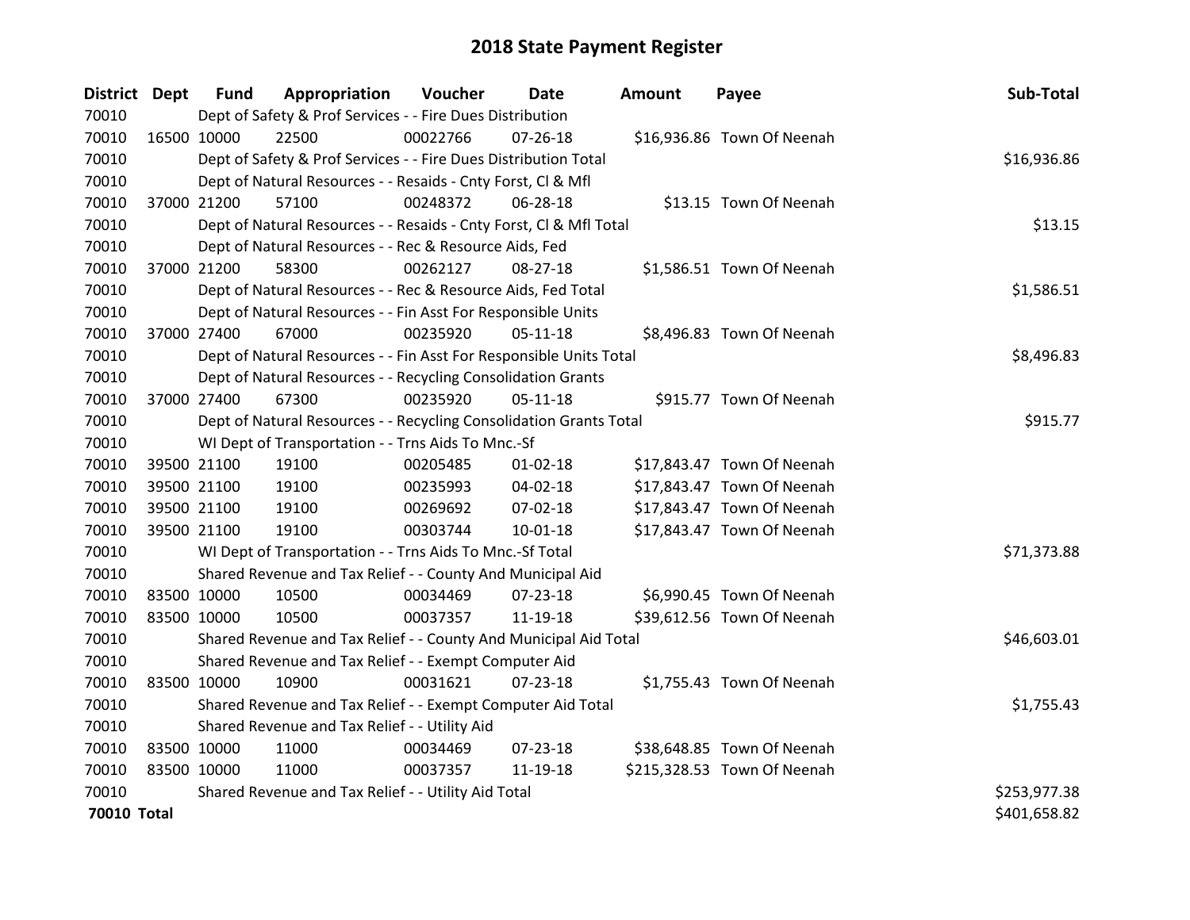# 2018 State Payment Register

| District | Dept | Fund | Appropriation | Voucher | Date | Amount | Payee | Sub-Total |
|---|---|---|---|---|---|---|---|---|
| 70010 | | Dept of Safety & Prof Services - - Fire Dues Distribution | | | | | | |
| 70010 | 16500 | 10000 | 22500 | 00022766 | 07-26-18 | $16,936.86 | Town Of Neenah | |
| 70010 | | Dept of Safety & Prof Services - - Fire Dues Distribution Total | | | | | | $16,936.86 |
| 70010 | | Dept of Natural Resources - - Resaids - Cnty Forst, Cl & Mfl | | | | | | |
| 70010 | 37000 | 21200 | 57100 | 00248372 | 06-28-18 | $13.15 | Town Of Neenah | |
| 70010 | | Dept of Natural Resources - - Resaids - Cnty Forst, Cl & Mfl Total | | | | | | $13.15 |
| 70010 | | Dept of Natural Resources - - Rec & Resource Aids, Fed | | | | | | |
| 70010 | 37000 | 21200 | 58300 | 00262127 | 08-27-18 | $1,586.51 | Town Of Neenah | |
| 70010 | | Dept of Natural Resources - - Rec & Resource Aids, Fed Total | | | | | | $1,586.51 |
| 70010 | | Dept of Natural Resources - - Fin Asst For Responsible Units | | | | | | |
| 70010 | 37000 | 27400 | 67000 | 00235920 | 05-11-18 | $8,496.83 | Town Of Neenah | |
| 70010 | | Dept of Natural Resources - - Fin Asst For Responsible Units Total | | | | | | $8,496.83 |
| 70010 | | Dept of Natural Resources - - Recycling Consolidation Grants | | | | | | |
| 70010 | 37000 | 27400 | 67300 | 00235920 | 05-11-18 | $915.77 | Town Of Neenah | |
| 70010 | | Dept of Natural Resources - - Recycling Consolidation Grants Total | | | | | | $915.77 |
| 70010 | | WI Dept of Transportation - - Trns Aids To Mnc.-Sf | | | | | | |
| 70010 | 39500 | 21100 | 19100 | 00205485 | 01-02-18 | $17,843.47 | Town Of Neenah | |
| 70010 | 39500 | 21100 | 19100 | 00235993 | 04-02-18 | $17,843.47 | Town Of Neenah | |
| 70010 | 39500 | 21100 | 19100 | 00269692 | 07-02-18 | $17,843.47 | Town Of Neenah | |
| 70010 | 39500 | 21100 | 19100 | 00303744 | 10-01-18 | $17,843.47 | Town Of Neenah | |
| 70010 | | WI Dept of Transportation - - Trns Aids To Mnc.-Sf Total | | | | | | $71,373.88 |
| 70010 | | Shared Revenue and Tax Relief - - County And Municipal Aid | | | | | | |
| 70010 | 83500 | 10000 | 10500 | 00034469 | 07-23-18 | $6,990.45 | Town Of Neenah | |
| 70010 | 83500 | 10000 | 10500 | 00037357 | 11-19-18 | $39,612.56 | Town Of Neenah | |
| 70010 | | Shared Revenue and Tax Relief - - County And Municipal Aid Total | | | | | | $46,603.01 |
| 70010 | | Shared Revenue and Tax Relief - - Exempt Computer Aid | | | | | | |
| 70010 | 83500 | 10000 | 10900 | 00031621 | 07-23-18 | $1,755.43 | Town Of Neenah | |
| 70010 | | Shared Revenue and Tax Relief - - Exempt Computer Aid Total | | | | | | $1,755.43 |
| 70010 | | Shared Revenue and Tax Relief - - Utility Aid | | | | | | |
| 70010 | 83500 | 10000 | 11000 | 00034469 | 07-23-18 | $38,648.85 | Town Of Neenah | |
| 70010 | 83500 | 10000 | 11000 | 00037357 | 11-19-18 | $215,328.53 | Town Of Neenah | |
| 70010 | | Shared Revenue and Tax Relief - - Utility Aid Total | | | | | | $253,977.38 |
| **70010 Total** | | | | | | | | $401,658.82 |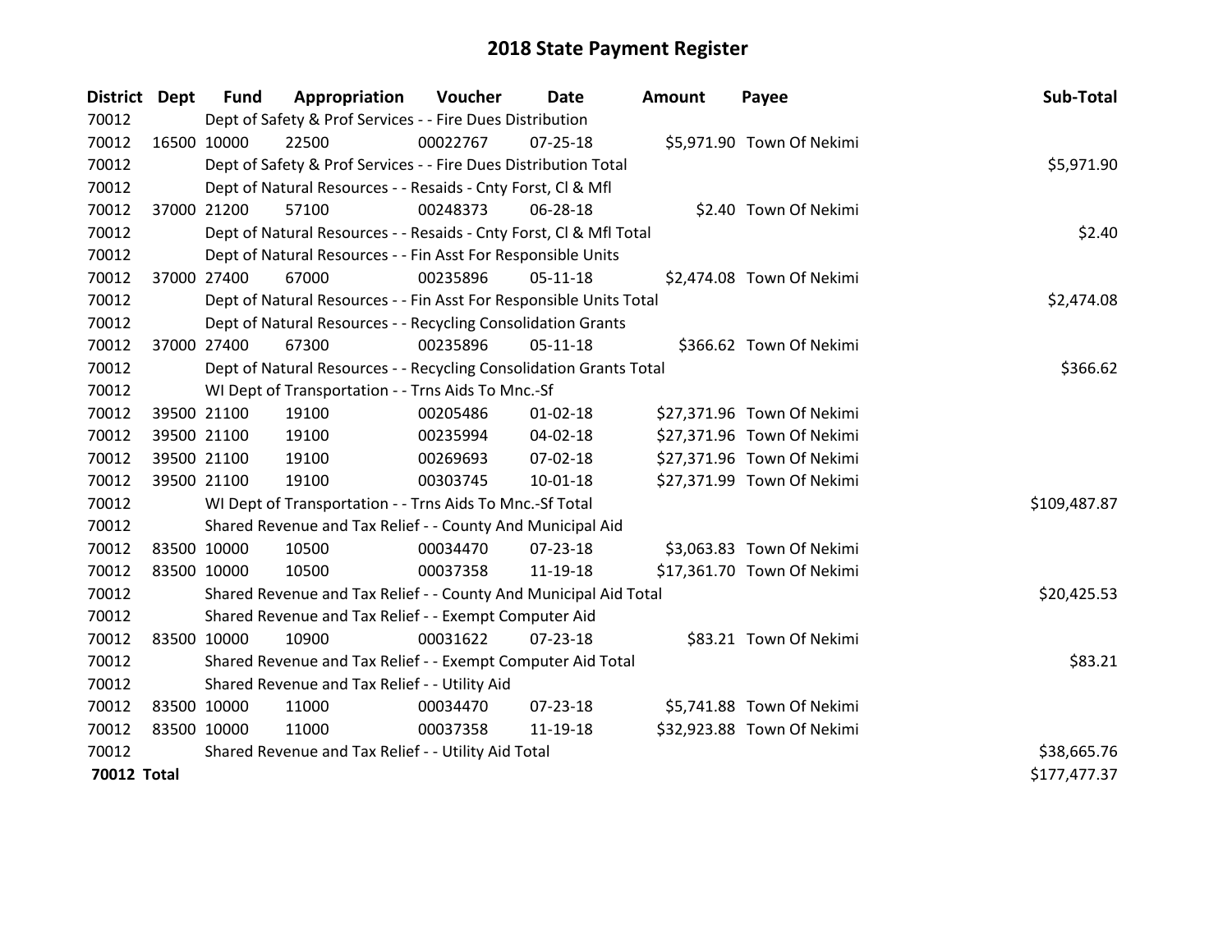# 2018 State Payment Register

| District | Dept | Fund | Appropriation | Voucher | Date | Amount | Payee | Sub-Total |
|---|---|---|---|---|---|---|---|---|
| 70012 | | Dept of Safety & Prof Services - - Fire Dues Distribution | | | | | | |
| 70012 | 16500 | 10000 | 22500 | 00022767 | 07-25-18 | $5,971.90 | Town Of Nekimi | |
| 70012 | | Dept of Safety & Prof Services - - Fire Dues Distribution Total | | | | | | $5,971.90 |
| 70012 | | Dept of Natural Resources - - Resaids - Cnty Forst, Cl & Mfl | | | | | | |
| 70012 | 37000 | 21200 | 57100 | 00248373 | 06-28-18 | $2.40 | Town Of Nekimi | |
| 70012 | | Dept of Natural Resources - - Resaids - Cnty Forst, Cl & Mfl Total | | | | | | $2.40 |
| 70012 | | Dept of Natural Resources - - Fin Asst For Responsible Units | | | | | | |
| 70012 | 37000 | 27400 | 67000 | 00235896 | 05-11-18 | $2,474.08 | Town Of Nekimi | |
| 70012 | | Dept of Natural Resources - - Fin Asst For Responsible Units Total | | | | | | $2,474.08 |
| 70012 | | Dept of Natural Resources - - Recycling Consolidation Grants | | | | | | |
| 70012 | 37000 | 27400 | 67300 | 00235896 | 05-11-18 | $366.62 | Town Of Nekimi | |
| 70012 | | Dept of Natural Resources - - Recycling Consolidation Grants Total | | | | | | $366.62 |
| 70012 | | WI Dept of Transportation - - Trns Aids To Mnc.-Sf | | | | | | |
| 70012 | 39500 | 21100 | 19100 | 00205486 | 01-02-18 | $27,371.96 | Town Of Nekimi | |
| 70012 | 39500 | 21100 | 19100 | 00235994 | 04-02-18 | $27,371.96 | Town Of Nekimi | |
| 70012 | 39500 | 21100 | 19100 | 00269693 | 07-02-18 | $27,371.96 | Town Of Nekimi | |
| 70012 | 39500 | 21100 | 19100 | 00303745 | 10-01-18 | $27,371.99 | Town Of Nekimi | |
| 70012 | | WI Dept of Transportation - - Trns Aids To Mnc.-Sf Total | | | | | | $109,487.87 |
| 70012 | | Shared Revenue and Tax Relief - - County And Municipal Aid | | | | | | |
| 70012 | 83500 | 10000 | 10500 | 00034470 | 07-23-18 | $3,063.83 | Town Of Nekimi | |
| 70012 | 83500 | 10000 | 10500 | 00037358 | 11-19-18 | $17,361.70 | Town Of Nekimi | |
| 70012 | | Shared Revenue and Tax Relief - - County And Municipal Aid Total | | | | | | $20,425.53 |
| 70012 | | Shared Revenue and Tax Relief - - Exempt Computer Aid | | | | | | |
| 70012 | 83500 | 10000 | 10900 | 00031622 | 07-23-18 | $83.21 | Town Of Nekimi | |
| 70012 | | Shared Revenue and Tax Relief - - Exempt Computer Aid Total | | | | | | $83.21 |
| 70012 | | Shared Revenue and Tax Relief - - Utility Aid | | | | | | |
| 70012 | 83500 | 10000 | 11000 | 00034470 | 07-23-18 | $5,741.88 | Town Of Nekimi | |
| 70012 | 83500 | 10000 | 11000 | 00037358 | 11-19-18 | $32,923.88 | Town Of Nekimi | |
| 70012 | | Shared Revenue and Tax Relief - - Utility Aid Total | | | | | | $38,665.76 |
| **70012 Total** | | | | | | | | $177,477.37 |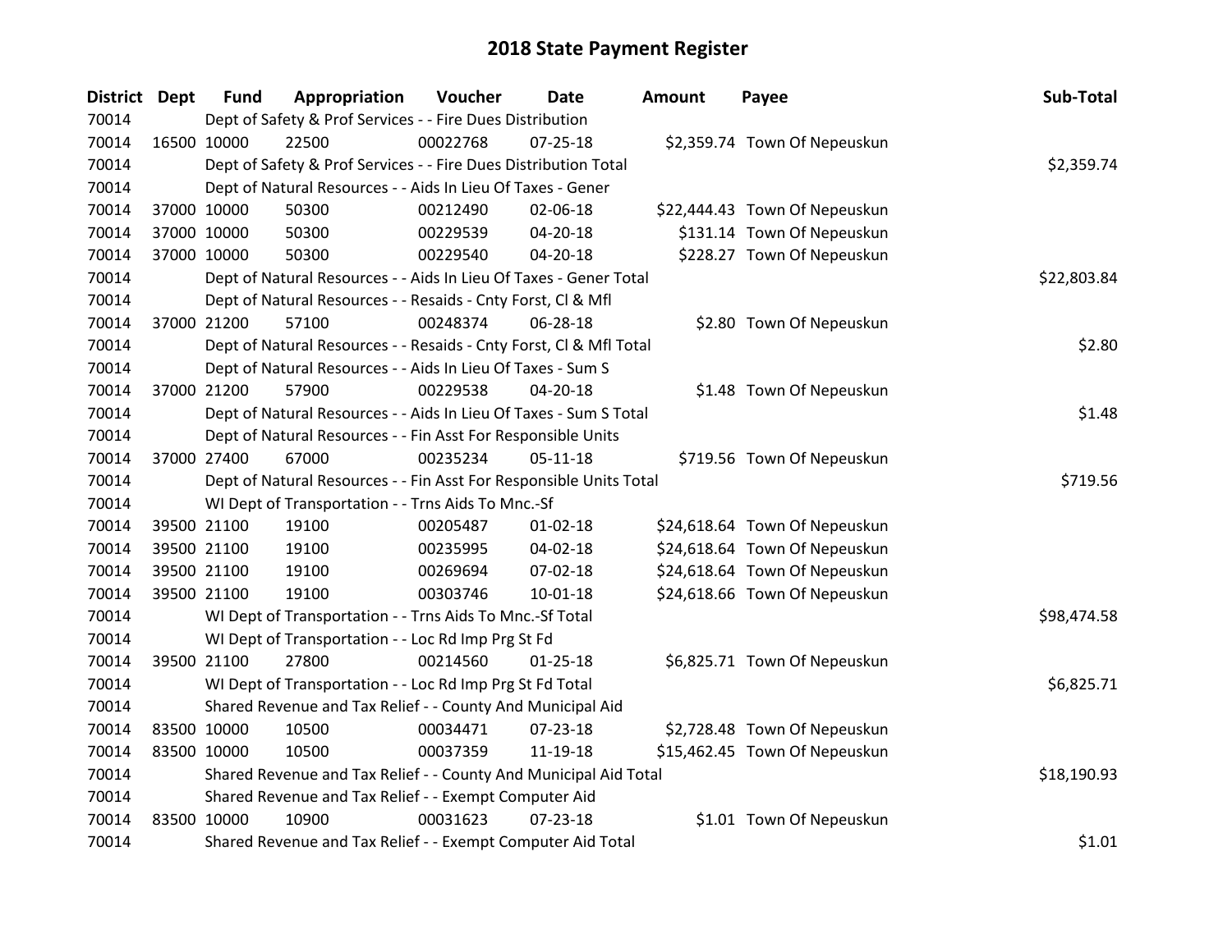# 2018 State Payment Register

| District | Dept | Fund | Appropriation | Voucher | Date | Amount | Payee | Sub-Total |
|---|---|---|---|---|---|---|---|---|
| 70014 | | Dept of Safety & Prof Services - - Fire Dues Distribution | | | | | | |
| 70014 | 16500 | 10000 | 22500 | 00022768 | 07-25-18 | $2,359.74 | Town Of Nepeuskun | |
| 70014 | | Dept of Safety & Prof Services - - Fire Dues Distribution Total | | | | | | $2,359.74 |
| 70014 | | Dept of Natural Resources - - Aids In Lieu Of Taxes - Gener | | | | | | |
| 70014 | 37000 | 10000 | 50300 | 00212490 | 02-06-18 | $22,444.43 | Town Of Nepeuskun | |
| 70014 | 37000 | 10000 | 50300 | 00229539 | 04-20-18 | $131.14 | Town Of Nepeuskun | |
| 70014 | 37000 | 10000 | 50300 | 00229540 | 04-20-18 | $228.27 | Town Of Nepeuskun | |
| 70014 | | Dept of Natural Resources - - Aids In Lieu Of Taxes - Gener Total | | | | | | $22,803.84 |
| 70014 | | Dept of Natural Resources - - Resaids - Cnty Forst, Cl & Mfl | | | | | | |
| 70014 | 37000 | 21200 | 57100 | 00248374 | 06-28-18 | $2.80 | Town Of Nepeuskun | |
| 70014 | | Dept of Natural Resources - - Resaids - Cnty Forst, Cl & Mfl Total | | | | | | $2.80 |
| 70014 | | Dept of Natural Resources - - Aids In Lieu Of Taxes - Sum S | | | | | | |
| 70014 | 37000 | 21200 | 57900 | 00229538 | 04-20-18 | $1.48 | Town Of Nepeuskun | |
| 70014 | | Dept of Natural Resources - - Aids In Lieu Of Taxes - Sum S Total | | | | | | $1.48 |
| 70014 | | Dept of Natural Resources - - Fin Asst For Responsible Units | | | | | | |
| 70014 | 37000 | 27400 | 67000 | 00235234 | 05-11-18 | $719.56 | Town Of Nepeuskun | |
| 70014 | | Dept of Natural Resources - - Fin Asst For Responsible Units Total | | | | | | $719.56 |
| 70014 | | WI Dept of Transportation - - Trns Aids To Mnc.-Sf | | | | | | |
| 70014 | 39500 | 21100 | 19100 | 00205487 | 01-02-18 | $24,618.64 | Town Of Nepeuskun | |
| 70014 | 39500 | 21100 | 19100 | 00235995 | 04-02-18 | $24,618.64 | Town Of Nepeuskun | |
| 70014 | 39500 | 21100 | 19100 | 00269694 | 07-02-18 | $24,618.64 | Town Of Nepeuskun | |
| 70014 | 39500 | 21100 | 19100 | 00303746 | 10-01-18 | $24,618.66 | Town Of Nepeuskun | |
| 70014 | | WI Dept of Transportation - - Trns Aids To Mnc.-Sf Total | | | | | | $98,474.58 |
| 70014 | | WI Dept of Transportation - - Loc Rd Imp Prg St Fd | | | | | | |
| 70014 | 39500 | 21100 | 27800 | 00214560 | 01-25-18 | $6,825.71 | Town Of Nepeuskun | |
| 70014 | | WI Dept of Transportation - - Loc Rd Imp Prg St Fd Total | | | | | | $6,825.71 |
| 70014 | | Shared Revenue and Tax Relief - - County And Municipal Aid | | | | | | |
| 70014 | 83500 | 10000 | 10500 | 00034471 | 07-23-18 | $2,728.48 | Town Of Nepeuskun | |
| 70014 | 83500 | 10000 | 10500 | 00037359 | 11-19-18 | $15,462.45 | Town Of Nepeuskun | |
| 70014 | | Shared Revenue and Tax Relief - - County And Municipal Aid Total | | | | | | $18,190.93 |
| 70014 | | Shared Revenue and Tax Relief - - Exempt Computer Aid | | | | | | |
| 70014 | 83500 | 10000 | 10900 | 00031623 | 07-23-18 | $1.01 | Town Of Nepeuskun | |
| 70014 | | Shared Revenue and Tax Relief - - Exempt Computer Aid Total | | | | | | $1.01 |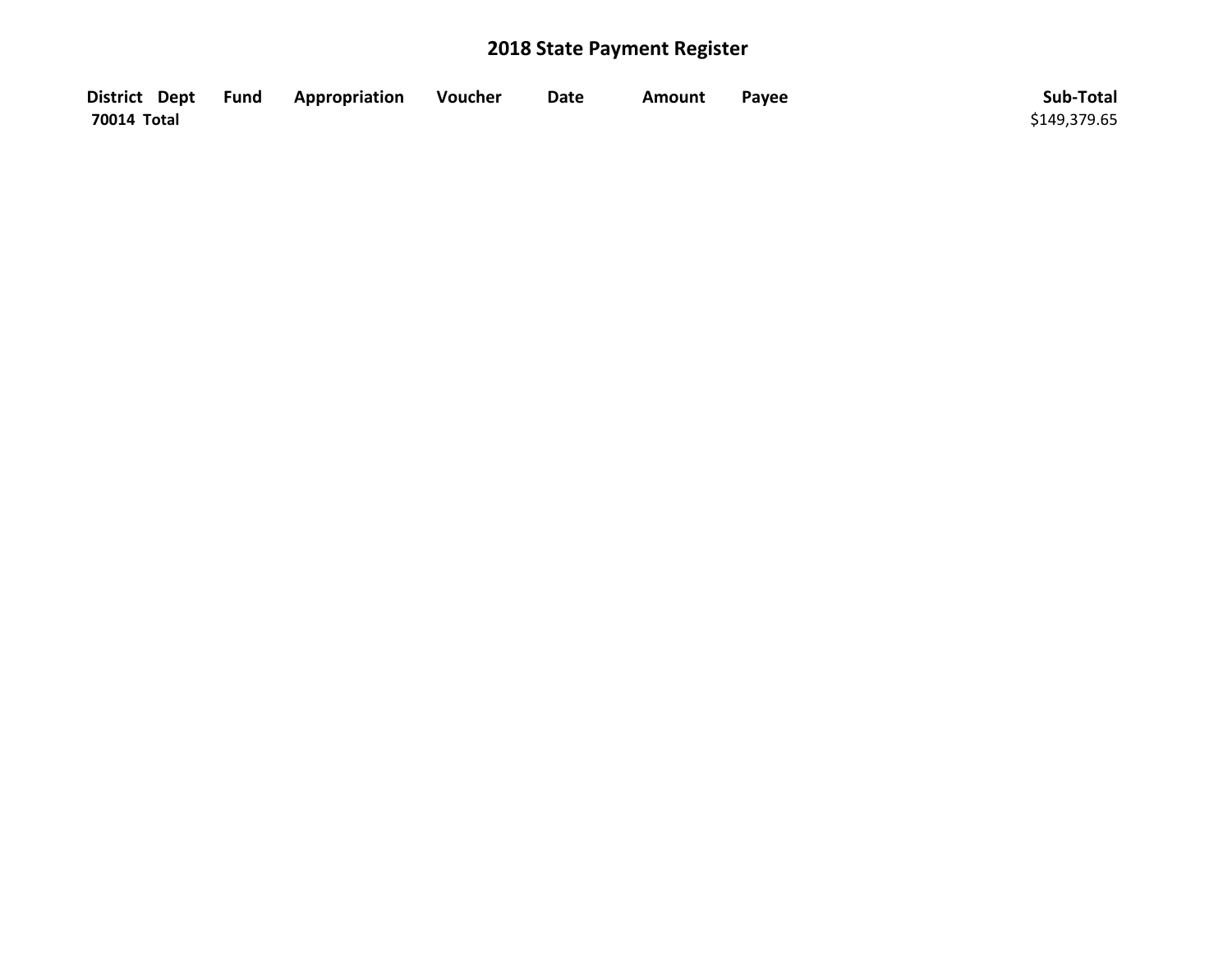## 2018 State Payment Register

| District | Dept | Fund | Appropriation | Voucher | Date | Amount | Payee | Sub-Total |
|---|---|---|---|---|---|---|---|---|
| 70014 Total | | | | | | | | $149,379.65 |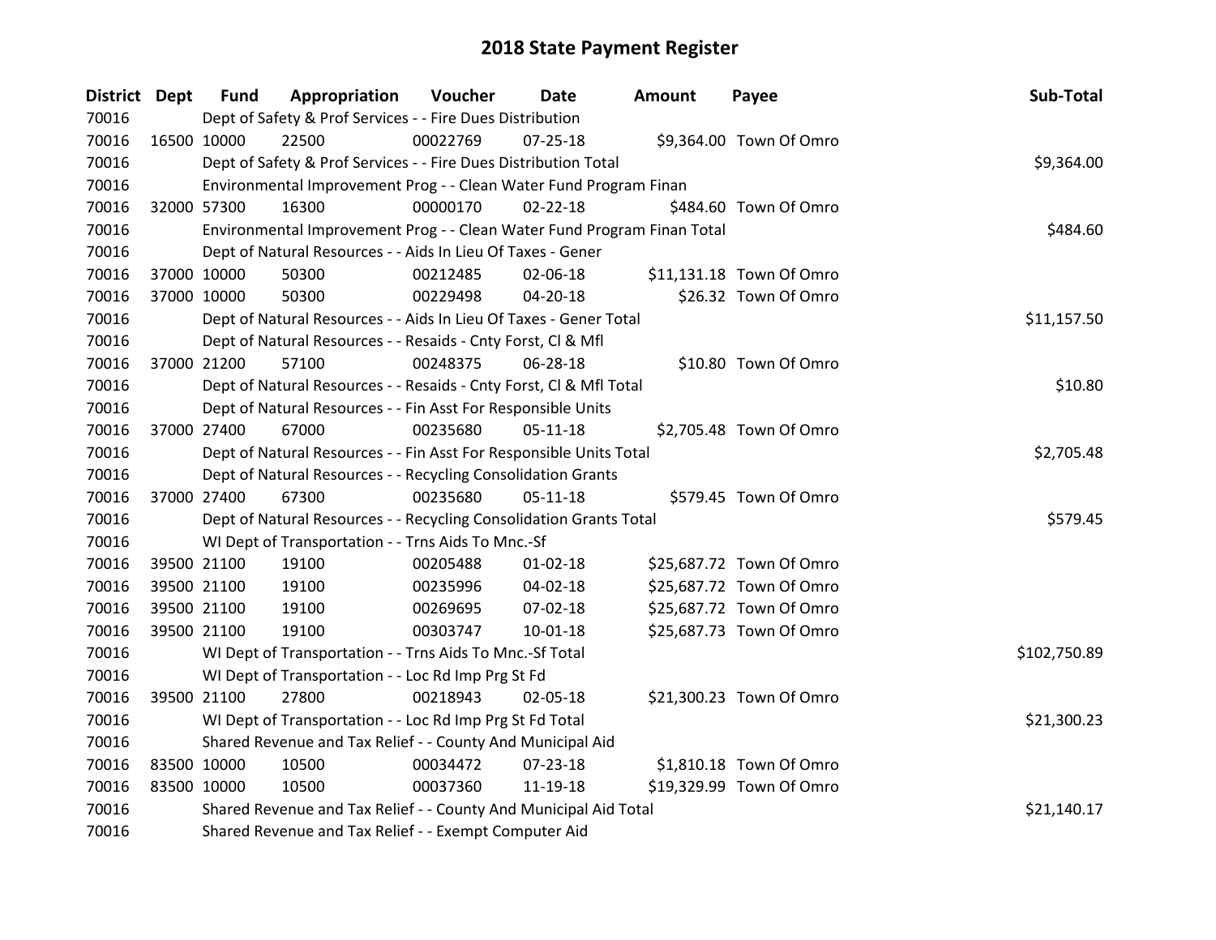# 2018 State Payment Register

| District | Dept | Fund | Appropriation | Voucher | Date | Amount | Payee | Sub-Total |
|---|---|---|---|---|---|---|---|---|
| 70016 | | Dept of Safety & Prof Services - - Fire Dues Distribution | | | | | | |
| 70016 | 16500 | 10000 | 22500 | 00022769 | 07-25-18 | $9,364.00 | Town Of Omro | |
| 70016 | | Dept of Safety & Prof Services - - Fire Dues Distribution Total | | | | | | $9,364.00 |
| 70016 | | Environmental Improvement Prog - - Clean Water Fund Program Finan | | | | | | |
| 70016 | 32000 | 57300 | 16300 | 00000170 | 02-22-18 | $484.60 | Town Of Omro | |
| 70016 | | Environmental Improvement Prog - - Clean Water Fund Program Finan Total | | | | | | $484.60 |
| 70016 | | Dept of Natural Resources - - Aids In Lieu Of Taxes - Gener | | | | | | |
| 70016 | 37000 | 10000 | 50300 | 00212485 | 02-06-18 | $11,131.18 | Town Of Omro | |
| 70016 | 37000 | 10000 | 50300 | 00229498 | 04-20-18 | $26.32 | Town Of Omro | |
| 70016 | | Dept of Natural Resources - - Aids In Lieu Of Taxes - Gener Total | | | | | | $11,157.50 |
| 70016 | | Dept of Natural Resources - - Resaids - Cnty Forst, Cl & Mfl | | | | | | |
| 70016 | 37000 | 21200 | 57100 | 00248375 | 06-28-18 | $10.80 | Town Of Omro | |
| 70016 | | Dept of Natural Resources - - Resaids - Cnty Forst, Cl & Mfl Total | | | | | | $10.80 |
| 70016 | | Dept of Natural Resources - - Fin Asst For Responsible Units | | | | | | |
| 70016 | 37000 | 27400 | 67000 | 00235680 | 05-11-18 | $2,705.48 | Town Of Omro | |
| 70016 | | Dept of Natural Resources - - Fin Asst For Responsible Units Total | | | | | | $2,705.48 |
| 70016 | | Dept of Natural Resources - - Recycling Consolidation Grants | | | | | | |
| 70016 | 37000 | 27400 | 67300 | 00235680 | 05-11-18 | $579.45 | Town Of Omro | |
| 70016 | | Dept of Natural Resources - - Recycling Consolidation Grants Total | | | | | | $579.45 |
| 70016 | | WI Dept of Transportation - - Trns Aids To Mnc.-Sf | | | | | | |
| 70016 | 39500 | 21100 | 19100 | 00205488 | 01-02-18 | $25,687.72 | Town Of Omro | |
| 70016 | 39500 | 21100 | 19100 | 00235996 | 04-02-18 | $25,687.72 | Town Of Omro | |
| 70016 | 39500 | 21100 | 19100 | 00269695 | 07-02-18 | $25,687.72 | Town Of Omro | |
| 70016 | 39500 | 21100 | 19100 | 00303747 | 10-01-18 | $25,687.73 | Town Of Omro | |
| 70016 | | WI Dept of Transportation - - Trns Aids To Mnc.-Sf Total | | | | | | $102,750.89 |
| 70016 | | WI Dept of Transportation - - Loc Rd Imp Prg St Fd | | | | | | |
| 70016 | 39500 | 21100 | 27800 | 00218943 | 02-05-18 | $21,300.23 | Town Of Omro | |
| 70016 | | WI Dept of Transportation - - Loc Rd Imp Prg St Fd Total | | | | | | $21,300.23 |
| 70016 | | Shared Revenue and Tax Relief - - County And Municipal Aid | | | | | | |
| 70016 | 83500 | 10000 | 10500 | 00034472 | 07-23-18 | $1,810.18 | Town Of Omro | |
| 70016 | 83500 | 10000 | 10500 | 00037360 | 11-19-18 | $19,329.99 | Town Of Omro | |
| 70016 | | Shared Revenue and Tax Relief - - County And Municipal Aid Total | | | | | | $21,140.17 |
| 70016 | | Shared Revenue and Tax Relief - - Exempt Computer Aid | | | | | | |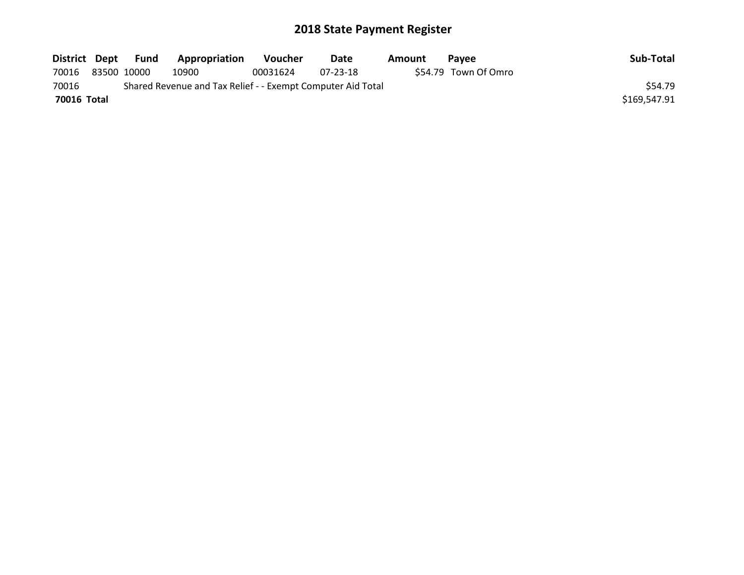# 2018 State Payment Register

| District | Dept | Fund | Appropriation | Voucher | Date | Amount | Payee | Sub-Total |
|---|---|---|---|---|---|---|---|---|
| 70016 | 83500 | 10000 | 10900 | 00031624 | 07-23-18 | $54.79 | Town Of Omro | |
| 70016 | | Shared Revenue and Tax Relief - - Exempt Computer Aid Total | | | | | | $54.79 |
| **70016 Total** | | | | | | | | $169,547.91 |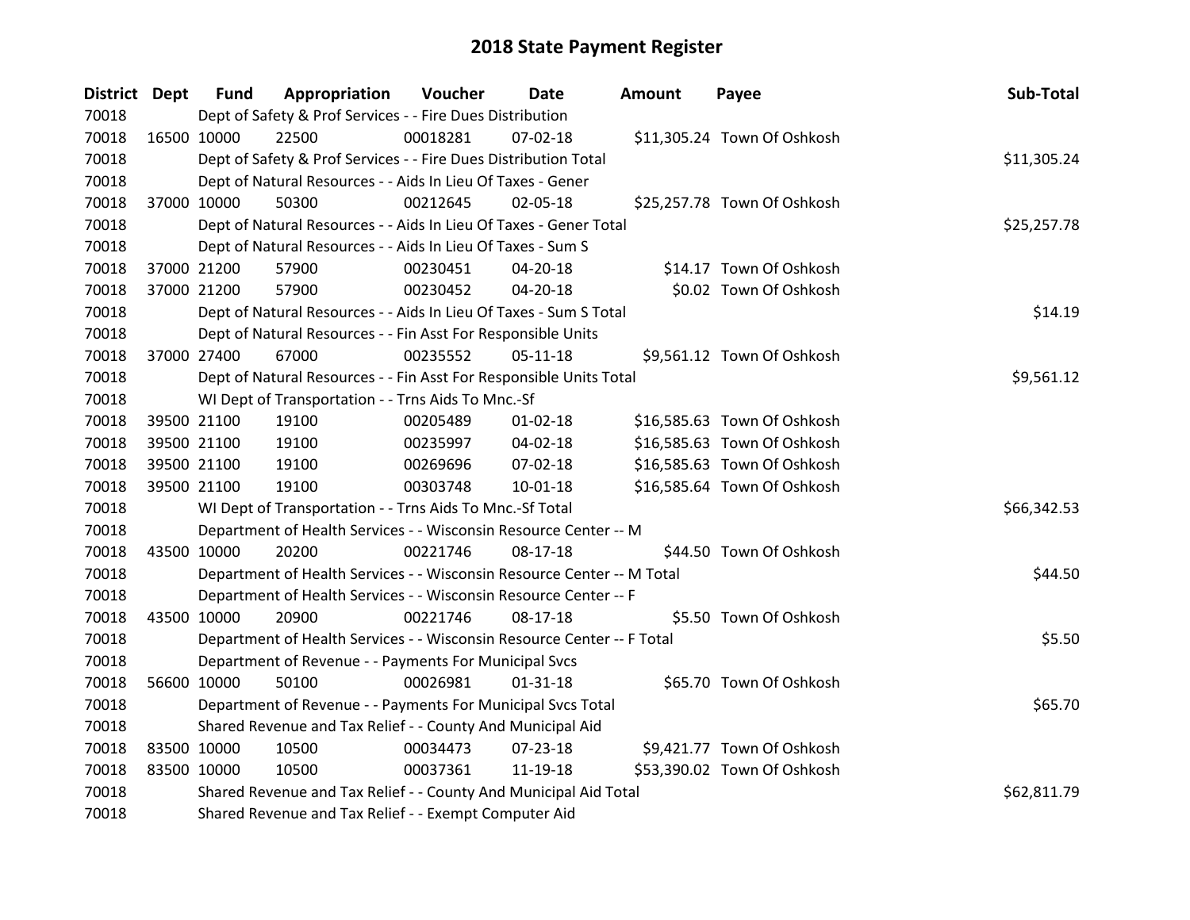# 2018 State Payment Register

| District | Dept | Fund | Appropriation | Voucher | Date | Amount | Payee | Sub-Total |
|---|---|---|---|---|---|---|---|---|
| 70018 | | Dept of Safety & Prof Services - - Fire Dues Distribution | | | | | | |
| 70018 | 16500 | 10000 | 22500 | 00018281 | 07-02-18 | $11,305.24 | Town Of Oshkosh | |
| 70018 | | Dept of Safety & Prof Services - - Fire Dues Distribution Total | | | | | | $11,305.24 |
| 70018 | | Dept of Natural Resources - - Aids In Lieu Of Taxes - Gener | | | | | | |
| 70018 | 37000 | 10000 | 50300 | 00212645 | 02-05-18 | $25,257.78 | Town Of Oshkosh | |
| 70018 | | Dept of Natural Resources - - Aids In Lieu Of Taxes - Gener Total | | | | | | $25,257.78 |
| 70018 | | Dept of Natural Resources - - Aids In Lieu Of Taxes - Sum S | | | | | | |
| 70018 | 37000 | 21200 | 57900 | 00230451 | 04-20-18 | $14.17 | Town Of Oshkosh | |
| 70018 | 37000 | 21200 | 57900 | 00230452 | 04-20-18 | $0.02 | Town Of Oshkosh | |
| 70018 | | Dept of Natural Resources - - Aids In Lieu Of Taxes - Sum S Total | | | | | | $14.19 |
| 70018 | | Dept of Natural Resources - - Fin Asst For Responsible Units | | | | | | |
| 70018 | 37000 | 27400 | 67000 | 00235552 | 05-11-18 | $9,561.12 | Town Of Oshkosh | |
| 70018 | | Dept of Natural Resources - - Fin Asst For Responsible Units Total | | | | | | $9,561.12 |
| 70018 | | WI Dept of Transportation - - Trns Aids To Mnc.-Sf | | | | | | |
| 70018 | 39500 | 21100 | 19100 | 00205489 | 01-02-18 | $16,585.63 | Town Of Oshkosh | |
| 70018 | 39500 | 21100 | 19100 | 00235997 | 04-02-18 | $16,585.63 | Town Of Oshkosh | |
| 70018 | 39500 | 21100 | 19100 | 00269696 | 07-02-18 | $16,585.63 | Town Of Oshkosh | |
| 70018 | 39500 | 21100 | 19100 | 00303748 | 10-01-18 | $16,585.64 | Town Of Oshkosh | |
| 70018 | | WI Dept of Transportation - - Trns Aids To Mnc.-Sf Total | | | | | | $66,342.53 |
| 70018 | | Department of Health Services - - Wisconsin Resource Center -- M | | | | | | |
| 70018 | 43500 | 10000 | 20200 | 00221746 | 08-17-18 | $44.50 | Town Of Oshkosh | |
| 70018 | | Department of Health Services - - Wisconsin Resource Center -- M Total | | | | | | $44.50 |
| 70018 | | Department of Health Services - - Wisconsin Resource Center -- F | | | | | | |
| 70018 | 43500 | 10000 | 20900 | 00221746 | 08-17-18 | $5.50 | Town Of Oshkosh | |
| 70018 | | Department of Health Services - - Wisconsin Resource Center -- F Total | | | | | | $5.50 |
| 70018 | | Department of Revenue - - Payments For Municipal Svcs | | | | | | |
| 70018 | 56600 | 10000 | 50100 | 00026981 | 01-31-18 | $65.70 | Town Of Oshkosh | |
| 70018 | | Department of Revenue - - Payments For Municipal Svcs Total | | | | | | $65.70 |
| 70018 | | Shared Revenue and Tax Relief - - County And Municipal Aid | | | | | | |
| 70018 | 83500 | 10000 | 10500 | 00034473 | 07-23-18 | $9,421.77 | Town Of Oshkosh | |
| 70018 | 83500 | 10000 | 10500 | 00037361 | 11-19-18 | $53,390.02 | Town Of Oshkosh | |
| 70018 | | Shared Revenue and Tax Relief - - County And Municipal Aid Total | | | | | | $62,811.79 |
| 70018 | | Shared Revenue and Tax Relief - - Exempt Computer Aid | | | | | | |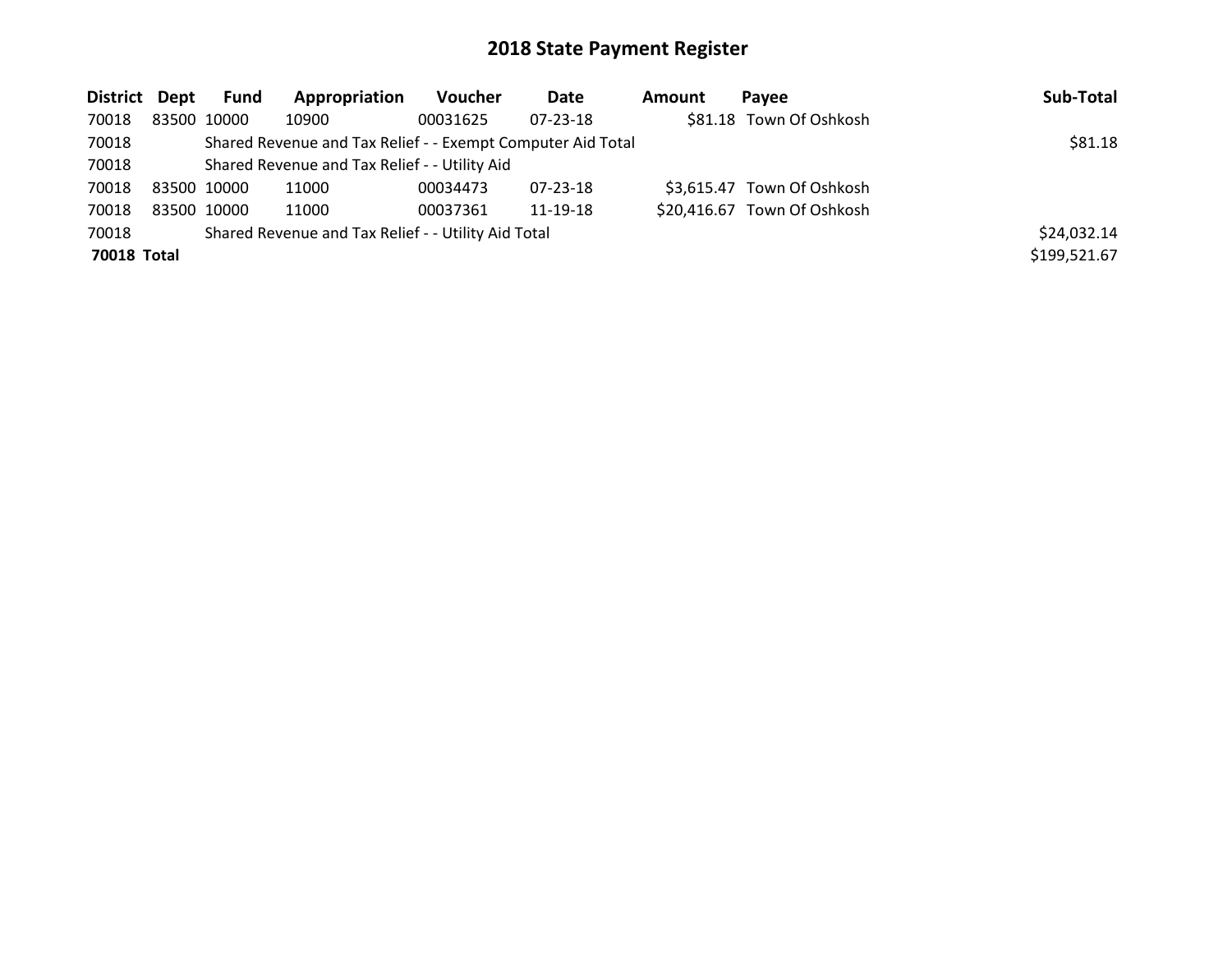# 2018 State Payment Register

| District | Dept | Fund | Appropriation | Voucher | Date | Amount | Payee | Sub-Total |
|---|---|---|---|---|---|---|---|---|
| 70018 | 83500 | 10000 | 10900 | 00031625 | 07-23-18 | $81.18 | Town Of Oshkosh | |
| 70018 | | Shared Revenue and Tax Relief - - Exempt Computer Aid Total | | | | | | $81.18 |
| 70018 | | Shared Revenue and Tax Relief - - Utility Aid | | | | | | |
| 70018 | 83500 | 10000 | 11000 | 00034473 | 07-23-18 | $3,615.47 | Town Of Oshkosh | |
| 70018 | 83500 | 10000 | 11000 | 00037361 | 11-19-18 | $20,416.67 | Town Of Oshkosh | |
| 70018 | | Shared Revenue and Tax Relief - - Utility Aid Total | | | | | | $24,032.14 |
| **70018 Total** | | | | | | | | $199,521.67 |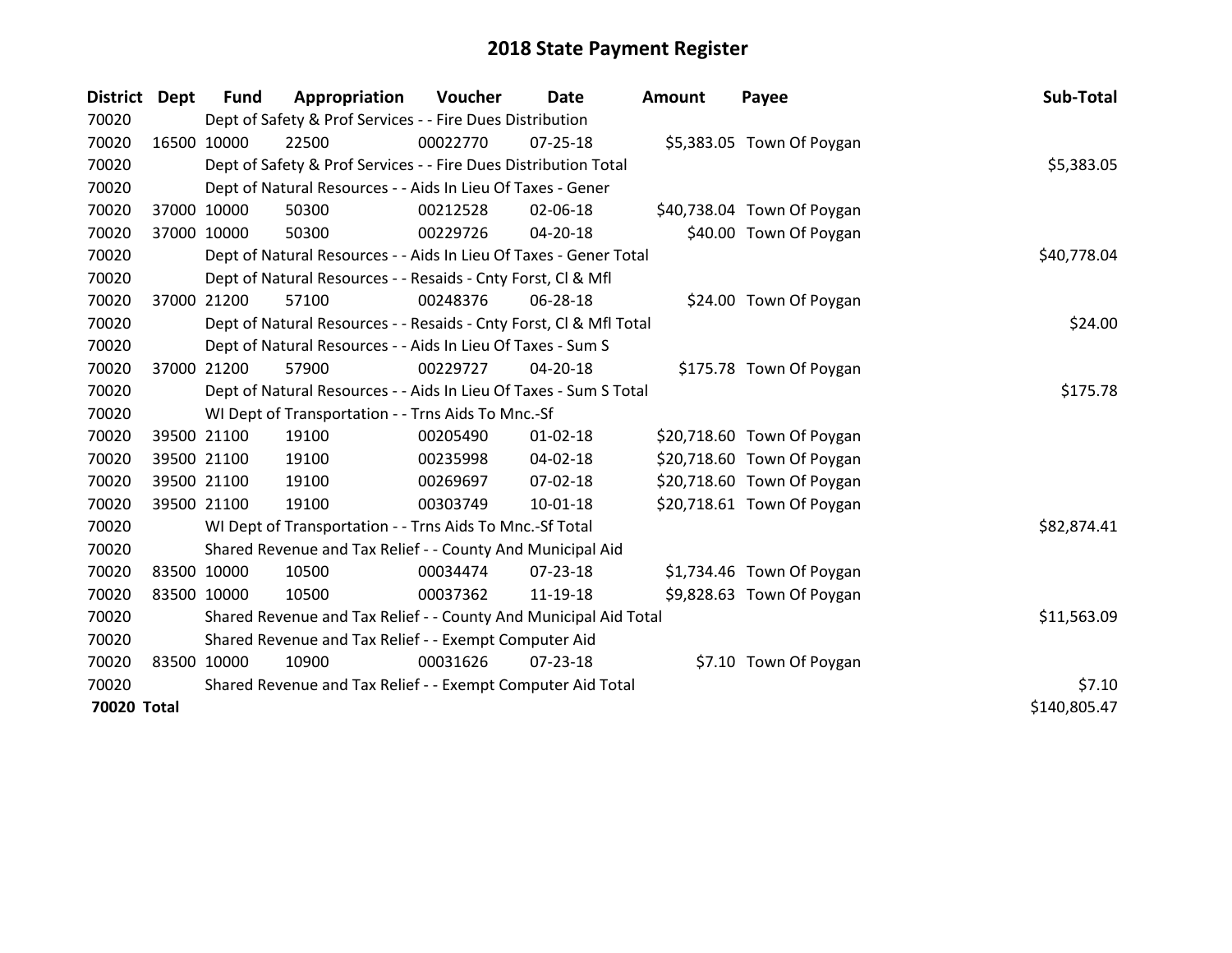# 2018 State Payment Register

| District | Dept | Fund | Appropriation | Voucher | Date | Amount | Payee | Sub-Total |
|---|---|---|---|---|---|---|---|---|
| 70020 | | Dept of Safety & Prof Services - - Fire Dues Distribution | | | | | | |
| 70020 | 16500 | 10000 | 22500 | 00022770 | 07-25-18 | $5,383.05 | Town Of Poygan | |
| 70020 | | Dept of Safety & Prof Services - - Fire Dues Distribution Total | | | | | | $5,383.05 |
| 70020 | | Dept of Natural Resources - - Aids In Lieu Of Taxes - Gener | | | | | | |
| 70020 | 37000 | 10000 | 50300 | 00212528 | 02-06-18 | $40,738.04 | Town Of Poygan | |
| 70020 | 37000 | 10000 | 50300 | 00229726 | 04-20-18 | $40.00 | Town Of Poygan | |
| 70020 | | Dept of Natural Resources - - Aids In Lieu Of Taxes - Gener Total | | | | | | $40,778.04 |
| 70020 | | Dept of Natural Resources - - Resaids - Cnty Forst, Cl & Mfl | | | | | | |
| 70020 | 37000 | 21200 | 57100 | 00248376 | 06-28-18 | $24.00 | Town Of Poygan | |
| 70020 | | Dept of Natural Resources - - Resaids - Cnty Forst, Cl & Mfl Total | | | | | | $24.00 |
| 70020 | | Dept of Natural Resources - - Aids In Lieu Of Taxes - Sum S | | | | | | |
| 70020 | 37000 | 21200 | 57900 | 00229727 | 04-20-18 | $175.78 | Town Of Poygan | |
| 70020 | | Dept of Natural Resources - - Aids In Lieu Of Taxes - Sum S Total | | | | | | $175.78 |
| 70020 | | WI Dept of Transportation - - Trns Aids To Mnc.-Sf | | | | | | |
| 70020 | 39500 | 21100 | 19100 | 00205490 | 01-02-18 | $20,718.60 | Town Of Poygan | |
| 70020 | 39500 | 21100 | 19100 | 00235998 | 04-02-18 | $20,718.60 | Town Of Poygan | |
| 70020 | 39500 | 21100 | 19100 | 00269697 | 07-02-18 | $20,718.60 | Town Of Poygan | |
| 70020 | 39500 | 21100 | 19100 | 00303749 | 10-01-18 | $20,718.61 | Town Of Poygan | |
| 70020 | | WI Dept of Transportation - - Trns Aids To Mnc.-Sf Total | | | | | | $82,874.41 |
| 70020 | | Shared Revenue and Tax Relief - - County And Municipal Aid | | | | | | |
| 70020 | 83500 | 10000 | 10500 | 00034474 | 07-23-18 | $1,734.46 | Town Of Poygan | |
| 70020 | 83500 | 10000 | 10500 | 00037362 | 11-19-18 | $9,828.63 | Town Of Poygan | |
| 70020 | | Shared Revenue and Tax Relief - - County And Municipal Aid Total | | | | | | $11,563.09 |
| 70020 | | Shared Revenue and Tax Relief - - Exempt Computer Aid | | | | | | |
| 70020 | 83500 | 10000 | 10900 | 00031626 | 07-23-18 | $7.10 | Town Of Poygan | |
| 70020 | | Shared Revenue and Tax Relief - - Exempt Computer Aid Total | | | | | | $7.10 |
| **70020 Total** | | | | | | | | $140,805.47 |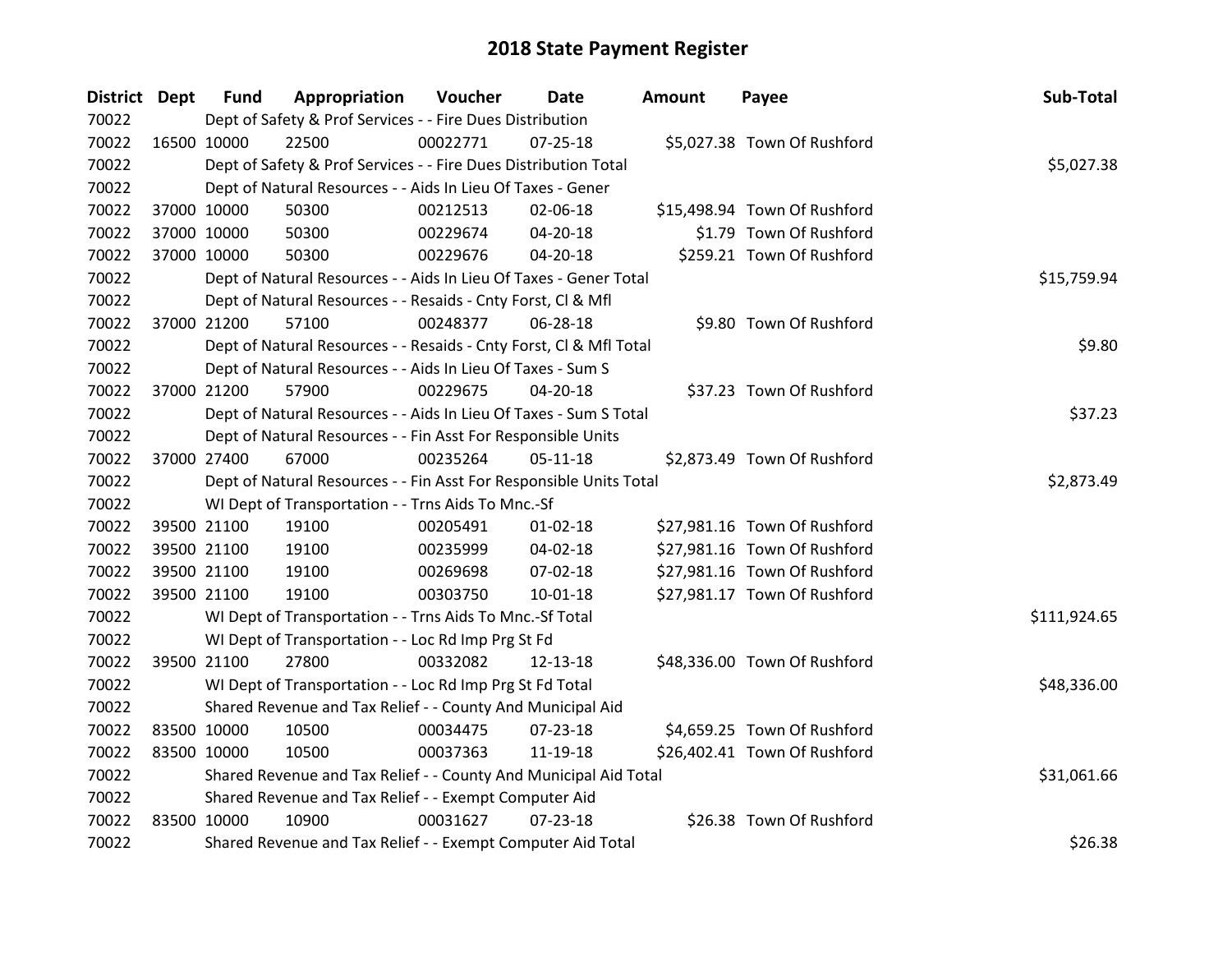# 2018 State Payment Register

| District | Dept | Fund | Appropriation | Voucher | Date | Amount | Payee | Sub-Total |
|---|---|---|---|---|---|---|---|---|
| 70022 | | Dept of Safety & Prof Services - - Fire Dues Distribution | | | | | | |
| 70022 | 16500 | 10000 | 22500 | 00022771 | 07-25-18 | $5,027.38 | Town Of Rushford | |
| 70022 | | Dept of Safety & Prof Services - - Fire Dues Distribution Total | | | | | | $5,027.38 |
| 70022 | | Dept of Natural Resources - - Aids In Lieu Of Taxes - Gener | | | | | | |
| 70022 | 37000 | 10000 | 50300 | 00212513 | 02-06-18 | $15,498.94 | Town Of Rushford | |
| 70022 | 37000 | 10000 | 50300 | 00229674 | 04-20-18 | $1.79 | Town Of Rushford | |
| 70022 | 37000 | 10000 | 50300 | 00229676 | 04-20-18 | $259.21 | Town Of Rushford | |
| 70022 | | Dept of Natural Resources - - Aids In Lieu Of Taxes - Gener Total | | | | | | $15,759.94 |
| 70022 | | Dept of Natural Resources - - Resaids - Cnty Forst, Cl & Mfl | | | | | | |
| 70022 | 37000 | 21200 | 57100 | 00248377 | 06-28-18 | $9.80 | Town Of Rushford | |
| 70022 | | Dept of Natural Resources - - Resaids - Cnty Forst, Cl & Mfl Total | | | | | | $9.80 |
| 70022 | | Dept of Natural Resources - - Aids In Lieu Of Taxes - Sum S | | | | | | |
| 70022 | 37000 | 21200 | 57900 | 00229675 | 04-20-18 | $37.23 | Town Of Rushford | |
| 70022 | | Dept of Natural Resources - - Aids In Lieu Of Taxes - Sum S Total | | | | | | $37.23 |
| 70022 | | Dept of Natural Resources - - Fin Asst For Responsible Units | | | | | | |
| 70022 | 37000 | 27400 | 67000 | 00235264 | 05-11-18 | $2,873.49 | Town Of Rushford | |
| 70022 | | Dept of Natural Resources - - Fin Asst For Responsible Units Total | | | | | | $2,873.49 |
| 70022 | | WI Dept of Transportation - - Trns Aids To Mnc.-Sf | | | | | | |
| 70022 | 39500 | 21100 | 19100 | 00205491 | 01-02-18 | $27,981.16 | Town Of Rushford | |
| 70022 | 39500 | 21100 | 19100 | 00235999 | 04-02-18 | $27,981.16 | Town Of Rushford | |
| 70022 | 39500 | 21100 | 19100 | 00269698 | 07-02-18 | $27,981.16 | Town Of Rushford | |
| 70022 | 39500 | 21100 | 19100 | 00303750 | 10-01-18 | $27,981.17 | Town Of Rushford | |
| 70022 | | WI Dept of Transportation - - Trns Aids To Mnc.-Sf Total | | | | | | $111,924.65 |
| 70022 | | WI Dept of Transportation - - Loc Rd Imp Prg St Fd | | | | | | |
| 70022 | 39500 | 21100 | 27800 | 00332082 | 12-13-18 | $48,336.00 | Town Of Rushford | |
| 70022 | | WI Dept of Transportation - - Loc Rd Imp Prg St Fd Total | | | | | | $48,336.00 |
| 70022 | | Shared Revenue and Tax Relief - - County And Municipal Aid | | | | | | |
| 70022 | 83500 | 10000 | 10500 | 00034475 | 07-23-18 | $4,659.25 | Town Of Rushford | |
| 70022 | 83500 | 10000 | 10500 | 00037363 | 11-19-18 | $26,402.41 | Town Of Rushford | |
| 70022 | | Shared Revenue and Tax Relief - - County And Municipal Aid Total | | | | | | $31,061.66 |
| 70022 | | Shared Revenue and Tax Relief - - Exempt Computer Aid | | | | | | |
| 70022 | 83500 | 10000 | 10900 | 00031627 | 07-23-18 | $26.38 | Town Of Rushford | |
| 70022 | | Shared Revenue and Tax Relief - - Exempt Computer Aid Total | | | | | | $26.38 |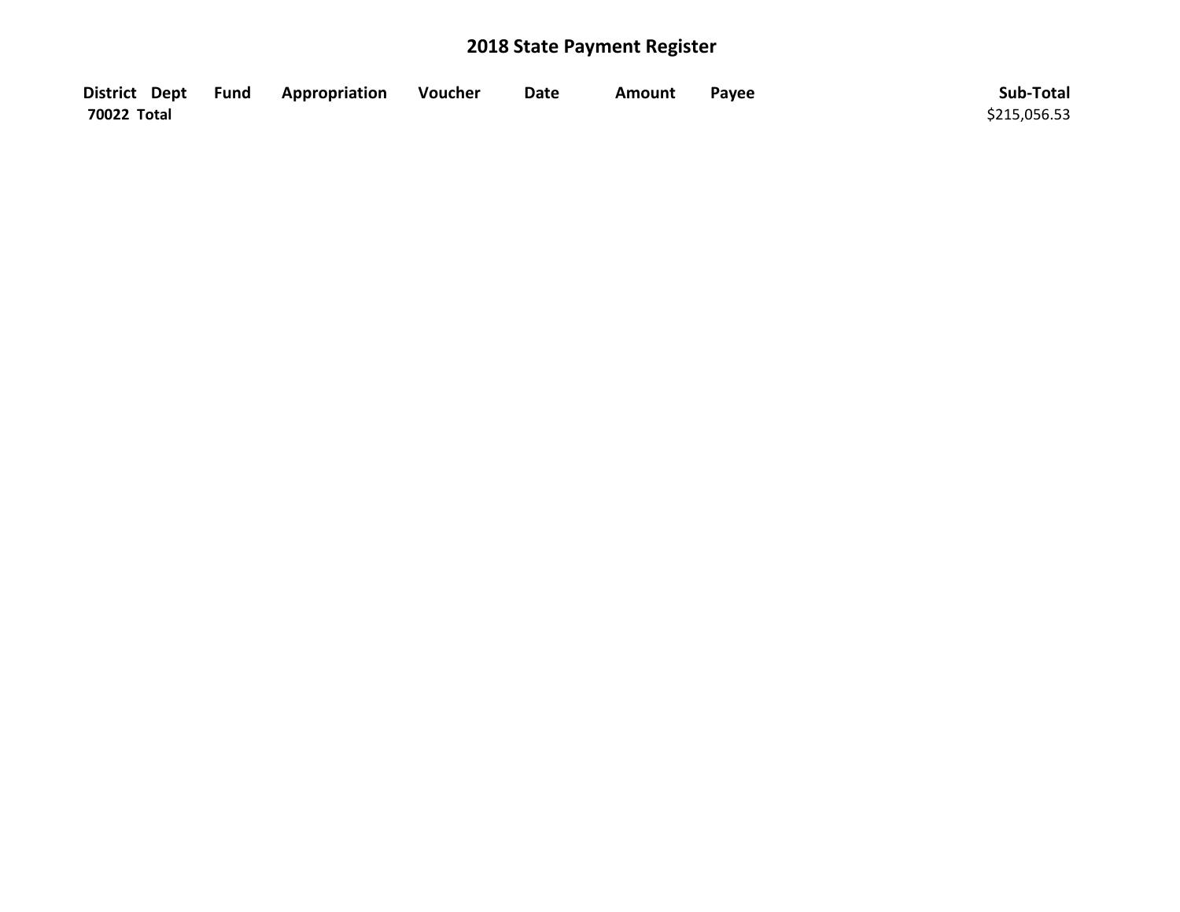# 2018 State Payment Register

| District | Dept | Fund | Appropriation | Voucher | Date | Amount | Payee | Sub-Total |
|---|---|---|---|---|---|---|---|---|
| **70022 Total** | | | | | | | | $215,056.53 |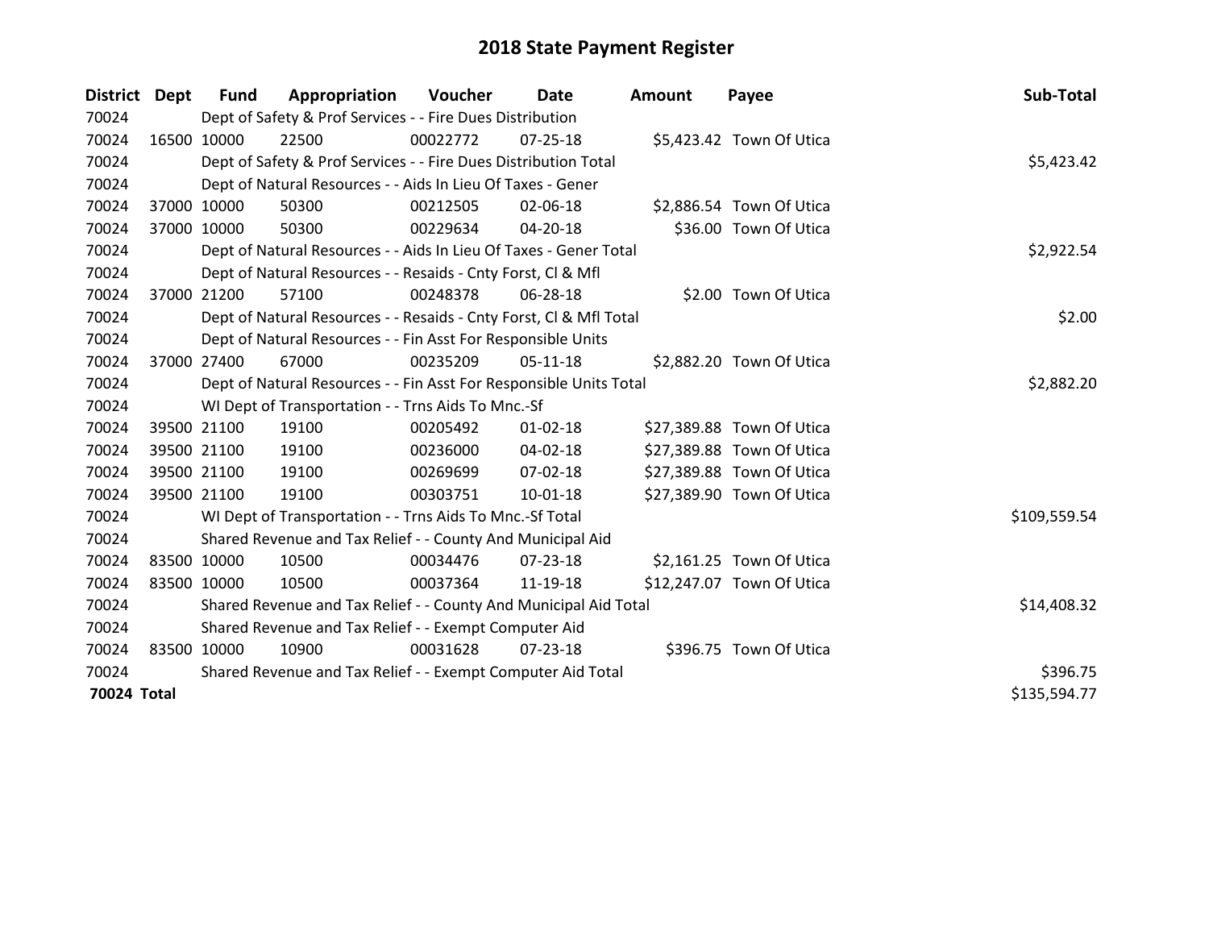# 2018 State Payment Register

| District | Dept | Fund | Appropriation | Voucher | Date | Amount | Payee | Sub-Total |
|---|---|---|---|---|---|---|---|---|
| 70024 | | Dept of Safety & Prof Services - - Fire Dues Distribution | | | | | | |
| 70024 | 16500 | 10000 | 22500 | 00022772 | 07-25-18 | $5,423.42 | Town Of Utica | |
| 70024 | | Dept of Safety & Prof Services - - Fire Dues Distribution Total | | | | | | $5,423.42 |
| 70024 | | Dept of Natural Resources - - Aids In Lieu Of Taxes - Gener | | | | | | |
| 70024 | 37000 | 10000 | 50300 | 00212505 | 02-06-18 | $2,886.54 | Town Of Utica | |
| 70024 | 37000 | 10000 | 50300 | 00229634 | 04-20-18 | $36.00 | Town Of Utica | |
| 70024 | | Dept of Natural Resources - - Aids In Lieu Of Taxes - Gener Total | | | | | | $2,922.54 |
| 70024 | | Dept of Natural Resources - - Resaids - Cnty Forst, Cl & Mfl | | | | | | |
| 70024 | 37000 | 21200 | 57100 | 00248378 | 06-28-18 | $2.00 | Town Of Utica | |
| 70024 | | Dept of Natural Resources - - Resaids - Cnty Forst, Cl & Mfl Total | | | | | | $2.00 |
| 70024 | | Dept of Natural Resources - - Fin Asst For Responsible Units | | | | | | |
| 70024 | 37000 | 27400 | 67000 | 00235209 | 05-11-18 | $2,882.20 | Town Of Utica | |
| 70024 | | Dept of Natural Resources - - Fin Asst For Responsible Units Total | | | | | | $2,882.20 |
| 70024 | | WI Dept of Transportation - - Trns Aids To Mnc.-Sf | | | | | | |
| 70024 | 39500 | 21100 | 19100 | 00205492 | 01-02-18 | $27,389.88 | Town Of Utica | |
| 70024 | 39500 | 21100 | 19100 | 00236000 | 04-02-18 | $27,389.88 | Town Of Utica | |
| 70024 | 39500 | 21100 | 19100 | 00269699 | 07-02-18 | $27,389.88 | Town Of Utica | |
| 70024 | 39500 | 21100 | 19100 | 00303751 | 10-01-18 | $27,389.90 | Town Of Utica | |
| 70024 | | WI Dept of Transportation - - Trns Aids To Mnc.-Sf Total | | | | | | $109,559.54 |
| 70024 | | Shared Revenue and Tax Relief - - County And Municipal Aid | | | | | | |
| 70024 | 83500 | 10000 | 10500 | 00034476 | 07-23-18 | $2,161.25 | Town Of Utica | |
| 70024 | 83500 | 10000 | 10500 | 00037364 | 11-19-18 | $12,247.07 | Town Of Utica | |
| 70024 | | Shared Revenue and Tax Relief - - County And Municipal Aid Total | | | | | | $14,408.32 |
| 70024 | | Shared Revenue and Tax Relief - - Exempt Computer Aid | | | | | | |
| 70024 | 83500 | 10000 | 10900 | 00031628 | 07-23-18 | $396.75 | Town Of Utica | |
| 70024 | | Shared Revenue and Tax Relief - - Exempt Computer Aid Total | | | | | | $396.75 |
| **70024 Total** | | | | | | | | $135,594.77 |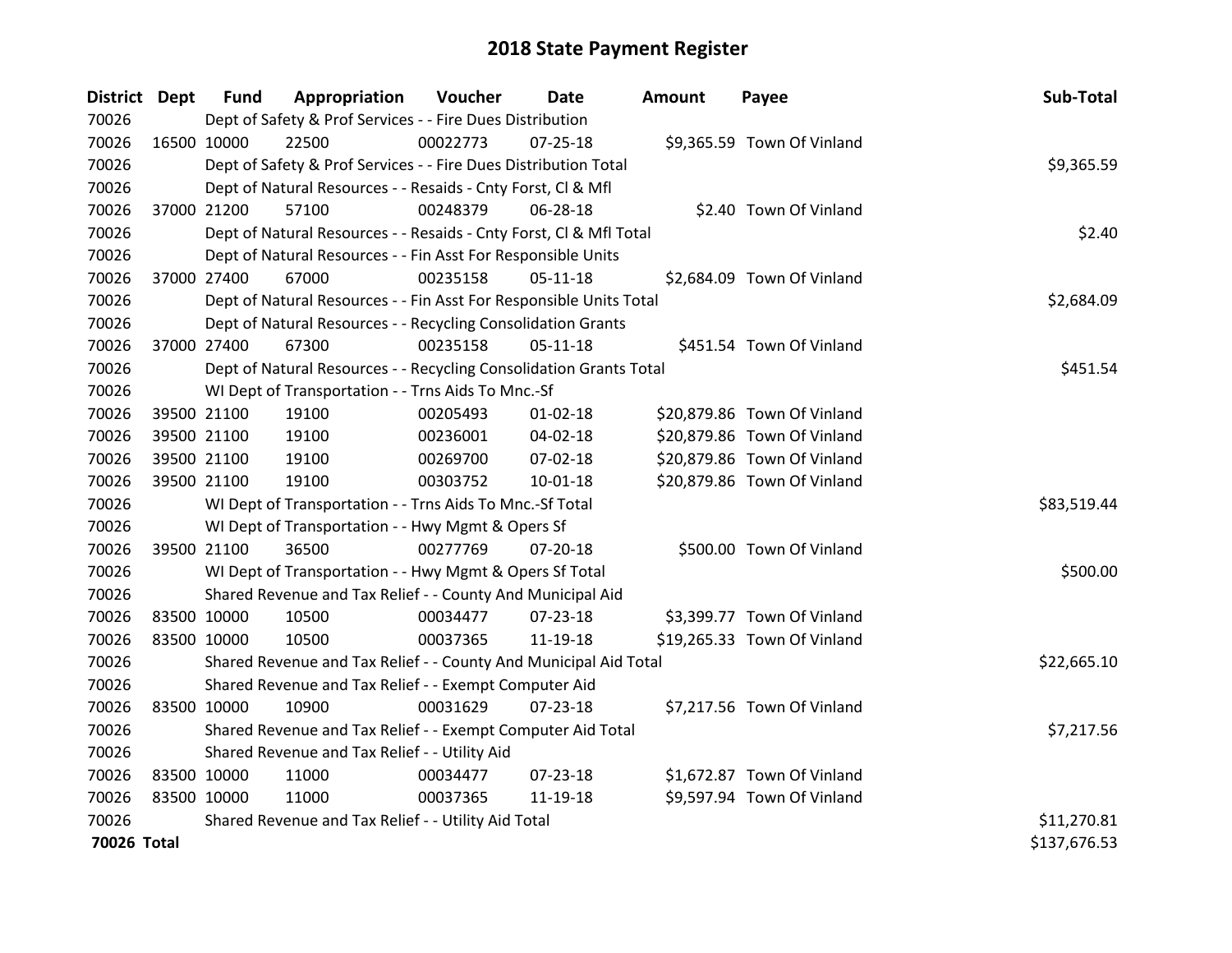# 2018 State Payment Register

| District | Dept | Fund | Appropriation | Voucher | Date | Amount | Payee | Sub-Total |
|---|---|---|---|---|---|---|---|---|
| 70026 | | Dept of Safety & Prof Services - - Fire Dues Distribution | | | | | | |
| 70026 | 16500 | 10000 | 22500 | 00022773 | 07-25-18 | $9,365.59 | Town Of Vinland | |
| 70026 | | Dept of Safety & Prof Services - - Fire Dues Distribution Total | | | | | | $9,365.59 |
| 70026 | | Dept of Natural Resources - - Resaids - Cnty Forst, Cl & Mfl | | | | | | |
| 70026 | 37000 | 21200 | 57100 | 00248379 | 06-28-18 | $2.40 | Town Of Vinland | |
| 70026 | | Dept of Natural Resources - - Resaids - Cnty Forst, Cl & Mfl Total | | | | | | $2.40 |
| 70026 | | Dept of Natural Resources - - Fin Asst For Responsible Units | | | | | | |
| 70026 | 37000 | 27400 | 67000 | 00235158 | 05-11-18 | $2,684.09 | Town Of Vinland | |
| 70026 | | Dept of Natural Resources - - Fin Asst For Responsible Units Total | | | | | | $2,684.09 |
| 70026 | | Dept of Natural Resources - - Recycling Consolidation Grants | | | | | | |
| 70026 | 37000 | 27400 | 67300 | 00235158 | 05-11-18 | $451.54 | Town Of Vinland | |
| 70026 | | Dept of Natural Resources - - Recycling Consolidation Grants Total | | | | | | $451.54 |
| 70026 | | WI Dept of Transportation - - Trns Aids To Mnc.-Sf | | | | | | |
| 70026 | 39500 | 21100 | 19100 | 00205493 | 01-02-18 | $20,879.86 | Town Of Vinland | |
| 70026 | 39500 | 21100 | 19100 | 00236001 | 04-02-18 | $20,879.86 | Town Of Vinland | |
| 70026 | 39500 | 21100 | 19100 | 00269700 | 07-02-18 | $20,879.86 | Town Of Vinland | |
| 70026 | 39500 | 21100 | 19100 | 00303752 | 10-01-18 | $20,879.86 | Town Of Vinland | |
| 70026 | | WI Dept of Transportation - - Trns Aids To Mnc.-Sf Total | | | | | | $83,519.44 |
| 70026 | | WI Dept of Transportation - - Hwy Mgmt & Opers Sf | | | | | | |
| 70026 | 39500 | 21100 | 36500 | 00277769 | 07-20-18 | $500.00 | Town Of Vinland | |
| 70026 | | WI Dept of Transportation - - Hwy Mgmt & Opers Sf Total | | | | | | $500.00 |
| 70026 | | Shared Revenue and Tax Relief - - County And Municipal Aid | | | | | | |
| 70026 | 83500 | 10000 | 10500 | 00034477 | 07-23-18 | $3,399.77 | Town Of Vinland | |
| 70026 | 83500 | 10000 | 10500 | 00037365 | 11-19-18 | $19,265.33 | Town Of Vinland | |
| 70026 | | Shared Revenue and Tax Relief - - County And Municipal Aid Total | | | | | | $22,665.10 |
| 70026 | | Shared Revenue and Tax Relief - - Exempt Computer Aid | | | | | | |
| 70026 | 83500 | 10000 | 10900 | 00031629 | 07-23-18 | $7,217.56 | Town Of Vinland | |
| 70026 | | Shared Revenue and Tax Relief - - Exempt Computer Aid Total | | | | | | $7,217.56 |
| 70026 | | Shared Revenue and Tax Relief - - Utility Aid | | | | | | |
| 70026 | 83500 | 10000 | 11000 | 00034477 | 07-23-18 | $1,672.87 | Town Of Vinland | |
| 70026 | 83500 | 10000 | 11000 | 00037365 | 11-19-18 | $9,597.94 | Town Of Vinland | |
| 70026 | | Shared Revenue and Tax Relief - - Utility Aid Total | | | | | | $11,270.81 |
| **70026 Total** | | | | | | | | $137,676.53 |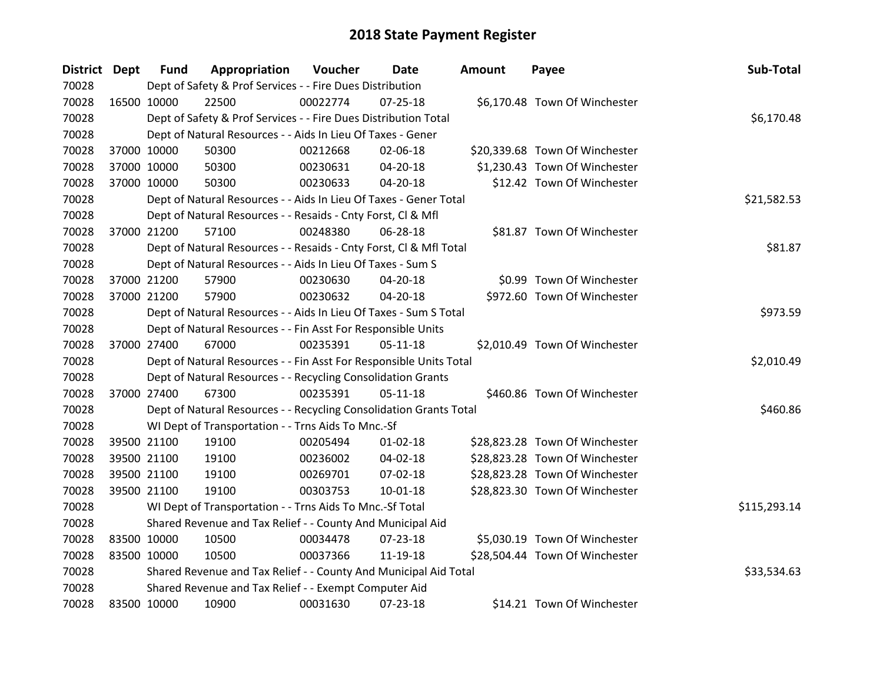# 2018 State Payment Register

| District | Dept | Fund | Appropriation | Voucher | Date | Amount | Payee | Sub-Total |
|---|---|---|---|---|---|---|---|---|
| 70028 | | Dept of Safety & Prof Services - - Fire Dues Distribution | | | | | | |
| 70028 | 16500 | 10000 | 22500 | 00022774 | 07-25-18 | $6,170.48 | Town Of Winchester | |
| 70028 | | Dept of Safety & Prof Services - - Fire Dues Distribution Total | | | | | | $6,170.48 |
| 70028 | | Dept of Natural Resources - - Aids In Lieu Of Taxes - Gener | | | | | | |
| 70028 | 37000 | 10000 | 50300 | 00212668 | 02-06-18 | $20,339.68 | Town Of Winchester | |
| 70028 | 37000 | 10000 | 50300 | 00230631 | 04-20-18 | $1,230.43 | Town Of Winchester | |
| 70028 | 37000 | 10000 | 50300 | 00230633 | 04-20-18 | $12.42 | Town Of Winchester | |
| 70028 | | Dept of Natural Resources - - Aids In Lieu Of Taxes - Gener Total | | | | | | $21,582.53 |
| 70028 | | Dept of Natural Resources - - Resaids - Cnty Forst, Cl & Mfl | | | | | | |
| 70028 | 37000 | 21200 | 57100 | 00248380 | 06-28-18 | $81.87 | Town Of Winchester | |
| 70028 | | Dept of Natural Resources - - Resaids - Cnty Forst, Cl & Mfl Total | | | | | | $81.87 |
| 70028 | | Dept of Natural Resources - - Aids In Lieu Of Taxes - Sum S | | | | | | |
| 70028 | 37000 | 21200 | 57900 | 00230630 | 04-20-18 | $0.99 | Town Of Winchester | |
| 70028 | 37000 | 21200 | 57900 | 00230632 | 04-20-18 | $972.60 | Town Of Winchester | |
| 70028 | | Dept of Natural Resources - - Aids In Lieu Of Taxes - Sum S Total | | | | | | $973.59 |
| 70028 | | Dept of Natural Resources - - Fin Asst For Responsible Units | | | | | | |
| 70028 | 37000 | 27400 | 67000 | 00235391 | 05-11-18 | $2,010.49 | Town Of Winchester | |
| 70028 | | Dept of Natural Resources - - Fin Asst For Responsible Units Total | | | | | | $2,010.49 |
| 70028 | | Dept of Natural Resources - - Recycling Consolidation Grants | | | | | | |
| 70028 | 37000 | 27400 | 67300 | 00235391 | 05-11-18 | $460.86 | Town Of Winchester | |
| 70028 | | Dept of Natural Resources - - Recycling Consolidation Grants Total | | | | | | $460.86 |
| 70028 | | WI Dept of Transportation - - Trns Aids To Mnc.-Sf | | | | | | |
| 70028 | 39500 | 21100 | 19100 | 00205494 | 01-02-18 | $28,823.28 | Town Of Winchester | |
| 70028 | 39500 | 21100 | 19100 | 00236002 | 04-02-18 | $28,823.28 | Town Of Winchester | |
| 70028 | 39500 | 21100 | 19100 | 00269701 | 07-02-18 | $28,823.28 | Town Of Winchester | |
| 70028 | 39500 | 21100 | 19100 | 00303753 | 10-01-18 | $28,823.30 | Town Of Winchester | |
| 70028 | | WI Dept of Transportation - - Trns Aids To Mnc.-Sf Total | | | | | | $115,293.14 |
| 70028 | | Shared Revenue and Tax Relief - - County And Municipal Aid | | | | | | |
| 70028 | 83500 | 10000 | 10500 | 00034478 | 07-23-18 | $5,030.19 | Town Of Winchester | |
| 70028 | 83500 | 10000 | 10500 | 00037366 | 11-19-18 | $28,504.44 | Town Of Winchester | |
| 70028 | | Shared Revenue and Tax Relief - - County And Municipal Aid Total | | | | | | $33,534.63 |
| 70028 | | Shared Revenue and Tax Relief - - Exempt Computer Aid | | | | | | |
| 70028 | 83500 | 10000 | 10900 | 00031630 | 07-23-18 | $14.21 | Town Of Winchester | |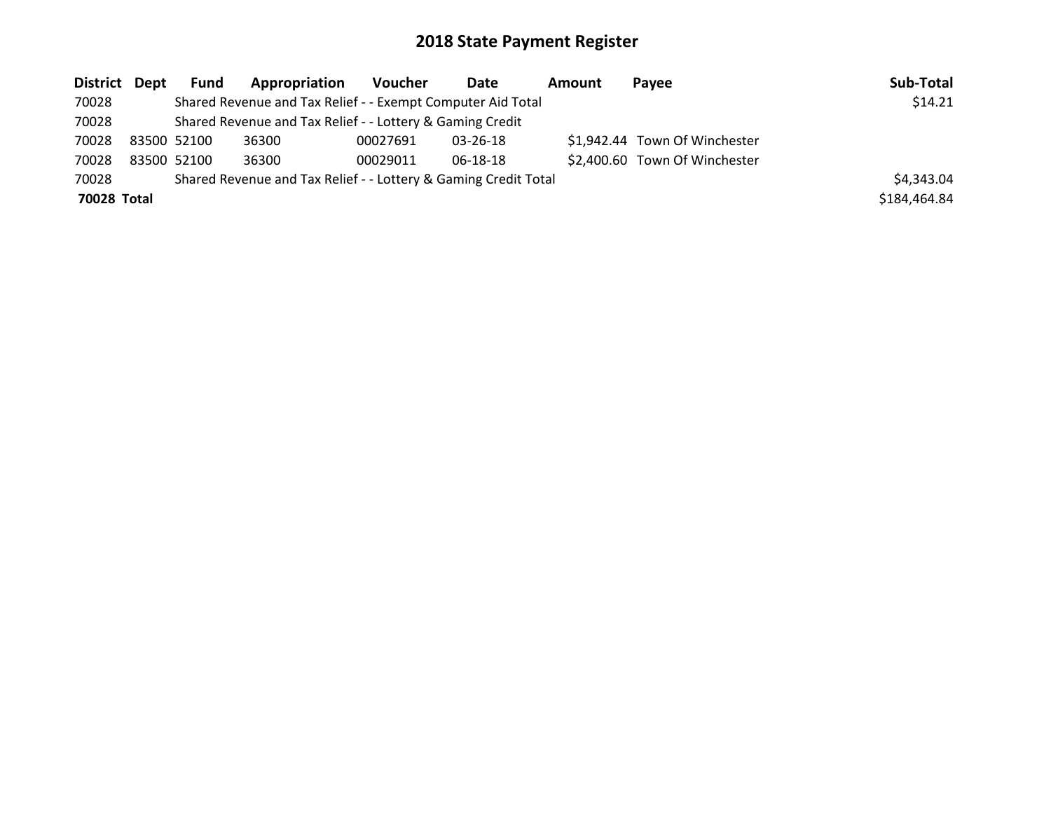# 2018 State Payment Register

| District | Dept | Fund | Appropriation | Voucher | Date | Amount | Payee | Sub-Total |
|---|---|---|---|---|---|---|---|---|
| 70028 | | Shared Revenue and Tax Relief - - Exempt Computer Aid Total | | | | | | $14.21 |
| 70028 | | Shared Revenue and Tax Relief - - Lottery & Gaming Credit | | | | | | |
| 70028 | 83500 | 52100 | 36300 | 00027691 | 03-26-18 | $1,942.44 | Town Of Winchester | |
| 70028 | 83500 | 52100 | 36300 | 00029011 | 06-18-18 | $2,400.60 | Town Of Winchester | |
| 70028 | | Shared Revenue and Tax Relief - - Lottery & Gaming Credit Total | | | | | | $4,343.04 |
| **70028 Total** | | | | | | | | $184,464.84 |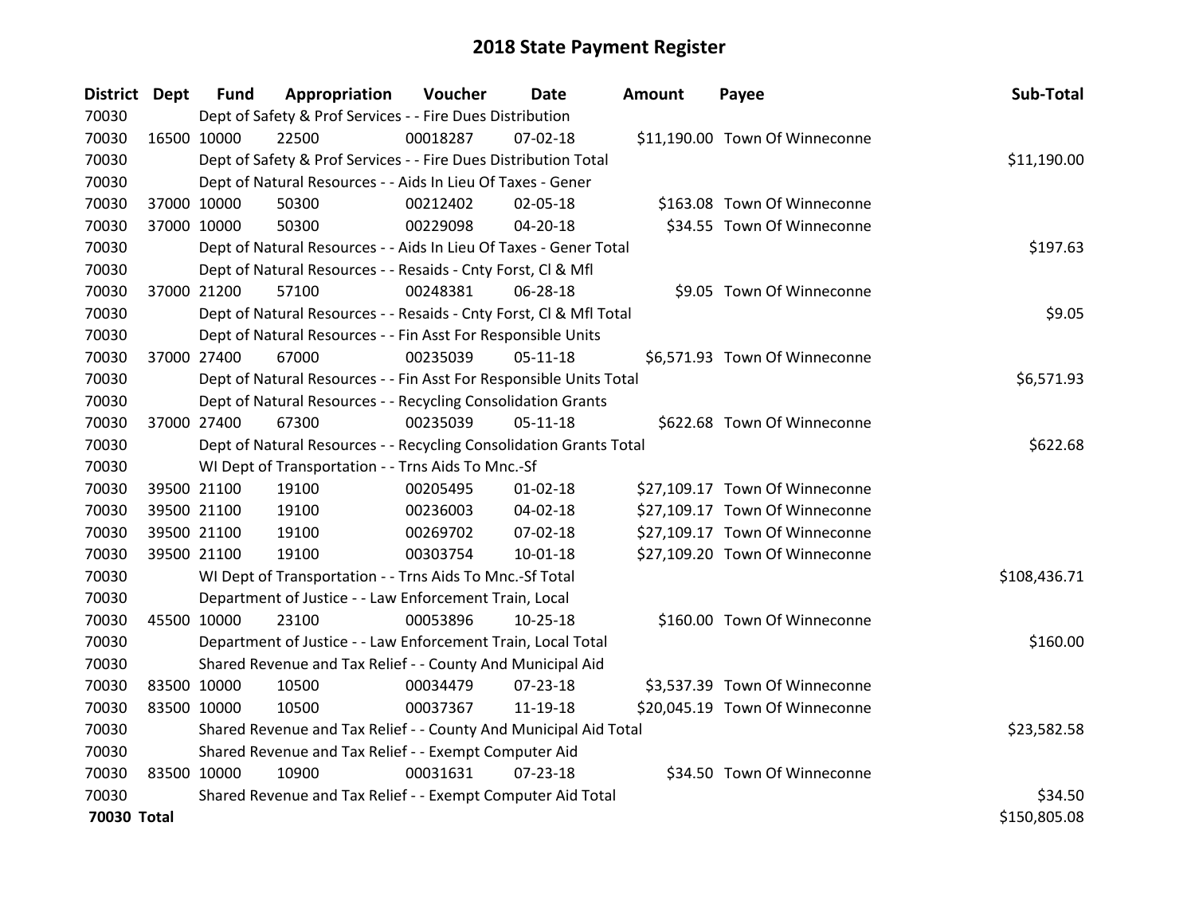# 2018 State Payment Register

| District | Dept | Fund | Appropriation | Voucher | Date | Amount | Payee | Sub-Total |
|---|---|---|---|---|---|---|---|---|
| 70030 | | Dept of Safety & Prof Services - - Fire Dues Distribution | | | | | | |
| 70030 | 16500 | 10000 | 22500 | 00018287 | 07-02-18 | $11,190.00 | Town Of Winneconne | |
| 70030 | | Dept of Safety & Prof Services - - Fire Dues Distribution Total | | | | | | $11,190.00 |
| 70030 | | Dept of Natural Resources - - Aids In Lieu Of Taxes - Gener | | | | | | |
| 70030 | 37000 | 10000 | 50300 | 00212402 | 02-05-18 | $163.08 | Town Of Winneconne | |
| 70030 | 37000 | 10000 | 50300 | 00229098 | 04-20-18 | $34.55 | Town Of Winneconne | |
| 70030 | | Dept of Natural Resources - - Aids In Lieu Of Taxes - Gener Total | | | | | | $197.63 |
| 70030 | | Dept of Natural Resources - - Resaids - Cnty Forst, Cl & Mfl | | | | | | |
| 70030 | 37000 | 21200 | 57100 | 00248381 | 06-28-18 | $9.05 | Town Of Winneconne | |
| 70030 | | Dept of Natural Resources - - Resaids - Cnty Forst, Cl & Mfl Total | | | | | | $9.05 |
| 70030 | | Dept of Natural Resources - - Fin Asst For Responsible Units | | | | | | |
| 70030 | 37000 | 27400 | 67000 | 00235039 | 05-11-18 | $6,571.93 | Town Of Winneconne | |
| 70030 | | Dept of Natural Resources - - Fin Asst For Responsible Units Total | | | | | | $6,571.93 |
| 70030 | | Dept of Natural Resources - - Recycling Consolidation Grants | | | | | | |
| 70030 | 37000 | 27400 | 67300 | 00235039 | 05-11-18 | $622.68 | Town Of Winneconne | |
| 70030 | | Dept of Natural Resources - - Recycling Consolidation Grants Total | | | | | | $622.68 |
| 70030 | | WI Dept of Transportation - - Trns Aids To Mnc.-Sf | | | | | | |
| 70030 | 39500 | 21100 | 19100 | 00205495 | 01-02-18 | $27,109.17 | Town Of Winneconne | |
| 70030 | 39500 | 21100 | 19100 | 00236003 | 04-02-18 | $27,109.17 | Town Of Winneconne | |
| 70030 | 39500 | 21100 | 19100 | 00269702 | 07-02-18 | $27,109.17 | Town Of Winneconne | |
| 70030 | 39500 | 21100 | 19100 | 00303754 | 10-01-18 | $27,109.20 | Town Of Winneconne | |
| 70030 | | WI Dept of Transportation - - Trns Aids To Mnc.-Sf Total | | | | | | $108,436.71 |
| 70030 | | Department of Justice - - Law Enforcement Train, Local | | | | | | |
| 70030 | 45500 | 10000 | 23100 | 00053896 | 10-25-18 | $160.00 | Town Of Winneconne | |
| 70030 | | Department of Justice - - Law Enforcement Train, Local Total | | | | | | $160.00 |
| 70030 | | Shared Revenue and Tax Relief - - County And Municipal Aid | | | | | | |
| 70030 | 83500 | 10000 | 10500 | 00034479 | 07-23-18 | $3,537.39 | Town Of Winneconne | |
| 70030 | 83500 | 10000 | 10500 | 00037367 | 11-19-18 | $20,045.19 | Town Of Winneconne | |
| 70030 | | Shared Revenue and Tax Relief - - County And Municipal Aid Total | | | | | | $23,582.58 |
| 70030 | | Shared Revenue and Tax Relief - - Exempt Computer Aid | | | | | | |
| 70030 | 83500 | 10000 | 10900 | 00031631 | 07-23-18 | $34.50 | Town Of Winneconne | |
| 70030 | | Shared Revenue and Tax Relief - - Exempt Computer Aid Total | | | | | | $34.50 |
| **70030 Total** | | | | | | | | $150,805.08 |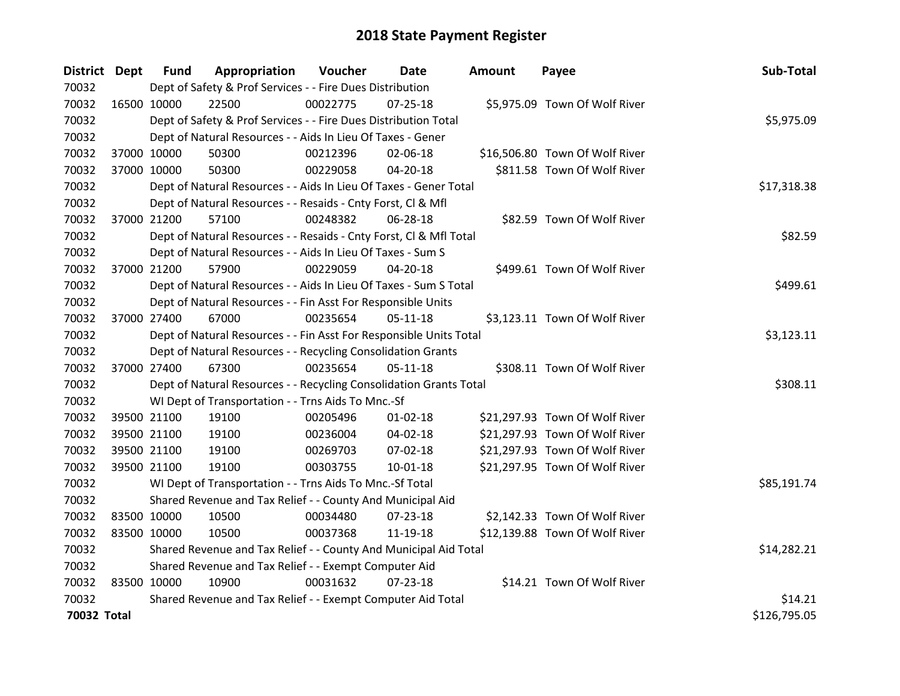# 2018 State Payment Register

| District | Dept | Fund | Appropriation | Voucher | Date | Amount | Payee | Sub-Total |
|---|---|---|---|---|---|---|---|---|
| 70032 | | Dept of Safety & Prof Services - - Fire Dues Distribution | | | | | | |
| 70032 | 16500 | 10000 | 22500 | 00022775 | 07-25-18 | $5,975.09 | Town Of Wolf River | |
| 70032 | | Dept of Safety & Prof Services - - Fire Dues Distribution Total | | | | | | $5,975.09 |
| 70032 | | Dept of Natural Resources - - Aids In Lieu Of Taxes - Gener | | | | | | |
| 70032 | 37000 | 10000 | 50300 | 00212396 | 02-06-18 | $16,506.80 | Town Of Wolf River | |
| 70032 | 37000 | 10000 | 50300 | 00229058 | 04-20-18 | $811.58 | Town Of Wolf River | |
| 70032 | | Dept of Natural Resources - - Aids In Lieu Of Taxes - Gener Total | | | | | | $17,318.38 |
| 70032 | | Dept of Natural Resources - - Resaids - Cnty Forst, Cl & Mfl | | | | | | |
| 70032 | 37000 | 21200 | 57100 | 00248382 | 06-28-18 | $82.59 | Town Of Wolf River | |
| 70032 | | Dept of Natural Resources - - Resaids - Cnty Forst, Cl & Mfl Total | | | | | | $82.59 |
| 70032 | | Dept of Natural Resources - - Aids In Lieu Of Taxes - Sum S | | | | | | |
| 70032 | 37000 | 21200 | 57900 | 00229059 | 04-20-18 | $499.61 | Town Of Wolf River | |
| 70032 | | Dept of Natural Resources - - Aids In Lieu Of Taxes - Sum S Total | | | | | | $499.61 |
| 70032 | | Dept of Natural Resources - - Fin Asst For Responsible Units | | | | | | |
| 70032 | 37000 | 27400 | 67000 | 00235654 | 05-11-18 | $3,123.11 | Town Of Wolf River | |
| 70032 | | Dept of Natural Resources - - Fin Asst For Responsible Units Total | | | | | | $3,123.11 |
| 70032 | | Dept of Natural Resources - - Recycling Consolidation Grants | | | | | | |
| 70032 | 37000 | 27400 | 67300 | 00235654 | 05-11-18 | $308.11 | Town Of Wolf River | |
| 70032 | | Dept of Natural Resources - - Recycling Consolidation Grants Total | | | | | | $308.11 |
| 70032 | | WI Dept of Transportation - - Trns Aids To Mnc.-Sf | | | | | | |
| 70032 | 39500 | 21100 | 19100 | 00205496 | 01-02-18 | $21,297.93 | Town Of Wolf River | |
| 70032 | 39500 | 21100 | 19100 | 00236004 | 04-02-18 | $21,297.93 | Town Of Wolf River | |
| 70032 | 39500 | 21100 | 19100 | 00269703 | 07-02-18 | $21,297.93 | Town Of Wolf River | |
| 70032 | 39500 | 21100 | 19100 | 00303755 | 10-01-18 | $21,297.95 | Town Of Wolf River | |
| 70032 | | WI Dept of Transportation - - Trns Aids To Mnc.-Sf Total | | | | | | $85,191.74 |
| 70032 | | Shared Revenue and Tax Relief - - County And Municipal Aid | | | | | | |
| 70032 | 83500 | 10000 | 10500 | 00034480 | 07-23-18 | $2,142.33 | Town Of Wolf River | |
| 70032 | 83500 | 10000 | 10500 | 00037368 | 11-19-18 | $12,139.88 | Town Of Wolf River | |
| 70032 | | Shared Revenue and Tax Relief - - County And Municipal Aid Total | | | | | | $14,282.21 |
| 70032 | | Shared Revenue and Tax Relief - - Exempt Computer Aid | | | | | | |
| 70032 | 83500 | 10000 | 10900 | 00031632 | 07-23-18 | $14.21 | Town Of Wolf River | |
| 70032 | | Shared Revenue and Tax Relief - - Exempt Computer Aid Total | | | | | | $14.21 |
| **70032 Total** | | | | | | | | $126,795.05 |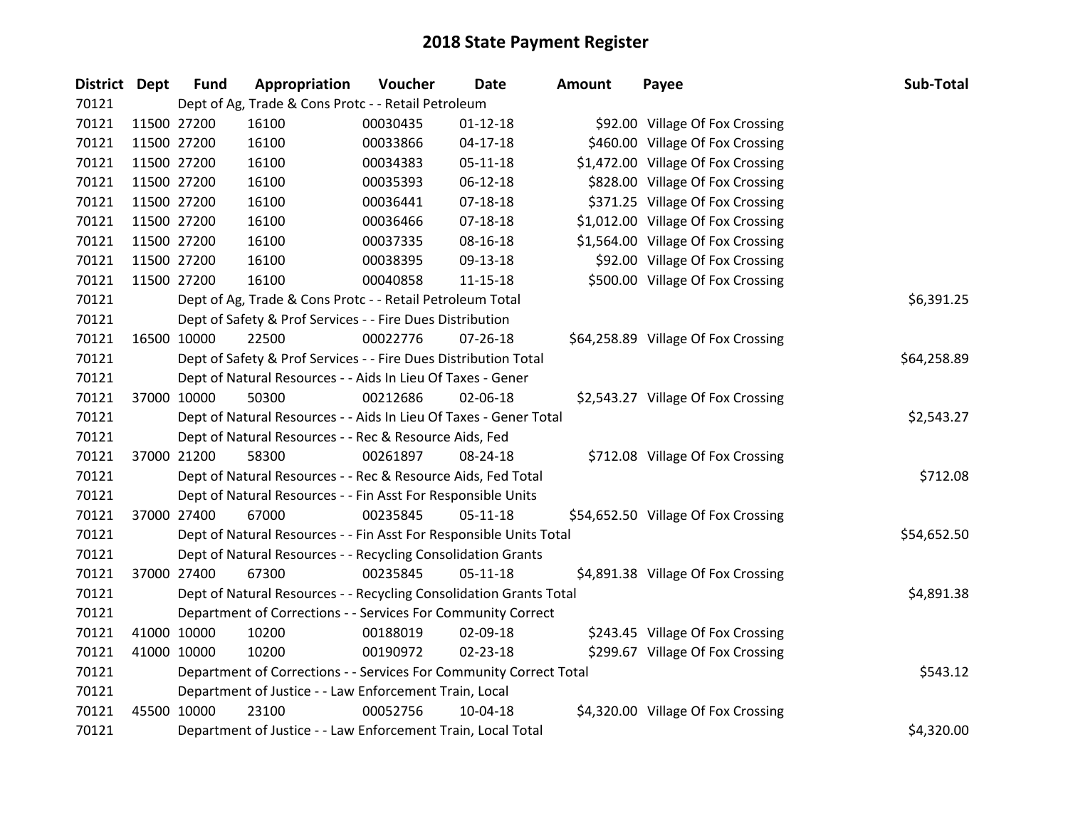# 2018 State Payment Register

| District | Dept | Fund | Appropriation | Voucher | Date | Amount | Payee | Sub-Total |
|---|---|---|---|---|---|---|---|---|
| 70121 | Dept of Ag, Trade & Cons Protc - - Retail Petroleum | | | | | | | |
| 70121 | 11500 | 27200 | 16100 | 00030435 | 01-12-18 | $92.00 | Village Of Fox Crossing | |
| 70121 | 11500 | 27200 | 16100 | 00033866 | 04-17-18 | $460.00 | Village Of Fox Crossing | |
| 70121 | 11500 | 27200 | 16100 | 00034383 | 05-11-18 | $1,472.00 | Village Of Fox Crossing | |
| 70121 | 11500 | 27200 | 16100 | 00035393 | 06-12-18 | $828.00 | Village Of Fox Crossing | |
| 70121 | 11500 | 27200 | 16100 | 00036441 | 07-18-18 | $371.25 | Village Of Fox Crossing | |
| 70121 | 11500 | 27200 | 16100 | 00036466 | 07-18-18 | $1,012.00 | Village Of Fox Crossing | |
| 70121 | 11500 | 27200 | 16100 | 00037335 | 08-16-18 | $1,564.00 | Village Of Fox Crossing | |
| 70121 | 11500 | 27200 | 16100 | 00038395 | 09-13-18 | $92.00 | Village Of Fox Crossing | |
| 70121 | 11500 | 27200 | 16100 | 00040858 | 11-15-18 | $500.00 | Village Of Fox Crossing | |
| 70121 | Dept of Ag, Trade & Cons Protc - - Retail Petroleum Total | | | | | | | $6,391.25 |
| 70121 | Dept of Safety & Prof Services - - Fire Dues Distribution | | | | | | | |
| 70121 | 16500 | 10000 | 22500 | 00022776 | 07-26-18 | $64,258.89 | Village Of Fox Crossing | |
| 70121 | Dept of Safety & Prof Services - - Fire Dues Distribution Total | | | | | | | $64,258.89 |
| 70121 | Dept of Natural Resources - - Aids In Lieu Of Taxes - Gener | | | | | | | |
| 70121 | 37000 | 10000 | 50300 | 00212686 | 02-06-18 | $2,543.27 | Village Of Fox Crossing | |
| 70121 | Dept of Natural Resources - - Aids In Lieu Of Taxes - Gener Total | | | | | | | $2,543.27 |
| 70121 | Dept of Natural Resources - - Rec & Resource Aids, Fed | | | | | | | |
| 70121 | 37000 | 21200 | 58300 | 00261897 | 08-24-18 | $712.08 | Village Of Fox Crossing | |
| 70121 | Dept of Natural Resources - - Rec & Resource Aids, Fed Total | | | | | | | $712.08 |
| 70121 | Dept of Natural Resources - - Fin Asst For Responsible Units | | | | | | | |
| 70121 | 37000 | 27400 | 67000 | 00235845 | 05-11-18 | $54,652.50 | Village Of Fox Crossing | |
| 70121 | Dept of Natural Resources - - Fin Asst For Responsible Units Total | | | | | | | $54,652.50 |
| 70121 | Dept of Natural Resources - - Recycling Consolidation Grants | | | | | | | |
| 70121 | 37000 | 27400 | 67300 | 00235845 | 05-11-18 | $4,891.38 | Village Of Fox Crossing | |
| 70121 | Dept of Natural Resources - - Recycling Consolidation Grants Total | | | | | | | $4,891.38 |
| 70121 | Department of Corrections - - Services For Community Correct | | | | | | | |
| 70121 | 41000 | 10000 | 10200 | 00188019 | 02-09-18 | $243.45 | Village Of Fox Crossing | |
| 70121 | 41000 | 10000 | 10200 | 00190972 | 02-23-18 | $299.67 | Village Of Fox Crossing | |
| 70121 | Department of Corrections - - Services For Community Correct Total | | | | | | | $543.12 |
| 70121 | Department of Justice - - Law Enforcement Train, Local | | | | | | | |
| 70121 | 45500 | 10000 | 23100 | 00052756 | 10-04-18 | $4,320.00 | Village Of Fox Crossing | |
| 70121 | Department of Justice - - Law Enforcement Train, Local Total | | | | | | | $4,320.00 |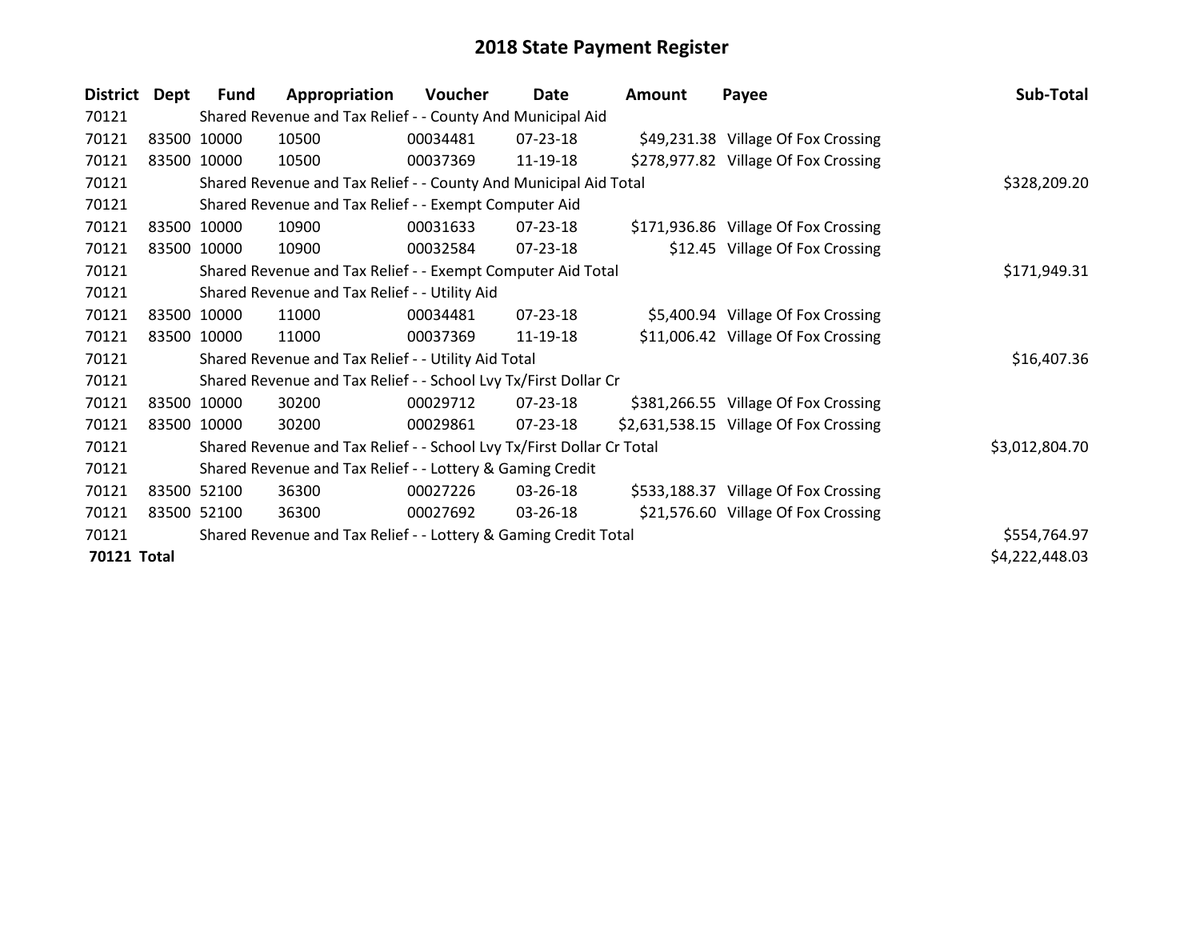# 2018 State Payment Register

| District | Dept | Fund | Appropriation | Voucher | Date | Amount | Payee | Sub-Total |
|---|---|---|---|---|---|---|---|---|
| 70121 | | Shared Revenue and Tax Relief - - County And Municipal Aid | | | | | | |
| 70121 | 83500 | 10000 | 10500 | 00034481 | 07-23-18 | $49,231.38 | Village Of Fox Crossing | |
| 70121 | 83500 | 10000 | 10500 | 00037369 | 11-19-18 | $278,977.82 | Village Of Fox Crossing | |
| 70121 | | Shared Revenue and Tax Relief - - County And Municipal Aid Total | | | | | | $328,209.20 |
| 70121 | | Shared Revenue and Tax Relief - - Exempt Computer Aid | | | | | | |
| 70121 | 83500 | 10000 | 10900 | 00031633 | 07-23-18 | $171,936.86 | Village Of Fox Crossing | |
| 70121 | 83500 | 10000 | 10900 | 00032584 | 07-23-18 | $12.45 | Village Of Fox Crossing | |
| 70121 | | Shared Revenue and Tax Relief - - Exempt Computer Aid Total | | | | | | $171,949.31 |
| 70121 | | Shared Revenue and Tax Relief - - Utility Aid | | | | | | |
| 70121 | 83500 | 10000 | 11000 | 00034481 | 07-23-18 | $5,400.94 | Village Of Fox Crossing | |
| 70121 | 83500 | 10000 | 11000 | 00037369 | 11-19-18 | $11,006.42 | Village Of Fox Crossing | |
| 70121 | | Shared Revenue and Tax Relief - - Utility Aid Total | | | | | | $16,407.36 |
| 70121 | | Shared Revenue and Tax Relief - - School Lvy Tx/First Dollar Cr | | | | | | |
| 70121 | 83500 | 10000 | 30200 | 00029712 | 07-23-18 | $381,266.55 | Village Of Fox Crossing | |
| 70121 | 83500 | 10000 | 30200 | 00029861 | 07-23-18 | $2,631,538.15 | Village Of Fox Crossing | |
| 70121 | | Shared Revenue and Tax Relief - - School Lvy Tx/First Dollar Cr Total | | | | | | $3,012,804.70 |
| 70121 | | Shared Revenue and Tax Relief - - Lottery & Gaming Credit | | | | | | |
| 70121 | 83500 | 52100 | 36300 | 00027226 | 03-26-18 | $533,188.37 | Village Of Fox Crossing | |
| 70121 | 83500 | 52100 | 36300 | 00027692 | 03-26-18 | $21,576.60 | Village Of Fox Crossing | |
| 70121 | | Shared Revenue and Tax Relief - - Lottery & Gaming Credit Total | | | | | | $554,764.97 |
| **70121 Total** | | | | | | | | $4,222,448.03 |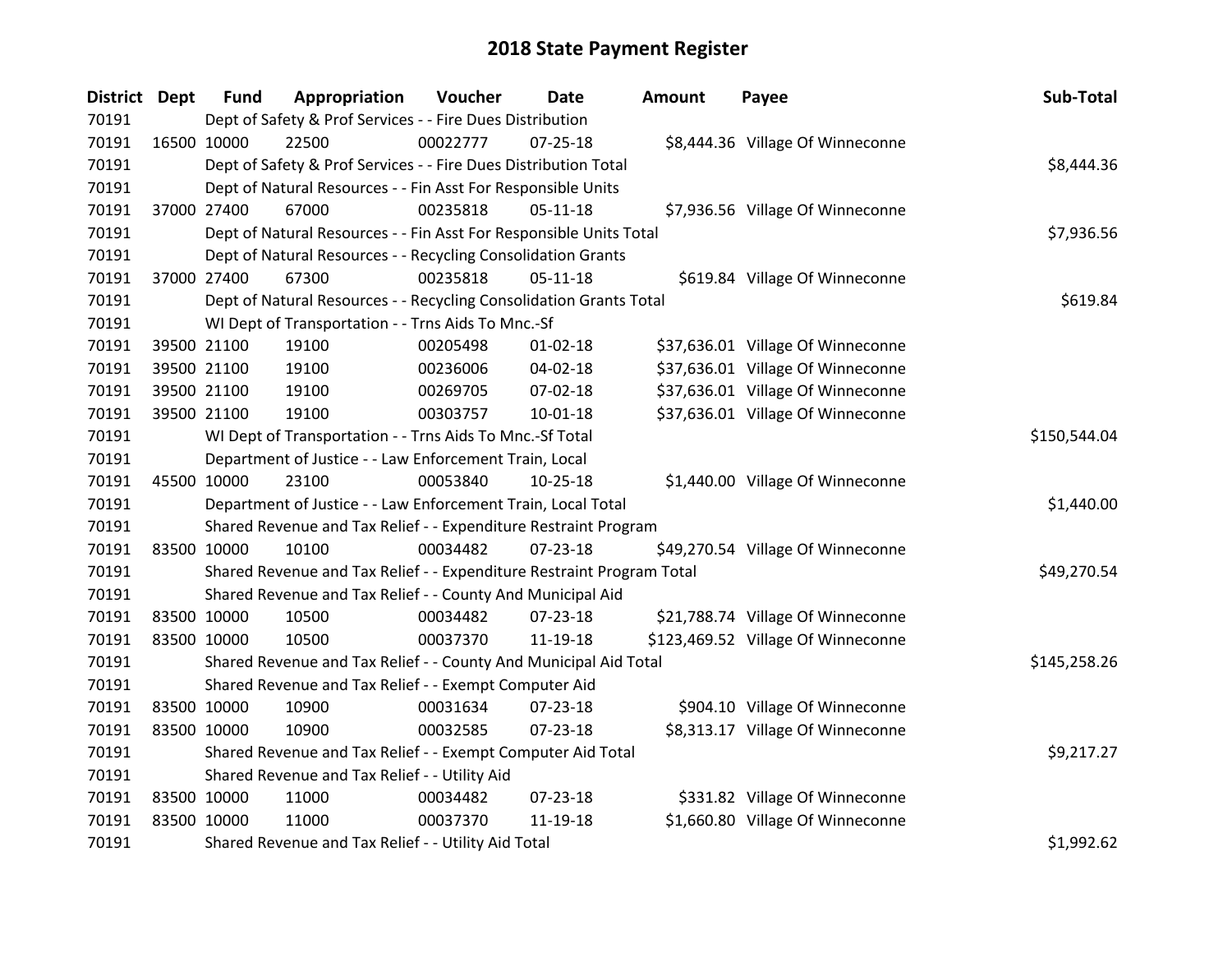# 2018 State Payment Register

| District | Dept | Fund | Appropriation | Voucher | Date | Amount | Payee | Sub-Total |
|---|---|---|---|---|---|---|---|---|
| 70191 | | Dept of Safety & Prof Services - - Fire Dues Distribution | | | | | | |
| 70191 | 16500 | 10000 | 22500 | 00022777 | 07-25-18 | $8,444.36 | Village Of Winneconne | |
| 70191 | | Dept of Safety & Prof Services - - Fire Dues Distribution Total | | | | | | $8,444.36 |
| 70191 | | Dept of Natural Resources - - Fin Asst For Responsible Units | | | | | | |
| 70191 | 37000 | 27400 | 67000 | 00235818 | 05-11-18 | $7,936.56 | Village Of Winneconne | |
| 70191 | | Dept of Natural Resources - - Fin Asst For Responsible Units Total | | | | | | $7,936.56 |
| 70191 | | Dept of Natural Resources - - Recycling Consolidation Grants | | | | | | |
| 70191 | 37000 | 27400 | 67300 | 00235818 | 05-11-18 | $619.84 | Village Of Winneconne | |
| 70191 | | Dept of Natural Resources - - Recycling Consolidation Grants Total | | | | | | $619.84 |
| 70191 | | WI Dept of Transportation - - Trns Aids To Mnc.-Sf | | | | | | |
| 70191 | 39500 | 21100 | 19100 | 00205498 | 01-02-18 | $37,636.01 | Village Of Winneconne | |
| 70191 | 39500 | 21100 | 19100 | 00236006 | 04-02-18 | $37,636.01 | Village Of Winneconne | |
| 70191 | 39500 | 21100 | 19100 | 00269705 | 07-02-18 | $37,636.01 | Village Of Winneconne | |
| 70191 | 39500 | 21100 | 19100 | 00303757 | 10-01-18 | $37,636.01 | Village Of Winneconne | |
| 70191 | | WI Dept of Transportation - - Trns Aids To Mnc.-Sf Total | | | | | | $150,544.04 |
| 70191 | | Department of Justice - - Law Enforcement Train, Local | | | | | | |
| 70191 | 45500 | 10000 | 23100 | 00053840 | 10-25-18 | $1,440.00 | Village Of Winneconne | |
| 70191 | | Department of Justice - - Law Enforcement Train, Local Total | | | | | | $1,440.00 |
| 70191 | | Shared Revenue and Tax Relief - - Expenditure Restraint Program | | | | | | |
| 70191 | 83500 | 10000 | 10100 | 00034482 | 07-23-18 | $49,270.54 | Village Of Winneconne | |
| 70191 | | Shared Revenue and Tax Relief - - Expenditure Restraint Program Total | | | | | | $49,270.54 |
| 70191 | | Shared Revenue and Tax Relief - - County And Municipal Aid | | | | | | |
| 70191 | 83500 | 10000 | 10500 | 00034482 | 07-23-18 | $21,788.74 | Village Of Winneconne | |
| 70191 | 83500 | 10000 | 10500 | 00037370 | 11-19-18 | $123,469.52 | Village Of Winneconne | |
| 70191 | | Shared Revenue and Tax Relief - - County And Municipal Aid Total | | | | | | $145,258.26 |
| 70191 | | Shared Revenue and Tax Relief - - Exempt Computer Aid | | | | | | |
| 70191 | 83500 | 10000 | 10900 | 00031634 | 07-23-18 | $904.10 | Village Of Winneconne | |
| 70191 | 83500 | 10000 | 10900 | 00032585 | 07-23-18 | $8,313.17 | Village Of Winneconne | |
| 70191 | | Shared Revenue and Tax Relief - - Exempt Computer Aid Total | | | | | | $9,217.27 |
| 70191 | | Shared Revenue and Tax Relief - - Utility Aid | | | | | | |
| 70191 | 83500 | 10000 | 11000 | 00034482 | 07-23-18 | $331.82 | Village Of Winneconne | |
| 70191 | 83500 | 10000 | 11000 | 00037370 | 11-19-18 | $1,660.80 | Village Of Winneconne | |
| 70191 | | Shared Revenue and Tax Relief - - Utility Aid Total | | | | | | $1,992.62 |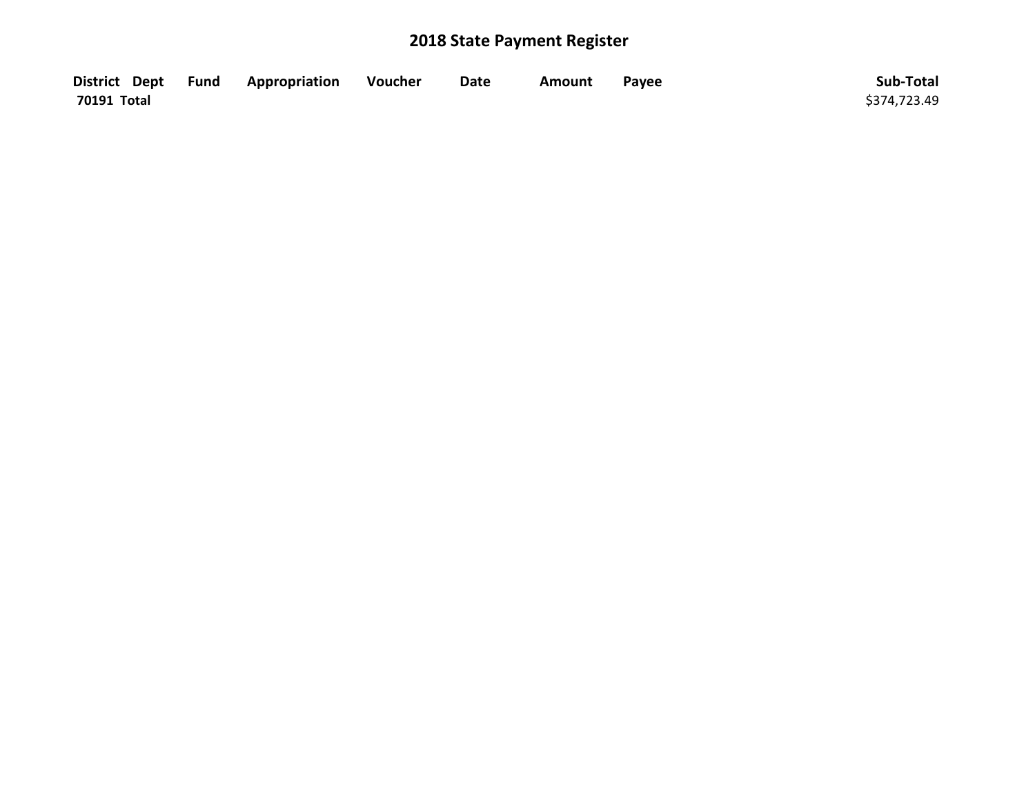# 2018 State Payment Register

| District | Dept | Fund | Appropriation | Voucher | Date | Amount | Payee | Sub-Total |
|---|---|---|---|---|---|---|---|---|
| **70191 Total** | | | | | | | | $374,723.49 |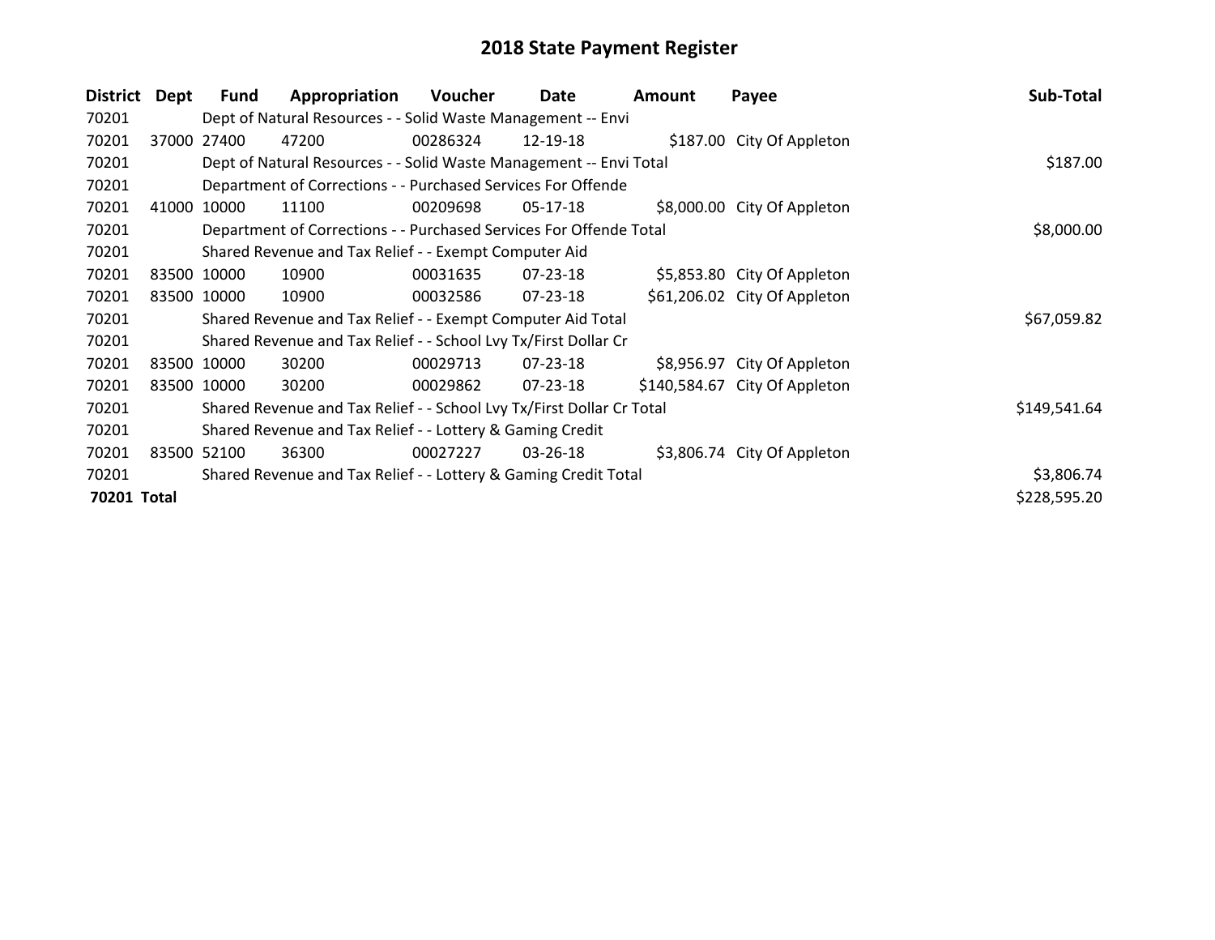# 2018 State Payment Register

| District | Dept | Fund | Appropriation | Voucher | Date | Amount | Payee | Sub-Total |
|---|---|---|---|---|---|---|---|---|
| 70201 | | Dept of Natural Resources - - Solid Waste Management -- Envi | | | | | | |
| 70201 | 37000 | 27400 | 47200 | 00286324 | 12-19-18 | $187.00 | City Of Appleton | |
| 70201 | | Dept of Natural Resources - - Solid Waste Management -- Envi Total | | | | | | $187.00 |
| 70201 | | Department of Corrections - - Purchased Services For Offende | | | | | | |
| 70201 | 41000 | 10000 | 11100 | 00209698 | 05-17-18 | $8,000.00 | City Of Appleton | |
| 70201 | | Department of Corrections - - Purchased Services For Offende Total | | | | | | $8,000.00 |
| 70201 | | Shared Revenue and Tax Relief - - Exempt Computer Aid | | | | | | |
| 70201 | 83500 | 10000 | 10900 | 00031635 | 07-23-18 | $5,853.80 | City Of Appleton | |
| 70201 | 83500 | 10000 | 10900 | 00032586 | 07-23-18 | $61,206.02 | City Of Appleton | |
| 70201 | | Shared Revenue and Tax Relief - - Exempt Computer Aid Total | | | | | | $67,059.82 |
| 70201 | | Shared Revenue and Tax Relief - - School Lvy Tx/First Dollar Cr | | | | | | |
| 70201 | 83500 | 10000 | 30200 | 00029713 | 07-23-18 | $8,956.97 | City Of Appleton | |
| 70201 | 83500 | 10000 | 30200 | 00029862 | 07-23-18 | $140,584.67 | City Of Appleton | |
| 70201 | | Shared Revenue and Tax Relief - - School Lvy Tx/First Dollar Cr Total | | | | | | $149,541.64 |
| 70201 | | Shared Revenue and Tax Relief - - Lottery & Gaming Credit | | | | | | |
| 70201 | 83500 | 52100 | 36300 | 00027227 | 03-26-18 | $3,806.74 | City Of Appleton | |
| 70201 | | Shared Revenue and Tax Relief - - Lottery & Gaming Credit Total | | | | | | $3,806.74 |
| **70201 Total** | | | | | | | | $228,595.20 |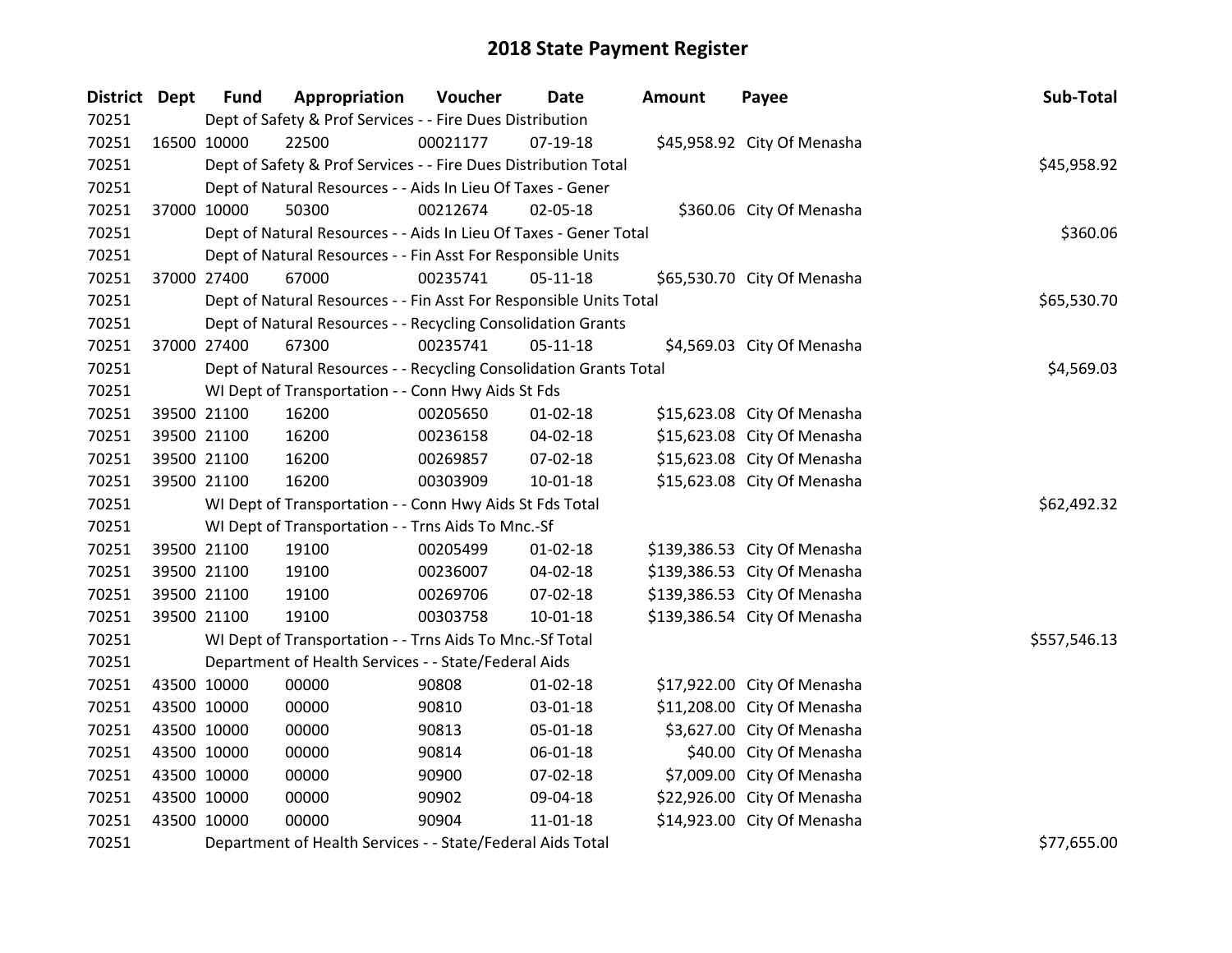# 2018 State Payment Register

| District | Dept | Fund | Appropriation | Voucher | Date | Amount | Payee | Sub-Total |
|---|---|---|---|---|---|---|---|---|
| 70251 | | Dept of Safety & Prof Services - - Fire Dues Distribution | | | | | | |
| 70251 | 16500 | 10000 | 22500 | 00021177 | 07-19-18 | $45,958.92 | City Of Menasha | |
| 70251 | | Dept of Safety & Prof Services - - Fire Dues Distribution Total | | | | | | $45,958.92 |
| 70251 | | Dept of Natural Resources - - Aids In Lieu Of Taxes - Gener | | | | | | |
| 70251 | 37000 | 10000 | 50300 | 00212674 | 02-05-18 | $360.06 | City Of Menasha | |
| 70251 | | Dept of Natural Resources - - Aids In Lieu Of Taxes - Gener Total | | | | | | $360.06 |
| 70251 | | Dept of Natural Resources - - Fin Asst For Responsible Units | | | | | | |
| 70251 | 37000 | 27400 | 67000 | 00235741 | 05-11-18 | $65,530.70 | City Of Menasha | |
| 70251 | | Dept of Natural Resources - - Fin Asst For Responsible Units Total | | | | | | $65,530.70 |
| 70251 | | Dept of Natural Resources - - Recycling Consolidation Grants | | | | | | |
| 70251 | 37000 | 27400 | 67300 | 00235741 | 05-11-18 | $4,569.03 | City Of Menasha | |
| 70251 | | Dept of Natural Resources - - Recycling Consolidation Grants Total | | | | | | $4,569.03 |
| 70251 | | WI Dept of Transportation - - Conn Hwy Aids St Fds | | | | | | |
| 70251 | 39500 | 21100 | 16200 | 00205650 | 01-02-18 | $15,623.08 | City Of Menasha | |
| 70251 | 39500 | 21100 | 16200 | 00236158 | 04-02-18 | $15,623.08 | City Of Menasha | |
| 70251 | 39500 | 21100 | 16200 | 00269857 | 07-02-18 | $15,623.08 | City Of Menasha | |
| 70251 | 39500 | 21100 | 16200 | 00303909 | 10-01-18 | $15,623.08 | City Of Menasha | |
| 70251 | | WI Dept of Transportation - - Conn Hwy Aids St Fds Total | | | | | | $62,492.32 |
| 70251 | | WI Dept of Transportation - - Trns Aids To Mnc.-Sf | | | | | | |
| 70251 | 39500 | 21100 | 19100 | 00205499 | 01-02-18 | $139,386.53 | City Of Menasha | |
| 70251 | 39500 | 21100 | 19100 | 00236007 | 04-02-18 | $139,386.53 | City Of Menasha | |
| 70251 | 39500 | 21100 | 19100 | 00269706 | 07-02-18 | $139,386.53 | City Of Menasha | |
| 70251 | 39500 | 21100 | 19100 | 00303758 | 10-01-18 | $139,386.54 | City Of Menasha | |
| 70251 | | WI Dept of Transportation - - Trns Aids To Mnc.-Sf Total | | | | | | $557,546.13 |
| 70251 | | Department of Health Services - - State/Federal Aids | | | | | | |
| 70251 | 43500 | 10000 | 00000 | 90808 | 01-02-18 | $17,922.00 | City Of Menasha | |
| 70251 | 43500 | 10000 | 00000 | 90810 | 03-01-18 | $11,208.00 | City Of Menasha | |
| 70251 | 43500 | 10000 | 00000 | 90813 | 05-01-18 | $3,627.00 | City Of Menasha | |
| 70251 | 43500 | 10000 | 00000 | 90814 | 06-01-18 | $40.00 | City Of Menasha | |
| 70251 | 43500 | 10000 | 00000 | 90900 | 07-02-18 | $7,009.00 | City Of Menasha | |
| 70251 | 43500 | 10000 | 00000 | 90902 | 09-04-18 | $22,926.00 | City Of Menasha | |
| 70251 | 43500 | 10000 | 00000 | 90904 | 11-01-18 | $14,923.00 | City Of Menasha | |
| 70251 | | Department of Health Services - - State/Federal Aids Total | | | | | | $77,655.00 |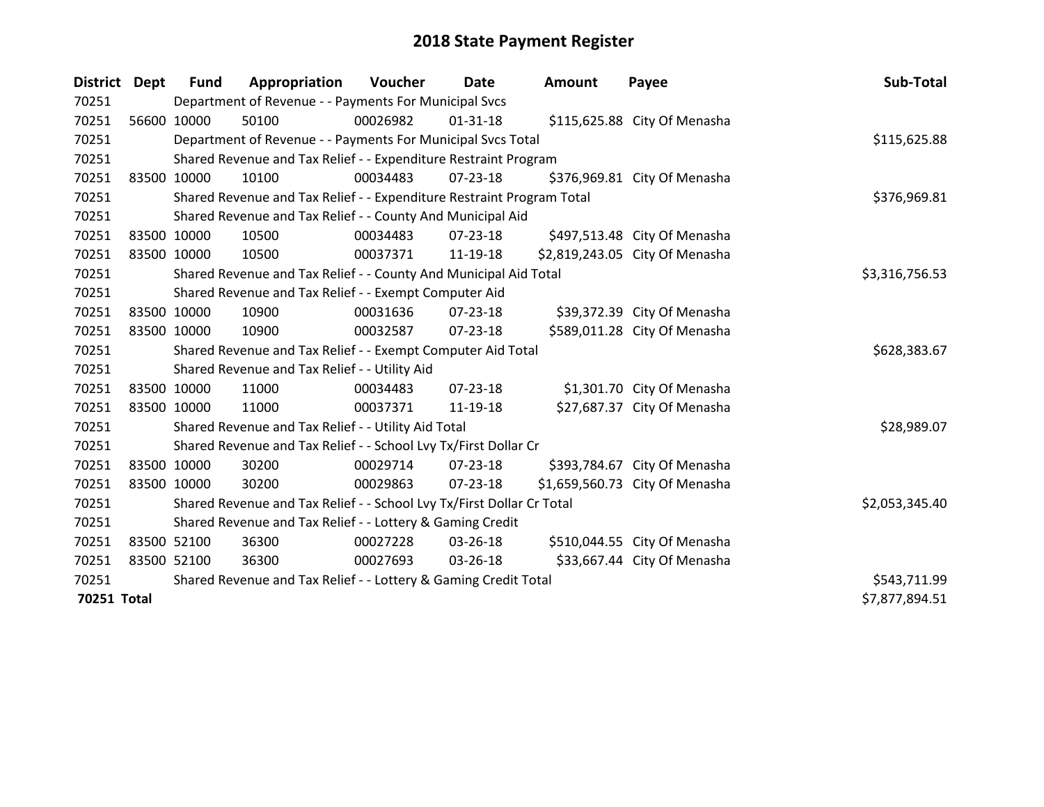# 2018 State Payment Register

| District | Dept | Fund | Appropriation | Voucher | Date | Amount | Payee | Sub-Total |
|---|---|---|---|---|---|---|---|---|
| 70251 | | Department of Revenue - - Payments For Municipal Svcs | | | | | | |
| 70251 | 56600 | 10000 | 50100 | 00026982 | 01-31-18 | $115,625.88 | City Of Menasha | |
| 70251 | | Department of Revenue - - Payments For Municipal Svcs Total | | | | | | $115,625.88 |
| 70251 | | Shared Revenue and Tax Relief - - Expenditure Restraint Program | | | | | | |
| 70251 | 83500 | 10000 | 10100 | 00034483 | 07-23-18 | $376,969.81 | City Of Menasha | |
| 70251 | | Shared Revenue and Tax Relief - - Expenditure Restraint Program Total | | | | | | $376,969.81 |
| 70251 | | Shared Revenue and Tax Relief - - County And Municipal Aid | | | | | | |
| 70251 | 83500 | 10000 | 10500 | 00034483 | 07-23-18 | $497,513.48 | City Of Menasha | |
| 70251 | 83500 | 10000 | 10500 | 00037371 | 11-19-18 | $2,819,243.05 | City Of Menasha | |
| 70251 | | Shared Revenue and Tax Relief - - County And Municipal Aid Total | | | | | | $3,316,756.53 |
| 70251 | | Shared Revenue and Tax Relief - - Exempt Computer Aid | | | | | | |
| 70251 | 83500 | 10000 | 10900 | 00031636 | 07-23-18 | $39,372.39 | City Of Menasha | |
| 70251 | 83500 | 10000 | 10900 | 00032587 | 07-23-18 | $589,011.28 | City Of Menasha | |
| 70251 | | Shared Revenue and Tax Relief - - Exempt Computer Aid Total | | | | | | $628,383.67 |
| 70251 | | Shared Revenue and Tax Relief - - Utility Aid | | | | | | |
| 70251 | 83500 | 10000 | 11000 | 00034483 | 07-23-18 | $1,301.70 | City Of Menasha | |
| 70251 | 83500 | 10000 | 11000 | 00037371 | 11-19-18 | $27,687.37 | City Of Menasha | |
| 70251 | | Shared Revenue and Tax Relief - - Utility Aid Total | | | | | | $28,989.07 |
| 70251 | | Shared Revenue and Tax Relief - - School Lvy Tx/First Dollar Cr | | | | | | |
| 70251 | 83500 | 10000 | 30200 | 00029714 | 07-23-18 | $393,784.67 | City Of Menasha | |
| 70251 | 83500 | 10000 | 30200 | 00029863 | 07-23-18 | $1,659,560.73 | City Of Menasha | |
| 70251 | | Shared Revenue and Tax Relief - - School Lvy Tx/First Dollar Cr Total | | | | | | $2,053,345.40 |
| 70251 | | Shared Revenue and Tax Relief - - Lottery & Gaming Credit | | | | | | |
| 70251 | 83500 | 52100 | 36300 | 00027228 | 03-26-18 | $510,044.55 | City Of Menasha | |
| 70251 | 83500 | 52100 | 36300 | 00027693 | 03-26-18 | $33,667.44 | City Of Menasha | |
| 70251 | | Shared Revenue and Tax Relief - - Lottery & Gaming Credit Total | | | | | | $543,711.99 |
| **70251 Total** | | | | | | | | $7,877,894.51 |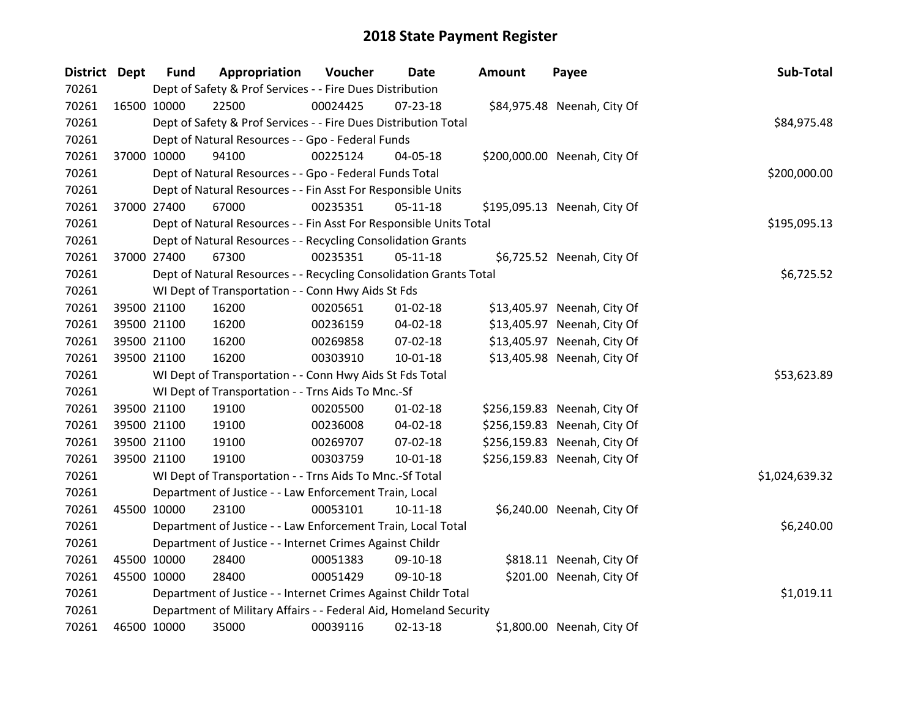# 2018 State Payment Register

| District | Dept | Fund | Appropriation | Voucher | Date | Amount | Payee | Sub-Total |
|---|---|---|---|---|---|---|---|---|
| 70261 | | Dept of Safety & Prof Services - - Fire Dues Distribution | | | | | | |
| 70261 | 16500 | 10000 | 22500 | 00024425 | 07-23-18 | $84,975.48 | Neenah, City Of | |
| 70261 | | Dept of Safety & Prof Services - - Fire Dues Distribution Total | | | | | | $84,975.48 |
| 70261 | | Dept of Natural Resources - - Gpo - Federal Funds | | | | | | |
| 70261 | 37000 | 10000 | 94100 | 00225124 | 04-05-18 | $200,000.00 | Neenah, City Of | |
| 70261 | | Dept of Natural Resources - - Gpo - Federal Funds Total | | | | | | $200,000.00 |
| 70261 | | Dept of Natural Resources - - Fin Asst For Responsible Units | | | | | | |
| 70261 | 37000 | 27400 | 67000 | 00235351 | 05-11-18 | $195,095.13 | Neenah, City Of | |
| 70261 | | Dept of Natural Resources - - Fin Asst For Responsible Units Total | | | | | | $195,095.13 |
| 70261 | | Dept of Natural Resources - - Recycling Consolidation Grants | | | | | | |
| 70261 | 37000 | 27400 | 67300 | 00235351 | 05-11-18 | $6,725.52 | Neenah, City Of | |
| 70261 | | Dept of Natural Resources - - Recycling Consolidation Grants Total | | | | | | $6,725.52 |
| 70261 | | WI Dept of Transportation - - Conn Hwy Aids St Fds | | | | | | |
| 70261 | 39500 | 21100 | 16200 | 00205651 | 01-02-18 | $13,405.97 | Neenah, City Of | |
| 70261 | 39500 | 21100 | 16200 | 00236159 | 04-02-18 | $13,405.97 | Neenah, City Of | |
| 70261 | 39500 | 21100 | 16200 | 00269858 | 07-02-18 | $13,405.97 | Neenah, City Of | |
| 70261 | 39500 | 21100 | 16200 | 00303910 | 10-01-18 | $13,405.98 | Neenah, City Of | |
| 70261 | | WI Dept of Transportation - - Conn Hwy Aids St Fds Total | | | | | | $53,623.89 |
| 70261 | | WI Dept of Transportation - - Trns Aids To Mnc.-Sf | | | | | | |
| 70261 | 39500 | 21100 | 19100 | 00205500 | 01-02-18 | $256,159.83 | Neenah, City Of | |
| 70261 | 39500 | 21100 | 19100 | 00236008 | 04-02-18 | $256,159.83 | Neenah, City Of | |
| 70261 | 39500 | 21100 | 19100 | 00269707 | 07-02-18 | $256,159.83 | Neenah, City Of | |
| 70261 | 39500 | 21100 | 19100 | 00303759 | 10-01-18 | $256,159.83 | Neenah, City Of | |
| 70261 | | WI Dept of Transportation - - Trns Aids To Mnc.-Sf Total | | | | | | $1,024,639.32 |
| 70261 | | Department of Justice - - Law Enforcement Train, Local | | | | | | |
| 70261 | 45500 | 10000 | 23100 | 00053101 | 10-11-18 | $6,240.00 | Neenah, City Of | |
| 70261 | | Department of Justice - - Law Enforcement Train, Local Total | | | | | | $6,240.00 |
| 70261 | | Department of Justice - - Internet Crimes Against Childr | | | | | | |
| 70261 | 45500 | 10000 | 28400 | 00051383 | 09-10-18 | $818.11 | Neenah, City Of | |
| 70261 | 45500 | 10000 | 28400 | 00051429 | 09-10-18 | $201.00 | Neenah, City Of | |
| 70261 | | Department of Justice - - Internet Crimes Against Childr Total | | | | | | $1,019.11 |
| 70261 | | Department of Military Affairs - - Federal Aid, Homeland Security | | | | | | |
| 70261 | 46500 | 10000 | 35000 | 00039116 | 02-13-18 | $1,800.00 | Neenah, City Of | |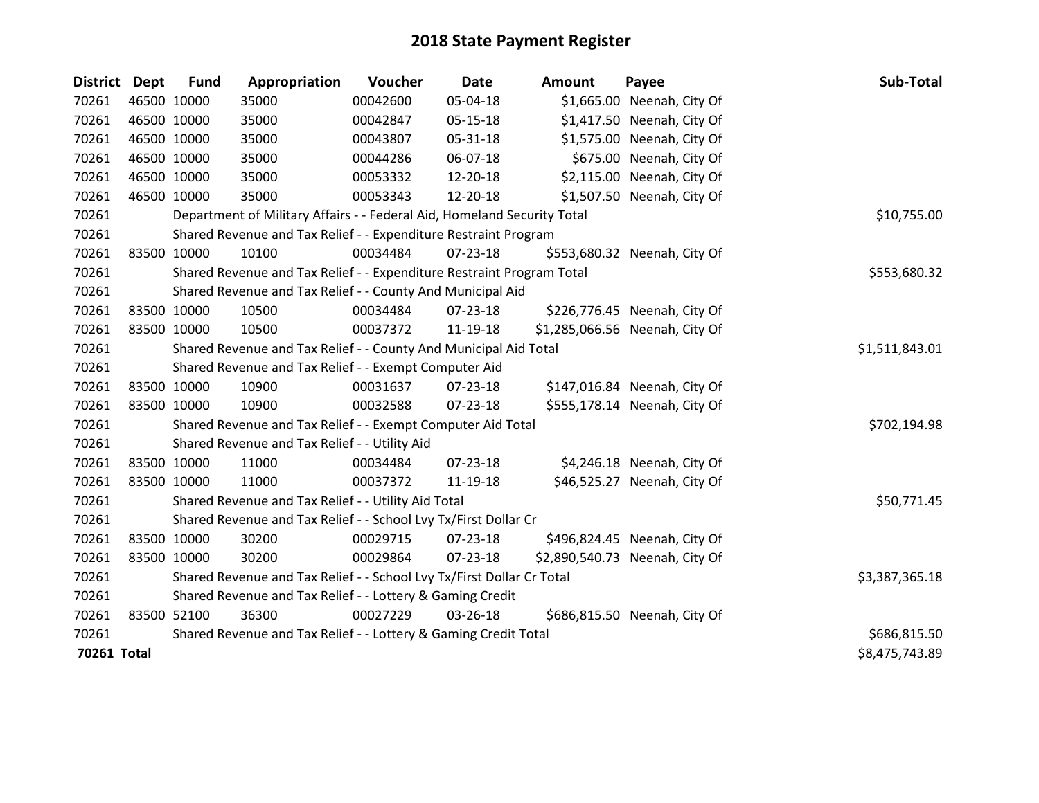# 2018 State Payment Register

| District | Dept | Fund | Appropriation | Voucher | Date | Amount | Payee | Sub-Total |
|---|---|---|---|---|---|---|---|---|
| 70261 | 46500 | 10000 | 35000 | 00042600 | 05-04-18 | $1,665.00 | Neenah, City Of | |
| 70261 | 46500 | 10000 | 35000 | 00042847 | 05-15-18 | $1,417.50 | Neenah, City Of | |
| 70261 | 46500 | 10000 | 35000 | 00043807 | 05-31-18 | $1,575.00 | Neenah, City Of | |
| 70261 | 46500 | 10000 | 35000 | 00044286 | 06-07-18 | $675.00 | Neenah, City Of | |
| 70261 | 46500 | 10000 | 35000 | 00053332 | 12-20-18 | $2,115.00 | Neenah, City Of | |
| 70261 | 46500 | 10000 | 35000 | 00053343 | 12-20-18 | $1,507.50 | Neenah, City Of | |
| 70261 | | Department of Military Affairs - - Federal Aid, Homeland Security Total | | | | | | $10,755.00 |
| 70261 | | Shared Revenue and Tax Relief - - Expenditure Restraint Program | | | | | | |
| 70261 | 83500 | 10000 | 10100 | 00034484 | 07-23-18 | $553,680.32 | Neenah, City Of | |
| 70261 | | Shared Revenue and Tax Relief - - Expenditure Restraint Program Total | | | | | | $553,680.32 |
| 70261 | | Shared Revenue and Tax Relief - - County And Municipal Aid | | | | | | |
| 70261 | 83500 | 10000 | 10500 | 00034484 | 07-23-18 | $226,776.45 | Neenah, City Of | |
| 70261 | 83500 | 10000 | 10500 | 00037372 | 11-19-18 | $1,285,066.56 | Neenah, City Of | |
| 70261 | | Shared Revenue and Tax Relief - - County And Municipal Aid Total | | | | | | $1,511,843.01 |
| 70261 | | Shared Revenue and Tax Relief - - Exempt Computer Aid | | | | | | |
| 70261 | 83500 | 10000 | 10900 | 00031637 | 07-23-18 | $147,016.84 | Neenah, City Of | |
| 70261 | 83500 | 10000 | 10900 | 00032588 | 07-23-18 | $555,178.14 | Neenah, City Of | |
| 70261 | | Shared Revenue and Tax Relief - - Exempt Computer Aid Total | | | | | | $702,194.98 |
| 70261 | | Shared Revenue and Tax Relief - - Utility Aid | | | | | | |
| 70261 | 83500 | 10000 | 11000 | 00034484 | 07-23-18 | $4,246.18 | Neenah, City Of | |
| 70261 | 83500 | 10000 | 11000 | 00037372 | 11-19-18 | $46,525.27 | Neenah, City Of | |
| 70261 | | Shared Revenue and Tax Relief - - Utility Aid Total | | | | | | $50,771.45 |
| 70261 | | Shared Revenue and Tax Relief - - School Lvy Tx/First Dollar Cr | | | | | | |
| 70261 | 83500 | 10000 | 30200 | 00029715 | 07-23-18 | $496,824.45 | Neenah, City Of | |
| 70261 | 83500 | 10000 | 30200 | 00029864 | 07-23-18 | $2,890,540.73 | Neenah, City Of | |
| 70261 | | Shared Revenue and Tax Relief - - School Lvy Tx/First Dollar Cr Total | | | | | | $3,387,365.18 |
| 70261 | | Shared Revenue and Tax Relief - - Lottery & Gaming Credit | | | | | | |
| 70261 | 83500 | 52100 | 36300 | 00027229 | 03-26-18 | $686,815.50 | Neenah, City Of | |
| 70261 | | Shared Revenue and Tax Relief - - Lottery & Gaming Credit Total | | | | | | $686,815.50 |
| **70261 Total** | | | | | | | | $8,475,743.89 |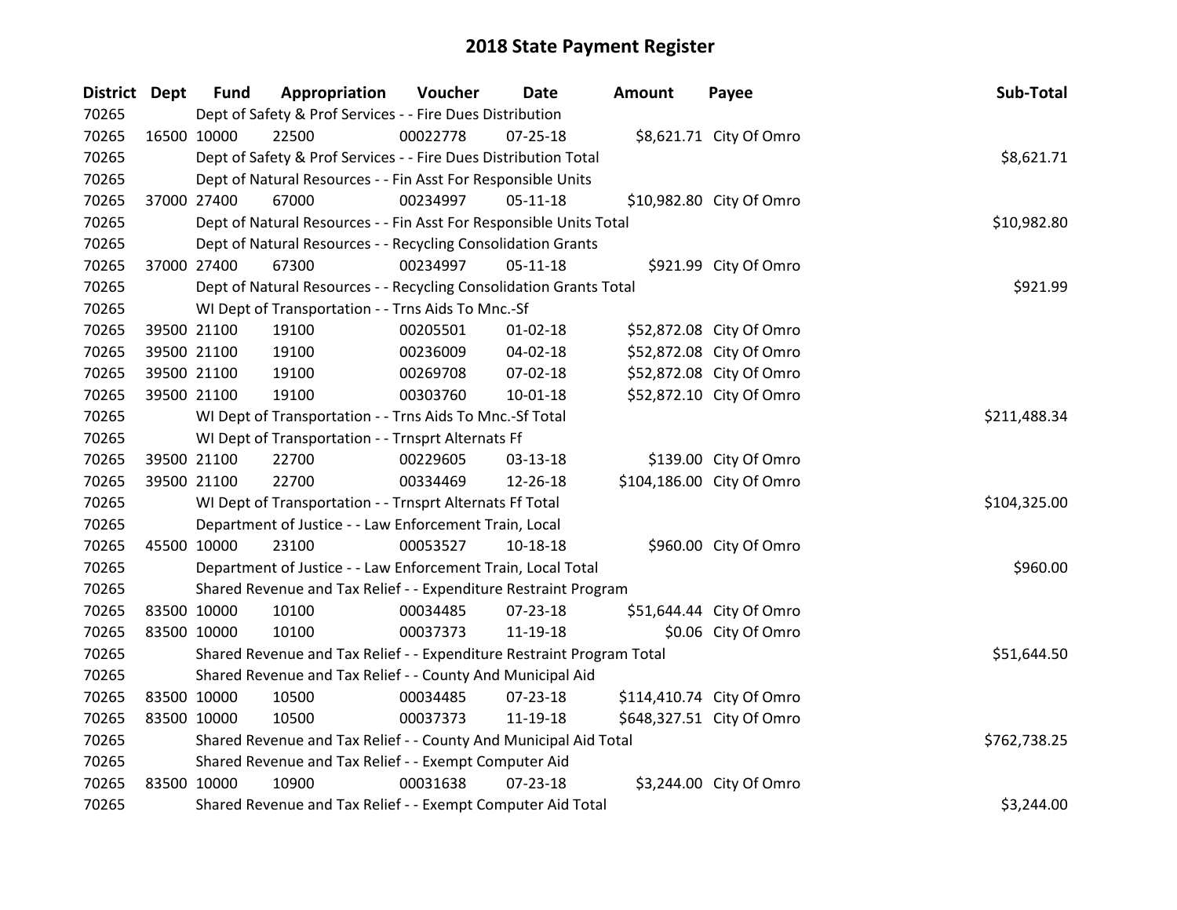# 2018 State Payment Register

| District | Dept | Fund | Appropriation | Voucher | Date | Amount | Payee | Sub-Total |
|---|---|---|---|---|---|---|---|---|
| 70265 | | Dept of Safety & Prof Services - - Fire Dues Distribution | | | | | | |
| 70265 | 16500 | 10000 | 22500 | 00022778 | 07-25-18 | $8,621.71 | City Of Omro | |
| 70265 | | Dept of Safety & Prof Services - - Fire Dues Distribution Total | | | | | | $8,621.71 |
| 70265 | | Dept of Natural Resources - - Fin Asst For Responsible Units | | | | | | |
| 70265 | 37000 | 27400 | 67000 | 00234997 | 05-11-18 | $10,982.80 | City Of Omro | |
| 70265 | | Dept of Natural Resources - - Fin Asst For Responsible Units Total | | | | | | $10,982.80 |
| 70265 | | Dept of Natural Resources - - Recycling Consolidation Grants | | | | | | |
| 70265 | 37000 | 27400 | 67300 | 00234997 | 05-11-18 | $921.99 | City Of Omro | |
| 70265 | | Dept of Natural Resources - - Recycling Consolidation Grants Total | | | | | | $921.99 |
| 70265 | | WI Dept of Transportation - - Trns Aids To Mnc.-Sf | | | | | | |
| 70265 | 39500 | 21100 | 19100 | 00205501 | 01-02-18 | $52,872.08 | City Of Omro | |
| 70265 | 39500 | 21100 | 19100 | 00236009 | 04-02-18 | $52,872.08 | City Of Omro | |
| 70265 | 39500 | 21100 | 19100 | 00269708 | 07-02-18 | $52,872.08 | City Of Omro | |
| 70265 | 39500 | 21100 | 19100 | 00303760 | 10-01-18 | $52,872.10 | City Of Omro | |
| 70265 | | WI Dept of Transportation - - Trns Aids To Mnc.-Sf Total | | | | | | $211,488.34 |
| 70265 | | WI Dept of Transportation - - Trnsprt Alternats Ff | | | | | | |
| 70265 | 39500 | 21100 | 22700 | 00229605 | 03-13-18 | $139.00 | City Of Omro | |
| 70265 | 39500 | 21100 | 22700 | 00334469 | 12-26-18 | $104,186.00 | City Of Omro | |
| 70265 | | WI Dept of Transportation - - Trnsprt Alternats Ff Total | | | | | | $104,325.00 |
| 70265 | | Department of Justice - - Law Enforcement Train, Local | | | | | | |
| 70265 | 45500 | 10000 | 23100 | 00053527 | 10-18-18 | $960.00 | City Of Omro | |
| 70265 | | Department of Justice - - Law Enforcement Train, Local Total | | | | | | $960.00 |
| 70265 | | Shared Revenue and Tax Relief - - Expenditure Restraint Program | | | | | | |
| 70265 | 83500 | 10000 | 10100 | 00034485 | 07-23-18 | $51,644.44 | City Of Omro | |
| 70265 | 83500 | 10000 | 10100 | 00037373 | 11-19-18 | $0.06 | City Of Omro | |
| 70265 | | Shared Revenue and Tax Relief - - Expenditure Restraint Program Total | | | | | | $51,644.50 |
| 70265 | | Shared Revenue and Tax Relief - - County And Municipal Aid | | | | | | |
| 70265 | 83500 | 10000 | 10500 | 00034485 | 07-23-18 | $114,410.74 | City Of Omro | |
| 70265 | 83500 | 10000 | 10500 | 00037373 | 11-19-18 | $648,327.51 | City Of Omro | |
| 70265 | | Shared Revenue and Tax Relief - - County And Municipal Aid Total | | | | | | $762,738.25 |
| 70265 | | Shared Revenue and Tax Relief - - Exempt Computer Aid | | | | | | |
| 70265 | 83500 | 10000 | 10900 | 00031638 | 07-23-18 | $3,244.00 | City Of Omro | |
| 70265 | | Shared Revenue and Tax Relief - - Exempt Computer Aid Total | | | | | | $3,244.00 |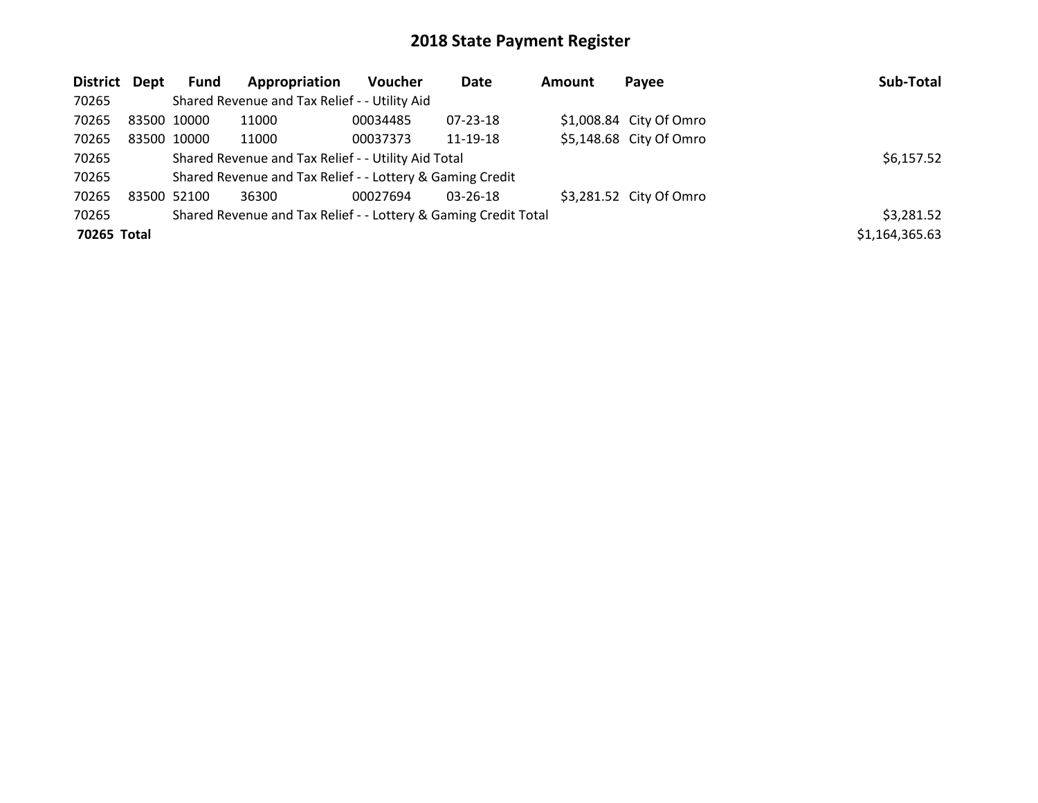# 2018 State Payment Register

| District | Dept | Fund | Appropriation | Voucher | Date | Amount | Payee | Sub-Total |
|---|---|---|---|---|---|---|---|---|
| 70265 | | Shared Revenue and Tax Relief - - Utility Aid | | | | | | |
| 70265 | 83500 | 10000 | 11000 | 00034485 | 07-23-18 | $1,008.84 | City Of Omro | |
| 70265 | 83500 | 10000 | 11000 | 00037373 | 11-19-18 | $5,148.68 | City Of Omro | |
| 70265 | | Shared Revenue and Tax Relief - - Utility Aid Total | | | | | | $6,157.52 |
| 70265 | | Shared Revenue and Tax Relief - - Lottery & Gaming Credit | | | | | | |
| 70265 | 83500 | 52100 | 36300 | 00027694 | 03-26-18 | $3,281.52 | City Of Omro | |
| 70265 | | Shared Revenue and Tax Relief - - Lottery & Gaming Credit Total | | | | | | $3,281.52 |
| **70265 Total** | | | | | | | | $1,164,365.63 |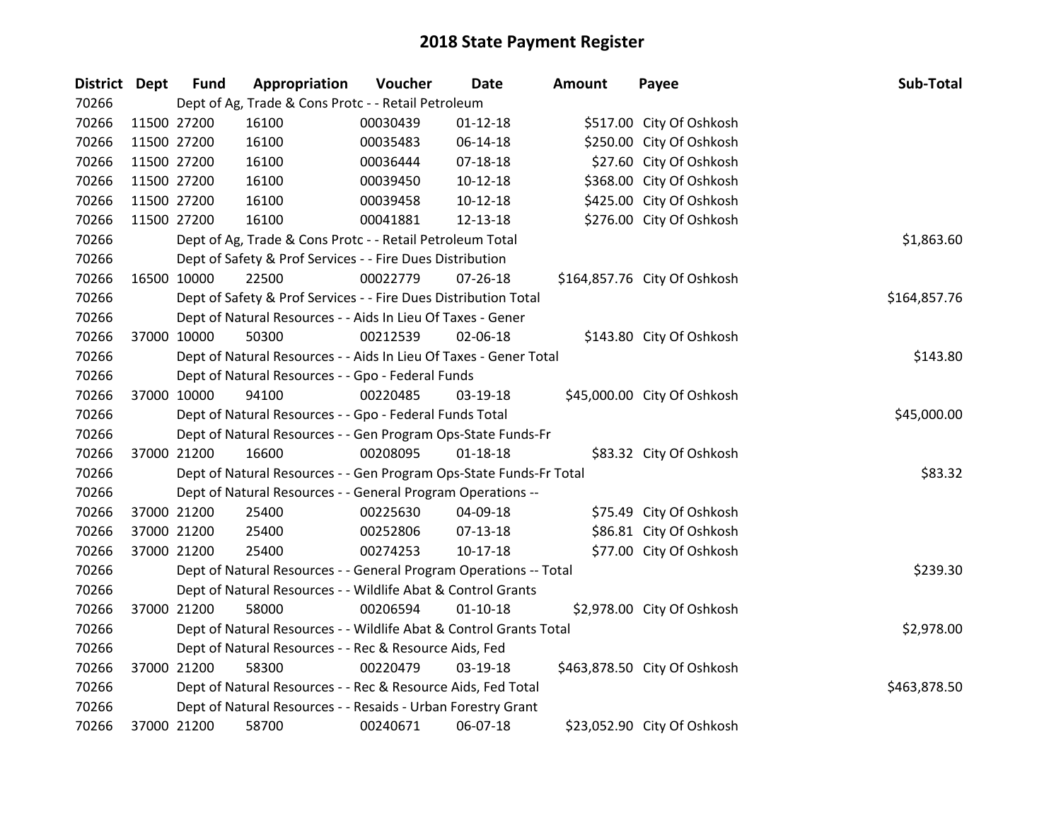# 2018 State Payment Register

| District | Dept | Fund | Appropriation | Voucher | Date | Amount | Payee | Sub-Total |
|---|---|---|---|---|---|---|---|---|
| 70266 | Dept of Ag, Trade & Cons Protc - - Retail Petroleum | | | | | | | |
| 70266 | 11500 | 27200 | 16100 | 00030439 | 01-12-18 | $517.00 | City Of Oshkosh | |
| 70266 | 11500 | 27200 | 16100 | 00035483 | 06-14-18 | $250.00 | City Of Oshkosh | |
| 70266 | 11500 | 27200 | 16100 | 00036444 | 07-18-18 | $27.60 | City Of Oshkosh | |
| 70266 | 11500 | 27200 | 16100 | 00039450 | 10-12-18 | $368.00 | City Of Oshkosh | |
| 70266 | 11500 | 27200 | 16100 | 00039458 | 10-12-18 | $425.00 | City Of Oshkosh | |
| 70266 | 11500 | 27200 | 16100 | 00041881 | 12-13-18 | $276.00 | City Of Oshkosh | |
| 70266 | Dept of Ag, Trade & Cons Protc - - Retail Petroleum Total | | | | | | | $1,863.60 |
| 70266 | Dept of Safety & Prof Services - - Fire Dues Distribution | | | | | | | |
| 70266 | 16500 | 10000 | 22500 | 00022779 | 07-26-18 | $164,857.76 | City Of Oshkosh | |
| 70266 | Dept of Safety & Prof Services - - Fire Dues Distribution Total | | | | | | | $164,857.76 |
| 70266 | Dept of Natural Resources - - Aids In Lieu Of Taxes - Gener | | | | | | | |
| 70266 | 37000 | 10000 | 50300 | 00212539 | 02-06-18 | $143.80 | City Of Oshkosh | |
| 70266 | Dept of Natural Resources - - Aids In Lieu Of Taxes - Gener Total | | | | | | | $143.80 |
| 70266 | Dept of Natural Resources - - Gpo - Federal Funds | | | | | | | |
| 70266 | 37000 | 10000 | 94100 | 00220485 | 03-19-18 | $45,000.00 | City Of Oshkosh | |
| 70266 | Dept of Natural Resources - - Gpo - Federal Funds Total | | | | | | | $45,000.00 |
| 70266 | Dept of Natural Resources - - Gen Program Ops-State Funds-Fr | | | | | | | |
| 70266 | 37000 | 21200 | 16600 | 00208095 | 01-18-18 | $83.32 | City Of Oshkosh | |
| 70266 | Dept of Natural Resources - - Gen Program Ops-State Funds-Fr Total | | | | | | | $83.32 |
| 70266 | Dept of Natural Resources - - General Program Operations -- | | | | | | | |
| 70266 | 37000 | 21200 | 25400 | 00225630 | 04-09-18 | $75.49 | City Of Oshkosh | |
| 70266 | 37000 | 21200 | 25400 | 00252806 | 07-13-18 | $86.81 | City Of Oshkosh | |
| 70266 | 37000 | 21200 | 25400 | 00274253 | 10-17-18 | $77.00 | City Of Oshkosh | |
| 70266 | Dept of Natural Resources - - General Program Operations -- Total | | | | | | | $239.30 |
| 70266 | Dept of Natural Resources - - Wildlife Abat & Control Grants | | | | | | | |
| 70266 | 37000 | 21200 | 58000 | 00206594 | 01-10-18 | $2,978.00 | City Of Oshkosh | |
| 70266 | Dept of Natural Resources - - Wildlife Abat & Control Grants Total | | | | | | | $2,978.00 |
| 70266 | Dept of Natural Resources - - Rec & Resource Aids, Fed | | | | | | | |
| 70266 | 37000 | 21200 | 58300 | 00220479 | 03-19-18 | $463,878.50 | City Of Oshkosh | |
| 70266 | Dept of Natural Resources - - Rec & Resource Aids, Fed Total | | | | | | | $463,878.50 |
| 70266 | Dept of Natural Resources - - Resaids - Urban Forestry Grant | | | | | | | |
| 70266 | 37000 | 21200 | 58700 | 00240671 | 06-07-18 | $23,052.90 | City Of Oshkosh | |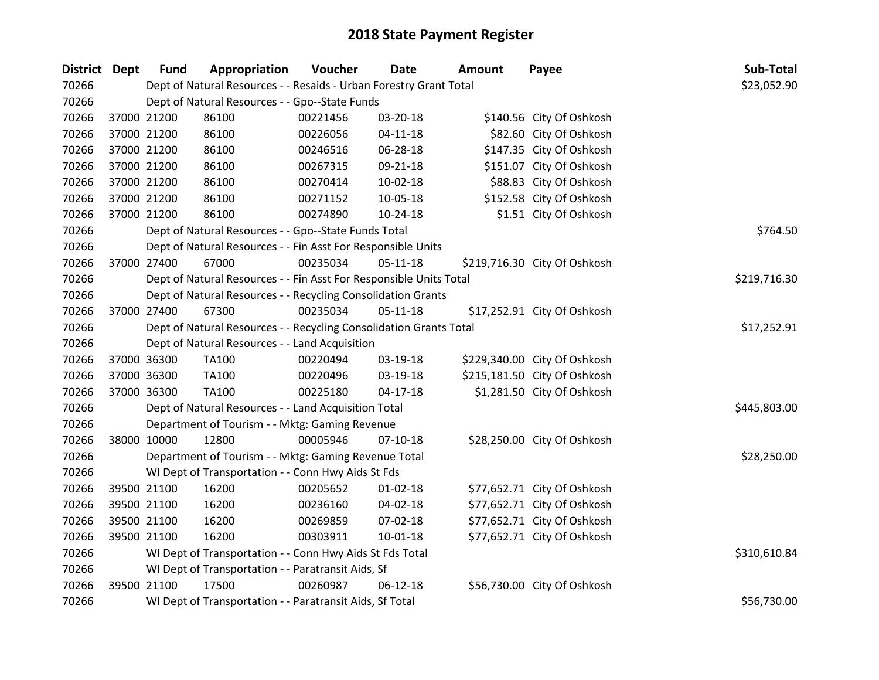# 2018 State Payment Register

| District | Dept | Fund | Appropriation | Voucher | Date | Amount | Payee | Sub-Total |
|---|---|---|---|---|---|---|---|---|
| 70266 | | Dept of Natural Resources - - Resaids - Urban Forestry Grant Total | | | | | | $23,052.90 |
| 70266 | | Dept of Natural Resources - - Gpo--State Funds | | | | | | |
| 70266 | 37000 | 21200 | 86100 | 00221456 | 03-20-18 | $140.56 | City Of Oshkosh | |
| 70266 | 37000 | 21200 | 86100 | 00226056 | 04-11-18 | $82.60 | City Of Oshkosh | |
| 70266 | 37000 | 21200 | 86100 | 00246516 | 06-28-18 | $147.35 | City Of Oshkosh | |
| 70266 | 37000 | 21200 | 86100 | 00267315 | 09-21-18 | $151.07 | City Of Oshkosh | |
| 70266 | 37000 | 21200 | 86100 | 00270414 | 10-02-18 | $88.83 | City Of Oshkosh | |
| 70266 | 37000 | 21200 | 86100 | 00271152 | 10-05-18 | $152.58 | City Of Oshkosh | |
| 70266 | 37000 | 21200 | 86100 | 00274890 | 10-24-18 | $1.51 | City Of Oshkosh | |
| 70266 | | Dept of Natural Resources - - Gpo--State Funds Total | | | | | | $764.50 |
| 70266 | | Dept of Natural Resources - - Fin Asst For Responsible Units | | | | | | |
| 70266 | 37000 | 27400 | 67000 | 00235034 | 05-11-18 | $219,716.30 | City Of Oshkosh | |
| 70266 | | Dept of Natural Resources - - Fin Asst For Responsible Units Total | | | | | | $219,716.30 |
| 70266 | | Dept of Natural Resources - - Recycling Consolidation Grants | | | | | | |
| 70266 | 37000 | 27400 | 67300 | 00235034 | 05-11-18 | $17,252.91 | City Of Oshkosh | |
| 70266 | | Dept of Natural Resources - - Recycling Consolidation Grants Total | | | | | | $17,252.91 |
| 70266 | | Dept of Natural Resources - - Land Acquisition | | | | | | |
| 70266 | 37000 | 36300 | TA100 | 00220494 | 03-19-18 | $229,340.00 | City Of Oshkosh | |
| 70266 | 37000 | 36300 | TA100 | 00220496 | 03-19-18 | $215,181.50 | City Of Oshkosh | |
| 70266 | 37000 | 36300 | TA100 | 00225180 | 04-17-18 | $1,281.50 | City Of Oshkosh | |
| 70266 | | Dept of Natural Resources - - Land Acquisition Total | | | | | | $445,803.00 |
| 70266 | | Department of Tourism - - Mktg: Gaming Revenue | | | | | | |
| 70266 | 38000 | 10000 | 12800 | 00005946 | 07-10-18 | $28,250.00 | City Of Oshkosh | |
| 70266 | | Department of Tourism - - Mktg: Gaming Revenue Total | | | | | | $28,250.00 |
| 70266 | | WI Dept of Transportation - - Conn Hwy Aids St Fds | | | | | | |
| 70266 | 39500 | 21100 | 16200 | 00205652 | 01-02-18 | $77,652.71 | City Of Oshkosh | |
| 70266 | 39500 | 21100 | 16200 | 00236160 | 04-02-18 | $77,652.71 | City Of Oshkosh | |
| 70266 | 39500 | 21100 | 16200 | 00269859 | 07-02-18 | $77,652.71 | City Of Oshkosh | |
| 70266 | 39500 | 21100 | 16200 | 00303911 | 10-01-18 | $77,652.71 | City Of Oshkosh | |
| 70266 | | WI Dept of Transportation - - Conn Hwy Aids St Fds Total | | | | | | $310,610.84 |
| 70266 | | WI Dept of Transportation - - Paratransit Aids, Sf | | | | | | |
| 70266 | 39500 | 21100 | 17500 | 00260987 | 06-12-18 | $56,730.00 | City Of Oshkosh | |
| 70266 | | WI Dept of Transportation - - Paratransit Aids, Sf Total | | | | | | $56,730.00 |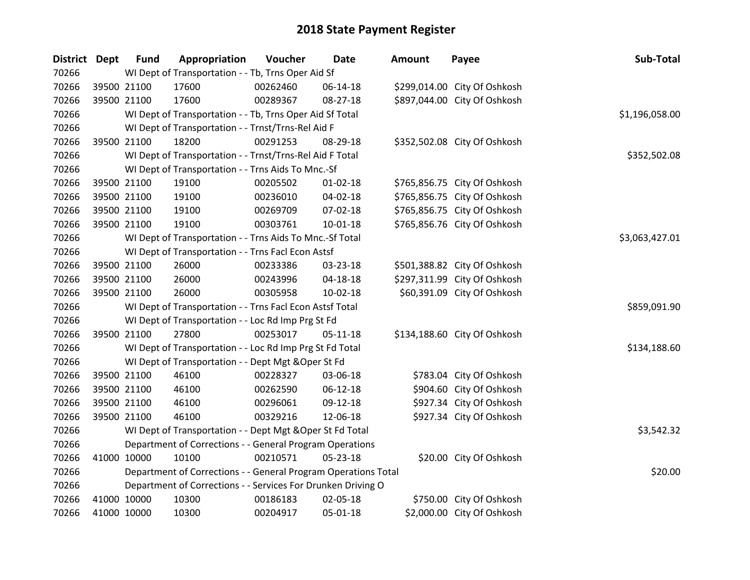# 2018 State Payment Register

| District | Dept | Fund | Appropriation | Voucher | Date | Amount | Payee | Sub-Total |
|---|---|---|---|---|---|---|---|---|
| 70266 | | WI Dept of Transportation - - Tb, Trns Oper Aid Sf | | | | | | |
| 70266 | 39500 | 21100 | 17600 | 00262460 | 06-14-18 | $299,014.00 | City Of Oshkosh | |
| 70266 | 39500 | 21100 | 17600 | 00289367 | 08-27-18 | $897,044.00 | City Of Oshkosh | |
| 70266 | | WI Dept of Transportation - - Tb, Trns Oper Aid Sf Total | | | | | | $1,196,058.00 |
| 70266 | | WI Dept of Transportation - - Trnst/Trns-Rel Aid F | | | | | | |
| 70266 | 39500 | 21100 | 18200 | 00291253 | 08-29-18 | $352,502.08 | City Of Oshkosh | |
| 70266 | | WI Dept of Transportation - - Trnst/Trns-Rel Aid F Total | | | | | | $352,502.08 |
| 70266 | | WI Dept of Transportation - - Trns Aids To Mnc.-Sf | | | | | | |
| 70266 | 39500 | 21100 | 19100 | 00205502 | 01-02-18 | $765,856.75 | City Of Oshkosh | |
| 70266 | 39500 | 21100 | 19100 | 00236010 | 04-02-18 | $765,856.75 | City Of Oshkosh | |
| 70266 | 39500 | 21100 | 19100 | 00269709 | 07-02-18 | $765,856.75 | City Of Oshkosh | |
| 70266 | 39500 | 21100 | 19100 | 00303761 | 10-01-18 | $765,856.76 | City Of Oshkosh | |
| 70266 | | WI Dept of Transportation - - Trns Aids To Mnc.-Sf Total | | | | | | $3,063,427.01 |
| 70266 | | WI Dept of Transportation - - Trns Facl Econ Astsf | | | | | | |
| 70266 | 39500 | 21100 | 26000 | 00233386 | 03-23-18 | $501,388.82 | City Of Oshkosh | |
| 70266 | 39500 | 21100 | 26000 | 00243996 | 04-18-18 | $297,311.99 | City Of Oshkosh | |
| 70266 | 39500 | 21100 | 26000 | 00305958 | 10-02-18 | $60,391.09 | City Of Oshkosh | |
| 70266 | | WI Dept of Transportation - - Trns Facl Econ Astsf Total | | | | | | $859,091.90 |
| 70266 | | WI Dept of Transportation - - Loc Rd Imp Prg St Fd | | | | | | |
| 70266 | 39500 | 21100 | 27800 | 00253017 | 05-11-18 | $134,188.60 | City Of Oshkosh | |
| 70266 | | WI Dept of Transportation - - Loc Rd Imp Prg St Fd Total | | | | | | $134,188.60 |
| 70266 | | WI Dept of Transportation - - Dept Mgt &Oper St Fd | | | | | | |
| 70266 | 39500 | 21100 | 46100 | 00228327 | 03-06-18 | $783.04 | City Of Oshkosh | |
| 70266 | 39500 | 21100 | 46100 | 00262590 | 06-12-18 | $904.60 | City Of Oshkosh | |
| 70266 | 39500 | 21100 | 46100 | 00296061 | 09-12-18 | $927.34 | City Of Oshkosh | |
| 70266 | 39500 | 21100 | 46100 | 00329216 | 12-06-18 | $927.34 | City Of Oshkosh | |
| 70266 | | WI Dept of Transportation - - Dept Mgt &Oper St Fd Total | | | | | | $3,542.32 |
| 70266 | | Department of Corrections - - General Program Operations | | | | | | |
| 70266 | 41000 | 10000 | 10100 | 00210571 | 05-23-18 | $20.00 | City Of Oshkosh | |
| 70266 | | Department of Corrections - - General Program Operations Total | | | | | | $20.00 |
| 70266 | | Department of Corrections - - Services For Drunken Driving O | | | | | | |
| 70266 | 41000 | 10000 | 10300 | 00186183 | 02-05-18 | $750.00 | City Of Oshkosh | |
| 70266 | 41000 | 10000 | 10300 | 00204917 | 05-01-18 | $2,000.00 | City Of Oshkosh | |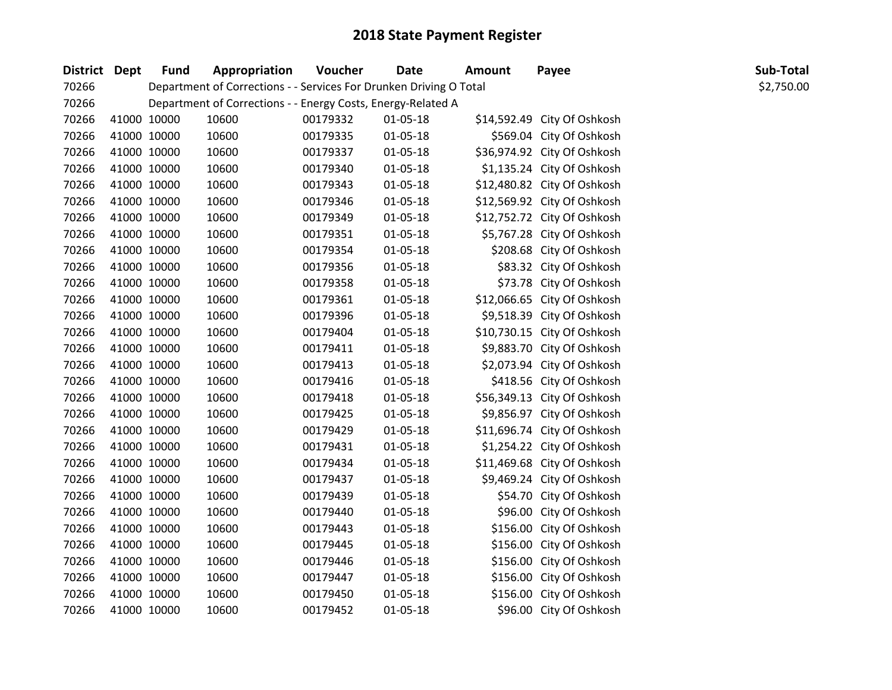# 2018 State Payment Register

| District | Dept | Fund | Appropriation | Voucher | Date | Amount | Payee | Sub-Total |
|---|---|---|---|---|---|---|---|---|
| 70266 | | Department of Corrections - - Services For Drunken Driving O Total | | | | | | $2,750.00 |
| 70266 | | Department of Corrections - - Energy Costs, Energy-Related A | | | | | | |
| 70266 | 41000 | 10000 | 10600 | 00179332 | 01-05-18 | $14,592.49 | City Of Oshkosh | |
| 70266 | 41000 | 10000 | 10600 | 00179335 | 01-05-18 | $569.04 | City Of Oshkosh | |
| 70266 | 41000 | 10000 | 10600 | 00179337 | 01-05-18 | $36,974.92 | City Of Oshkosh | |
| 70266 | 41000 | 10000 | 10600 | 00179340 | 01-05-18 | $1,135.24 | City Of Oshkosh | |
| 70266 | 41000 | 10000 | 10600 | 00179343 | 01-05-18 | $12,480.82 | City Of Oshkosh | |
| 70266 | 41000 | 10000 | 10600 | 00179346 | 01-05-18 | $12,569.92 | City Of Oshkosh | |
| 70266 | 41000 | 10000 | 10600 | 00179349 | 01-05-18 | $12,752.72 | City Of Oshkosh | |
| 70266 | 41000 | 10000 | 10600 | 00179351 | 01-05-18 | $5,767.28 | City Of Oshkosh | |
| 70266 | 41000 | 10000 | 10600 | 00179354 | 01-05-18 | $208.68 | City Of Oshkosh | |
| 70266 | 41000 | 10000 | 10600 | 00179356 | 01-05-18 | $83.32 | City Of Oshkosh | |
| 70266 | 41000 | 10000 | 10600 | 00179358 | 01-05-18 | $73.78 | City Of Oshkosh | |
| 70266 | 41000 | 10000 | 10600 | 00179361 | 01-05-18 | $12,066.65 | City Of Oshkosh | |
| 70266 | 41000 | 10000 | 10600 | 00179396 | 01-05-18 | $9,518.39 | City Of Oshkosh | |
| 70266 | 41000 | 10000 | 10600 | 00179404 | 01-05-18 | $10,730.15 | City Of Oshkosh | |
| 70266 | 41000 | 10000 | 10600 | 00179411 | 01-05-18 | $9,883.70 | City Of Oshkosh | |
| 70266 | 41000 | 10000 | 10600 | 00179413 | 01-05-18 | $2,073.94 | City Of Oshkosh | |
| 70266 | 41000 | 10000 | 10600 | 00179416 | 01-05-18 | $418.56 | City Of Oshkosh | |
| 70266 | 41000 | 10000 | 10600 | 00179418 | 01-05-18 | $56,349.13 | City Of Oshkosh | |
| 70266 | 41000 | 10000 | 10600 | 00179425 | 01-05-18 | $9,856.97 | City Of Oshkosh | |
| 70266 | 41000 | 10000 | 10600 | 00179429 | 01-05-18 | $11,696.74 | City Of Oshkosh | |
| 70266 | 41000 | 10000 | 10600 | 00179431 | 01-05-18 | $1,254.22 | City Of Oshkosh | |
| 70266 | 41000 | 10000 | 10600 | 00179434 | 01-05-18 | $11,469.68 | City Of Oshkosh | |
| 70266 | 41000 | 10000 | 10600 | 00179437 | 01-05-18 | $9,469.24 | City Of Oshkosh | |
| 70266 | 41000 | 10000 | 10600 | 00179439 | 01-05-18 | $54.70 | City Of Oshkosh | |
| 70266 | 41000 | 10000 | 10600 | 00179440 | 01-05-18 | $96.00 | City Of Oshkosh | |
| 70266 | 41000 | 10000 | 10600 | 00179443 | 01-05-18 | $156.00 | City Of Oshkosh | |
| 70266 | 41000 | 10000 | 10600 | 00179445 | 01-05-18 | $156.00 | City Of Oshkosh | |
| 70266 | 41000 | 10000 | 10600 | 00179446 | 01-05-18 | $156.00 | City Of Oshkosh | |
| 70266 | 41000 | 10000 | 10600 | 00179447 | 01-05-18 | $156.00 | City Of Oshkosh | |
| 70266 | 41000 | 10000 | 10600 | 00179450 | 01-05-18 | $156.00 | City Of Oshkosh | |
| 70266 | 41000 | 10000 | 10600 | 00179452 | 01-05-18 | $96.00 | City Of Oshkosh | |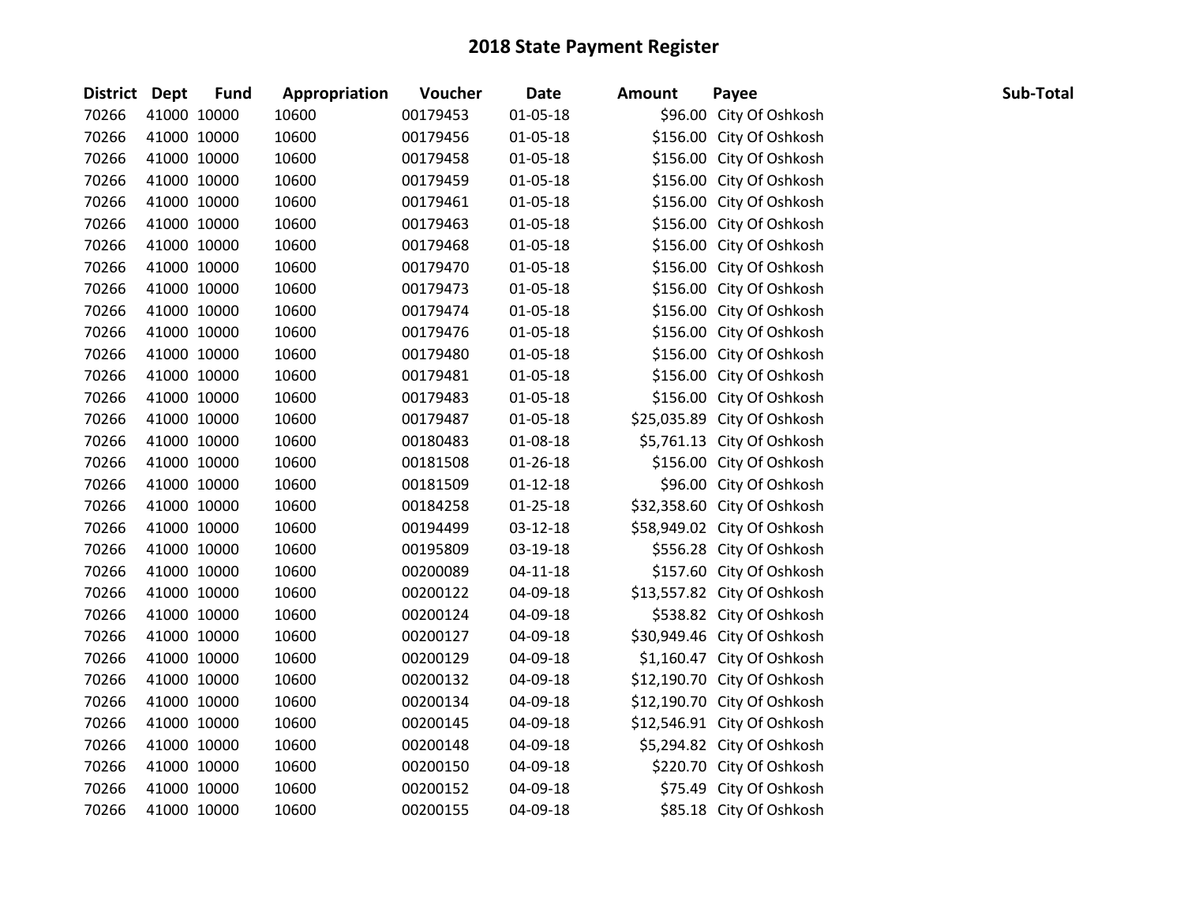# 2018 State Payment Register

| District | Dept | Fund | Appropriation | Voucher | Date | Amount | Payee | Sub-Total |
|---|---|---|---|---|---|---|---|---|
| 70266 | 41000 | 10000 | 10600 | 00179453 | 01-05-18 | $96.00 | City Of Oshkosh | |
| 70266 | 41000 | 10000 | 10600 | 00179456 | 01-05-18 | $156.00 | City Of Oshkosh | |
| 70266 | 41000 | 10000 | 10600 | 00179458 | 01-05-18 | $156.00 | City Of Oshkosh | |
| 70266 | 41000 | 10000 | 10600 | 00179459 | 01-05-18 | $156.00 | City Of Oshkosh | |
| 70266 | 41000 | 10000 | 10600 | 00179461 | 01-05-18 | $156.00 | City Of Oshkosh | |
| 70266 | 41000 | 10000 | 10600 | 00179463 | 01-05-18 | $156.00 | City Of Oshkosh | |
| 70266 | 41000 | 10000 | 10600 | 00179468 | 01-05-18 | $156.00 | City Of Oshkosh | |
| 70266 | 41000 | 10000 | 10600 | 00179470 | 01-05-18 | $156.00 | City Of Oshkosh | |
| 70266 | 41000 | 10000 | 10600 | 00179473 | 01-05-18 | $156.00 | City Of Oshkosh | |
| 70266 | 41000 | 10000 | 10600 | 00179474 | 01-05-18 | $156.00 | City Of Oshkosh | |
| 70266 | 41000 | 10000 | 10600 | 00179476 | 01-05-18 | $156.00 | City Of Oshkosh | |
| 70266 | 41000 | 10000 | 10600 | 00179480 | 01-05-18 | $156.00 | City Of Oshkosh | |
| 70266 | 41000 | 10000 | 10600 | 00179481 | 01-05-18 | $156.00 | City Of Oshkosh | |
| 70266 | 41000 | 10000 | 10600 | 00179483 | 01-05-18 | $156.00 | City Of Oshkosh | |
| 70266 | 41000 | 10000 | 10600 | 00179487 | 01-05-18 | $25,035.89 | City Of Oshkosh | |
| 70266 | 41000 | 10000 | 10600 | 00180483 | 01-08-18 | $5,761.13 | City Of Oshkosh | |
| 70266 | 41000 | 10000 | 10600 | 00181508 | 01-26-18 | $156.00 | City Of Oshkosh | |
| 70266 | 41000 | 10000 | 10600 | 00181509 | 01-12-18 | $96.00 | City Of Oshkosh | |
| 70266 | 41000 | 10000 | 10600 | 00184258 | 01-25-18 | $32,358.60 | City Of Oshkosh | |
| 70266 | 41000 | 10000 | 10600 | 00194499 | 03-12-18 | $58,949.02 | City Of Oshkosh | |
| 70266 | 41000 | 10000 | 10600 | 00195809 | 03-19-18 | $556.28 | City Of Oshkosh | |
| 70266 | 41000 | 10000 | 10600 | 00200089 | 04-11-18 | $157.60 | City Of Oshkosh | |
| 70266 | 41000 | 10000 | 10600 | 00200122 | 04-09-18 | $13,557.82 | City Of Oshkosh | |
| 70266 | 41000 | 10000 | 10600 | 00200124 | 04-09-18 | $538.82 | City Of Oshkosh | |
| 70266 | 41000 | 10000 | 10600 | 00200127 | 04-09-18 | $30,949.46 | City Of Oshkosh | |
| 70266 | 41000 | 10000 | 10600 | 00200129 | 04-09-18 | $1,160.47 | City Of Oshkosh | |
| 70266 | 41000 | 10000 | 10600 | 00200132 | 04-09-18 | $12,190.70 | City Of Oshkosh | |
| 70266 | 41000 | 10000 | 10600 | 00200134 | 04-09-18 | $12,190.70 | City Of Oshkosh | |
| 70266 | 41000 | 10000 | 10600 | 00200145 | 04-09-18 | $12,546.91 | City Of Oshkosh | |
| 70266 | 41000 | 10000 | 10600 | 00200148 | 04-09-18 | $5,294.82 | City Of Oshkosh | |
| 70266 | 41000 | 10000 | 10600 | 00200150 | 04-09-18 | $220.70 | City Of Oshkosh | |
| 70266 | 41000 | 10000 | 10600 | 00200152 | 04-09-18 | $75.49 | City Of Oshkosh | |
| 70266 | 41000 | 10000 | 10600 | 00200155 | 04-09-18 | $85.18 | City Of Oshkosh | |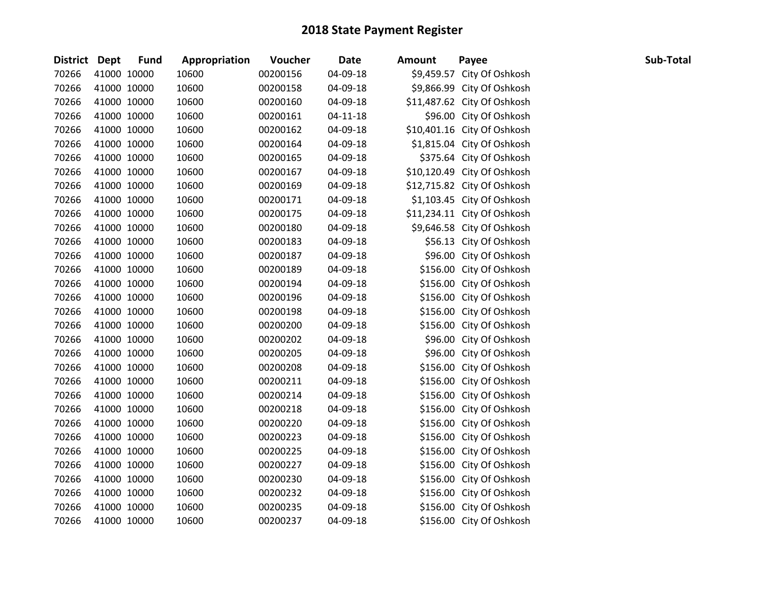# 2018 State Payment Register

| District | Dept | Fund | Appropriation | Voucher | Date | Amount | Payee | Sub-Total |
|---|---|---|---|---|---|---|---|---|
| 70266 | 41000 | 10000 | 10600 | 00200156 | 04-09-18 | $9,459.57 | City Of Oshkosh | |
| 70266 | 41000 | 10000 | 10600 | 00200158 | 04-09-18 | $9,866.99 | City Of Oshkosh | |
| 70266 | 41000 | 10000 | 10600 | 00200160 | 04-09-18 | $11,487.62 | City Of Oshkosh | |
| 70266 | 41000 | 10000 | 10600 | 00200161 | 04-11-18 | $96.00 | City Of Oshkosh | |
| 70266 | 41000 | 10000 | 10600 | 00200162 | 04-09-18 | $10,401.16 | City Of Oshkosh | |
| 70266 | 41000 | 10000 | 10600 | 00200164 | 04-09-18 | $1,815.04 | City Of Oshkosh | |
| 70266 | 41000 | 10000 | 10600 | 00200165 | 04-09-18 | $375.64 | City Of Oshkosh | |
| 70266 | 41000 | 10000 | 10600 | 00200167 | 04-09-18 | $10,120.49 | City Of Oshkosh | |
| 70266 | 41000 | 10000 | 10600 | 00200169 | 04-09-18 | $12,715.82 | City Of Oshkosh | |
| 70266 | 41000 | 10000 | 10600 | 00200171 | 04-09-18 | $1,103.45 | City Of Oshkosh | |
| 70266 | 41000 | 10000 | 10600 | 00200175 | 04-09-18 | $11,234.11 | City Of Oshkosh | |
| 70266 | 41000 | 10000 | 10600 | 00200180 | 04-09-18 | $9,646.58 | City Of Oshkosh | |
| 70266 | 41000 | 10000 | 10600 | 00200183 | 04-09-18 | $56.13 | City Of Oshkosh | |
| 70266 | 41000 | 10000 | 10600 | 00200187 | 04-09-18 | $96.00 | City Of Oshkosh | |
| 70266 | 41000 | 10000 | 10600 | 00200189 | 04-09-18 | $156.00 | City Of Oshkosh | |
| 70266 | 41000 | 10000 | 10600 | 00200194 | 04-09-18 | $156.00 | City Of Oshkosh | |
| 70266 | 41000 | 10000 | 10600 | 00200196 | 04-09-18 | $156.00 | City Of Oshkosh | |
| 70266 | 41000 | 10000 | 10600 | 00200198 | 04-09-18 | $156.00 | City Of Oshkosh | |
| 70266 | 41000 | 10000 | 10600 | 00200200 | 04-09-18 | $156.00 | City Of Oshkosh | |
| 70266 | 41000 | 10000 | 10600 | 00200202 | 04-09-18 | $96.00 | City Of Oshkosh | |
| 70266 | 41000 | 10000 | 10600 | 00200205 | 04-09-18 | $96.00 | City Of Oshkosh | |
| 70266 | 41000 | 10000 | 10600 | 00200208 | 04-09-18 | $156.00 | City Of Oshkosh | |
| 70266 | 41000 | 10000 | 10600 | 00200211 | 04-09-18 | $156.00 | City Of Oshkosh | |
| 70266 | 41000 | 10000 | 10600 | 00200214 | 04-09-18 | $156.00 | City Of Oshkosh | |
| 70266 | 41000 | 10000 | 10600 | 00200218 | 04-09-18 | $156.00 | City Of Oshkosh | |
| 70266 | 41000 | 10000 | 10600 | 00200220 | 04-09-18 | $156.00 | City Of Oshkosh | |
| 70266 | 41000 | 10000 | 10600 | 00200223 | 04-09-18 | $156.00 | City Of Oshkosh | |
| 70266 | 41000 | 10000 | 10600 | 00200225 | 04-09-18 | $156.00 | City Of Oshkosh | |
| 70266 | 41000 | 10000 | 10600 | 00200227 | 04-09-18 | $156.00 | City Of Oshkosh | |
| 70266 | 41000 | 10000 | 10600 | 00200230 | 04-09-18 | $156.00 | City Of Oshkosh | |
| 70266 | 41000 | 10000 | 10600 | 00200232 | 04-09-18 | $156.00 | City Of Oshkosh | |
| 70266 | 41000 | 10000 | 10600 | 00200235 | 04-09-18 | $156.00 | City Of Oshkosh | |
| 70266 | 41000 | 10000 | 10600 | 00200237 | 04-09-18 | $156.00 | City Of Oshkosh | |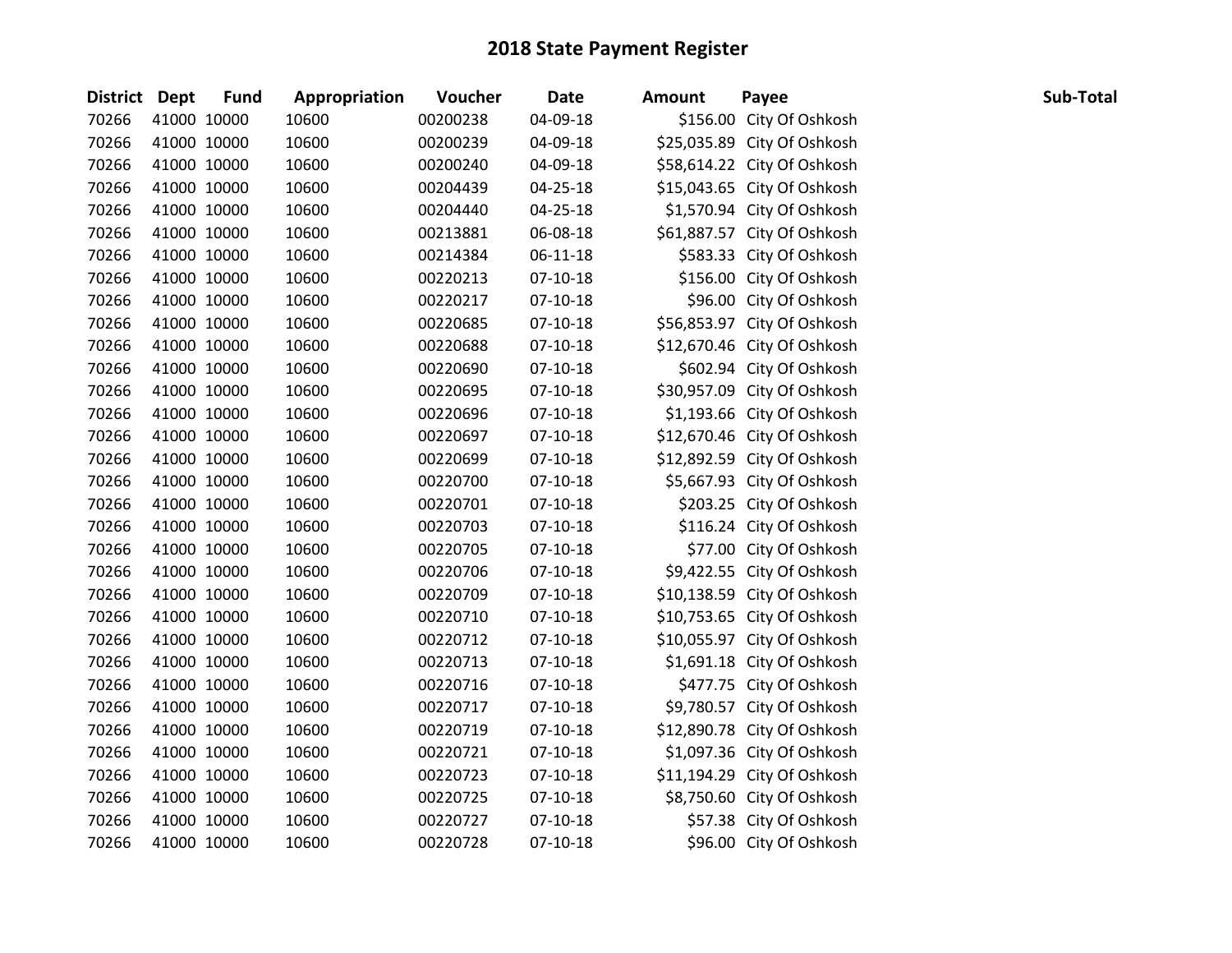# 2018 State Payment Register

| District | Dept | Fund | Appropriation | Voucher | Date | Amount | Payee | Sub-Total |
|---|---|---|---|---|---|---|---|---|
| 70266 | 41000 | 10000 | 10600 | 00200238 | 04-09-18 | $156.00 | City Of Oshkosh | |
| 70266 | 41000 | 10000 | 10600 | 00200239 | 04-09-18 | $25,035.89 | City Of Oshkosh | |
| 70266 | 41000 | 10000 | 10600 | 00200240 | 04-09-18 | $58,614.22 | City Of Oshkosh | |
| 70266 | 41000 | 10000 | 10600 | 00204439 | 04-25-18 | $15,043.65 | City Of Oshkosh | |
| 70266 | 41000 | 10000 | 10600 | 00204440 | 04-25-18 | $1,570.94 | City Of Oshkosh | |
| 70266 | 41000 | 10000 | 10600 | 00213881 | 06-08-18 | $61,887.57 | City Of Oshkosh | |
| 70266 | 41000 | 10000 | 10600 | 00214384 | 06-11-18 | $583.33 | City Of Oshkosh | |
| 70266 | 41000 | 10000 | 10600 | 00220213 | 07-10-18 | $156.00 | City Of Oshkosh | |
| 70266 | 41000 | 10000 | 10600 | 00220217 | 07-10-18 | $96.00 | City Of Oshkosh | |
| 70266 | 41000 | 10000 | 10600 | 00220685 | 07-10-18 | $56,853.97 | City Of Oshkosh | |
| 70266 | 41000 | 10000 | 10600 | 00220688 | 07-10-18 | $12,670.46 | City Of Oshkosh | |
| 70266 | 41000 | 10000 | 10600 | 00220690 | 07-10-18 | $602.94 | City Of Oshkosh | |
| 70266 | 41000 | 10000 | 10600 | 00220695 | 07-10-18 | $30,957.09 | City Of Oshkosh | |
| 70266 | 41000 | 10000 | 10600 | 00220696 | 07-10-18 | $1,193.66 | City Of Oshkosh | |
| 70266 | 41000 | 10000 | 10600 | 00220697 | 07-10-18 | $12,670.46 | City Of Oshkosh | |
| 70266 | 41000 | 10000 | 10600 | 00220699 | 07-10-18 | $12,892.59 | City Of Oshkosh | |
| 70266 | 41000 | 10000 | 10600 | 00220700 | 07-10-18 | $5,667.93 | City Of Oshkosh | |
| 70266 | 41000 | 10000 | 10600 | 00220701 | 07-10-18 | $203.25 | City Of Oshkosh | |
| 70266 | 41000 | 10000 | 10600 | 00220703 | 07-10-18 | $116.24 | City Of Oshkosh | |
| 70266 | 41000 | 10000 | 10600 | 00220705 | 07-10-18 | $77.00 | City Of Oshkosh | |
| 70266 | 41000 | 10000 | 10600 | 00220706 | 07-10-18 | $9,422.55 | City Of Oshkosh | |
| 70266 | 41000 | 10000 | 10600 | 00220709 | 07-10-18 | $10,138.59 | City Of Oshkosh | |
| 70266 | 41000 | 10000 | 10600 | 00220710 | 07-10-18 | $10,753.65 | City Of Oshkosh | |
| 70266 | 41000 | 10000 | 10600 | 00220712 | 07-10-18 | $10,055.97 | City Of Oshkosh | |
| 70266 | 41000 | 10000 | 10600 | 00220713 | 07-10-18 | $1,691.18 | City Of Oshkosh | |
| 70266 | 41000 | 10000 | 10600 | 00220716 | 07-10-18 | $477.75 | City Of Oshkosh | |
| 70266 | 41000 | 10000 | 10600 | 00220717 | 07-10-18 | $9,780.57 | City Of Oshkosh | |
| 70266 | 41000 | 10000 | 10600 | 00220719 | 07-10-18 | $12,890.78 | City Of Oshkosh | |
| 70266 | 41000 | 10000 | 10600 | 00220721 | 07-10-18 | $1,097.36 | City Of Oshkosh | |
| 70266 | 41000 | 10000 | 10600 | 00220723 | 07-10-18 | $11,194.29 | City Of Oshkosh | |
| 70266 | 41000 | 10000 | 10600 | 00220725 | 07-10-18 | $8,750.60 | City Of Oshkosh | |
| 70266 | 41000 | 10000 | 10600 | 00220727 | 07-10-18 | $57.38 | City Of Oshkosh | |
| 70266 | 41000 | 10000 | 10600 | 00220728 | 07-10-18 | $96.00 | City Of Oshkosh | |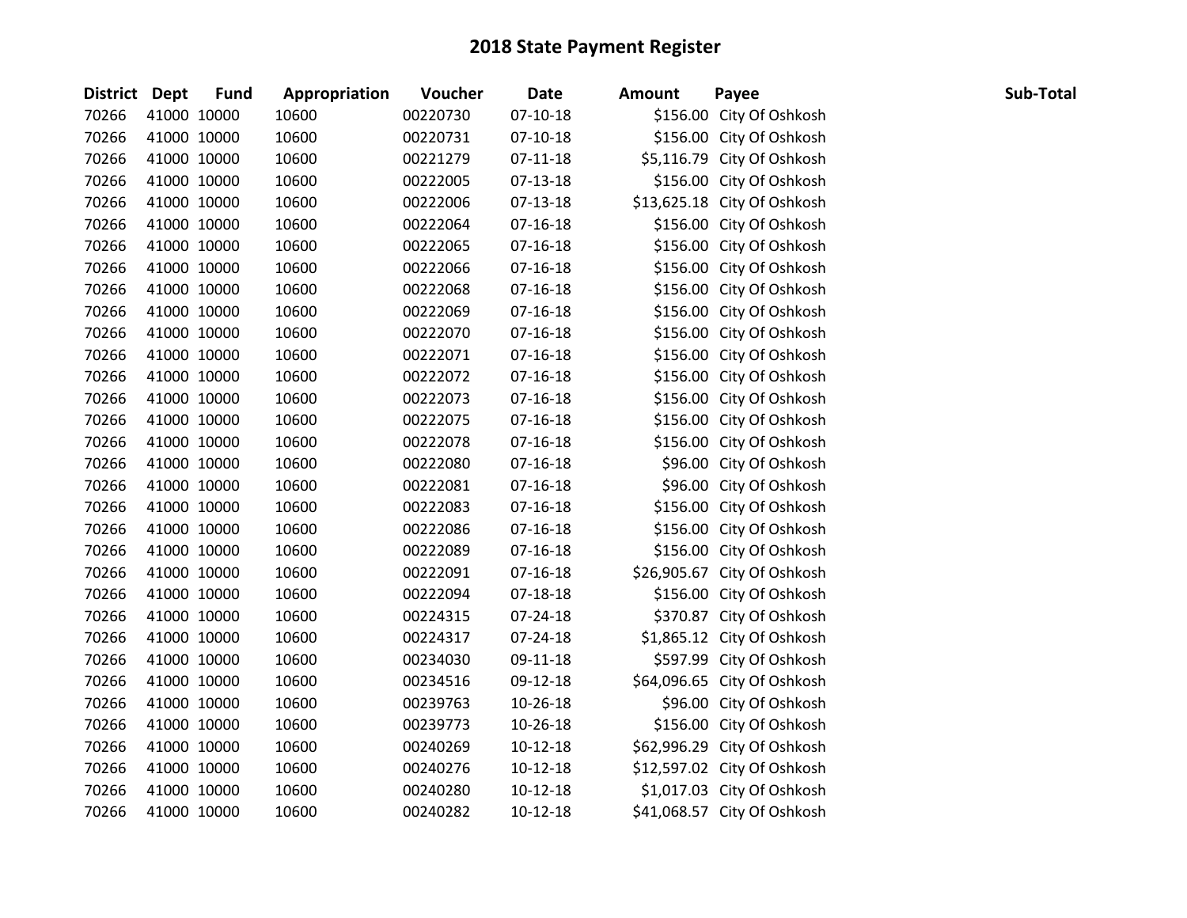# 2018 State Payment Register

| District | Dept | Fund | Appropriation | Voucher | Date | Amount | Payee | Sub-Total |
|---|---|---|---|---|---|---|---|---|
| 70266 | 41000 | 10000 | 10600 | 00220730 | 07-10-18 | $156.00 | City Of Oshkosh | |
| 70266 | 41000 | 10000 | 10600 | 00220731 | 07-10-18 | $156.00 | City Of Oshkosh | |
| 70266 | 41000 | 10000 | 10600 | 00221279 | 07-11-18 | $5,116.79 | City Of Oshkosh | |
| 70266 | 41000 | 10000 | 10600 | 00222005 | 07-13-18 | $156.00 | City Of Oshkosh | |
| 70266 | 41000 | 10000 | 10600 | 00222006 | 07-13-18 | $13,625.18 | City Of Oshkosh | |
| 70266 | 41000 | 10000 | 10600 | 00222064 | 07-16-18 | $156.00 | City Of Oshkosh | |
| 70266 | 41000 | 10000 | 10600 | 00222065 | 07-16-18 | $156.00 | City Of Oshkosh | |
| 70266 | 41000 | 10000 | 10600 | 00222066 | 07-16-18 | $156.00 | City Of Oshkosh | |
| 70266 | 41000 | 10000 | 10600 | 00222068 | 07-16-18 | $156.00 | City Of Oshkosh | |
| 70266 | 41000 | 10000 | 10600 | 00222069 | 07-16-18 | $156.00 | City Of Oshkosh | |
| 70266 | 41000 | 10000 | 10600 | 00222070 | 07-16-18 | $156.00 | City Of Oshkosh | |
| 70266 | 41000 | 10000 | 10600 | 00222071 | 07-16-18 | $156.00 | City Of Oshkosh | |
| 70266 | 41000 | 10000 | 10600 | 00222072 | 07-16-18 | $156.00 | City Of Oshkosh | |
| 70266 | 41000 | 10000 | 10600 | 00222073 | 07-16-18 | $156.00 | City Of Oshkosh | |
| 70266 | 41000 | 10000 | 10600 | 00222075 | 07-16-18 | $156.00 | City Of Oshkosh | |
| 70266 | 41000 | 10000 | 10600 | 00222078 | 07-16-18 | $156.00 | City Of Oshkosh | |
| 70266 | 41000 | 10000 | 10600 | 00222080 | 07-16-18 | $96.00 | City Of Oshkosh | |
| 70266 | 41000 | 10000 | 10600 | 00222081 | 07-16-18 | $96.00 | City Of Oshkosh | |
| 70266 | 41000 | 10000 | 10600 | 00222083 | 07-16-18 | $156.00 | City Of Oshkosh | |
| 70266 | 41000 | 10000 | 10600 | 00222086 | 07-16-18 | $156.00 | City Of Oshkosh | |
| 70266 | 41000 | 10000 | 10600 | 00222089 | 07-16-18 | $156.00 | City Of Oshkosh | |
| 70266 | 41000 | 10000 | 10600 | 00222091 | 07-16-18 | $26,905.67 | City Of Oshkosh | |
| 70266 | 41000 | 10000 | 10600 | 00222094 | 07-18-18 | $156.00 | City Of Oshkosh | |
| 70266 | 41000 | 10000 | 10600 | 00224315 | 07-24-18 | $370.87 | City Of Oshkosh | |
| 70266 | 41000 | 10000 | 10600 | 00224317 | 07-24-18 | $1,865.12 | City Of Oshkosh | |
| 70266 | 41000 | 10000 | 10600 | 00234030 | 09-11-18 | $597.99 | City Of Oshkosh | |
| 70266 | 41000 | 10000 | 10600 | 00234516 | 09-12-18 | $64,096.65 | City Of Oshkosh | |
| 70266 | 41000 | 10000 | 10600 | 00239763 | 10-26-18 | $96.00 | City Of Oshkosh | |
| 70266 | 41000 | 10000 | 10600 | 00239773 | 10-26-18 | $156.00 | City Of Oshkosh | |
| 70266 | 41000 | 10000 | 10600 | 00240269 | 10-12-18 | $62,996.29 | City Of Oshkosh | |
| 70266 | 41000 | 10000 | 10600 | 00240276 | 10-12-18 | $12,597.02 | City Of Oshkosh | |
| 70266 | 41000 | 10000 | 10600 | 00240280 | 10-12-18 | $1,017.03 | City Of Oshkosh | |
| 70266 | 41000 | 10000 | 10600 | 00240282 | 10-12-18 | $41,068.57 | City Of Oshkosh | |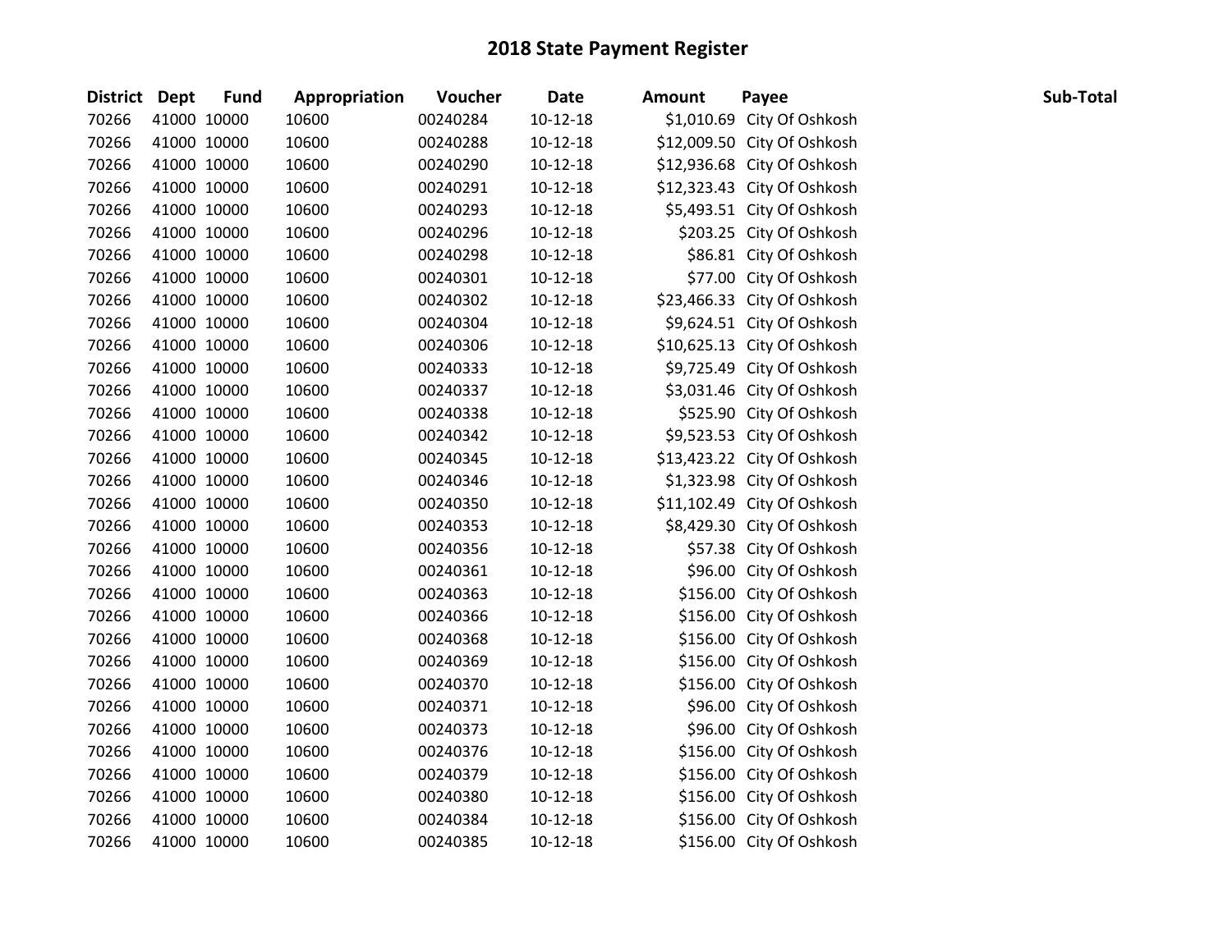# 2018 State Payment Register

| District | Dept | Fund | Appropriation | Voucher | Date | Amount | Payee | Sub-Total |
|---|---|---|---|---|---|---|---|---|
| 70266 | 41000 | 10000 | 10600 | 00240284 | 10-12-18 | $1,010.69 | City Of Oshkosh | |
| 70266 | 41000 | 10000 | 10600 | 00240288 | 10-12-18 | $12,009.50 | City Of Oshkosh | |
| 70266 | 41000 | 10000 | 10600 | 00240290 | 10-12-18 | $12,936.68 | City Of Oshkosh | |
| 70266 | 41000 | 10000 | 10600 | 00240291 | 10-12-18 | $12,323.43 | City Of Oshkosh | |
| 70266 | 41000 | 10000 | 10600 | 00240293 | 10-12-18 | $5,493.51 | City Of Oshkosh | |
| 70266 | 41000 | 10000 | 10600 | 00240296 | 10-12-18 | $203.25 | City Of Oshkosh | |
| 70266 | 41000 | 10000 | 10600 | 00240298 | 10-12-18 | $86.81 | City Of Oshkosh | |
| 70266 | 41000 | 10000 | 10600 | 00240301 | 10-12-18 | $77.00 | City Of Oshkosh | |
| 70266 | 41000 | 10000 | 10600 | 00240302 | 10-12-18 | $23,466.33 | City Of Oshkosh | |
| 70266 | 41000 | 10000 | 10600 | 00240304 | 10-12-18 | $9,624.51 | City Of Oshkosh | |
| 70266 | 41000 | 10000 | 10600 | 00240306 | 10-12-18 | $10,625.13 | City Of Oshkosh | |
| 70266 | 41000 | 10000 | 10600 | 00240333 | 10-12-18 | $9,725.49 | City Of Oshkosh | |
| 70266 | 41000 | 10000 | 10600 | 00240337 | 10-12-18 | $3,031.46 | City Of Oshkosh | |
| 70266 | 41000 | 10000 | 10600 | 00240338 | 10-12-18 | $525.90 | City Of Oshkosh | |
| 70266 | 41000 | 10000 | 10600 | 00240342 | 10-12-18 | $9,523.53 | City Of Oshkosh | |
| 70266 | 41000 | 10000 | 10600 | 00240345 | 10-12-18 | $13,423.22 | City Of Oshkosh | |
| 70266 | 41000 | 10000 | 10600 | 00240346 | 10-12-18 | $1,323.98 | City Of Oshkosh | |
| 70266 | 41000 | 10000 | 10600 | 00240350 | 10-12-18 | $11,102.49 | City Of Oshkosh | |
| 70266 | 41000 | 10000 | 10600 | 00240353 | 10-12-18 | $8,429.30 | City Of Oshkosh | |
| 70266 | 41000 | 10000 | 10600 | 00240356 | 10-12-18 | $57.38 | City Of Oshkosh | |
| 70266 | 41000 | 10000 | 10600 | 00240361 | 10-12-18 | $96.00 | City Of Oshkosh | |
| 70266 | 41000 | 10000 | 10600 | 00240363 | 10-12-18 | $156.00 | City Of Oshkosh | |
| 70266 | 41000 | 10000 | 10600 | 00240366 | 10-12-18 | $156.00 | City Of Oshkosh | |
| 70266 | 41000 | 10000 | 10600 | 00240368 | 10-12-18 | $156.00 | City Of Oshkosh | |
| 70266 | 41000 | 10000 | 10600 | 00240369 | 10-12-18 | $156.00 | City Of Oshkosh | |
| 70266 | 41000 | 10000 | 10600 | 00240370 | 10-12-18 | $156.00 | City Of Oshkosh | |
| 70266 | 41000 | 10000 | 10600 | 00240371 | 10-12-18 | $96.00 | City Of Oshkosh | |
| 70266 | 41000 | 10000 | 10600 | 00240373 | 10-12-18 | $96.00 | City Of Oshkosh | |
| 70266 | 41000 | 10000 | 10600 | 00240376 | 10-12-18 | $156.00 | City Of Oshkosh | |
| 70266 | 41000 | 10000 | 10600 | 00240379 | 10-12-18 | $156.00 | City Of Oshkosh | |
| 70266 | 41000 | 10000 | 10600 | 00240380 | 10-12-18 | $156.00 | City Of Oshkosh | |
| 70266 | 41000 | 10000 | 10600 | 00240384 | 10-12-18 | $156.00 | City Of Oshkosh | |
| 70266 | 41000 | 10000 | 10600 | 00240385 | 10-12-18 | $156.00 | City Of Oshkosh | |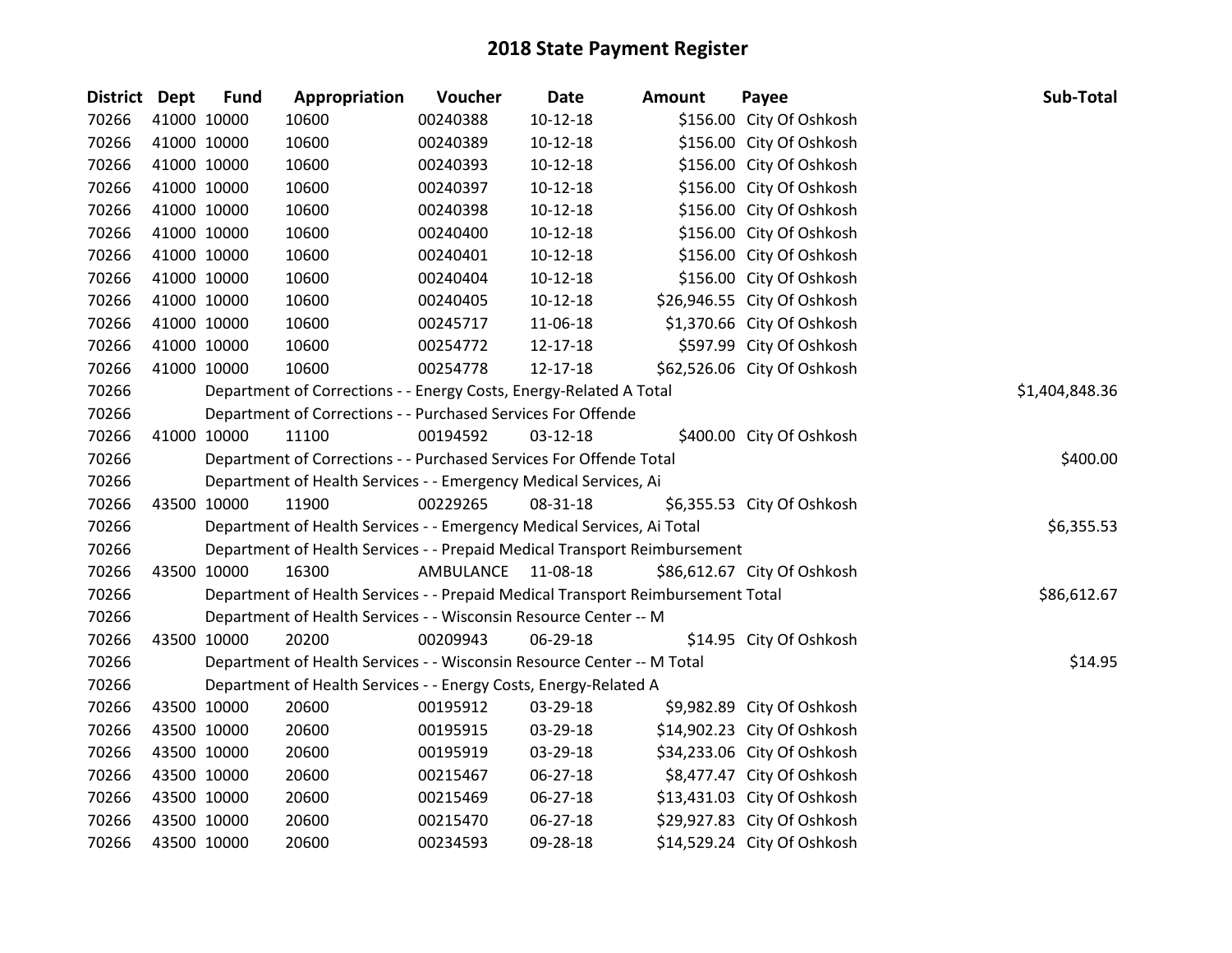# 2018 State Payment Register

| District | Dept | Fund | Appropriation | Voucher | Date | Amount | Payee | Sub-Total |
|---|---|---|---|---|---|---|---|---|
| 70266 | 41000 | 10000 | 10600 | 00240388 | 10-12-18 | $156.00 | City Of Oshkosh | |
| 70266 | 41000 | 10000 | 10600 | 00240389 | 10-12-18 | $156.00 | City Of Oshkosh | |
| 70266 | 41000 | 10000 | 10600 | 00240393 | 10-12-18 | $156.00 | City Of Oshkosh | |
| 70266 | 41000 | 10000 | 10600 | 00240397 | 10-12-18 | $156.00 | City Of Oshkosh | |
| 70266 | 41000 | 10000 | 10600 | 00240398 | 10-12-18 | $156.00 | City Of Oshkosh | |
| 70266 | 41000 | 10000 | 10600 | 00240400 | 10-12-18 | $156.00 | City Of Oshkosh | |
| 70266 | 41000 | 10000 | 10600 | 00240401 | 10-12-18 | $156.00 | City Of Oshkosh | |
| 70266 | 41000 | 10000 | 10600 | 00240404 | 10-12-18 | $156.00 | City Of Oshkosh | |
| 70266 | 41000 | 10000 | 10600 | 00240405 | 10-12-18 | $26,946.55 | City Of Oshkosh | |
| 70266 | 41000 | 10000 | 10600 | 00245717 | 11-06-18 | $1,370.66 | City Of Oshkosh | |
| 70266 | 41000 | 10000 | 10600 | 00254772 | 12-17-18 | $597.99 | City Of Oshkosh | |
| 70266 | 41000 | 10000 | 10600 | 00254778 | 12-17-18 | $62,526.06 | City Of Oshkosh | |
| 70266 | | | Department of Corrections - - Energy Costs, Energy-Related A Total | | | | | $1,404,848.36 |
| 70266 | | | Department of Corrections - - Purchased Services For Offende | | | | | |
| 70266 | 41000 | 10000 | 11100 | 00194592 | 03-12-18 | $400.00 | City Of Oshkosh | |
| 70266 | | | Department of Corrections - - Purchased Services For Offende Total | | | | | $400.00 |
| 70266 | | | Department of Health Services - - Emergency Medical Services, Ai | | | | | |
| 70266 | 43500 | 10000 | 11900 | 00229265 | 08-31-18 | $6,355.53 | City Of Oshkosh | |
| 70266 | | | Department of Health Services - - Emergency Medical Services, Ai Total | | | | | $6,355.53 |
| 70266 | | | Department of Health Services - - Prepaid Medical Transport Reimbursement | | | | | |
| 70266 | 43500 | 10000 | 16300 | AMBULANCE | 11-08-18 | $86,612.67 | City Of Oshkosh | |
| 70266 | | | Department of Health Services - - Prepaid Medical Transport Reimbursement Total | | | | | $86,612.67 |
| 70266 | | | Department of Health Services - - Wisconsin Resource Center -- M | | | | | |
| 70266 | 43500 | 10000 | 20200 | 00209943 | 06-29-18 | $14.95 | City Of Oshkosh | |
| 70266 | | | Department of Health Services - - Wisconsin Resource Center -- M Total | | | | | $14.95 |
| 70266 | | | Department of Health Services - - Energy Costs, Energy-Related A | | | | | |
| 70266 | 43500 | 10000 | 20600 | 00195912 | 03-29-18 | $9,982.89 | City Of Oshkosh | |
| 70266 | 43500 | 10000 | 20600 | 00195915 | 03-29-18 | $14,902.23 | City Of Oshkosh | |
| 70266 | 43500 | 10000 | 20600 | 00195919 | 03-29-18 | $34,233.06 | City Of Oshkosh | |
| 70266 | 43500 | 10000 | 20600 | 00215467 | 06-27-18 | $8,477.47 | City Of Oshkosh | |
| 70266 | 43500 | 10000 | 20600 | 00215469 | 06-27-18 | $13,431.03 | City Of Oshkosh | |
| 70266 | 43500 | 10000 | 20600 | 00215470 | 06-27-18 | $29,927.83 | City Of Oshkosh | |
| 70266 | 43500 | 10000 | 20600 | 00234593 | 09-28-18 | $14,529.24 | City Of Oshkosh | |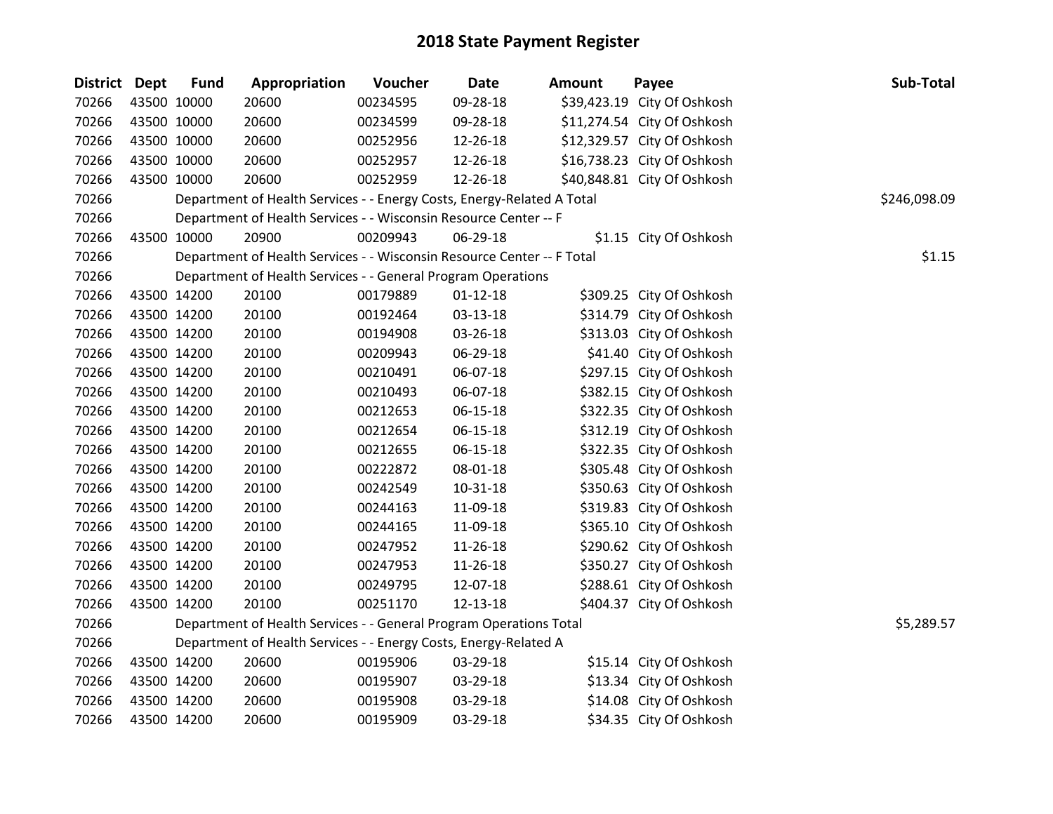# 2018 State Payment Register

| District | Dept | Fund | Appropriation | Voucher | Date | Amount | Payee | Sub-Total |
|---|---|---|---|---|---|---|---|---|
| 70266 | 43500 | 10000 | 20600 | 00234595 | 09-28-18 | $39,423.19 | City Of Oshkosh | |
| 70266 | 43500 | 10000 | 20600 | 00234599 | 09-28-18 | $11,274.54 | City Of Oshkosh | |
| 70266 | 43500 | 10000 | 20600 | 00252956 | 12-26-18 | $12,329.57 | City Of Oshkosh | |
| 70266 | 43500 | 10000 | 20600 | 00252957 | 12-26-18 | $16,738.23 | City Of Oshkosh | |
| 70266 | 43500 | 10000 | 20600 | 00252959 | 12-26-18 | $40,848.81 | City Of Oshkosh | |
| 70266 | | | Department of Health Services - - Energy Costs, Energy-Related A Total | | | | | $246,098.09 |
| 70266 | | | Department of Health Services - - Wisconsin Resource Center -- F | | | | | |
| 70266 | 43500 | 10000 | 20900 | 00209943 | 06-29-18 | $1.15 | City Of Oshkosh | |
| 70266 | | | Department of Health Services - - Wisconsin Resource Center -- F Total | | | | | $1.15 |
| 70266 | | | Department of Health Services - - General Program Operations | | | | | |
| 70266 | 43500 | 14200 | 20100 | 00179889 | 01-12-18 | $309.25 | City Of Oshkosh | |
| 70266 | 43500 | 14200 | 20100 | 00192464 | 03-13-18 | $314.79 | City Of Oshkosh | |
| 70266 | 43500 | 14200 | 20100 | 00194908 | 03-26-18 | $313.03 | City Of Oshkosh | |
| 70266 | 43500 | 14200 | 20100 | 00209943 | 06-29-18 | $41.40 | City Of Oshkosh | |
| 70266 | 43500 | 14200 | 20100 | 00210491 | 06-07-18 | $297.15 | City Of Oshkosh | |
| 70266 | 43500 | 14200 | 20100 | 00210493 | 06-07-18 | $382.15 | City Of Oshkosh | |
| 70266 | 43500 | 14200 | 20100 | 00212653 | 06-15-18 | $322.35 | City Of Oshkosh | |
| 70266 | 43500 | 14200 | 20100 | 00212654 | 06-15-18 | $312.19 | City Of Oshkosh | |
| 70266 | 43500 | 14200 | 20100 | 00212655 | 06-15-18 | $322.35 | City Of Oshkosh | |
| 70266 | 43500 | 14200 | 20100 | 00222872 | 08-01-18 | $305.48 | City Of Oshkosh | |
| 70266 | 43500 | 14200 | 20100 | 00242549 | 10-31-18 | $350.63 | City Of Oshkosh | |
| 70266 | 43500 | 14200 | 20100 | 00244163 | 11-09-18 | $319.83 | City Of Oshkosh | |
| 70266 | 43500 | 14200 | 20100 | 00244165 | 11-09-18 | $365.10 | City Of Oshkosh | |
| 70266 | 43500 | 14200 | 20100 | 00247952 | 11-26-18 | $290.62 | City Of Oshkosh | |
| 70266 | 43500 | 14200 | 20100 | 00247953 | 11-26-18 | $350.27 | City Of Oshkosh | |
| 70266 | 43500 | 14200 | 20100 | 00249795 | 12-07-18 | $288.61 | City Of Oshkosh | |
| 70266 | 43500 | 14200 | 20100 | 00251170 | 12-13-18 | $404.37 | City Of Oshkosh | |
| 70266 | | | Department of Health Services - - General Program Operations Total | | | | | $5,289.57 |
| 70266 | | | Department of Health Services - - Energy Costs, Energy-Related A | | | | | |
| 70266 | 43500 | 14200 | 20600 | 00195906 | 03-29-18 | $15.14 | City Of Oshkosh | |
| 70266 | 43500 | 14200 | 20600 | 00195907 | 03-29-18 | $13.34 | City Of Oshkosh | |
| 70266 | 43500 | 14200 | 20600 | 00195908 | 03-29-18 | $14.08 | City Of Oshkosh | |
| 70266 | 43500 | 14200 | 20600 | 00195909 | 03-29-18 | $34.35 | City Of Oshkosh | |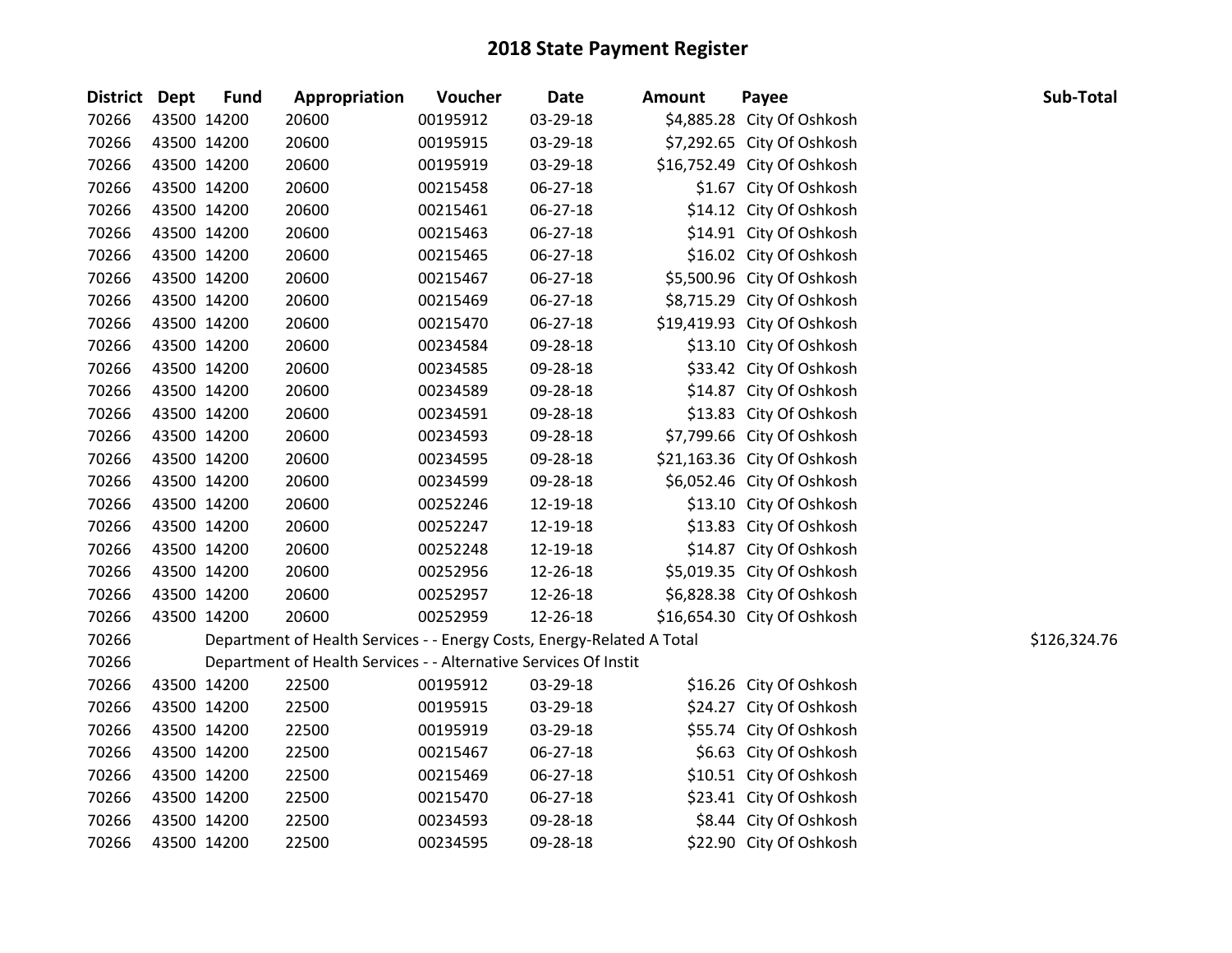# 2018 State Payment Register

| District | Dept | Fund | Appropriation | Voucher | Date | Amount | Payee | Sub-Total |
|---|---|---|---|---|---|---|---|---|
| 70266 | 43500 | 14200 | 20600 | 00195912 | 03-29-18 | $4,885.28 | City Of Oshkosh | |
| 70266 | 43500 | 14200 | 20600 | 00195915 | 03-29-18 | $7,292.65 | City Of Oshkosh | |
| 70266 | 43500 | 14200 | 20600 | 00195919 | 03-29-18 | $16,752.49 | City Of Oshkosh | |
| 70266 | 43500 | 14200 | 20600 | 00215458 | 06-27-18 | $1.67 | City Of Oshkosh | |
| 70266 | 43500 | 14200 | 20600 | 00215461 | 06-27-18 | $14.12 | City Of Oshkosh | |
| 70266 | 43500 | 14200 | 20600 | 00215463 | 06-27-18 | $14.91 | City Of Oshkosh | |
| 70266 | 43500 | 14200 | 20600 | 00215465 | 06-27-18 | $16.02 | City Of Oshkosh | |
| 70266 | 43500 | 14200 | 20600 | 00215467 | 06-27-18 | $5,500.96 | City Of Oshkosh | |
| 70266 | 43500 | 14200 | 20600 | 00215469 | 06-27-18 | $8,715.29 | City Of Oshkosh | |
| 70266 | 43500 | 14200 | 20600 | 00215470 | 06-27-18 | $19,419.93 | City Of Oshkosh | |
| 70266 | 43500 | 14200 | 20600 | 00234584 | 09-28-18 | $13.10 | City Of Oshkosh | |
| 70266 | 43500 | 14200 | 20600 | 00234585 | 09-28-18 | $33.42 | City Of Oshkosh | |
| 70266 | 43500 | 14200 | 20600 | 00234589 | 09-28-18 | $14.87 | City Of Oshkosh | |
| 70266 | 43500 | 14200 | 20600 | 00234591 | 09-28-18 | $13.83 | City Of Oshkosh | |
| 70266 | 43500 | 14200 | 20600 | 00234593 | 09-28-18 | $7,799.66 | City Of Oshkosh | |
| 70266 | 43500 | 14200 | 20600 | 00234595 | 09-28-18 | $21,163.36 | City Of Oshkosh | |
| 70266 | 43500 | 14200 | 20600 | 00234599 | 09-28-18 | $6,052.46 | City Of Oshkosh | |
| 70266 | 43500 | 14200 | 20600 | 00252246 | 12-19-18 | $13.10 | City Of Oshkosh | |
| 70266 | 43500 | 14200 | 20600 | 00252247 | 12-19-18 | $13.83 | City Of Oshkosh | |
| 70266 | 43500 | 14200 | 20600 | 00252248 | 12-19-18 | $14.87 | City Of Oshkosh | |
| 70266 | 43500 | 14200 | 20600 | 00252956 | 12-26-18 | $5,019.35 | City Of Oshkosh | |
| 70266 | 43500 | 14200 | 20600 | 00252957 | 12-26-18 | $6,828.38 | City Of Oshkosh | |
| 70266 | 43500 | 14200 | 20600 | 00252959 | 12-26-18 | $16,654.30 | City Of Oshkosh | |
| 70266 | | Department of Health Services - - Energy Costs, Energy-Related A Total | | | | | | $126,324.76 |
| 70266 | | Department of Health Services - - Alternative Services Of Instit | | | | | | |
| 70266 | 43500 | 14200 | 22500 | 00195912 | 03-29-18 | $16.26 | City Of Oshkosh | |
| 70266 | 43500 | 14200 | 22500 | 00195915 | 03-29-18 | $24.27 | City Of Oshkosh | |
| 70266 | 43500 | 14200 | 22500 | 00195919 | 03-29-18 | $55.74 | City Of Oshkosh | |
| 70266 | 43500 | 14200 | 22500 | 00215467 | 06-27-18 | $6.63 | City Of Oshkosh | |
| 70266 | 43500 | 14200 | 22500 | 00215469 | 06-27-18 | $10.51 | City Of Oshkosh | |
| 70266 | 43500 | 14200 | 22500 | 00215470 | 06-27-18 | $23.41 | City Of Oshkosh | |
| 70266 | 43500 | 14200 | 22500 | 00234593 | 09-28-18 | $8.44 | City Of Oshkosh | |
| 70266 | 43500 | 14200 | 22500 | 00234595 | 09-28-18 | $22.90 | City Of Oshkosh | |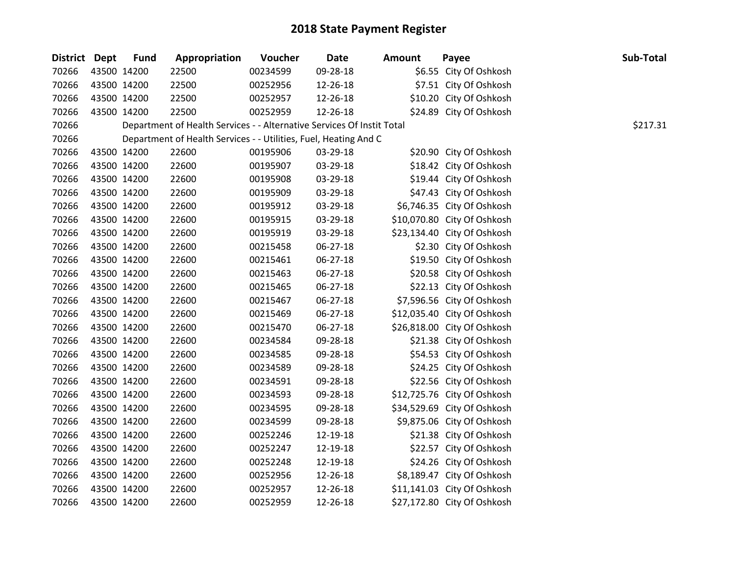# 2018 State Payment Register

| District | Dept | Fund | Appropriation | Voucher | Date | Amount | Payee | Sub-Total |
|---|---|---|---|---|---|---|---|---|
| 70266 | 43500 | 14200 | 22500 | 00234599 | 09-28-18 | $6.55 | City Of Oshkosh | |
| 70266 | 43500 | 14200 | 22500 | 00252956 | 12-26-18 | $7.51 | City Of Oshkosh | |
| 70266 | 43500 | 14200 | 22500 | 00252957 | 12-26-18 | $10.20 | City Of Oshkosh | |
| 70266 | 43500 | 14200 | 22500 | 00252959 | 12-26-18 | $24.89 | City Of Oshkosh | |
| 70266 | Department of Health Services - - Alternative Services Of Instit Total | | | | | | | $217.31 |
| 70266 | Department of Health Services - - Utilities, Fuel, Heating And C | | | | | | | |
| 70266 | 43500 | 14200 | 22600 | 00195906 | 03-29-18 | $20.90 | City Of Oshkosh | |
| 70266 | 43500 | 14200 | 22600 | 00195907 | 03-29-18 | $18.42 | City Of Oshkosh | |
| 70266 | 43500 | 14200 | 22600 | 00195908 | 03-29-18 | $19.44 | City Of Oshkosh | |
| 70266 | 43500 | 14200 | 22600 | 00195909 | 03-29-18 | $47.43 | City Of Oshkosh | |
| 70266 | 43500 | 14200 | 22600 | 00195912 | 03-29-18 | $6,746.35 | City Of Oshkosh | |
| 70266 | 43500 | 14200 | 22600 | 00195915 | 03-29-18 | $10,070.80 | City Of Oshkosh | |
| 70266 | 43500 | 14200 | 22600 | 00195919 | 03-29-18 | $23,134.40 | City Of Oshkosh | |
| 70266 | 43500 | 14200 | 22600 | 00215458 | 06-27-18 | $2.30 | City Of Oshkosh | |
| 70266 | 43500 | 14200 | 22600 | 00215461 | 06-27-18 | $19.50 | City Of Oshkosh | |
| 70266 | 43500 | 14200 | 22600 | 00215463 | 06-27-18 | $20.58 | City Of Oshkosh | |
| 70266 | 43500 | 14200 | 22600 | 00215465 | 06-27-18 | $22.13 | City Of Oshkosh | |
| 70266 | 43500 | 14200 | 22600 | 00215467 | 06-27-18 | $7,596.56 | City Of Oshkosh | |
| 70266 | 43500 | 14200 | 22600 | 00215469 | 06-27-18 | $12,035.40 | City Of Oshkosh | |
| 70266 | 43500 | 14200 | 22600 | 00215470 | 06-27-18 | $26,818.00 | City Of Oshkosh | |
| 70266 | 43500 | 14200 | 22600 | 00234584 | 09-28-18 | $21.38 | City Of Oshkosh | |
| 70266 | 43500 | 14200 | 22600 | 00234585 | 09-28-18 | $54.53 | City Of Oshkosh | |
| 70266 | 43500 | 14200 | 22600 | 00234589 | 09-28-18 | $24.25 | City Of Oshkosh | |
| 70266 | 43500 | 14200 | 22600 | 00234591 | 09-28-18 | $22.56 | City Of Oshkosh | |
| 70266 | 43500 | 14200 | 22600 | 00234593 | 09-28-18 | $12,725.76 | City Of Oshkosh | |
| 70266 | 43500 | 14200 | 22600 | 00234595 | 09-28-18 | $34,529.69 | City Of Oshkosh | |
| 70266 | 43500 | 14200 | 22600 | 00234599 | 09-28-18 | $9,875.06 | City Of Oshkosh | |
| 70266 | 43500 | 14200 | 22600 | 00252246 | 12-19-18 | $21.38 | City Of Oshkosh | |
| 70266 | 43500 | 14200 | 22600 | 00252247 | 12-19-18 | $22.57 | City Of Oshkosh | |
| 70266 | 43500 | 14200 | 22600 | 00252248 | 12-19-18 | $24.26 | City Of Oshkosh | |
| 70266 | 43500 | 14200 | 22600 | 00252956 | 12-26-18 | $8,189.47 | City Of Oshkosh | |
| 70266 | 43500 | 14200 | 22600 | 00252957 | 12-26-18 | $11,141.03 | City Of Oshkosh | |
| 70266 | 43500 | 14200 | 22600 | 00252959 | 12-26-18 | $27,172.80 | City Of Oshkosh | |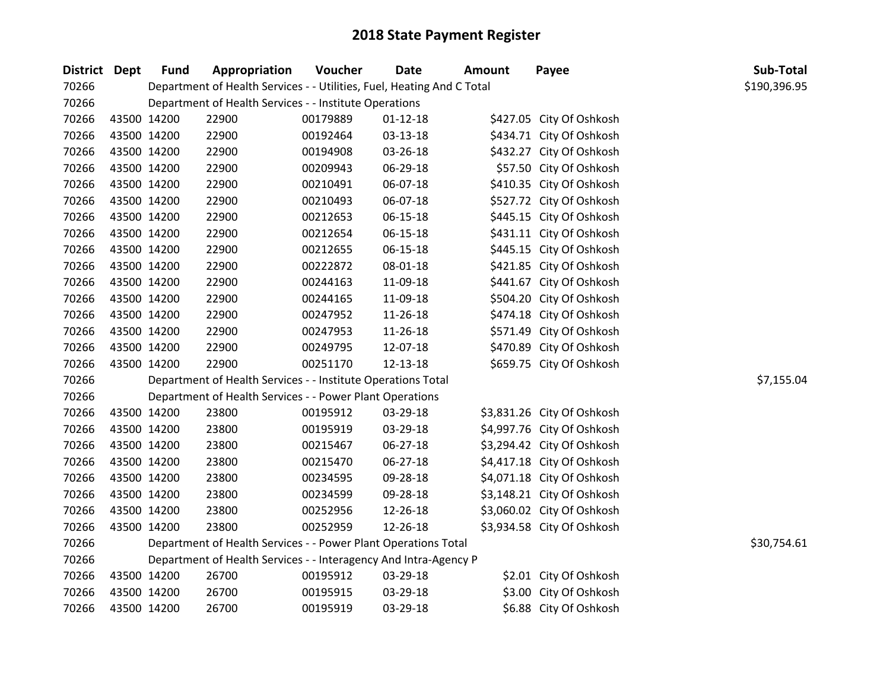# 2018 State Payment Register

| District | Dept | Fund | Appropriation | Voucher | Date | Amount | Payee | Sub-Total |
|---|---|---|---|---|---|---|---|---|
| 70266 | | Department of Health Services - - Utilities, Fuel, Heating And C Total | | | | | | $190,396.95 |
| 70266 | | Department of Health Services - - Institute Operations | | | | | | |
| 70266 | 43500 | 14200 | 22900 | 00179889 | 01-12-18 | $427.05 | City Of Oshkosh | |
| 70266 | 43500 | 14200 | 22900 | 00192464 | 03-13-18 | $434.71 | City Of Oshkosh | |
| 70266 | 43500 | 14200 | 22900 | 00194908 | 03-26-18 | $432.27 | City Of Oshkosh | |
| 70266 | 43500 | 14200 | 22900 | 00209943 | 06-29-18 | $57.50 | City Of Oshkosh | |
| 70266 | 43500 | 14200 | 22900 | 00210491 | 06-07-18 | $410.35 | City Of Oshkosh | |
| 70266 | 43500 | 14200 | 22900 | 00210493 | 06-07-18 | $527.72 | City Of Oshkosh | |
| 70266 | 43500 | 14200 | 22900 | 00212653 | 06-15-18 | $445.15 | City Of Oshkosh | |
| 70266 | 43500 | 14200 | 22900 | 00212654 | 06-15-18 | $431.11 | City Of Oshkosh | |
| 70266 | 43500 | 14200 | 22900 | 00212655 | 06-15-18 | $445.15 | City Of Oshkosh | |
| 70266 | 43500 | 14200 | 22900 | 00222872 | 08-01-18 | $421.85 | City Of Oshkosh | |
| 70266 | 43500 | 14200 | 22900 | 00244163 | 11-09-18 | $441.67 | City Of Oshkosh | |
| 70266 | 43500 | 14200 | 22900 | 00244165 | 11-09-18 | $504.20 | City Of Oshkosh | |
| 70266 | 43500 | 14200 | 22900 | 00247952 | 11-26-18 | $474.18 | City Of Oshkosh | |
| 70266 | 43500 | 14200 | 22900 | 00247953 | 11-26-18 | $571.49 | City Of Oshkosh | |
| 70266 | 43500 | 14200 | 22900 | 00249795 | 12-07-18 | $470.89 | City Of Oshkosh | |
| 70266 | 43500 | 14200 | 22900 | 00251170 | 12-13-18 | $659.75 | City Of Oshkosh | |
| 70266 | | Department of Health Services - - Institute Operations Total | | | | | | $7,155.04 |
| 70266 | | Department of Health Services - - Power Plant Operations | | | | | | |
| 70266 | 43500 | 14200 | 23800 | 00195912 | 03-29-18 | $3,831.26 | City Of Oshkosh | |
| 70266 | 43500 | 14200 | 23800 | 00195919 | 03-29-18 | $4,997.76 | City Of Oshkosh | |
| 70266 | 43500 | 14200 | 23800 | 00215467 | 06-27-18 | $3,294.42 | City Of Oshkosh | |
| 70266 | 43500 | 14200 | 23800 | 00215470 | 06-27-18 | $4,417.18 | City Of Oshkosh | |
| 70266 | 43500 | 14200 | 23800 | 00234595 | 09-28-18 | $4,071.18 | City Of Oshkosh | |
| 70266 | 43500 | 14200 | 23800 | 00234599 | 09-28-18 | $3,148.21 | City Of Oshkosh | |
| 70266 | 43500 | 14200 | 23800 | 00252956 | 12-26-18 | $3,060.02 | City Of Oshkosh | |
| 70266 | 43500 | 14200 | 23800 | 00252959 | 12-26-18 | $3,934.58 | City Of Oshkosh | |
| 70266 | | Department of Health Services - - Power Plant Operations Total | | | | | | $30,754.61 |
| 70266 | | Department of Health Services - - Interagency And Intra-Agency P | | | | | | |
| 70266 | 43500 | 14200 | 26700 | 00195912 | 03-29-18 | $2.01 | City Of Oshkosh | |
| 70266 | 43500 | 14200 | 26700 | 00195915 | 03-29-18 | $3.00 | City Of Oshkosh | |
| 70266 | 43500 | 14200 | 26700 | 00195919 | 03-29-18 | $6.88 | City Of Oshkosh | |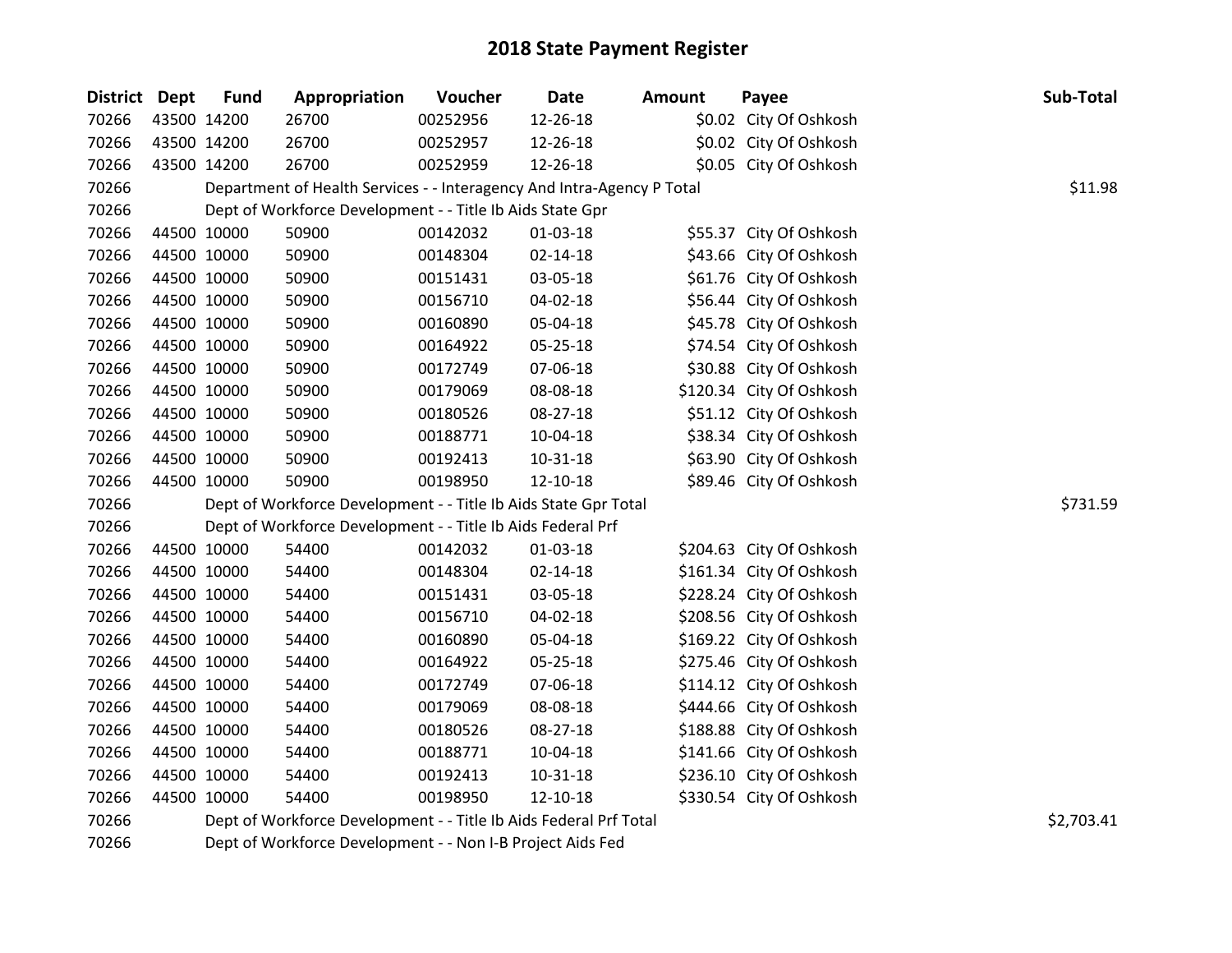# 2018 State Payment Register

| District | Dept | Fund | Appropriation | Voucher | Date | Amount | Payee | Sub-Total |
|---|---|---|---|---|---|---|---|---|
| 70266 | 43500 | 14200 | 26700 | 00252956 | 12-26-18 | $0.02 | City Of Oshkosh | |
| 70266 | 43500 | 14200 | 26700 | 00252957 | 12-26-18 | $0.02 | City Of Oshkosh | |
| 70266 | 43500 | 14200 | 26700 | 00252959 | 12-26-18 | $0.05 | City Of Oshkosh | |
| 70266 | | Department of Health Services - - Interagency And Intra-Agency P Total | | | | | | $11.98 |
| 70266 | | Dept of Workforce Development - - Title Ib Aids State Gpr | | | | | | |
| 70266 | 44500 | 10000 | 50900 | 00142032 | 01-03-18 | $55.37 | City Of Oshkosh | |
| 70266 | 44500 | 10000 | 50900 | 00148304 | 02-14-18 | $43.66 | City Of Oshkosh | |
| 70266 | 44500 | 10000 | 50900 | 00151431 | 03-05-18 | $61.76 | City Of Oshkosh | |
| 70266 | 44500 | 10000 | 50900 | 00156710 | 04-02-18 | $56.44 | City Of Oshkosh | |
| 70266 | 44500 | 10000 | 50900 | 00160890 | 05-04-18 | $45.78 | City Of Oshkosh | |
| 70266 | 44500 | 10000 | 50900 | 00164922 | 05-25-18 | $74.54 | City Of Oshkosh | |
| 70266 | 44500 | 10000 | 50900 | 00172749 | 07-06-18 | $30.88 | City Of Oshkosh | |
| 70266 | 44500 | 10000 | 50900 | 00179069 | 08-08-18 | $120.34 | City Of Oshkosh | |
| 70266 | 44500 | 10000 | 50900 | 00180526 | 08-27-18 | $51.12 | City Of Oshkosh | |
| 70266 | 44500 | 10000 | 50900 | 00188771 | 10-04-18 | $38.34 | City Of Oshkosh | |
| 70266 | 44500 | 10000 | 50900 | 00192413 | 10-31-18 | $63.90 | City Of Oshkosh | |
| 70266 | 44500 | 10000 | 50900 | 00198950 | 12-10-18 | $89.46 | City Of Oshkosh | |
| 70266 | | Dept of Workforce Development - - Title Ib Aids State Gpr Total | | | | | | $731.59 |
| 70266 | | Dept of Workforce Development - - Title Ib Aids Federal Prf | | | | | | |
| 70266 | 44500 | 10000 | 54400 | 00142032 | 01-03-18 | $204.63 | City Of Oshkosh | |
| 70266 | 44500 | 10000 | 54400 | 00148304 | 02-14-18 | $161.34 | City Of Oshkosh | |
| 70266 | 44500 | 10000 | 54400 | 00151431 | 03-05-18 | $228.24 | City Of Oshkosh | |
| 70266 | 44500 | 10000 | 54400 | 00156710 | 04-02-18 | $208.56 | City Of Oshkosh | |
| 70266 | 44500 | 10000 | 54400 | 00160890 | 05-04-18 | $169.22 | City Of Oshkosh | |
| 70266 | 44500 | 10000 | 54400 | 00164922 | 05-25-18 | $275.46 | City Of Oshkosh | |
| 70266 | 44500 | 10000 | 54400 | 00172749 | 07-06-18 | $114.12 | City Of Oshkosh | |
| 70266 | 44500 | 10000 | 54400 | 00179069 | 08-08-18 | $444.66 | City Of Oshkosh | |
| 70266 | 44500 | 10000 | 54400 | 00180526 | 08-27-18 | $188.88 | City Of Oshkosh | |
| 70266 | 44500 | 10000 | 54400 | 00188771 | 10-04-18 | $141.66 | City Of Oshkosh | |
| 70266 | 44500 | 10000 | 54400 | 00192413 | 10-31-18 | $236.10 | City Of Oshkosh | |
| 70266 | 44500 | 10000 | 54400 | 00198950 | 12-10-18 | $330.54 | City Of Oshkosh | |
| 70266 | | Dept of Workforce Development - - Title Ib Aids Federal Prf Total | | | | | | $2,703.41 |
| 70266 | | Dept of Workforce Development - - Non I-B Project Aids Fed | | | | | | |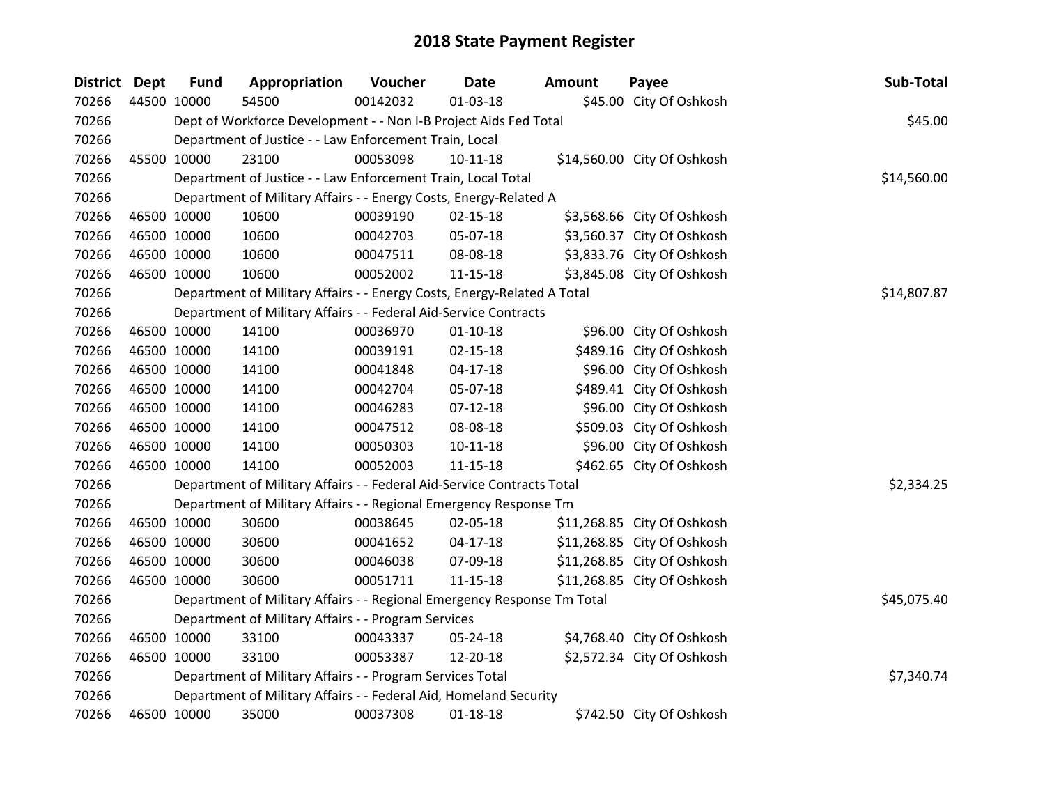# 2018 State Payment Register

| District | Dept | Fund | Appropriation | Voucher | Date | Amount | Payee | Sub-Total |
|---|---|---|---|---|---|---|---|---|
| 70266 | 44500 | 10000 | 54500 | 00142032 | 01-03-18 | $45.00 | City Of Oshkosh | |
| 70266 | | Dept of Workforce Development - - Non I-B Project Aids Fed Total | | | | | | $45.00 |
| 70266 | | Department of Justice - - Law Enforcement Train, Local | | | | | | |
| 70266 | 45500 | 10000 | 23100 | 00053098 | 10-11-18 | $14,560.00 | City Of Oshkosh | |
| 70266 | | Department of Justice - - Law Enforcement Train, Local Total | | | | | | $14,560.00 |
| 70266 | | Department of Military Affairs - - Energy Costs, Energy-Related A | | | | | | |
| 70266 | 46500 | 10000 | 10600 | 00039190 | 02-15-18 | $3,568.66 | City Of Oshkosh | |
| 70266 | 46500 | 10000 | 10600 | 00042703 | 05-07-18 | $3,560.37 | City Of Oshkosh | |
| 70266 | 46500 | 10000 | 10600 | 00047511 | 08-08-18 | $3,833.76 | City Of Oshkosh | |
| 70266 | 46500 | 10000 | 10600 | 00052002 | 11-15-18 | $3,845.08 | City Of Oshkosh | |
| 70266 | | Department of Military Affairs - - Energy Costs, Energy-Related A Total | | | | | | $14,807.87 |
| 70266 | | Department of Military Affairs - - Federal Aid-Service Contracts | | | | | | |
| 70266 | 46500 | 10000 | 14100 | 00036970 | 01-10-18 | $96.00 | City Of Oshkosh | |
| 70266 | 46500 | 10000 | 14100 | 00039191 | 02-15-18 | $489.16 | City Of Oshkosh | |
| 70266 | 46500 | 10000 | 14100 | 00041848 | 04-17-18 | $96.00 | City Of Oshkosh | |
| 70266 | 46500 | 10000 | 14100 | 00042704 | 05-07-18 | $489.41 | City Of Oshkosh | |
| 70266 | 46500 | 10000 | 14100 | 00046283 | 07-12-18 | $96.00 | City Of Oshkosh | |
| 70266 | 46500 | 10000 | 14100 | 00047512 | 08-08-18 | $509.03 | City Of Oshkosh | |
| 70266 | 46500 | 10000 | 14100 | 00050303 | 10-11-18 | $96.00 | City Of Oshkosh | |
| 70266 | 46500 | 10000 | 14100 | 00052003 | 11-15-18 | $462.65 | City Of Oshkosh | |
| 70266 | | Department of Military Affairs - - Federal Aid-Service Contracts Total | | | | | | $2,334.25 |
| 70266 | | Department of Military Affairs - - Regional Emergency Response Tm | | | | | | |
| 70266 | 46500 | 10000 | 30600 | 00038645 | 02-05-18 | $11,268.85 | City Of Oshkosh | |
| 70266 | 46500 | 10000 | 30600 | 00041652 | 04-17-18 | $11,268.85 | City Of Oshkosh | |
| 70266 | 46500 | 10000 | 30600 | 00046038 | 07-09-18 | $11,268.85 | City Of Oshkosh | |
| 70266 | 46500 | 10000 | 30600 | 00051711 | 11-15-18 | $11,268.85 | City Of Oshkosh | |
| 70266 | | Department of Military Affairs - - Regional Emergency Response Tm Total | | | | | | $45,075.40 |
| 70266 | | Department of Military Affairs - - Program Services | | | | | | |
| 70266 | 46500 | 10000 | 33100 | 00043337 | 05-24-18 | $4,768.40 | City Of Oshkosh | |
| 70266 | 46500 | 10000 | 33100 | 00053387 | 12-20-18 | $2,572.34 | City Of Oshkosh | |
| 70266 | | Department of Military Affairs - - Program Services Total | | | | | | $7,340.74 |
| 70266 | | Department of Military Affairs - - Federal Aid, Homeland Security | | | | | | |
| 70266 | 46500 | 10000 | 35000 | 00037308 | 01-18-18 | $742.50 | City Of Oshkosh | |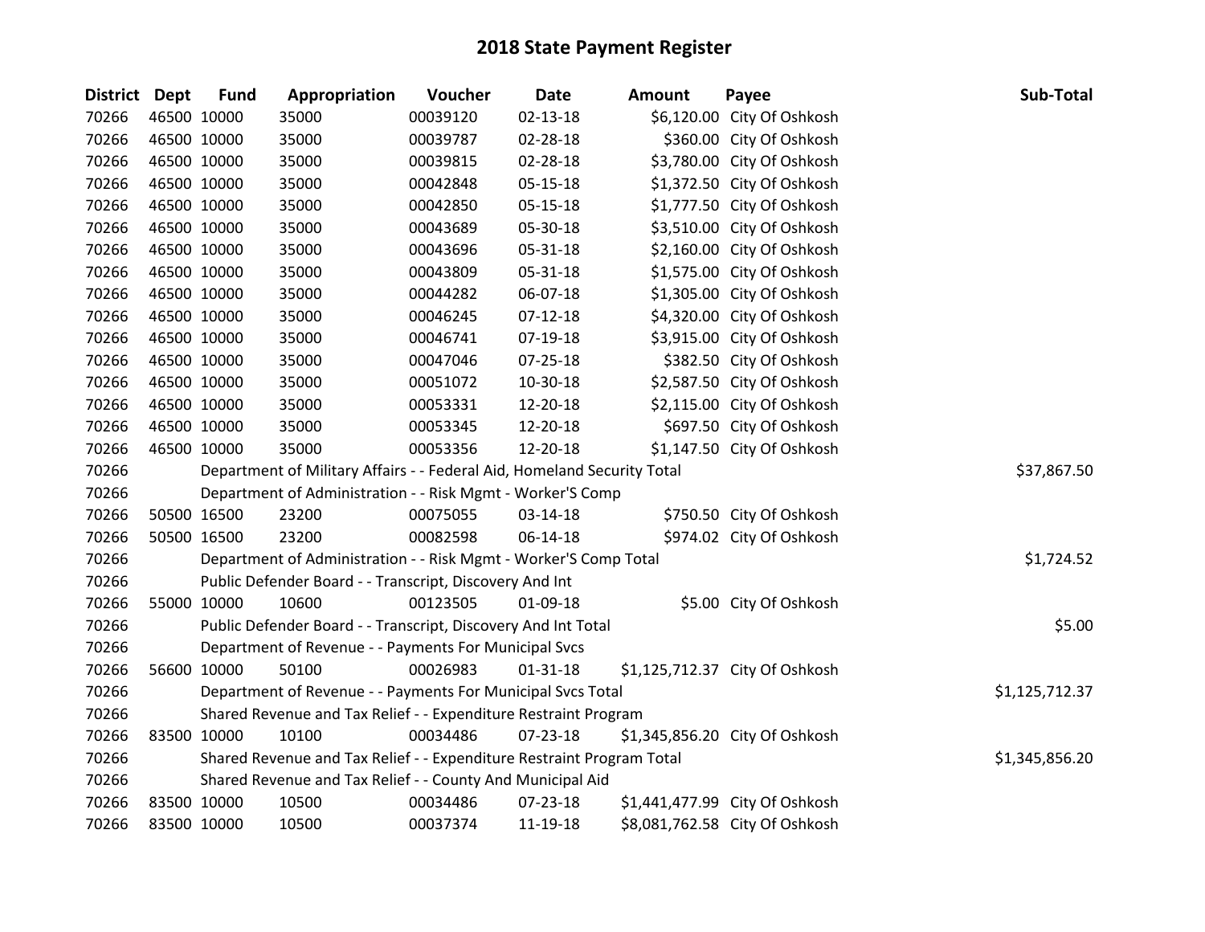# 2018 State Payment Register

| District | Dept | Fund | Appropriation | Voucher | Date | Amount | Payee | Sub-Total |
|---|---|---|---|---|---|---|---|---|
| 70266 | 46500 | 10000 | 35000 | 00039120 | 02-13-18 | $6,120.00 | City Of Oshkosh | |
| 70266 | 46500 | 10000 | 35000 | 00039787 | 02-28-18 | $360.00 | City Of Oshkosh | |
| 70266 | 46500 | 10000 | 35000 | 00039815 | 02-28-18 | $3,780.00 | City Of Oshkosh | |
| 70266 | 46500 | 10000 | 35000 | 00042848 | 05-15-18 | $1,372.50 | City Of Oshkosh | |
| 70266 | 46500 | 10000 | 35000 | 00042850 | 05-15-18 | $1,777.50 | City Of Oshkosh | |
| 70266 | 46500 | 10000 | 35000 | 00043689 | 05-30-18 | $3,510.00 | City Of Oshkosh | |
| 70266 | 46500 | 10000 | 35000 | 00043696 | 05-31-18 | $2,160.00 | City Of Oshkosh | |
| 70266 | 46500 | 10000 | 35000 | 00043809 | 05-31-18 | $1,575.00 | City Of Oshkosh | |
| 70266 | 46500 | 10000 | 35000 | 00044282 | 06-07-18 | $1,305.00 | City Of Oshkosh | |
| 70266 | 46500 | 10000 | 35000 | 00046245 | 07-12-18 | $4,320.00 | City Of Oshkosh | |
| 70266 | 46500 | 10000 | 35000 | 00046741 | 07-19-18 | $3,915.00 | City Of Oshkosh | |
| 70266 | 46500 | 10000 | 35000 | 00047046 | 07-25-18 | $382.50 | City Of Oshkosh | |
| 70266 | 46500 | 10000 | 35000 | 00051072 | 10-30-18 | $2,587.50 | City Of Oshkosh | |
| 70266 | 46500 | 10000 | 35000 | 00053331 | 12-20-18 | $2,115.00 | City Of Oshkosh | |
| 70266 | 46500 | 10000 | 35000 | 00053345 | 12-20-18 | $697.50 | City Of Oshkosh | |
| 70266 | 46500 | 10000 | 35000 | 00053356 | 12-20-18 | $1,147.50 | City Of Oshkosh | |
| 70266 | | Department of Military Affairs - - Federal Aid, Homeland Security Total | | | | | | $37,867.50 |
| 70266 | | Department of Administration - - Risk Mgmt - Worker'S Comp | | | | | | |
| 70266 | 50500 | 16500 | 23200 | 00075055 | 03-14-18 | $750.50 | City Of Oshkosh | |
| 70266 | 50500 | 16500 | 23200 | 00082598 | 06-14-18 | $974.02 | City Of Oshkosh | |
| 70266 | | Department of Administration - - Risk Mgmt - Worker'S Comp Total | | | | | | $1,724.52 |
| 70266 | | Public Defender Board - - Transcript, Discovery And Int | | | | | | |
| 70266 | 55000 | 10000 | 10600 | 00123505 | 01-09-18 | $5.00 | City Of Oshkosh | |
| 70266 | | Public Defender Board - - Transcript, Discovery And Int Total | | | | | | $5.00 |
| 70266 | | Department of Revenue - - Payments For Municipal Svcs | | | | | | |
| 70266 | 56600 | 10000 | 50100 | 00026983 | 01-31-18 | $1,125,712.37 | City Of Oshkosh | |
| 70266 | | Department of Revenue - - Payments For Municipal Svcs Total | | | | | | $1,125,712.37 |
| 70266 | | Shared Revenue and Tax Relief - - Expenditure Restraint Program | | | | | | |
| 70266 | 83500 | 10000 | 10100 | 00034486 | 07-23-18 | $1,345,856.20 | City Of Oshkosh | |
| 70266 | | Shared Revenue and Tax Relief - - Expenditure Restraint Program Total | | | | | | $1,345,856.20 |
| 70266 | | Shared Revenue and Tax Relief - - County And Municipal Aid | | | | | | |
| 70266 | 83500 | 10000 | 10500 | 00034486 | 07-23-18 | $1,441,477.99 | City Of Oshkosh | |
| 70266 | 83500 | 10000 | 10500 | 00037374 | 11-19-18 | $8,081,762.58 | City Of Oshkosh | |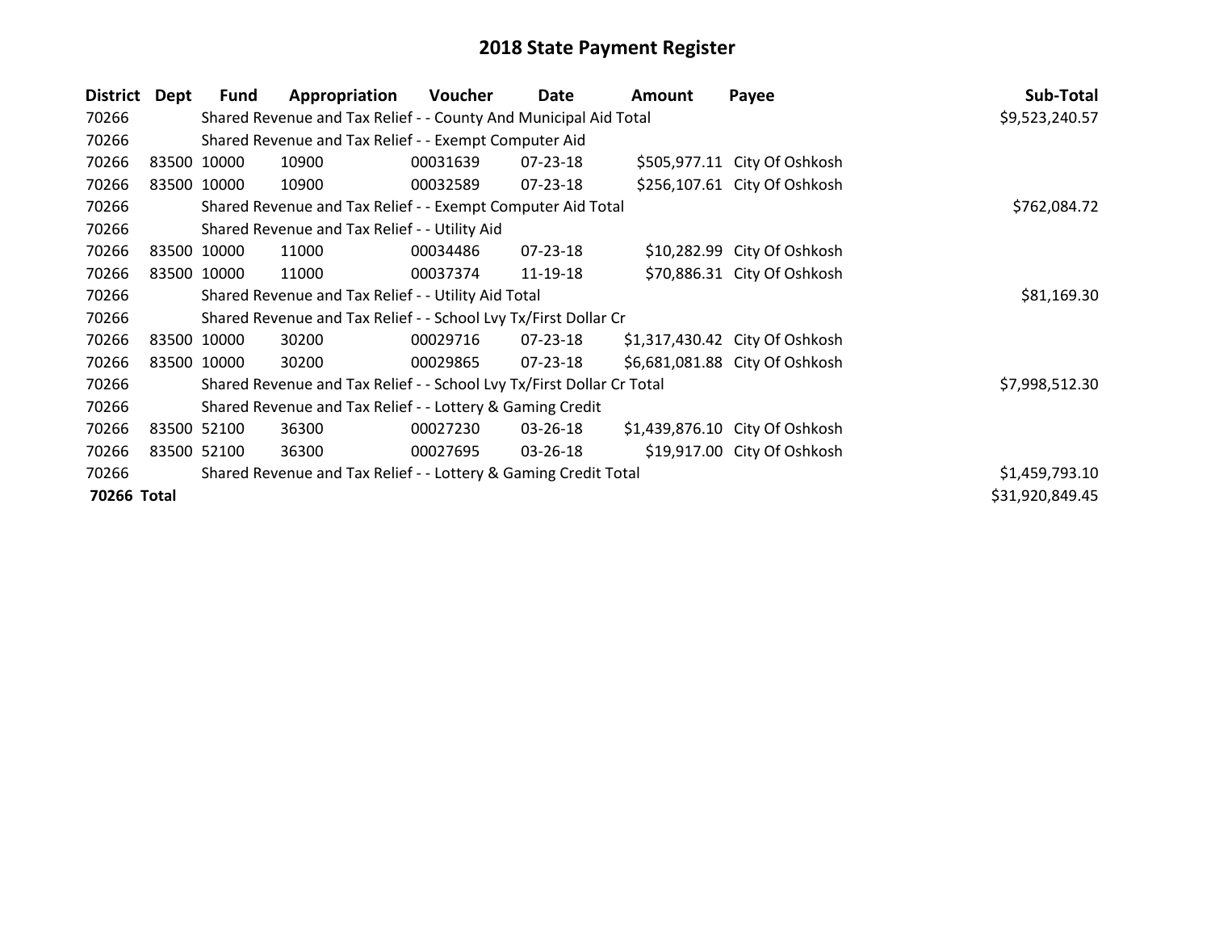# 2018 State Payment Register

| District | Dept | Fund | Appropriation | Voucher | Date | Amount | Payee | Sub-Total |
|---|---|---|---|---|---|---|---|---|
| 70266 | | Shared Revenue and Tax Relief - - County And Municipal Aid Total | | | | | | $9,523,240.57 |
| 70266 | | Shared Revenue and Tax Relief - - Exempt Computer Aid | | | | | | |
| 70266 | 83500 | 10000 | 10900 | 00031639 | 07-23-18 | $505,977.11 | City Of Oshkosh | |
| 70266 | 83500 | 10000 | 10900 | 00032589 | 07-23-18 | $256,107.61 | City Of Oshkosh | |
| 70266 | | Shared Revenue and Tax Relief - - Exempt Computer Aid Total | | | | | | $762,084.72 |
| 70266 | | Shared Revenue and Tax Relief - - Utility Aid | | | | | | |
| 70266 | 83500 | 10000 | 11000 | 00034486 | 07-23-18 | $10,282.99 | City Of Oshkosh | |
| 70266 | 83500 | 10000 | 11000 | 00037374 | 11-19-18 | $70,886.31 | City Of Oshkosh | |
| 70266 | | Shared Revenue and Tax Relief - - Utility Aid Total | | | | | | $81,169.30 |
| 70266 | | Shared Revenue and Tax Relief - - School Lvy Tx/First Dollar Cr | | | | | | |
| 70266 | 83500 | 10000 | 30200 | 00029716 | 07-23-18 | $1,317,430.42 | City Of Oshkosh | |
| 70266 | 83500 | 10000 | 30200 | 00029865 | 07-23-18 | $6,681,081.88 | City Of Oshkosh | |
| 70266 | | Shared Revenue and Tax Relief - - School Lvy Tx/First Dollar Cr Total | | | | | | $7,998,512.30 |
| 70266 | | Shared Revenue and Tax Relief - - Lottery & Gaming Credit | | | | | | |
| 70266 | 83500 | 52100 | 36300 | 00027230 | 03-26-18 | $1,439,876.10 | City Of Oshkosh | |
| 70266 | 83500 | 52100 | 36300 | 00027695 | 03-26-18 | $19,917.00 | City Of Oshkosh | |
| 70266 | | Shared Revenue and Tax Relief - - Lottery & Gaming Credit Total | | | | | | $1,459,793.10 |
| **70266** | **Total** | | | | | | | $31,920,849.45 |